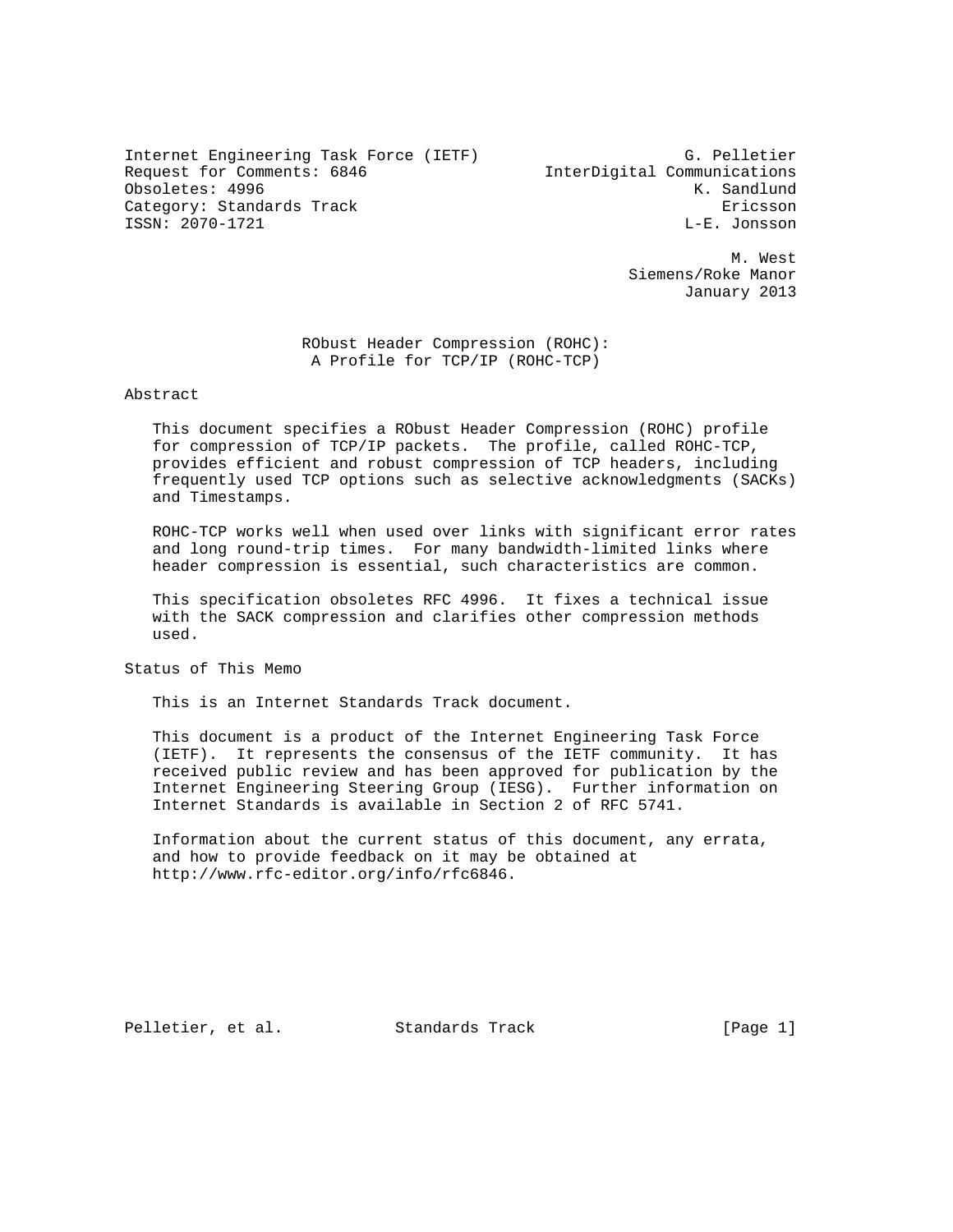Internet Engineering Task Force (IETF) G. Pelletier
Request for Comments: 6846 InterDigital Communications
Obsoletes: 4996 K. Sandlund
Category: Standards Track Ericsson
ISSN: 2070-1721 L-E. Jonsson

M. West
Siemens/Roke Manor
January 2013

# RObust Header Compression (ROHC): A Profile for TCP/IP (ROHC-TCP)

## Abstract

This document specifies a RObust Header Compression (ROHC) profile for compression of TCP/IP packets. The profile, called ROHC-TCP, provides efficient and robust compression of TCP headers, including frequently used TCP options such as selective acknowledgments (SACKs) and Timestamps.

ROHC-TCP works well when used over links with significant error rates and long round-trip times. For many bandwidth-limited links where header compression is essential, such characteristics are common.

This specification obsoletes RFC 4996. It fixes a technical issue with the SACK compression and clarifies other compression methods used.

## Status of This Memo

This is an Internet Standards Track document.

This document is a product of the Internet Engineering Task Force (IETF). It represents the consensus of the IETF community. It has received public review and has been approved for publication by the Internet Engineering Steering Group (IESG). Further information on Internet Standards is available in Section 2 of RFC 5741.

Information about the current status of this document, any errata, and how to provide feedback on it may be obtained at http://www.rfc-editor.org/info/rfc6846.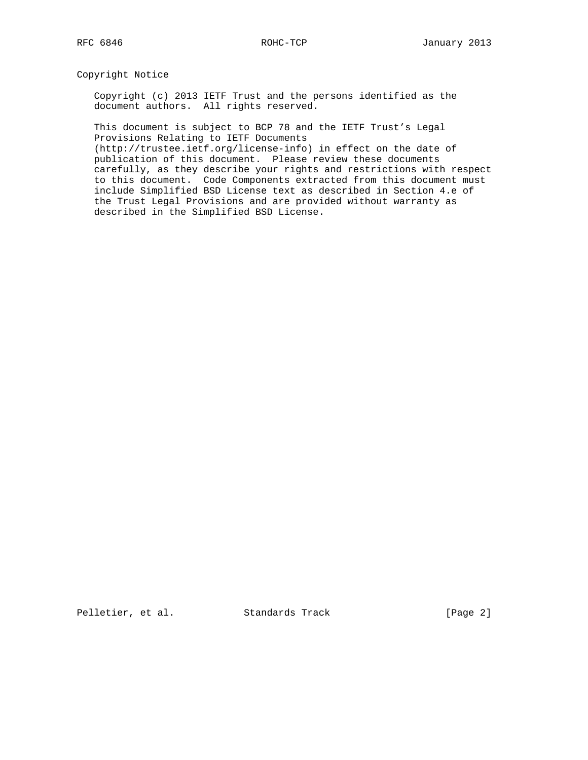## Copyright Notice

Copyright (c) 2013 IETF Trust and the persons identified as the document authors. All rights reserved.

This document is subject to BCP 78 and the IETF Trust's Legal Provisions Relating to IETF Documents (http://trustee.ietf.org/license-info) in effect on the date of publication of this document. Please review these documents carefully, as they describe your rights and restrictions with respect to this document. Code Components extracted from this document must include Simplified BSD License text as described in Section 4.e of the Trust Legal Provisions and are provided without warranty as described in the Simplified BSD License.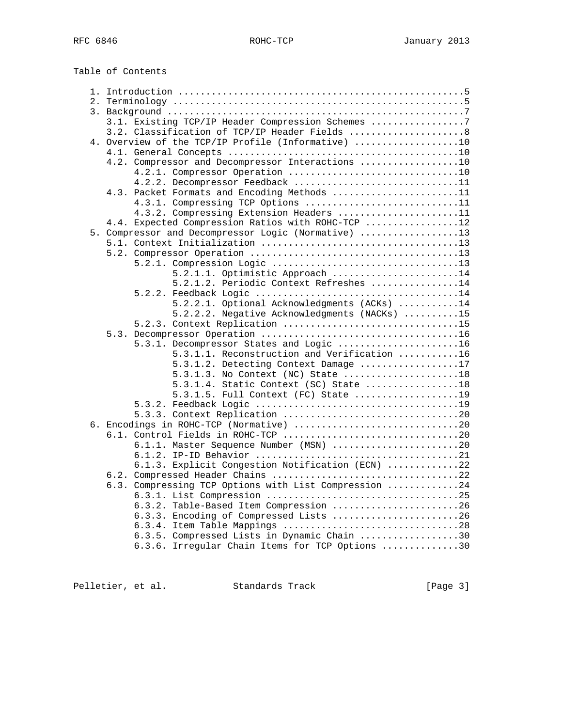## Table of Contents

```
   1. Introduction ....................................................5
   2. Terminology .....................................................5
   3. Background ......................................................7
      3.1. Existing TCP/IP Header Compression Schemes .................7
      3.2. Classification of TCP/IP Header Fields .....................8
   4. Overview of the TCP/IP Profile (Informative) ...................10
      4.1. General Concepts ..........................................10
      4.2. Compressor and Decompressor Interactions ..................10
           4.2.1. Compressor Operation ...............................10
           4.2.2. Decompressor Feedback ..............................11
      4.3. Packet Formats and Encoding Methods .......................11
           4.3.1. Compressing TCP Options ............................11
           4.3.2. Compressing Extension Headers ......................11
      4.4. Expected Compression Ratios with ROHC-TCP .................12
   5. Compressor and Decompressor Logic (Normative) ..................13
      5.1. Context Initialization ....................................13
      5.2. Compressor Operation ......................................13
           5.2.1. Compression Logic ..................................13
                  5.2.1.1. Optimistic Approach .......................14
                  5.2.1.2. Periodic Context Refreshes ................14
           5.2.2. Feedback Logic .....................................14
                  5.2.2.1. Optional Acknowledgments (ACKs) ...........14
                  5.2.2.2. Negative Acknowledgments (NACKs) ..........15
           5.2.3. Context Replication ................................15
      5.3. Decompressor Operation ....................................16
           5.3.1. Decompressor States and Logic ......................16
                  5.3.1.1. Reconstruction and Verification ...........16
                  5.3.1.2. Detecting Context Damage ..................17
                  5.3.1.3. No Context (NC) State .....................18
                  5.3.1.4. Static Context (SC) State .................18
                  5.3.1.5. Full Context (FC) State ...................19
           5.3.2. Feedback Logic .....................................19
           5.3.3. Context Replication ................................20
   6. Encodings in ROHC-TCP (Normative) ..............................20
      6.1. Control Fields in ROHC-TCP ................................20
           6.1.1. Master Sequence Number (MSN) .......................20
           6.1.2. IP-ID Behavior .....................................21
           6.1.3. Explicit Congestion Notification (ECN) .............22
      6.2. Compressed Header Chains ..................................22
      6.3. Compressing TCP Options with List Compression .............24
           6.3.1. List Compression ...................................25
           6.3.2. Table-Based Item Compression .......................26
           6.3.3. Encoding of Compressed Lists .......................26
           6.3.4. Item Table Mappings ................................28
           6.3.5. Compressed Lists in Dynamic Chain ..................30
           6.3.6. Irregular Chain Items for TCP Options ..............30
```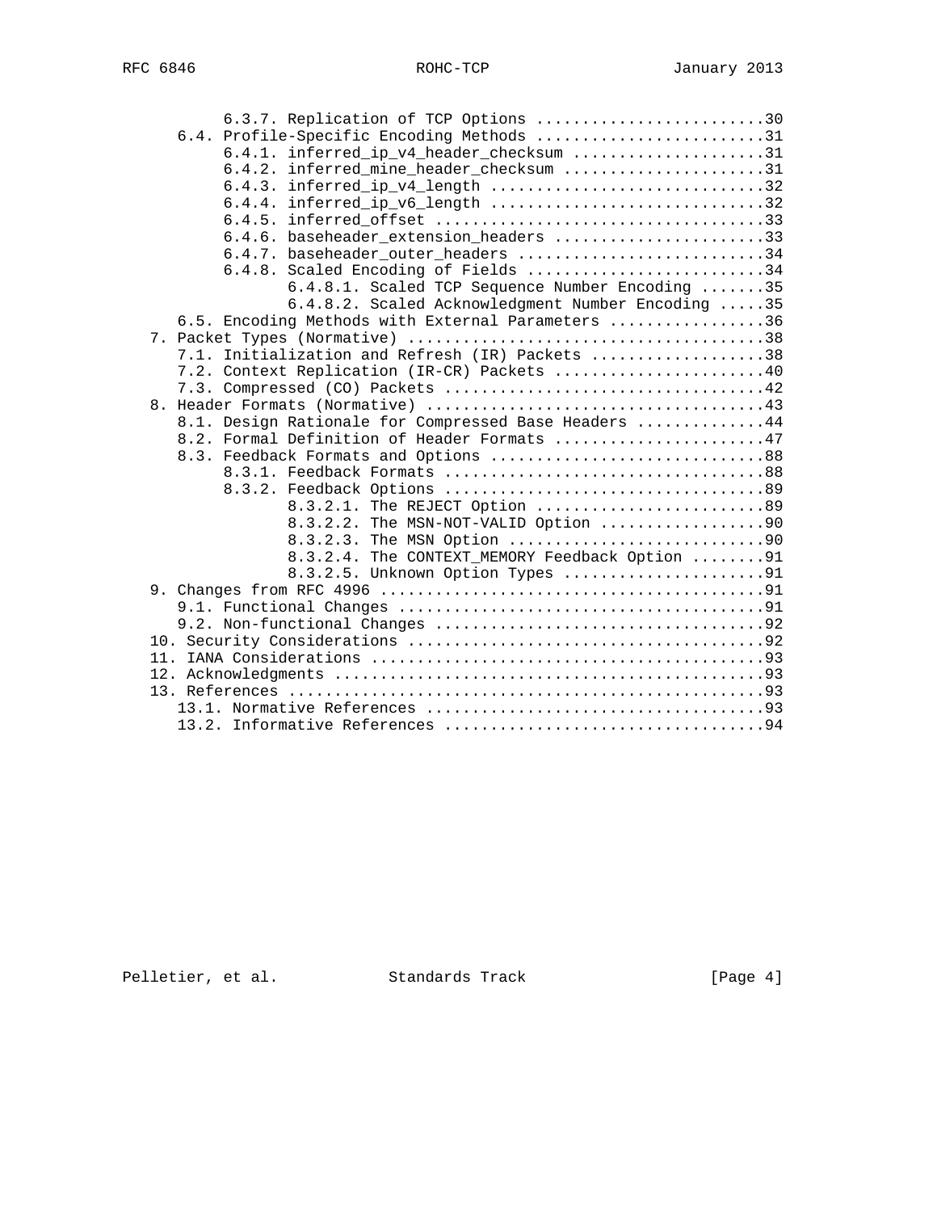```
         6.3.7. Replication of TCP Options .........................30
    6.4. Profile-Specific Encoding Methods .........................31
         6.4.1. inferred_ip_v4_header_checksum .....................31
         6.4.2. inferred_mine_header_checksum ......................31
         6.4.3. inferred_ip_v4_length ..............................32
         6.4.4. inferred_ip_v6_length ..............................32
         6.4.5. inferred_offset ....................................33
         6.4.6. baseheader_extension_headers .......................33
         6.4.7. baseheader_outer_headers ...........................34
         6.4.8. Scaled Encoding of Fields ..........................34
                6.4.8.1. Scaled TCP Sequence Number Encoding .......35
                6.4.8.2. Scaled Acknowledgment Number Encoding .....35
    6.5. Encoding Methods with External Parameters .................36
 7. Packet Types (Normative) .......................................38
    7.1. Initialization and Refresh (IR) Packets ...................38
    7.2. Context Replication (IR-CR) Packets .......................40
    7.3. Compressed (CO) Packets ...................................42
 8. Header Formats (Normative) .....................................43
    8.1. Design Rationale for Compressed Base Headers ..............44
    8.2. Formal Definition of Header Formats .......................47
    8.3. Feedback Formats and Options ..............................88
         8.3.1. Feedback Formats ...................................88
         8.3.2. Feedback Options ...................................89
                8.3.2.1. The REJECT Option .........................89
                8.3.2.2. The MSN-NOT-VALID Option ..................90
                8.3.2.3. The MSN Option ............................90
                8.3.2.4. The CONTEXT_MEMORY Feedback Option ........91
                8.3.2.5. Unknown Option Types ......................91
 9. Changes from RFC 4996 ..........................................91
    9.1. Functional Changes ........................................91
    9.2. Non-functional Changes ....................................92
 10. Security Considerations .......................................92
 11. IANA Considerations ...........................................93
 12. Acknowledgments ...............................................93
 13. References ....................................................93
    13.1. Normative References .....................................93
    13.2. Informative References ...................................94
```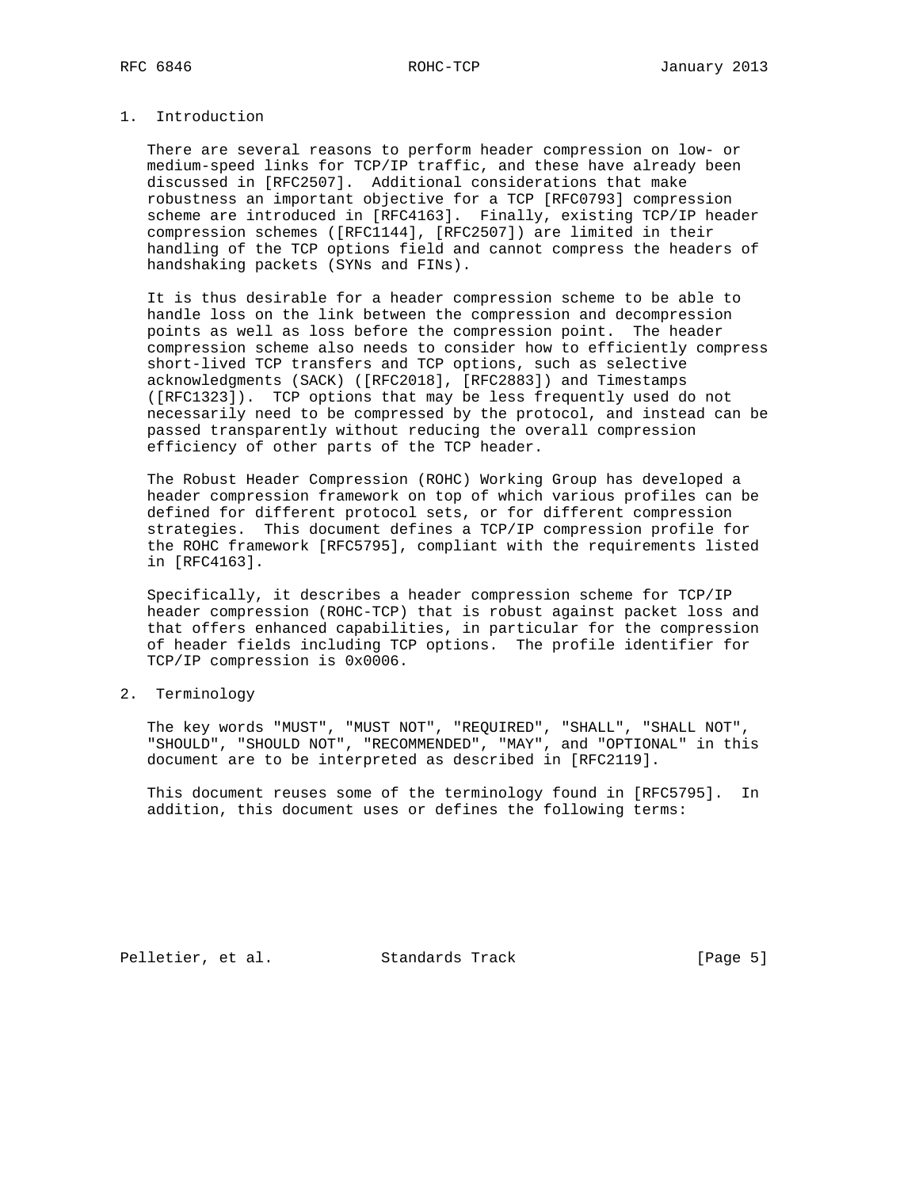# 1. Introduction

There are several reasons to perform header compression on low- or medium-speed links for TCP/IP traffic, and these have already been discussed in [RFC2507]. Additional considerations that make robustness an important objective for a TCP [RFC0793] compression scheme are introduced in [RFC4163]. Finally, existing TCP/IP header compression schemes ([RFC1144], [RFC2507]) are limited in their handling of the TCP options field and cannot compress the headers of handshaking packets (SYNs and FINs).

It is thus desirable for a header compression scheme to be able to handle loss on the link between the compression and decompression points as well as loss before the compression point. The header compression scheme also needs to consider how to efficiently compress short-lived TCP transfers and TCP options, such as selective acknowledgments (SACK) ([RFC2018], [RFC2883]) and Timestamps ([RFC1323]). TCP options that may be less frequently used do not necessarily need to be compressed by the protocol, and instead can be passed transparently without reducing the overall compression efficiency of other parts of the TCP header.

The Robust Header Compression (ROHC) Working Group has developed a header compression framework on top of which various profiles can be defined for different protocol sets, or for different compression strategies. This document defines a TCP/IP compression profile for the ROHC framework [RFC5795], compliant with the requirements listed in [RFC4163].

Specifically, it describes a header compression scheme for TCP/IP header compression (ROHC-TCP) that is robust against packet loss and that offers enhanced capabilities, in particular for the compression of header fields including TCP options. The profile identifier for TCP/IP compression is 0x0006.

# 2. Terminology

The key words "MUST", "MUST NOT", "REQUIRED", "SHALL", "SHALL NOT", "SHOULD", "SHOULD NOT", "RECOMMENDED", "MAY", and "OPTIONAL" in this document are to be interpreted as described in [RFC2119].

This document reuses some of the terminology found in [RFC5795]. In addition, this document uses or defines the following terms: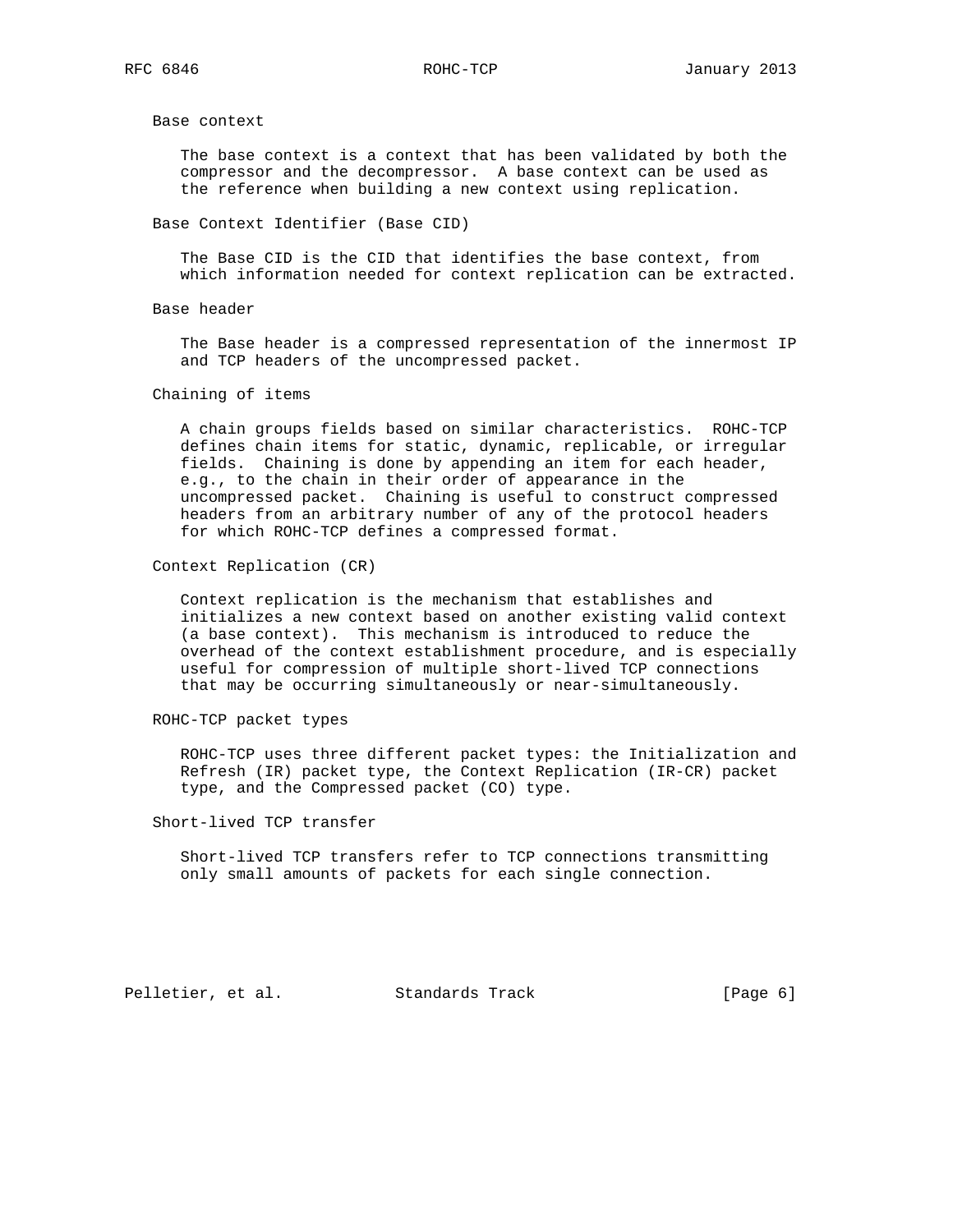Base context

The base context is a context that has been validated by both the compressor and the decompressor. A base context can be used as the reference when building a new context using replication.

Base Context Identifier (Base CID)

The Base CID is the CID that identifies the base context, from which information needed for context replication can be extracted.

Base header

The Base header is a compressed representation of the innermost IP and TCP headers of the uncompressed packet.

Chaining of items

A chain groups fields based on similar characteristics. ROHC-TCP defines chain items for static, dynamic, replicable, or irregular fields. Chaining is done by appending an item for each header, e.g., to the chain in their order of appearance in the uncompressed packet. Chaining is useful to construct compressed headers from an arbitrary number of any of the protocol headers for which ROHC-TCP defines a compressed format.

Context Replication (CR)

Context replication is the mechanism that establishes and initializes a new context based on another existing valid context (a base context). This mechanism is introduced to reduce the overhead of the context establishment procedure, and is especially useful for compression of multiple short-lived TCP connections that may be occurring simultaneously or near-simultaneously.

ROHC-TCP packet types

ROHC-TCP uses three different packet types: the Initialization and Refresh (IR) packet type, the Context Replication (IR-CR) packet type, and the Compressed packet (CO) type.

Short-lived TCP transfer

Short-lived TCP transfers refer to TCP connections transmitting only small amounts of packets for each single connection.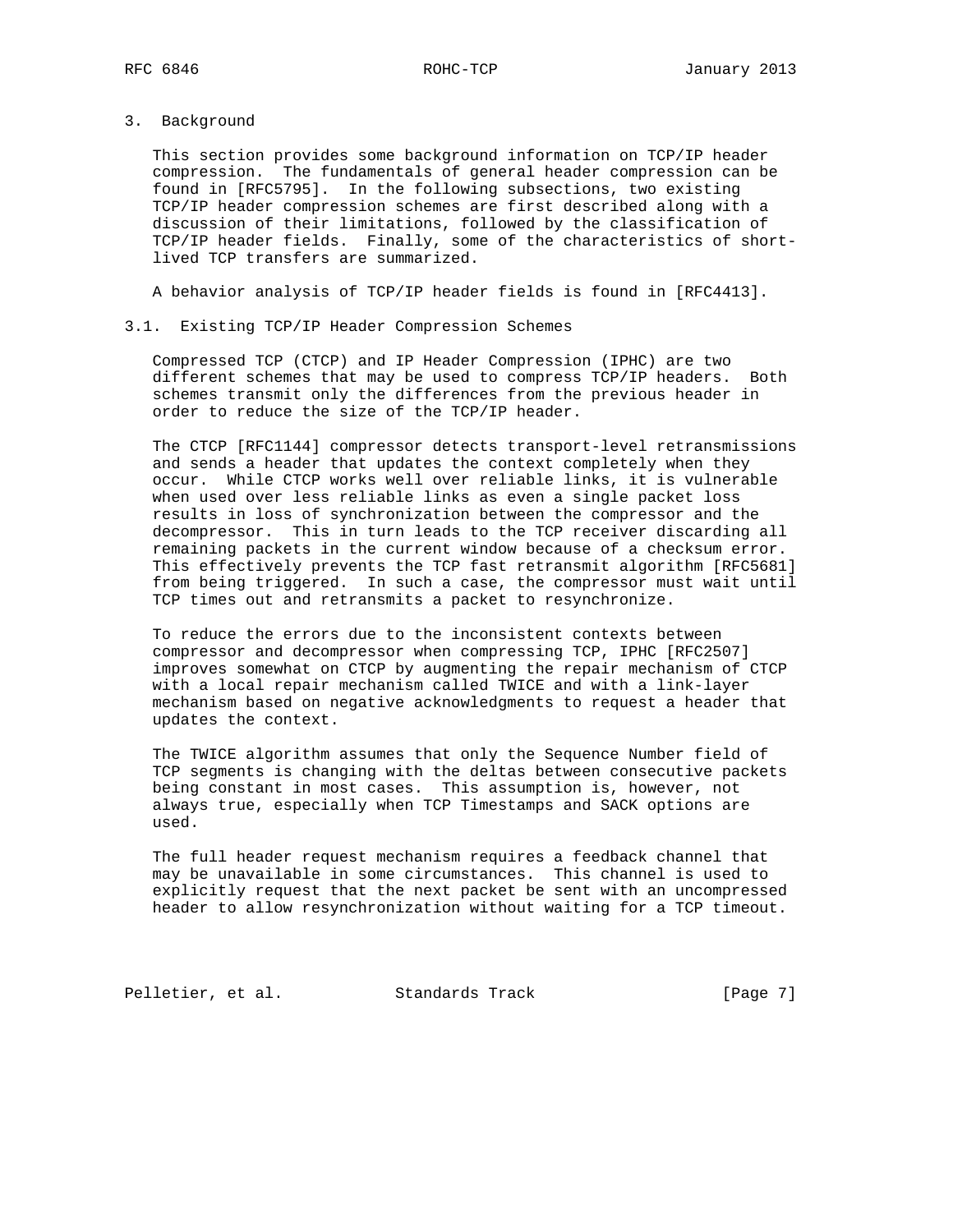# 3. Background

This section provides some background information on TCP/IP header compression. The fundamentals of general header compression can be found in [RFC5795]. In the following subsections, two existing TCP/IP header compression schemes are first described along with a discussion of their limitations, followed by the classification of TCP/IP header fields. Finally, some of the characteristics of short-lived TCP transfers are summarized.

A behavior analysis of TCP/IP header fields is found in [RFC4413].

## 3.1. Existing TCP/IP Header Compression Schemes

Compressed TCP (CTCP) and IP Header Compression (IPHC) are two different schemes that may be used to compress TCP/IP headers. Both schemes transmit only the differences from the previous header in order to reduce the size of the TCP/IP header.

The CTCP [RFC1144] compressor detects transport-level retransmissions and sends a header that updates the context completely when they occur. While CTCP works well over reliable links, it is vulnerable when used over less reliable links as even a single packet loss results in loss of synchronization between the compressor and the decompressor. This in turn leads to the TCP receiver discarding all remaining packets in the current window because of a checksum error. This effectively prevents the TCP fast retransmit algorithm [RFC5681] from being triggered. In such a case, the compressor must wait until TCP times out and retransmits a packet to resynchronize.

To reduce the errors due to the inconsistent contexts between compressor and decompressor when compressing TCP, IPHC [RFC2507] improves somewhat on CTCP by augmenting the repair mechanism of CTCP with a local repair mechanism called TWICE and with a link-layer mechanism based on negative acknowledgments to request a header that updates the context.

The TWICE algorithm assumes that only the Sequence Number field of TCP segments is changing with the deltas between consecutive packets being constant in most cases. This assumption is, however, not always true, especially when TCP Timestamps and SACK options are used.

The full header request mechanism requires a feedback channel that may be unavailable in some circumstances. This channel is used to explicitly request that the next packet be sent with an uncompressed header to allow resynchronization without waiting for a TCP timeout.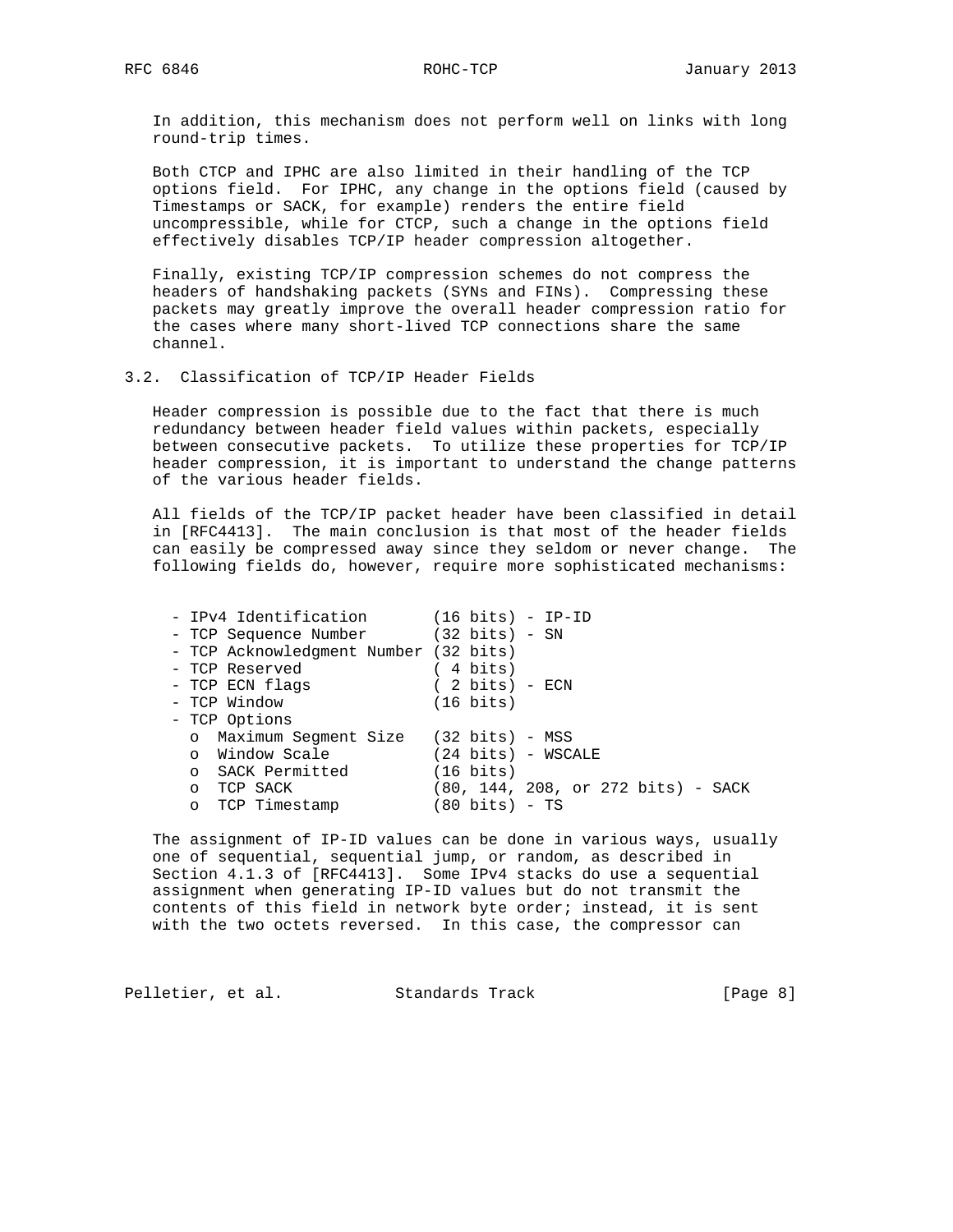In addition, this mechanism does not perform well on links with long round-trip times.

Both CTCP and IPHC are also limited in their handling of the TCP options field. For IPHC, any change in the options field (caused by Timestamps or SACK, for example) renders the entire field uncompressible, while for CTCP, such a change in the options field effectively disables TCP/IP header compression altogether.

Finally, existing TCP/IP compression schemes do not compress the headers of handshaking packets (SYNs and FINs). Compressing these packets may greatly improve the overall header compression ratio for the cases where many short-lived TCP connections share the same channel.

### 3.2. Classification of TCP/IP Header Fields

Header compression is possible due to the fact that there is much redundancy between header field values within packets, especially between consecutive packets. To utilize these properties for TCP/IP header compression, it is important to understand the change patterns of the various header fields.

All fields of the TCP/IP packet header have been classified in detail in [RFC4413]. The main conclusion is that most of the header fields can easily be compressed away since they seldom or never change. The following fields do, however, require more sophisticated mechanisms:

```
- IPv4 Identification       (16 bits) - IP-ID
- TCP Sequence Number       (32 bits) - SN
- TCP Acknowledgment Number (32 bits)
- TCP Reserved              ( 4 bits)
- TCP ECN flags             ( 2 bits) - ECN
- TCP Window                (16 bits)
- TCP Options
  o  Maximum Segment Size   (32 bits) - MSS
  o  Window Scale           (24 bits) - WSCALE
  o  SACK Permitted         (16 bits)
  o  TCP SACK               (80, 144, 208, or 272 bits) - SACK
  o  TCP Timestamp          (80 bits) - TS
```

The assignment of IP-ID values can be done in various ways, usually one of sequential, sequential jump, or random, as described in Section 4.1.3 of [RFC4413]. Some IPv4 stacks do use a sequential assignment when generating IP-ID values but do not transmit the contents of this field in network byte order; instead, it is sent with the two octets reversed. In this case, the compressor can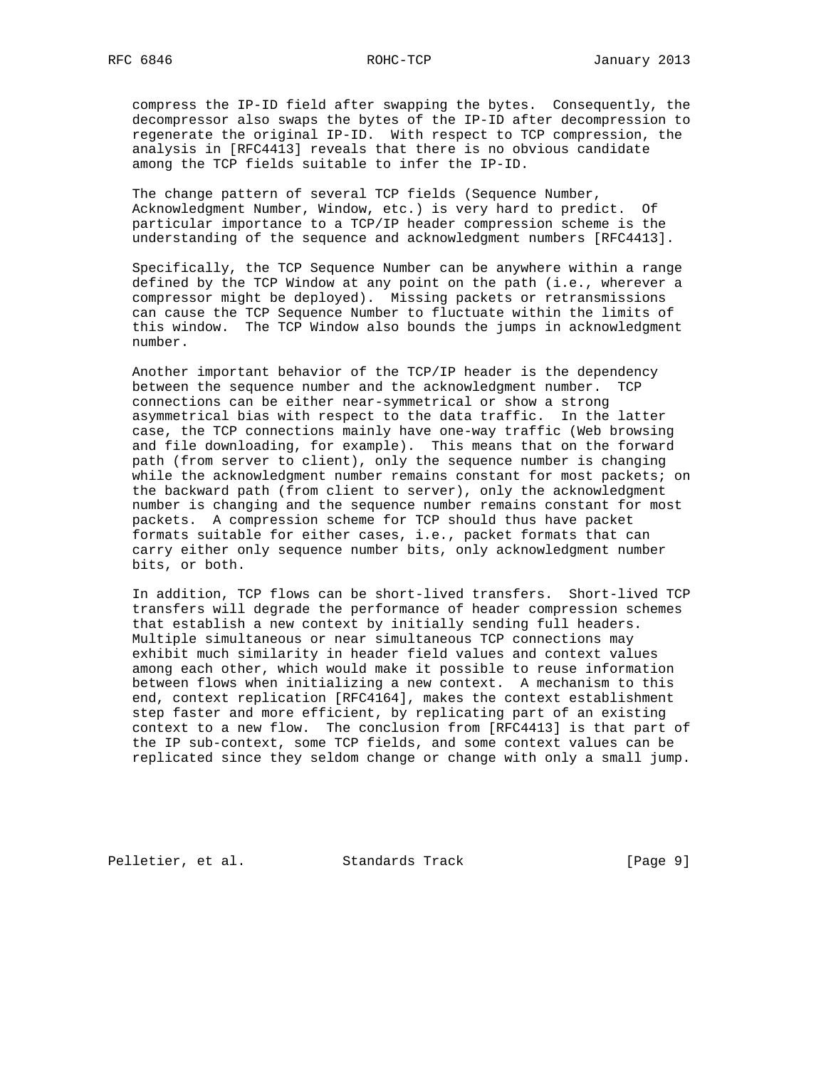compress the IP-ID field after swapping the bytes. Consequently, the decompressor also swaps the bytes of the IP-ID after decompression to regenerate the original IP-ID. With respect to TCP compression, the analysis in [RFC4413] reveals that there is no obvious candidate among the TCP fields suitable to infer the IP-ID.

The change pattern of several TCP fields (Sequence Number, Acknowledgment Number, Window, etc.) is very hard to predict. Of particular importance to a TCP/IP header compression scheme is the understanding of the sequence and acknowledgment numbers [RFC4413].

Specifically, the TCP Sequence Number can be anywhere within a range defined by the TCP Window at any point on the path (i.e., wherever a compressor might be deployed). Missing packets or retransmissions can cause the TCP Sequence Number to fluctuate within the limits of this window. The TCP Window also bounds the jumps in acknowledgment number.

Another important behavior of the TCP/IP header is the dependency between the sequence number and the acknowledgment number. TCP connections can be either near-symmetrical or show a strong asymmetrical bias with respect to the data traffic. In the latter case, the TCP connections mainly have one-way traffic (Web browsing and file downloading, for example). This means that on the forward path (from server to client), only the sequence number is changing while the acknowledgment number remains constant for most packets; on the backward path (from client to server), only the acknowledgment number is changing and the sequence number remains constant for most packets. A compression scheme for TCP should thus have packet formats suitable for either cases, i.e., packet formats that can carry either only sequence number bits, only acknowledgment number bits, or both.

In addition, TCP flows can be short-lived transfers. Short-lived TCP transfers will degrade the performance of header compression schemes that establish a new context by initially sending full headers. Multiple simultaneous or near simultaneous TCP connections may exhibit much similarity in header field values and context values among each other, which would make it possible to reuse information between flows when initializing a new context. A mechanism to this end, context replication [RFC4164], makes the context establishment step faster and more efficient, by replicating part of an existing context to a new flow. The conclusion from [RFC4413] is that part of the IP sub-context, some TCP fields, and some context values can be replicated since they seldom change or change with only a small jump.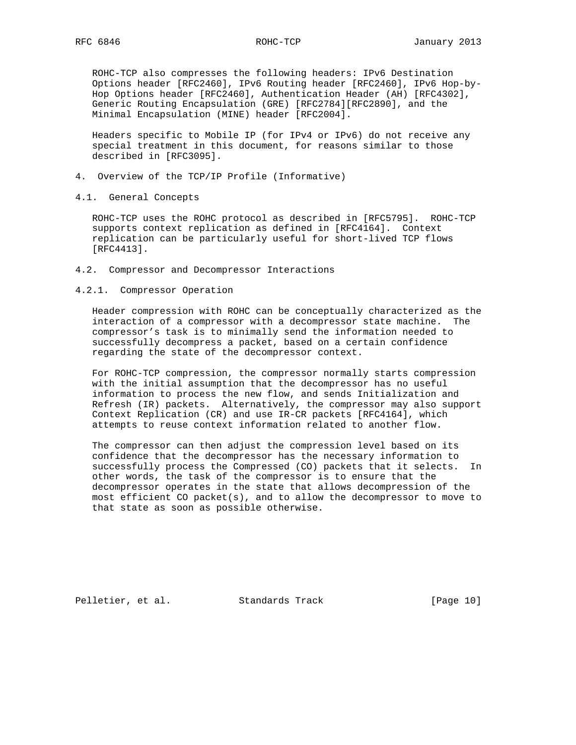ROHC-TCP also compresses the following headers: IPv6 Destination Options header [RFC2460], IPv6 Routing header [RFC2460], IPv6 Hop-by-Hop Options header [RFC2460], Authentication Header (AH) [RFC4302], Generic Routing Encapsulation (GRE) [RFC2784][RFC2890], and the Minimal Encapsulation (MINE) header [RFC2004].

Headers specific to Mobile IP (for IPv4 or IPv6) do not receive any special treatment in this document, for reasons similar to those described in [RFC3095].

# 4. Overview of the TCP/IP Profile (Informative)

## 4.1. General Concepts

ROHC-TCP uses the ROHC protocol as described in [RFC5795]. ROHC-TCP supports context replication as defined in [RFC4164]. Context replication can be particularly useful for short-lived TCP flows [RFC4413].

## 4.2. Compressor and Decompressor Interactions

### 4.2.1. Compressor Operation

Header compression with ROHC can be conceptually characterized as the interaction of a compressor with a decompressor state machine. The compressor's task is to minimally send the information needed to successfully decompress a packet, based on a certain confidence regarding the state of the decompressor context.

For ROHC-TCP compression, the compressor normally starts compression with the initial assumption that the decompressor has no useful information to process the new flow, and sends Initialization and Refresh (IR) packets. Alternatively, the compressor may also support Context Replication (CR) and use IR-CR packets [RFC4164], which attempts to reuse context information related to another flow.

The compressor can then adjust the compression level based on its confidence that the decompressor has the necessary information to successfully process the Compressed (CO) packets that it selects. In other words, the task of the compressor is to ensure that the decompressor operates in the state that allows decompression of the most efficient CO packet(s), and to allow the decompressor to move to that state as soon as possible otherwise.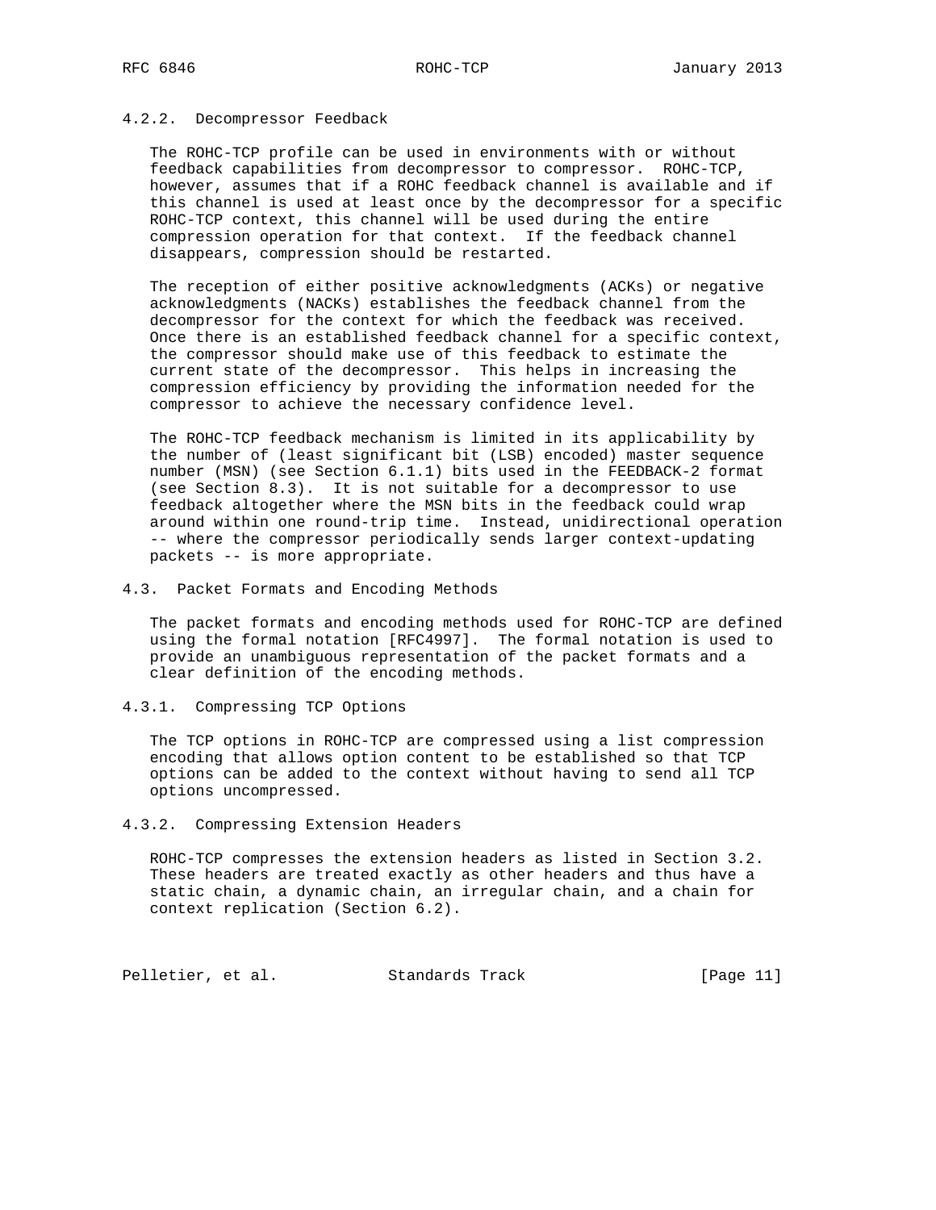### 4.2.2. Decompressor Feedback

The ROHC-TCP profile can be used in environments with or without feedback capabilities from decompressor to compressor. ROHC-TCP, however, assumes that if a ROHC feedback channel is available and if this channel is used at least once by the decompressor for a specific ROHC-TCP context, this channel will be used during the entire compression operation for that context. If the feedback channel disappears, compression should be restarted.

The reception of either positive acknowledgments (ACKs) or negative acknowledgments (NACKs) establishes the feedback channel from the decompressor for the context for which the feedback was received. Once there is an established feedback channel for a specific context, the compressor should make use of this feedback to estimate the current state of the decompressor. This helps in increasing the compression efficiency by providing the information needed for the compressor to achieve the necessary confidence level.

The ROHC-TCP feedback mechanism is limited in its applicability by the number of (least significant bit (LSB) encoded) master sequence number (MSN) (see Section 6.1.1) bits used in the FEEDBACK-2 format (see Section 8.3). It is not suitable for a decompressor to use feedback altogether where the MSN bits in the feedback could wrap around within one round-trip time. Instead, unidirectional operation -- where the compressor periodically sends larger context-updating packets -- is more appropriate.

## 4.3. Packet Formats and Encoding Methods

The packet formats and encoding methods used for ROHC-TCP are defined using the formal notation [RFC4997]. The formal notation is used to provide an unambiguous representation of the packet formats and a clear definition of the encoding methods.

### 4.3.1. Compressing TCP Options

The TCP options in ROHC-TCP are compressed using a list compression encoding that allows option content to be established so that TCP options can be added to the context without having to send all TCP options uncompressed.

### 4.3.2. Compressing Extension Headers

ROHC-TCP compresses the extension headers as listed in Section 3.2. These headers are treated exactly as other headers and thus have a static chain, a dynamic chain, an irregular chain, and a chain for context replication (Section 6.2).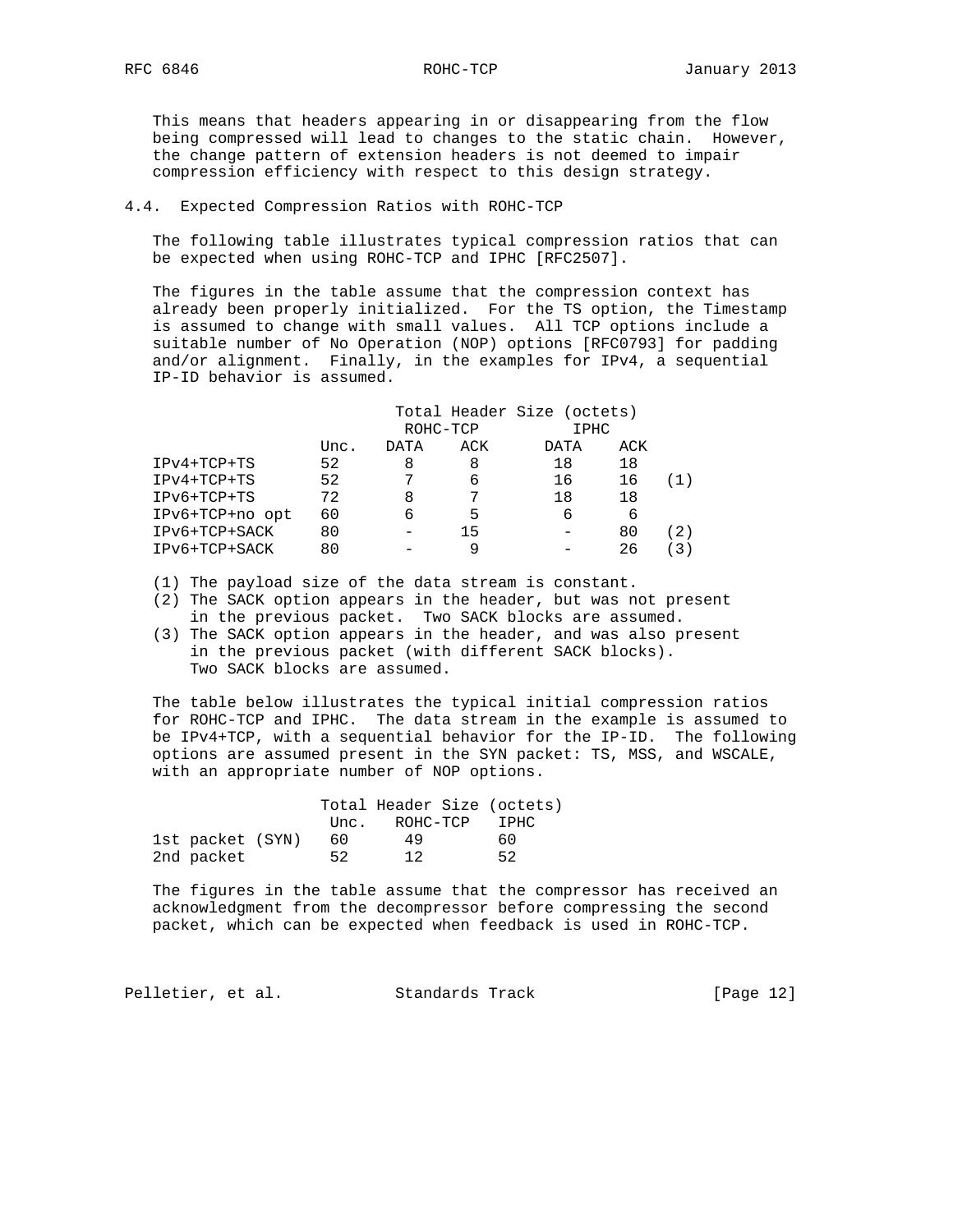This means that headers appearing in or disappearing from the flow being compressed will lead to changes to the static chain. However, the change pattern of extension headers is not deemed to impair compression efficiency with respect to this design strategy.

## 4.4. Expected Compression Ratios with ROHC-TCP

The following table illustrates typical compression ratios that can be expected when using ROHC-TCP and IPHC [RFC2507].

The figures in the table assume that the compression context has already been properly initialized. For the TS option, the Timestamp is assumed to change with small values. All TCP options include a suitable number of No Operation (NOP) options [RFC0793] for padding and/or alignment. Finally, in the examples for IPv4, a sequential IP-ID behavior is assumed.

| | Total Header Size (octets) | | | | | |
|---|---|---|---|---|---|---|
| | | ROHC-TCP | | IPHC | | |
| | Unc. | DATA | ACK | DATA | ACK | |
| IPv4+TCP+TS | 52 | 8 | 8 | 18 | 18 | |
| IPv4+TCP+TS | 52 | 7 | 6 | 16 | 16 | (1) |
| IPv6+TCP+TS | 72 | 8 | 7 | 18 | 18 | |
| IPv6+TCP+no opt | 60 | 6 | 5 | 6 | 6 | |
| IPv6+TCP+SACK | 80 | - | 15 | - | 80 | (2) |
| IPv6+TCP+SACK | 80 | - | 9 | - | 26 | (3) |

(1) The payload size of the data stream is constant.
(2) The SACK option appears in the header, but was not present in the previous packet. Two SACK blocks are assumed.
(3) The SACK option appears in the header, and was also present in the previous packet (with different SACK blocks). Two SACK blocks are assumed.

The table below illustrates the typical initial compression ratios for ROHC-TCP and IPHC. The data stream in the example is assumed to be IPv4+TCP, with a sequential behavior for the IP-ID. The following options are assumed present in the SYN packet: TS, MSS, and WSCALE, with an appropriate number of NOP options.

| | Total Header Size (octets) | | |
|---|---|---|---|
| | Unc. | ROHC-TCP | IPHC |
| 1st packet (SYN) | 60 | 49 | 60 |
| 2nd packet | 52 | 12 | 52 |

The figures in the table assume that the compressor has received an acknowledgment from the decompressor before compressing the second packet, which can be expected when feedback is used in ROHC-TCP.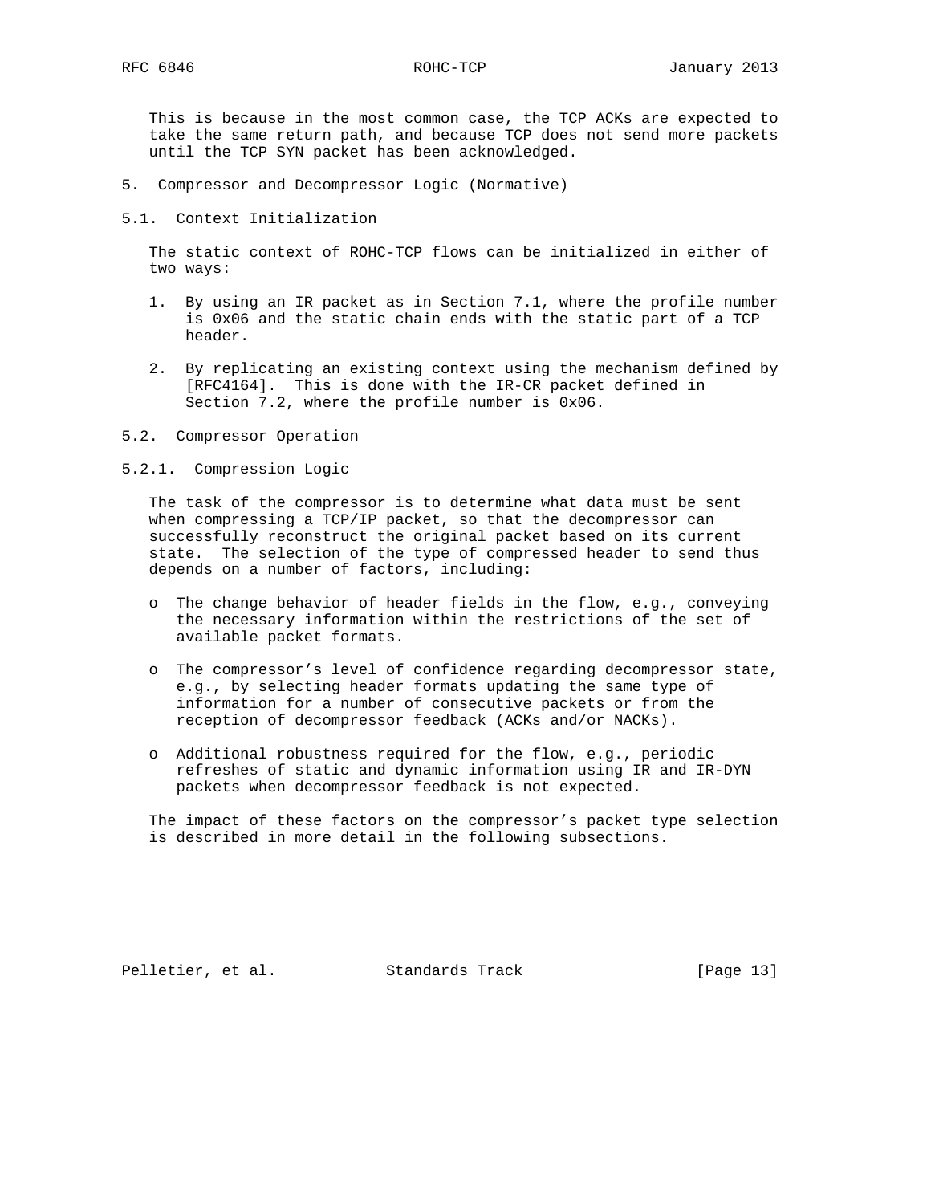This is because in the most common case, the TCP ACKs are expected to take the same return path, and because TCP does not send more packets until the TCP SYN packet has been acknowledged.

# 5. Compressor and Decompressor Logic (Normative)

## 5.1. Context Initialization

The static context of ROHC-TCP flows can be initialized in either of two ways:

1. By using an IR packet as in Section 7.1, where the profile number is 0x06 and the static chain ends with the static part of a TCP header.

2. By replicating an existing context using the mechanism defined by [RFC4164]. This is done with the IR-CR packet defined in Section 7.2, where the profile number is 0x06.

## 5.2. Compressor Operation

### 5.2.1. Compression Logic

The task of the compressor is to determine what data must be sent when compressing a TCP/IP packet, so that the decompressor can successfully reconstruct the original packet based on its current state. The selection of the type of compressed header to send thus depends on a number of factors, including:

- The change behavior of header fields in the flow, e.g., conveying the necessary information within the restrictions of the set of available packet formats.

- The compressor’s level of confidence regarding decompressor state, e.g., by selecting header formats updating the same type of information for a number of consecutive packets or from the reception of decompressor feedback (ACKs and/or NACKs).

- Additional robustness required for the flow, e.g., periodic refreshes of static and dynamic information using IR and IR-DYN packets when decompressor feedback is not expected.

The impact of these factors on the compressor’s packet type selection is described in more detail in the following subsections.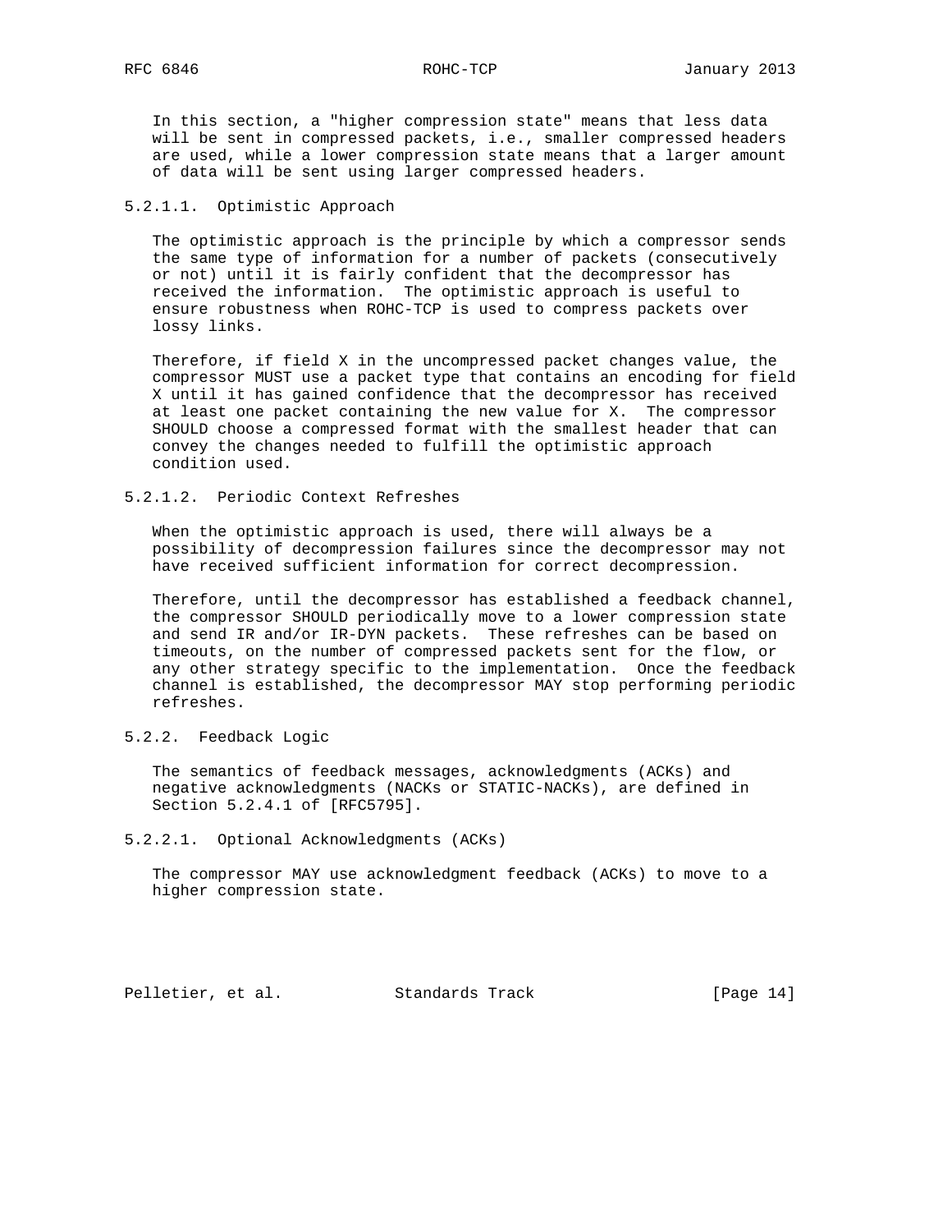In this section, a "higher compression state" means that less data will be sent in compressed packets, i.e., smaller compressed headers are used, while a lower compression state means that a larger amount of data will be sent using larger compressed headers.

#### 5.2.1.1. Optimistic Approach

The optimistic approach is the principle by which a compressor sends the same type of information for a number of packets (consecutively or not) until it is fairly confident that the decompressor has received the information. The optimistic approach is useful to ensure robustness when ROHC-TCP is used to compress packets over lossy links.

Therefore, if field X in the uncompressed packet changes value, the compressor MUST use a packet type that contains an encoding for field X until it has gained confidence that the decompressor has received at least one packet containing the new value for X. The compressor SHOULD choose a compressed format with the smallest header that can convey the changes needed to fulfill the optimistic approach condition used.

#### 5.2.1.2. Periodic Context Refreshes

When the optimistic approach is used, there will always be a possibility of decompression failures since the decompressor may not have received sufficient information for correct decompression.

Therefore, until the decompressor has established a feedback channel, the compressor SHOULD periodically move to a lower compression state and send IR and/or IR-DYN packets. These refreshes can be based on timeouts, on the number of compressed packets sent for the flow, or any other strategy specific to the implementation. Once the feedback channel is established, the decompressor MAY stop performing periodic refreshes.

### 5.2.2. Feedback Logic

The semantics of feedback messages, acknowledgments (ACKs) and negative acknowledgments (NACKs or STATIC-NACKs), are defined in Section 5.2.4.1 of [RFC5795].

#### 5.2.2.1. Optional Acknowledgments (ACKs)

The compressor MAY use acknowledgment feedback (ACKs) to move to a higher compression state.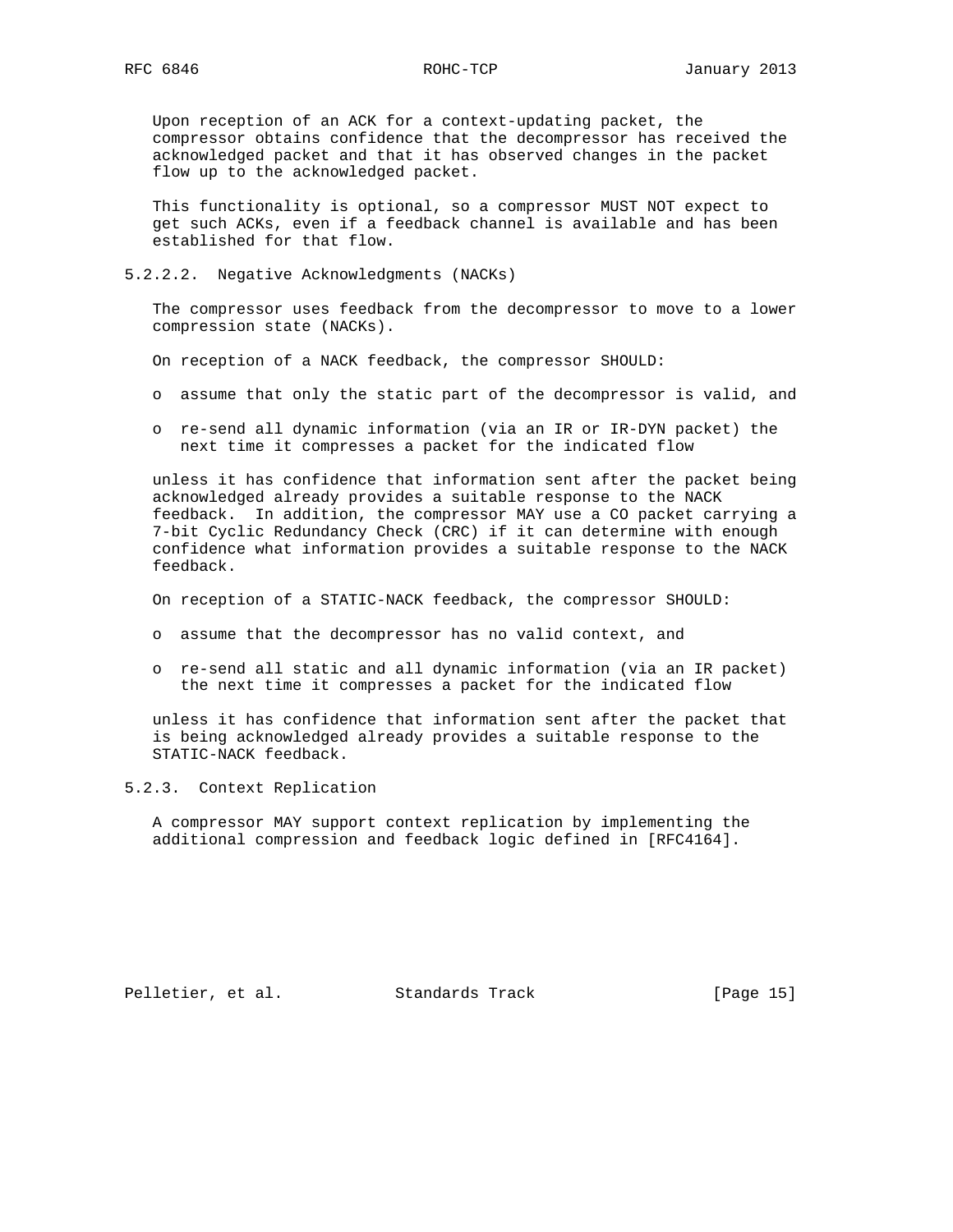Upon reception of an ACK for a context-updating packet, the compressor obtains confidence that the decompressor has received the acknowledged packet and that it has observed changes in the packet flow up to the acknowledged packet.

This functionality is optional, so a compressor MUST NOT expect to get such ACKs, even if a feedback channel is available and has been established for that flow.

#### 5.2.2.2. Negative Acknowledgments (NACKs)

The compressor uses feedback from the decompressor to move to a lower compression state (NACKs).

On reception of a NACK feedback, the compressor SHOULD:

- assume that only the static part of the decompressor is valid, and
- re-send all dynamic information (via an IR or IR-DYN packet) the next time it compresses a packet for the indicated flow

unless it has confidence that information sent after the packet being acknowledged already provides a suitable response to the NACK feedback. In addition, the compressor MAY use a CO packet carrying a 7-bit Cyclic Redundancy Check (CRC) if it can determine with enough confidence what information provides a suitable response to the NACK feedback.

On reception of a STATIC-NACK feedback, the compressor SHOULD:

- assume that the decompressor has no valid context, and
- re-send all static and all dynamic information (via an IR packet) the next time it compresses a packet for the indicated flow

unless it has confidence that information sent after the packet that is being acknowledged already provides a suitable response to the STATIC-NACK feedback.

### 5.2.3. Context Replication

A compressor MAY support context replication by implementing the additional compression and feedback logic defined in [RFC4164].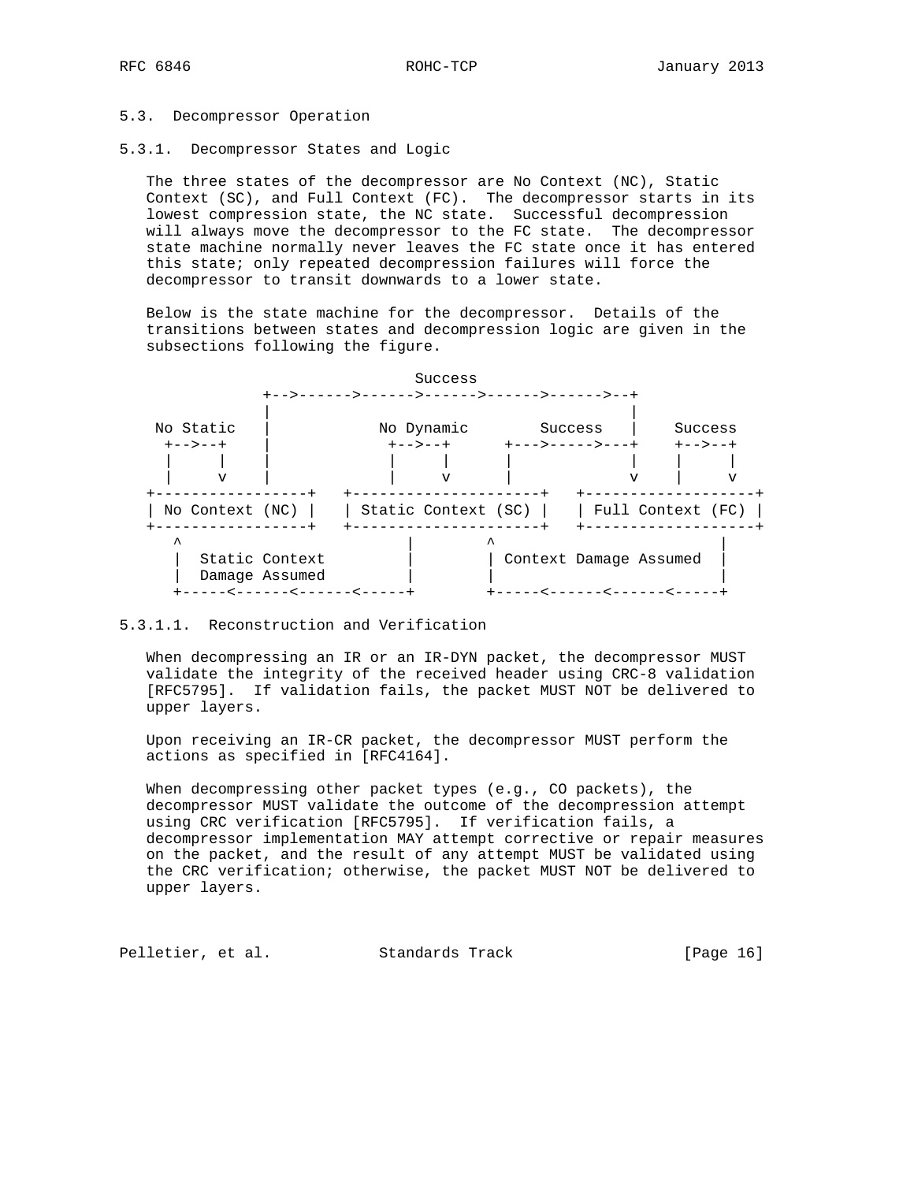### 5.3. Decompressor Operation

#### 5.3.1. Decompressor States and Logic

The three states of the decompressor are No Context (NC), Static Context (SC), and Full Context (FC). The decompressor starts in its lowest compression state, the NC state. Successful decompression will always move the decompressor to the FC state. The decompressor state machine normally never leaves the FC state once it has entered this state; only repeated decompression failures will force the decompressor to transit downwards to a lower state.

Below is the state machine for the decompressor. Details of the transitions between states and decompression logic are given in the subsections following the figure.

```
                               Success
              +-->------>------>------>------>------>--+
              |                                        |
 No Static    |            No Dynamic        Success   |    Success
  +-->--+     |             +-->--+      +--->----->---+    +-->--+
  |     |     |             |     |      |             |    |     |
  |     v     |             |     v      |             v    |     v
+-----------------+   +---------------------+   +-------------------+
| No Context (NC) |   | Static Context (SC) |   | Full Context (FC) |
+-----------------+   +---------------------+   +-------------------+
   ^                         |        ^                         |
   |  Static Context         |        | Context Damage Assumed  |
   |  Damage Assumed         |        |                         |
   +-----<------<------<-----+        +-----<------<------<-----+
```

##### 5.3.1.1. Reconstruction and Verification

When decompressing an IR or an IR-DYN packet, the decompressor MUST validate the integrity of the received header using CRC-8 validation [RFC5795]. If validation fails, the packet MUST NOT be delivered to upper layers.

Upon receiving an IR-CR packet, the decompressor MUST perform the actions as specified in [RFC4164].

When decompressing other packet types (e.g., CO packets), the decompressor MUST validate the outcome of the decompression attempt using CRC verification [RFC5795]. If verification fails, a decompressor implementation MAY attempt corrective or repair measures on the packet, and the result of any attempt MUST be validated using the CRC verification; otherwise, the packet MUST NOT be delivered to upper layers.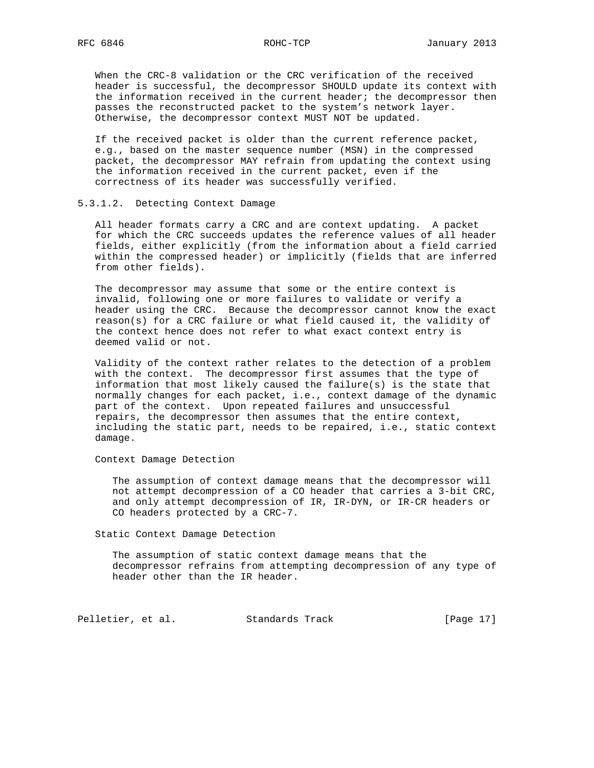When the CRC-8 validation or the CRC verification of the received header is successful, the decompressor SHOULD update its context with the information received in the current header; the decompressor then passes the reconstructed packet to the system's network layer. Otherwise, the decompressor context MUST NOT be updated.

If the received packet is older than the current reference packet, e.g., based on the master sequence number (MSN) in the compressed packet, the decompressor MAY refrain from updating the context using the information received in the current packet, even if the correctness of its header was successfully verified.

#### 5.3.1.2. Detecting Context Damage

All header formats carry a CRC and are context updating. A packet for which the CRC succeeds updates the reference values of all header fields, either explicitly (from the information about a field carried within the compressed header) or implicitly (fields that are inferred from other fields).

The decompressor may assume that some or the entire context is invalid, following one or more failures to validate or verify a header using the CRC. Because the decompressor cannot know the exact reason(s) for a CRC failure or what field caused it, the validity of the context hence does not refer to what exact context entry is deemed valid or not.

Validity of the context rather relates to the detection of a problem with the context. The decompressor first assumes that the type of information that most likely caused the failure(s) is the state that normally changes for each packet, i.e., context damage of the dynamic part of the context. Upon repeated failures and unsuccessful repairs, the decompressor then assumes that the entire context, including the static part, needs to be repaired, i.e., static context damage.

Context Damage Detection

The assumption of context damage means that the decompressor will not attempt decompression of a CO header that carries a 3-bit CRC, and only attempt decompression of IR, IR-DYN, or IR-CR headers or CO headers protected by a CRC-7.

Static Context Damage Detection

The assumption of static context damage means that the decompressor refrains from attempting decompression of any type of header other than the IR header.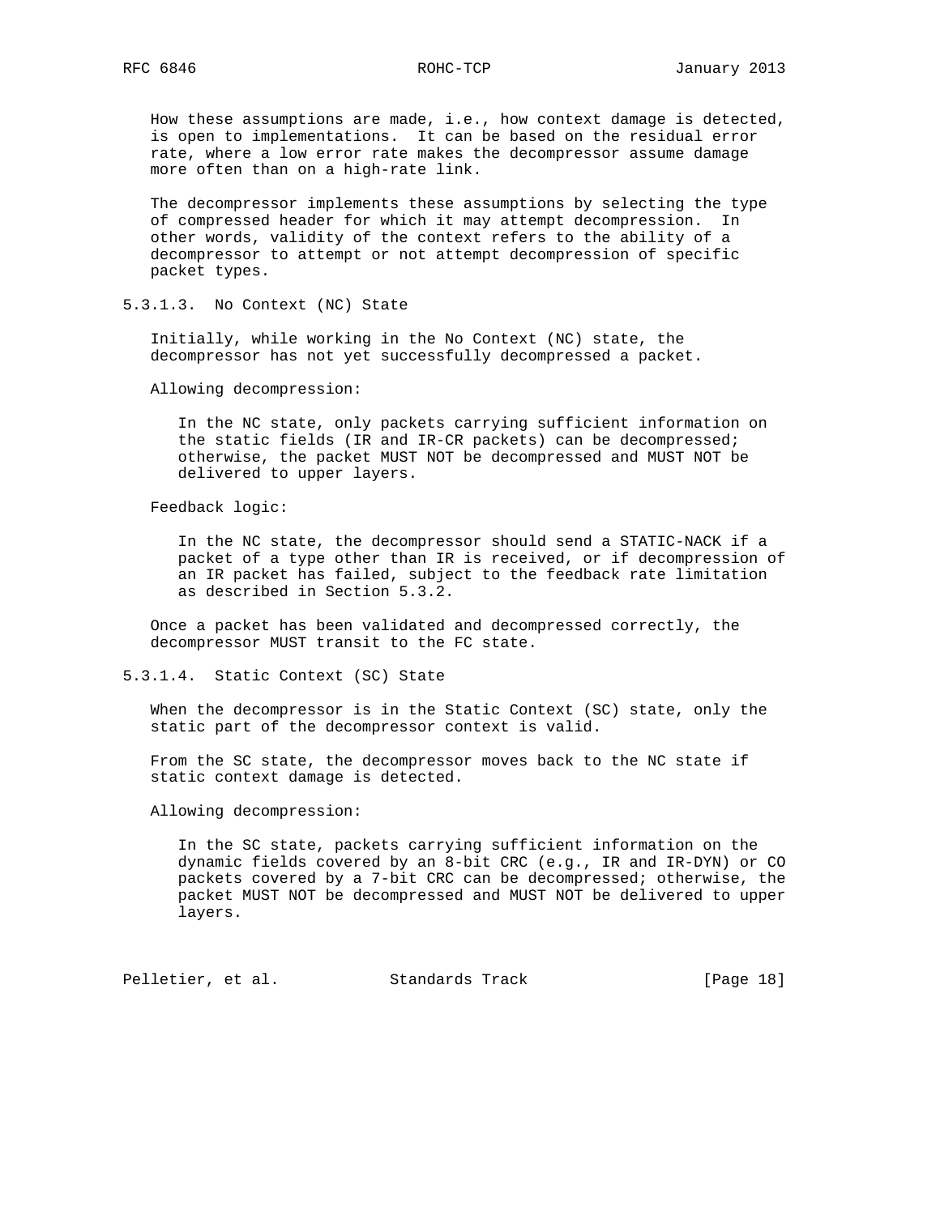How these assumptions are made, i.e., how context damage is detected, is open to implementations. It can be based on the residual error rate, where a low error rate makes the decompressor assume damage more often than on a high-rate link.

The decompressor implements these assumptions by selecting the type of compressed header for which it may attempt decompression. In other words, validity of the context refers to the ability of a decompressor to attempt or not attempt decompression of specific packet types.

#### 5.3.1.3. No Context (NC) State

Initially, while working in the No Context (NC) state, the decompressor has not yet successfully decompressed a packet.

Allowing decompression:

> In the NC state, only packets carrying sufficient information on the static fields (IR and IR-CR packets) can be decompressed; otherwise, the packet MUST NOT be decompressed and MUST NOT be delivered to upper layers.

Feedback logic:

> In the NC state, the decompressor should send a STATIC-NACK if a packet of a type other than IR is received, or if decompression of an IR packet has failed, subject to the feedback rate limitation as described in Section 5.3.2.

Once a packet has been validated and decompressed correctly, the decompressor MUST transit to the FC state.

#### 5.3.1.4. Static Context (SC) State

When the decompressor is in the Static Context (SC) state, only the static part of the decompressor context is valid.

From the SC state, the decompressor moves back to the NC state if static context damage is detected.

Allowing decompression:

> In the SC state, packets carrying sufficient information on the dynamic fields covered by an 8-bit CRC (e.g., IR and IR-DYN) or CO packets covered by a 7-bit CRC can be decompressed; otherwise, the packet MUST NOT be decompressed and MUST NOT be delivered to upper layers.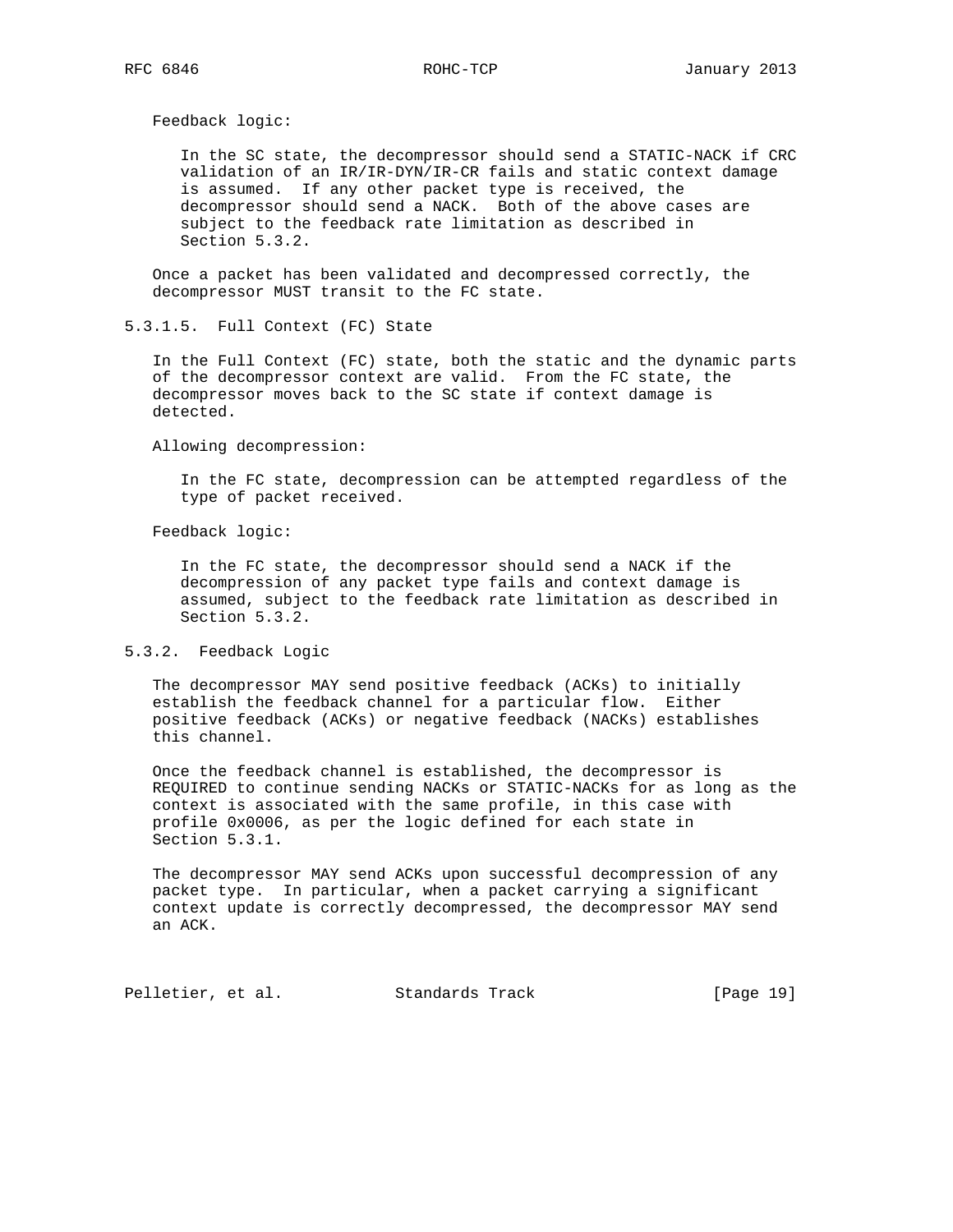Feedback logic:

In the SC state, the decompressor should send a STATIC-NACK if CRC validation of an IR/IR-DYN/IR-CR fails and static context damage is assumed. If any other packet type is received, the decompressor should send a NACK. Both of the above cases are subject to the feedback rate limitation as described in Section 5.3.2.

Once a packet has been validated and decompressed correctly, the decompressor MUST transit to the FC state.

#### 5.3.1.5. Full Context (FC) State

In the Full Context (FC) state, both the static and the dynamic parts of the decompressor context are valid. From the FC state, the decompressor moves back to the SC state if context damage is detected.

Allowing decompression:

In the FC state, decompression can be attempted regardless of the type of packet received.

Feedback logic:

In the FC state, the decompressor should send a NACK if the decompression of any packet type fails and context damage is assumed, subject to the feedback rate limitation as described in Section 5.3.2.

### 5.3.2. Feedback Logic

The decompressor MAY send positive feedback (ACKs) to initially establish the feedback channel for a particular flow. Either positive feedback (ACKs) or negative feedback (NACKs) establishes this channel.

Once the feedback channel is established, the decompressor is REQUIRED to continue sending NACKs or STATIC-NACKs for as long as the context is associated with the same profile, in this case with profile 0x0006, as per the logic defined for each state in Section 5.3.1.

The decompressor MAY send ACKs upon successful decompression of any packet type. In particular, when a packet carrying a significant context update is correctly decompressed, the decompressor MAY send an ACK.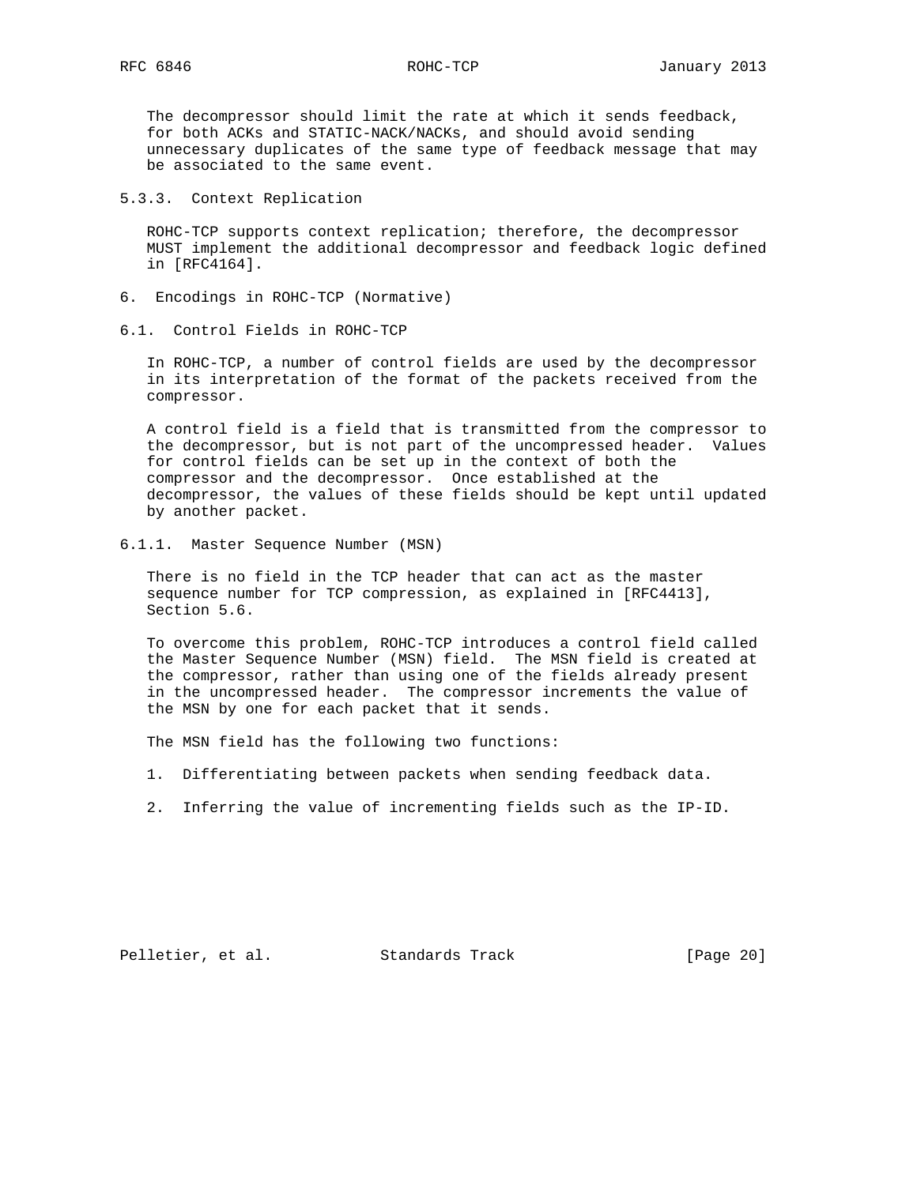The decompressor should limit the rate at which it sends feedback, for both ACKs and STATIC-NACK/NACKs, and should avoid sending unnecessary duplicates of the same type of feedback message that may be associated to the same event.

### 5.3.3. Context Replication

ROHC-TCP supports context replication; therefore, the decompressor MUST implement the additional decompressor and feedback logic defined in [RFC4164].

# 6. Encodings in ROHC-TCP (Normative)

## 6.1. Control Fields in ROHC-TCP

In ROHC-TCP, a number of control fields are used by the decompressor in its interpretation of the format of the packets received from the compressor.

A control field is a field that is transmitted from the compressor to the decompressor, but is not part of the uncompressed header. Values for control fields can be set up in the context of both the compressor and the decompressor. Once established at the decompressor, the values of these fields should be kept until updated by another packet.

### 6.1.1. Master Sequence Number (MSN)

There is no field in the TCP header that can act as the master sequence number for TCP compression, as explained in [RFC4413], Section 5.6.

To overcome this problem, ROHC-TCP introduces a control field called the Master Sequence Number (MSN) field. The MSN field is created at the compressor, rather than using one of the fields already present in the uncompressed header. The compressor increments the value of the MSN by one for each packet that it sends.

The MSN field has the following two functions:

1. Differentiating between packets when sending feedback data.

2. Inferring the value of incrementing fields such as the IP-ID.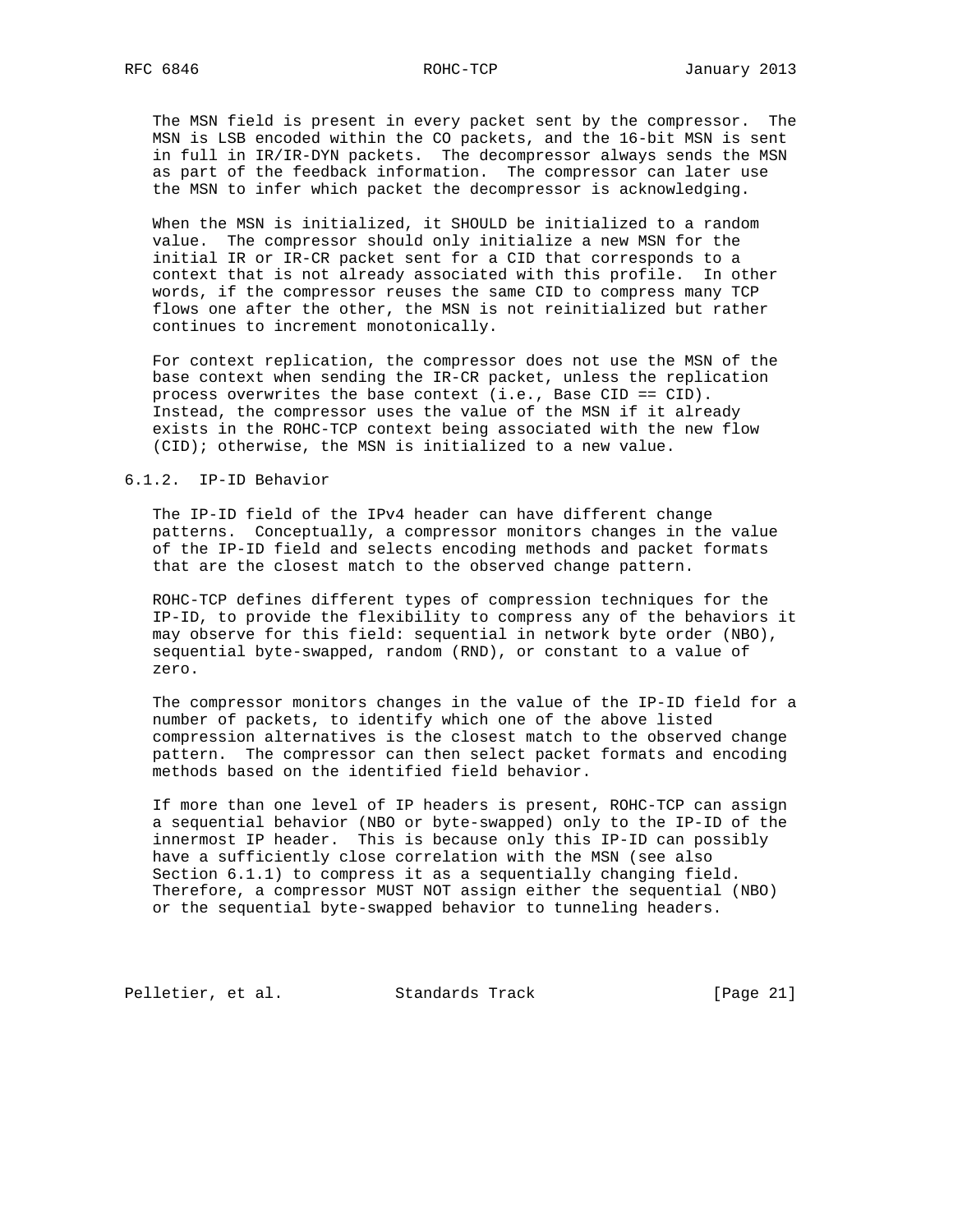The MSN field is present in every packet sent by the compressor. The MSN is LSB encoded within the CO packets, and the 16-bit MSN is sent in full in IR/IR-DYN packets. The decompressor always sends the MSN as part of the feedback information. The compressor can later use the MSN to infer which packet the decompressor is acknowledging.

When the MSN is initialized, it SHOULD be initialized to a random value. The compressor should only initialize a new MSN for the initial IR or IR-CR packet sent for a CID that corresponds to a context that is not already associated with this profile. In other words, if the compressor reuses the same CID to compress many TCP flows one after the other, the MSN is not reinitialized but rather continues to increment monotonically.

For context replication, the compressor does not use the MSN of the base context when sending the IR-CR packet, unless the replication process overwrites the base context (i.e., Base CID == CID). Instead, the compressor uses the value of the MSN if it already exists in the ROHC-TCP context being associated with the new flow (CID); otherwise, the MSN is initialized to a new value.

### 6.1.2. IP-ID Behavior

The IP-ID field of the IPv4 header can have different change patterns. Conceptually, a compressor monitors changes in the value of the IP-ID field and selects encoding methods and packet formats that are the closest match to the observed change pattern.

ROHC-TCP defines different types of compression techniques for the IP-ID, to provide the flexibility to compress any of the behaviors it may observe for this field: sequential in network byte order (NBO), sequential byte-swapped, random (RND), or constant to a value of zero.

The compressor monitors changes in the value of the IP-ID field for a number of packets, to identify which one of the above listed compression alternatives is the closest match to the observed change pattern. The compressor can then select packet formats and encoding methods based on the identified field behavior.

If more than one level of IP headers is present, ROHC-TCP can assign a sequential behavior (NBO or byte-swapped) only to the IP-ID of the innermost IP header. This is because only this IP-ID can possibly have a sufficiently close correlation with the MSN (see also Section 6.1.1) to compress it as a sequentially changing field. Therefore, a compressor MUST NOT assign either the sequential (NBO) or the sequential byte-swapped behavior to tunneling headers.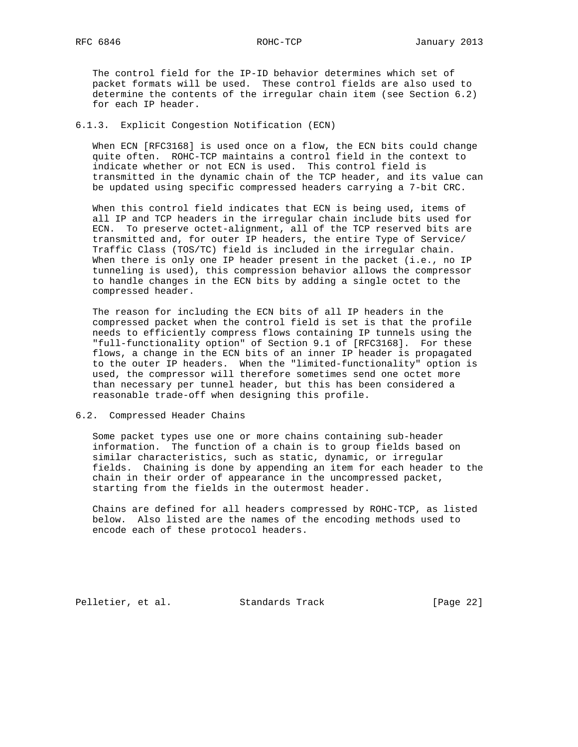The control field for the IP-ID behavior determines which set of packet formats will be used. These control fields are also used to determine the contents of the irregular chain item (see Section 6.2) for each IP header.

### 6.1.3. Explicit Congestion Notification (ECN)

When ECN [RFC3168] is used once on a flow, the ECN bits could change quite often. ROHC-TCP maintains a control field in the context to indicate whether or not ECN is used. This control field is transmitted in the dynamic chain of the TCP header, and its value can be updated using specific compressed headers carrying a 7-bit CRC.

When this control field indicates that ECN is being used, items of all IP and TCP headers in the irregular chain include bits used for ECN. To preserve octet-alignment, all of the TCP reserved bits are transmitted and, for outer IP headers, the entire Type of Service/ Traffic Class (TOS/TC) field is included in the irregular chain. When there is only one IP header present in the packet (i.e., no IP tunneling is used), this compression behavior allows the compressor to handle changes in the ECN bits by adding a single octet to the compressed header.

The reason for including the ECN bits of all IP headers in the compressed packet when the control field is set is that the profile needs to efficiently compress flows containing IP tunnels using the "full-functionality option" of Section 9.1 of [RFC3168]. For these flows, a change in the ECN bits of an inner IP header is propagated to the outer IP headers. When the "limited-functionality" option is used, the compressor will therefore sometimes send one octet more than necessary per tunnel header, but this has been considered a reasonable trade-off when designing this profile.

## 6.2. Compressed Header Chains

Some packet types use one or more chains containing sub-header information. The function of a chain is to group fields based on similar characteristics, such as static, dynamic, or irregular fields. Chaining is done by appending an item for each header to the chain in their order of appearance in the uncompressed packet, starting from the fields in the outermost header.

Chains are defined for all headers compressed by ROHC-TCP, as listed below. Also listed are the names of the encoding methods used to encode each of these protocol headers.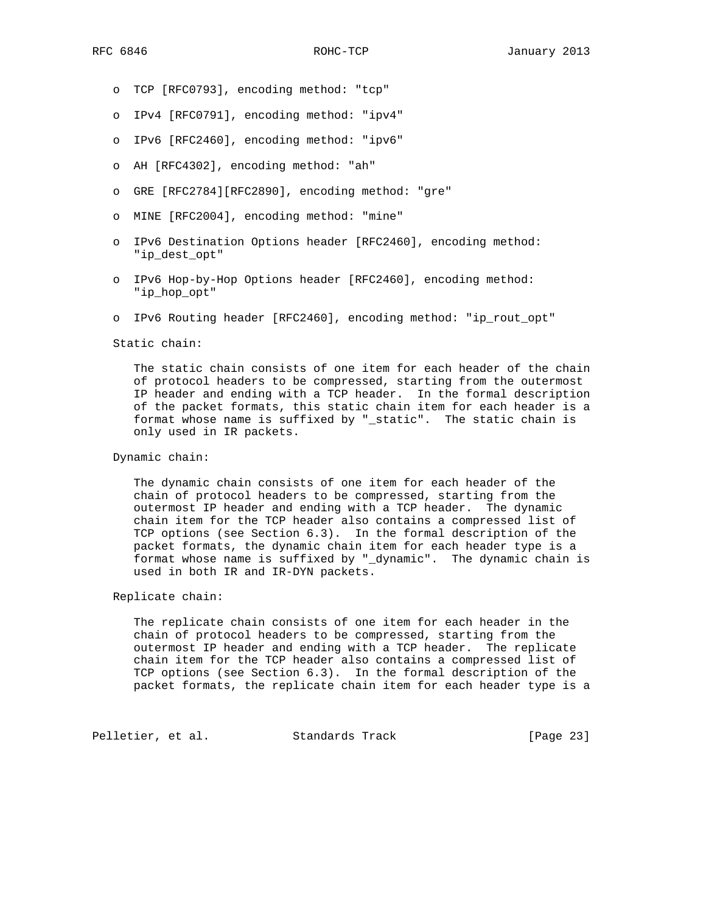- TCP [RFC0793], encoding method: "tcp"
- IPv4 [RFC0791], encoding method: "ipv4"
- IPv6 [RFC2460], encoding method: "ipv6"
- AH [RFC4302], encoding method: "ah"
- GRE [RFC2784][RFC2890], encoding method: "gre"
- MINE [RFC2004], encoding method: "mine"
- IPv6 Destination Options header [RFC2460], encoding method: "ip_dest_opt"
- IPv6 Hop-by-Hop Options header [RFC2460], encoding method: "ip_hop_opt"
- IPv6 Routing header [RFC2460], encoding method: "ip_rout_opt"

Static chain:

The static chain consists of one item for each header of the chain of protocol headers to be compressed, starting from the outermost IP header and ending with a TCP header. In the formal description of the packet formats, this static chain item for each header is a format whose name is suffixed by "_static". The static chain is only used in IR packets.

Dynamic chain:

The dynamic chain consists of one item for each header of the chain of protocol headers to be compressed, starting from the outermost IP header and ending with a TCP header. The dynamic chain item for the TCP header also contains a compressed list of TCP options (see Section 6.3). In the formal description of the packet formats, the dynamic chain item for each header type is a format whose name is suffixed by "_dynamic". The dynamic chain is used in both IR and IR-DYN packets.

Replicate chain:

The replicate chain consists of one item for each header in the chain of protocol headers to be compressed, starting from the outermost IP header and ending with a TCP header. The replicate chain item for the TCP header also contains a compressed list of TCP options (see Section 6.3). In the formal description of the packet formats, the replicate chain item for each header type is a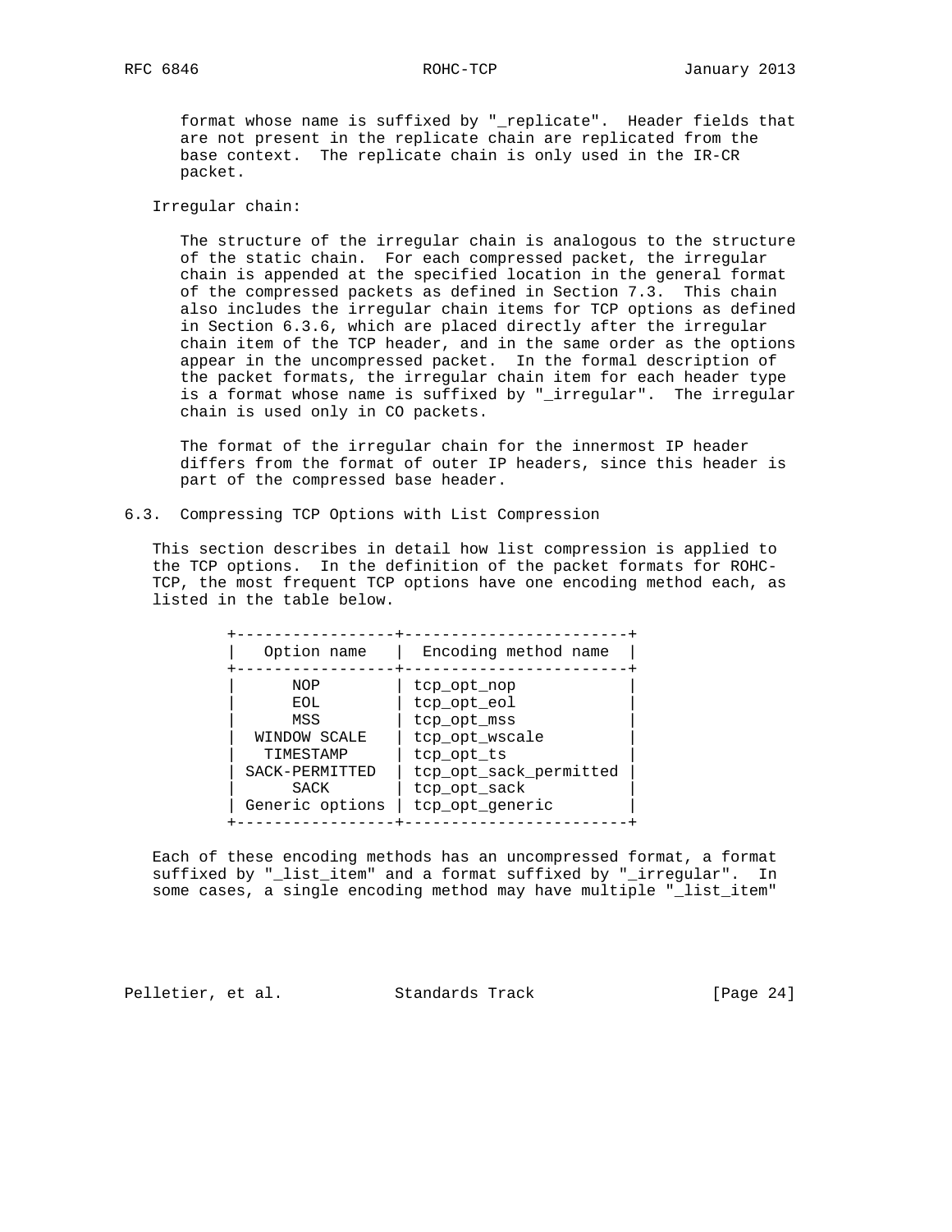format whose name is suffixed by "_replicate". Header fields that are not present in the replicate chain are replicated from the base context. The replicate chain is only used in the IR-CR packet.

Irregular chain:

The structure of the irregular chain is analogous to the structure of the static chain. For each compressed packet, the irregular chain is appended at the specified location in the general format of the compressed packets as defined in Section 7.3. This chain also includes the irregular chain items for TCP options as defined in Section 6.3.6, which are placed directly after the irregular chain item of the TCP header, and in the same order as the options appear in the uncompressed packet. In the formal description of the packet formats, the irregular chain item for each header type is a format whose name is suffixed by "_irregular". The irregular chain is used only in CO packets.

The format of the irregular chain for the innermost IP header differs from the format of outer IP headers, since this header is part of the compressed base header.

## 6.3. Compressing TCP Options with List Compression

This section describes in detail how list compression is applied to the TCP options. In the definition of the packet formats for ROHC-TCP, the most frequent TCP options have one encoding method each, as listed in the table below.

| Option name | Encoding method name |
|---|---|
| NOP | tcp_opt_nop |
| EOL | tcp_opt_eol |
| MSS | tcp_opt_mss |
| WINDOW SCALE | tcp_opt_wscale |
| TIMESTAMP | tcp_opt_ts |
| SACK-PERMITTED | tcp_opt_sack_permitted |
| SACK | tcp_opt_sack |
| Generic options | tcp_opt_generic |

Each of these encoding methods has an uncompressed format, a format suffixed by "_list_item" and a format suffixed by "_irregular". In some cases, a single encoding method may have multiple "_list_item"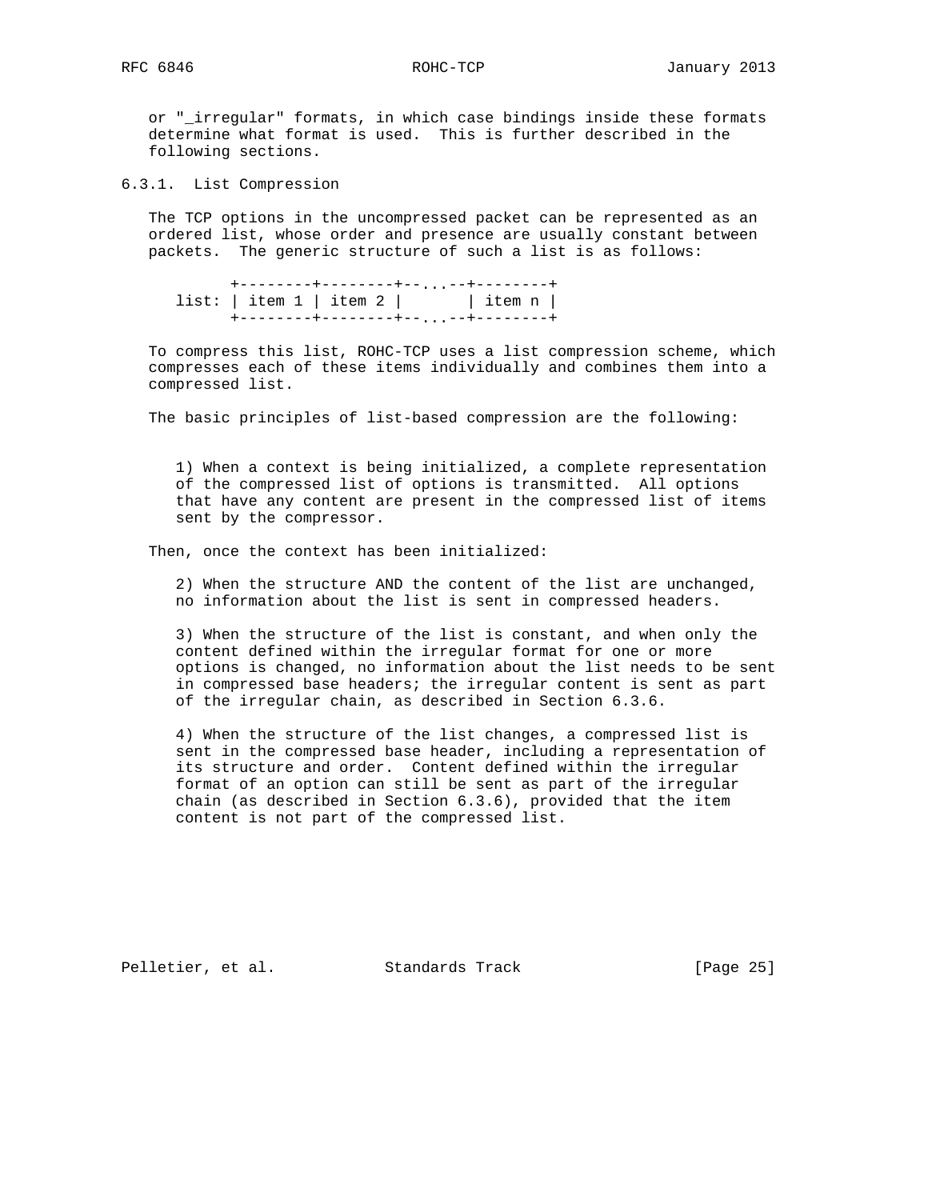or "_irregular" formats, in which case bindings inside these formats determine what format is used. This is further described in the following sections.

### 6.3.1. List Compression

The TCP options in the uncompressed packet can be represented as an ordered list, whose order and presence are usually constant between packets. The generic structure of such a list is as follows:

```
       +--------+--------+--...--+--------+
 list: | item 1 | item 2 |       | item n |
       +--------+--------+--...--+--------+
```

To compress this list, ROHC-TCP uses a list compression scheme, which compresses each of these items individually and combines them into a compressed list.

The basic principles of list-based compression are the following:

1) When a context is being initialized, a complete representation of the compressed list of options is transmitted. All options that have any content are present in the compressed list of items sent by the compressor.

Then, once the context has been initialized:

2) When the structure AND the content of the list are unchanged, no information about the list is sent in compressed headers.

3) When the structure of the list is constant, and when only the content defined within the irregular format for one or more options is changed, no information about the list needs to be sent in compressed base headers; the irregular content is sent as part of the irregular chain, as described in Section 6.3.6.

4) When the structure of the list changes, a compressed list is sent in the compressed base header, including a representation of its structure and order. Content defined within the irregular format of an option can still be sent as part of the irregular chain (as described in Section 6.3.6), provided that the item content is not part of the compressed list.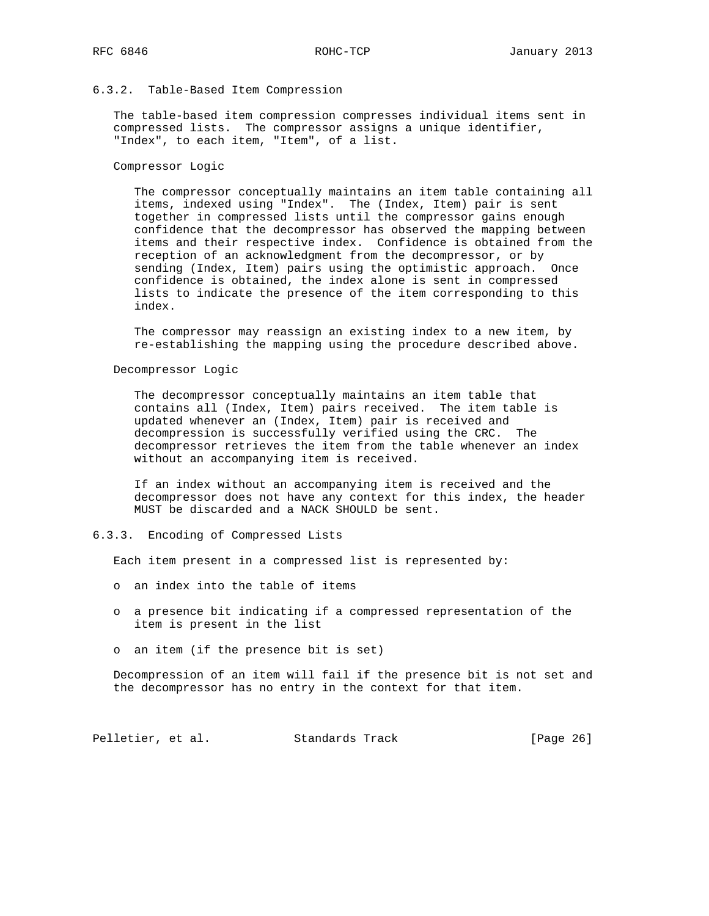### 6.3.2. Table-Based Item Compression

The table-based item compression compresses individual items sent in compressed lists. The compressor assigns a unique identifier, "Index", to each item, "Item", of a list.

Compressor Logic

The compressor conceptually maintains an item table containing all items, indexed using "Index". The (Index, Item) pair is sent together in compressed lists until the compressor gains enough confidence that the decompressor has observed the mapping between items and their respective index. Confidence is obtained from the reception of an acknowledgment from the decompressor, or by sending (Index, Item) pairs using the optimistic approach. Once confidence is obtained, the index alone is sent in compressed lists to indicate the presence of the item corresponding to this index.

The compressor may reassign an existing index to a new item, by re-establishing the mapping using the procedure described above.

Decompressor Logic

The decompressor conceptually maintains an item table that contains all (Index, Item) pairs received. The item table is updated whenever an (Index, Item) pair is received and decompression is successfully verified using the CRC. The decompressor retrieves the item from the table whenever an index without an accompanying item is received.

If an index without an accompanying item is received and the decompressor does not have any context for this index, the header MUST be discarded and a NACK SHOULD be sent.

### 6.3.3. Encoding of Compressed Lists

Each item present in a compressed list is represented by:

- an index into the table of items
- a presence bit indicating if a compressed representation of the item is present in the list
- an item (if the presence bit is set)

Decompression of an item will fail if the presence bit is not set and the decompressor has no entry in the context for that item.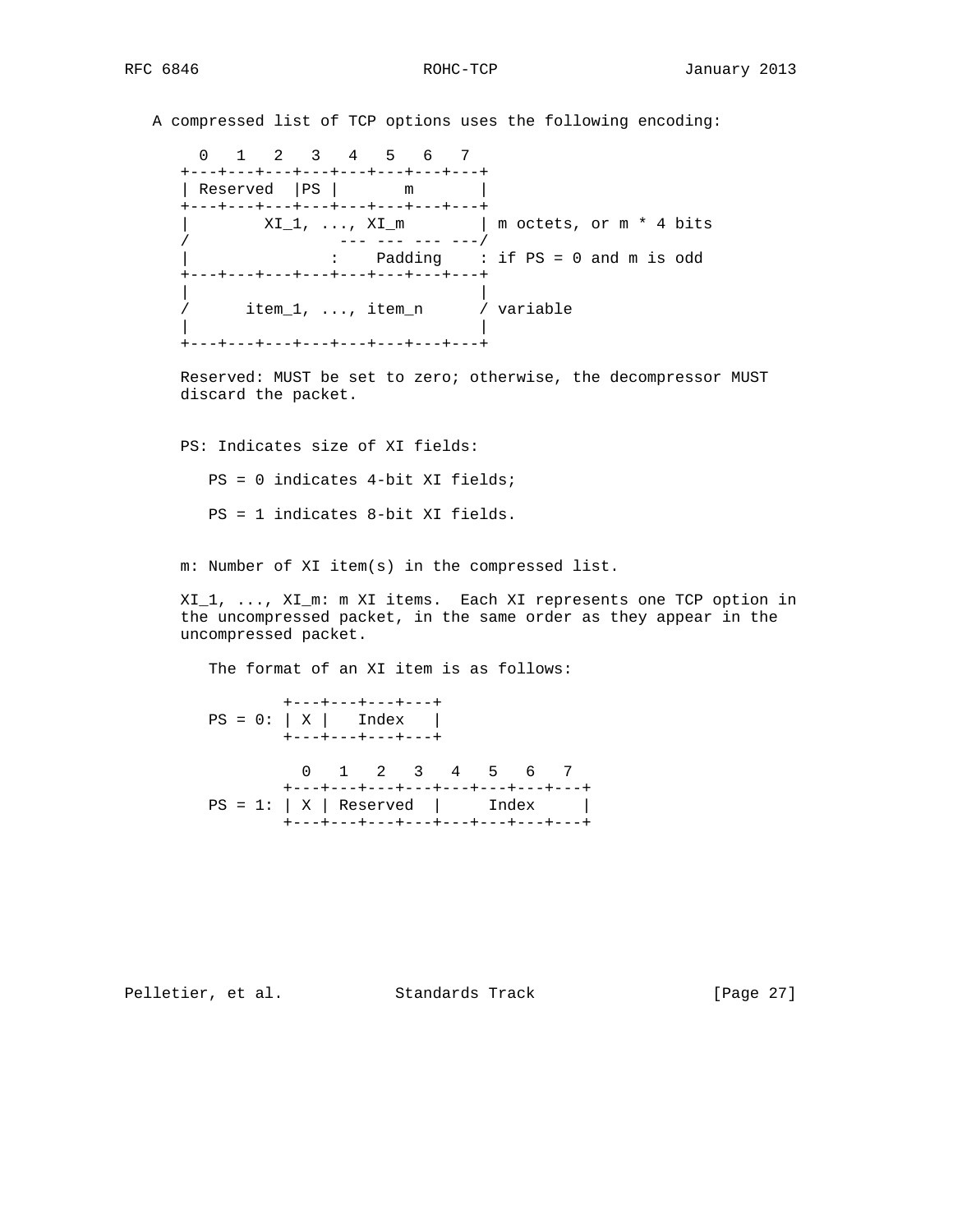A compressed list of TCP options uses the following encoding:

```
  0   1   2   3   4   5   6   7
+---+---+---+---+---+---+---+---+
| Reserved  |PS |       m       |
+---+---+---+---+---+---+---+---+
|        XI_1, ..., XI_m        | m octets, or m * 4 bits
/                --- --- --- ---/
|               :    Padding    : if PS = 0 and m is odd
+---+---+---+---+---+---+---+---+
|                               |
/      item_1, ..., item_n      / variable
|                               |
+---+---+---+---+---+---+---+---+
```

Reserved: MUST be set to zero; otherwise, the decompressor MUST discard the packet.

PS: Indicates size of XI fields:

PS = 0 indicates 4-bit XI fields;

PS = 1 indicates 8-bit XI fields.

m: Number of XI item(s) in the compressed list.

XI_1, ..., XI_m: m XI items. Each XI represents one TCP option in the uncompressed packet, in the same order as they appear in the uncompressed packet.

The format of an XI item is as follows:

```
        +---+---+---+---+
PS = 0: | X |   Index   |
        +---+---+---+---+

          0   1   2   3   4   5   6   7
        +---+---+---+---+---+---+---+---+
PS = 1: | X | Reserved  |     Index     |
        +---+---+---+---+---+---+---+---+
```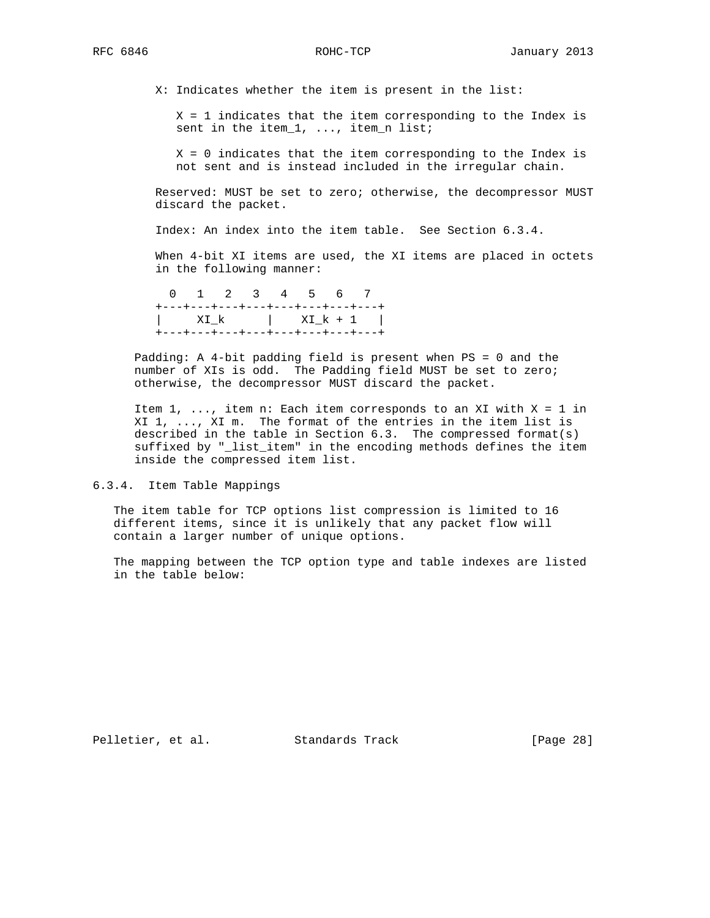X: Indicates whether the item is present in the list:

X = 1 indicates that the item corresponding to the Index is sent in the item_1, ..., item_n list;

X = 0 indicates that the item corresponding to the Index is not sent and is instead included in the irregular chain.

Reserved: MUST be set to zero; otherwise, the decompressor MUST discard the packet.

Index: An index into the item table. See Section 6.3.4.

When 4-bit XI items are used, the XI items are placed in octets in the following manner:

```
  0   1   2   3   4   5   6   7
+---+---+---+---+---+---+---+---+
|     XI_k      |    XI_k + 1   |
+---+---+---+---+---+---+---+---+
```

Padding: A 4-bit padding field is present when PS = 0 and the number of XIs is odd. The Padding field MUST be set to zero; otherwise, the decompressor MUST discard the packet.

Item 1, ..., item n: Each item corresponds to an XI with X = 1 in XI 1, ..., XI m. The format of the entries in the item list is described in the table in Section 6.3. The compressed format(s) suffixed by "_list_item" in the encoding methods defines the item inside the compressed item list.

### 6.3.4. Item Table Mappings

The item table for TCP options list compression is limited to 16 different items, since it is unlikely that any packet flow will contain a larger number of unique options.

The mapping between the TCP option type and table indexes are listed in the table below: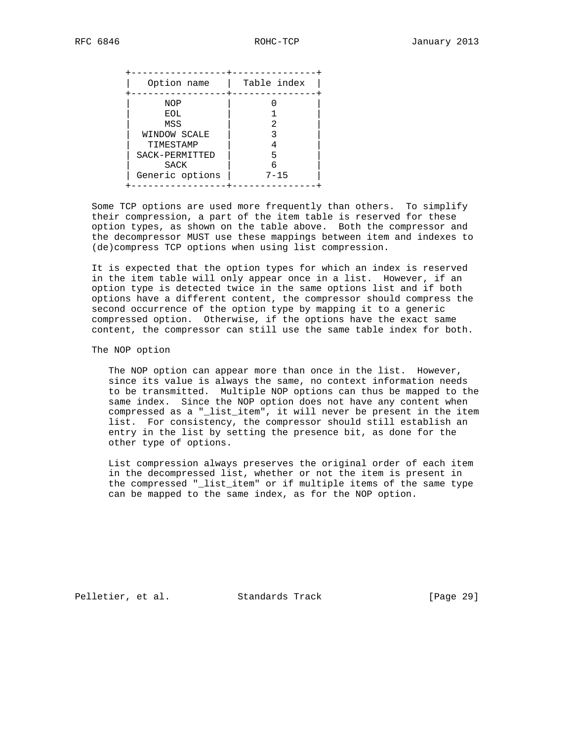| Option name | Table index |
| --- | --- |
| NOP | 0 |
| EOL | 1 |
| MSS | 2 |
| WINDOW SCALE | 3 |
| TIMESTAMP | 4 |
| SACK-PERMITTED | 5 |
| SACK | 6 |
| Generic options | 7-15 |

Some TCP options are used more frequently than others. To simplify their compression, a part of the item table is reserved for these option types, as shown on the table above. Both the compressor and the decompressor MUST use these mappings between item and indexes to (de)compress TCP options when using list compression.

It is expected that the option types for which an index is reserved in the item table will only appear once in a list. However, if an option type is detected twice in the same options list and if both options have a different content, the compressor should compress the second occurrence of the option type by mapping it to a generic compressed option. Otherwise, if the options have the exact same content, the compressor can still use the same table index for both.

The NOP option

The NOP option can appear more than once in the list. However, since its value is always the same, no context information needs to be transmitted. Multiple NOP options can thus be mapped to the same index. Since the NOP option does not have any content when compressed as a "_list_item", it will never be present in the item list. For consistency, the compressor should still establish an entry in the list by setting the presence bit, as done for the other type of options.

List compression always preserves the original order of each item in the decompressed list, whether or not the item is present in the compressed "_list_item" or if multiple items of the same type can be mapped to the same index, as for the NOP option.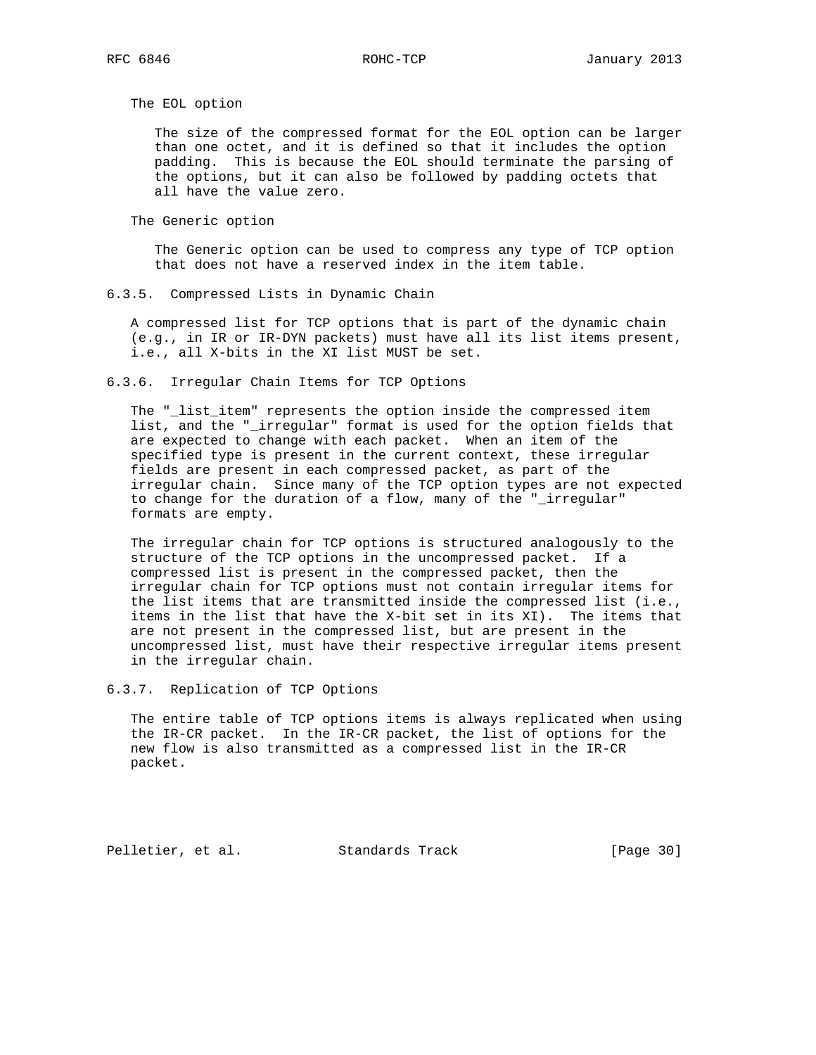The EOL option

The size of the compressed format for the EOL option can be larger than one octet, and it is defined so that it includes the option padding. This is because the EOL should terminate the parsing of the options, but it can also be followed by padding octets that all have the value zero.

The Generic option

The Generic option can be used to compress any type of TCP option that does not have a reserved index in the item table.

### 6.3.5. Compressed Lists in Dynamic Chain

A compressed list for TCP options that is part of the dynamic chain (e.g., in IR or IR-DYN packets) must have all its list items present, i.e., all X-bits in the XI list MUST be set.

### 6.3.6. Irregular Chain Items for TCP Options

The "_list_item" represents the option inside the compressed item list, and the "_irregular" format is used for the option fields that are expected to change with each packet. When an item of the specified type is present in the current context, these irregular fields are present in each compressed packet, as part of the irregular chain. Since many of the TCP option types are not expected to change for the duration of a flow, many of the "_irregular" formats are empty.

The irregular chain for TCP options is structured analogously to the structure of the TCP options in the uncompressed packet. If a compressed list is present in the compressed packet, then the irregular chain for TCP options must not contain irregular items for the list items that are transmitted inside the compressed list (i.e., items in the list that have the X-bit set in its XI). The items that are not present in the compressed list, but are present in the uncompressed list, must have their respective irregular items present in the irregular chain.

### 6.3.7. Replication of TCP Options

The entire table of TCP options items is always replicated when using the IR-CR packet. In the IR-CR packet, the list of options for the new flow is also transmitted as a compressed list in the IR-CR packet.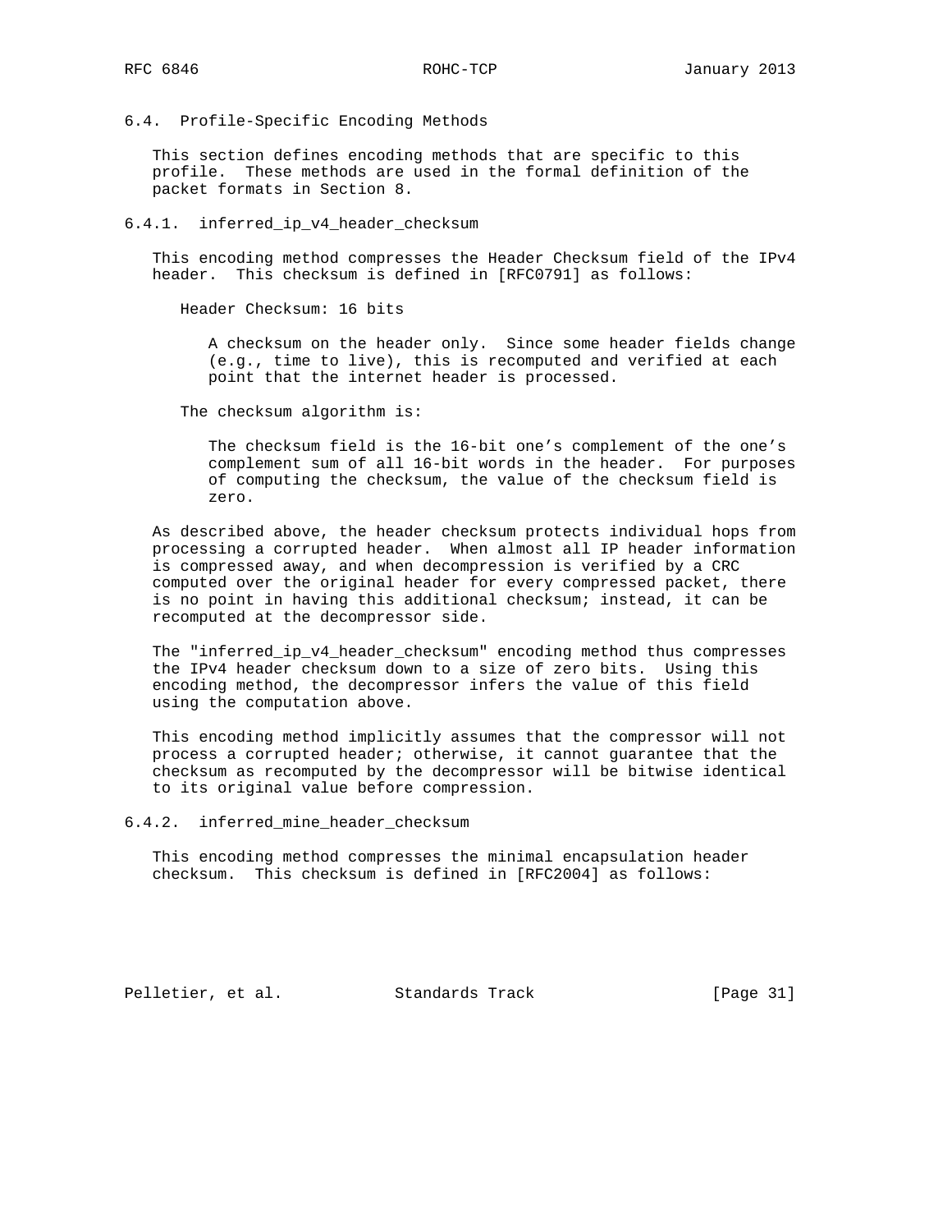### 6.4. Profile-Specific Encoding Methods

This section defines encoding methods that are specific to this profile. These methods are used in the formal definition of the packet formats in Section 8.

#### 6.4.1. inferred_ip_v4_header_checksum

This encoding method compresses the Header Checksum field of the IPv4 header. This checksum is defined in [RFC0791] as follows:

> Header Checksum: 16 bits
>
> > A checksum on the header only. Since some header fields change (e.g., time to live), this is recomputed and verified at each point that the internet header is processed.
>
> The checksum algorithm is:
>
> > The checksum field is the 16-bit one's complement of the one's complement sum of all 16-bit words in the header. For purposes of computing the checksum, the value of the checksum field is zero.

As described above, the header checksum protects individual hops from processing a corrupted header. When almost all IP header information is compressed away, and when decompression is verified by a CRC computed over the original header for every compressed packet, there is no point in having this additional checksum; instead, it can be recomputed at the decompressor side.

The "inferred_ip_v4_header_checksum" encoding method thus compresses the IPv4 header checksum down to a size of zero bits. Using this encoding method, the decompressor infers the value of this field using the computation above.

This encoding method implicitly assumes that the compressor will not process a corrupted header; otherwise, it cannot guarantee that the checksum as recomputed by the decompressor will be bitwise identical to its original value before compression.

#### 6.4.2. inferred_mine_header_checksum

This encoding method compresses the minimal encapsulation header checksum. This checksum is defined in [RFC2004] as follows: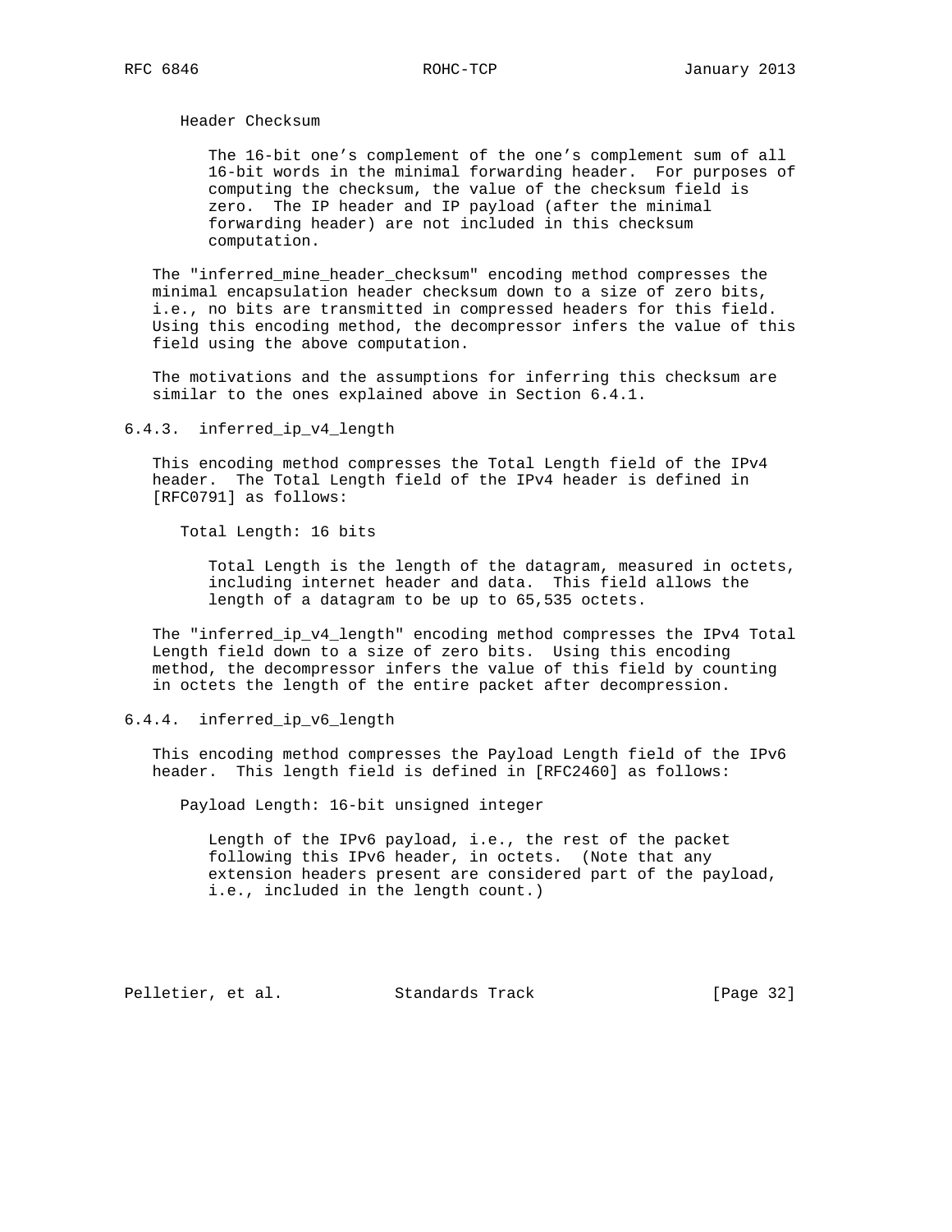Header Checksum

The 16-bit one's complement of the one's complement sum of all 16-bit words in the minimal forwarding header. For purposes of computing the checksum, the value of the checksum field is zero. The IP header and IP payload (after the minimal forwarding header) are not included in this checksum computation.

The "inferred_mine_header_checksum" encoding method compresses the minimal encapsulation header checksum down to a size of zero bits, i.e., no bits are transmitted in compressed headers for this field. Using this encoding method, the decompressor infers the value of this field using the above computation.

The motivations and the assumptions for inferring this checksum are similar to the ones explained above in Section 6.4.1.

### 6.4.3. inferred_ip_v4_length

This encoding method compresses the Total Length field of the IPv4 header. The Total Length field of the IPv4 header is defined in [RFC0791] as follows:

Total Length: 16 bits

Total Length is the length of the datagram, measured in octets, including internet header and data. This field allows the length of a datagram to be up to 65,535 octets.

The "inferred_ip_v4_length" encoding method compresses the IPv4 Total Length field down to a size of zero bits. Using this encoding method, the decompressor infers the value of this field by counting in octets the length of the entire packet after decompression.

### 6.4.4. inferred_ip_v6_length

This encoding method compresses the Payload Length field of the IPv6 header. This length field is defined in [RFC2460] as follows:

Payload Length: 16-bit unsigned integer

Length of the IPv6 payload, i.e., the rest of the packet following this IPv6 header, in octets. (Note that any extension headers present are considered part of the payload, i.e., included in the length count.)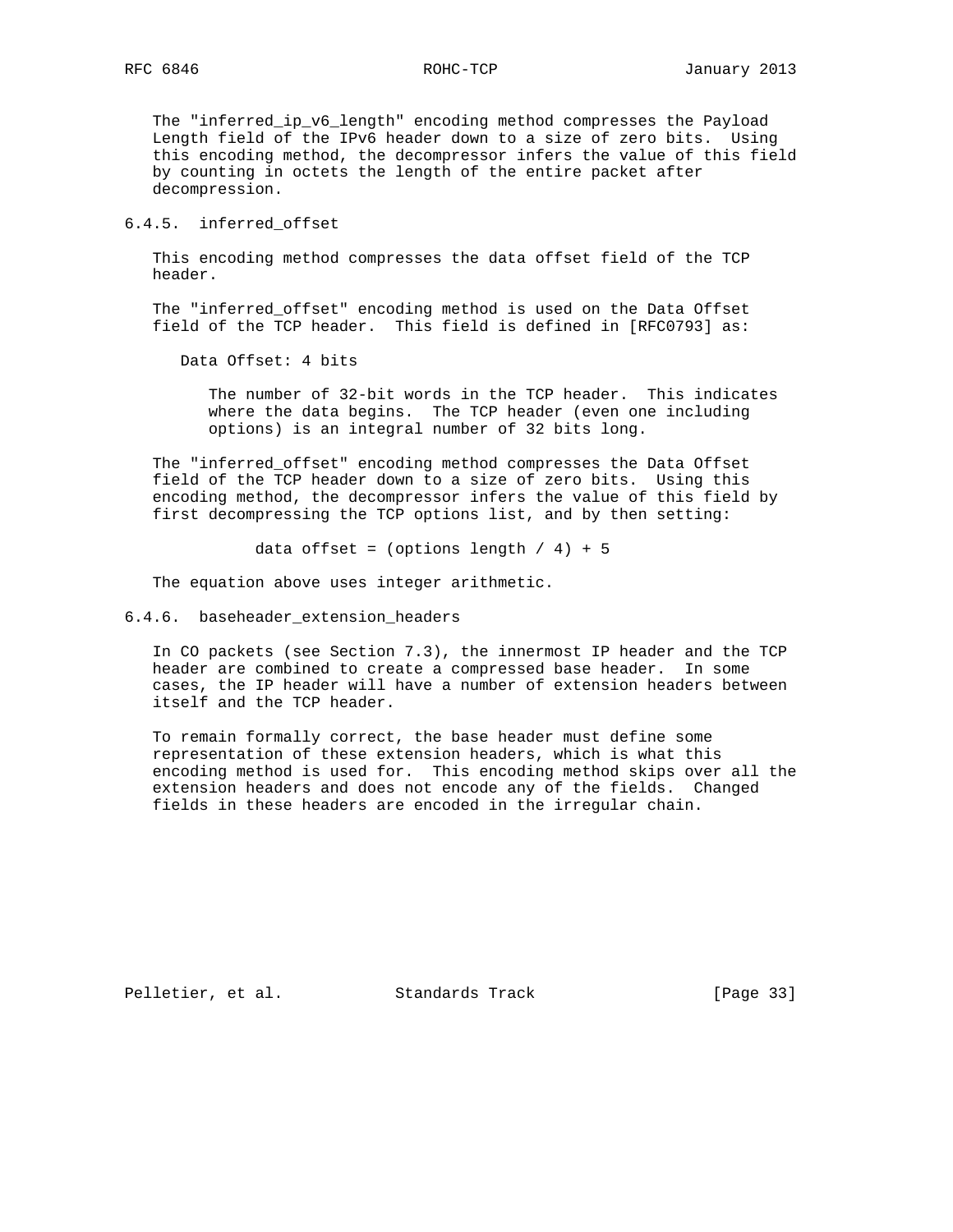The "inferred_ip_v6_length" encoding method compresses the Payload Length field of the IPv6 header down to a size of zero bits. Using this encoding method, the decompressor infers the value of this field by counting in octets the length of the entire packet after decompression.

### 6.4.5. inferred_offset

This encoding method compresses the data offset field of the TCP header.

The "inferred_offset" encoding method is used on the Data Offset field of the TCP header. This field is defined in [RFC0793] as:

> Data Offset: 4 bits
>
> The number of 32-bit words in the TCP header. This indicates where the data begins. The TCP header (even one including options) is an integral number of 32 bits long.

The "inferred_offset" encoding method compresses the Data Offset field of the TCP header down to a size of zero bits. Using this encoding method, the decompressor infers the value of this field by first decompressing the TCP options list, and by then setting:

```
data offset = (options length / 4) + 5
```

The equation above uses integer arithmetic.

### 6.4.6. baseheader_extension_headers

In CO packets (see Section 7.3), the innermost IP header and the TCP header are combined to create a compressed base header. In some cases, the IP header will have a number of extension headers between itself and the TCP header.

To remain formally correct, the base header must define some representation of these extension headers, which is what this encoding method is used for. This encoding method skips over all the extension headers and does not encode any of the fields. Changed fields in these headers are encoded in the irregular chain.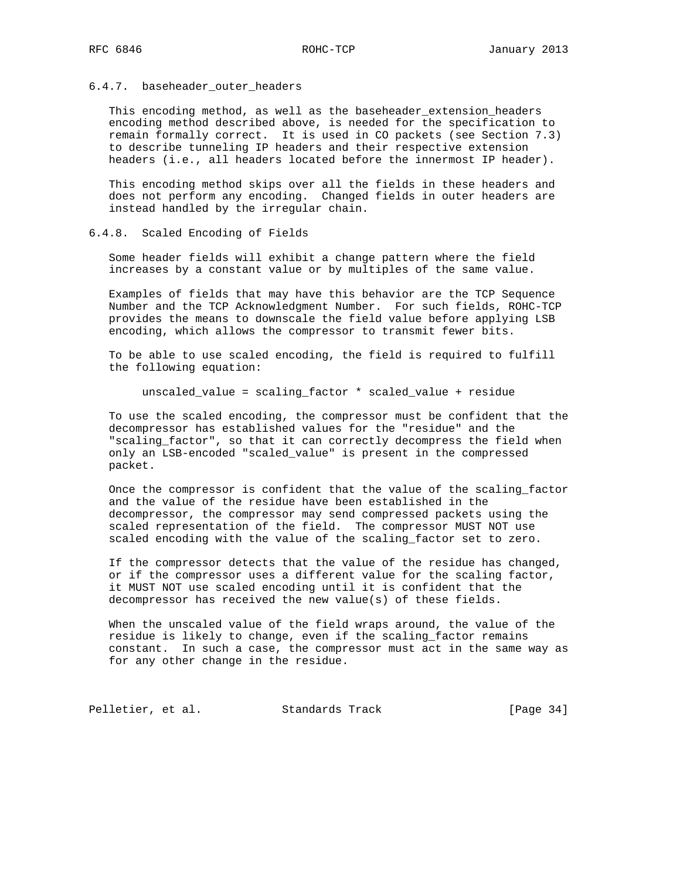### 6.4.7. baseheader_outer_headers

This encoding method, as well as the baseheader_extension_headers encoding method described above, is needed for the specification to remain formally correct. It is used in CO packets (see Section 7.3) to describe tunneling IP headers and their respective extension headers (i.e., all headers located before the innermost IP header).

This encoding method skips over all the fields in these headers and does not perform any encoding. Changed fields in outer headers are instead handled by the irregular chain.

### 6.4.8. Scaled Encoding of Fields

Some header fields will exhibit a change pattern where the field increases by a constant value or by multiples of the same value.

Examples of fields that may have this behavior are the TCP Sequence Number and the TCP Acknowledgment Number. For such fields, ROHC-TCP provides the means to downscale the field value before applying LSB encoding, which allows the compressor to transmit fewer bits.

To be able to use scaled encoding, the field is required to fulfill the following equation:

```
unscaled_value = scaling_factor * scaled_value + residue
```

To use the scaled encoding, the compressor must be confident that the decompressor has established values for the "residue" and the "scaling_factor", so that it can correctly decompress the field when only an LSB-encoded "scaled_value" is present in the compressed packet.

Once the compressor is confident that the value of the scaling_factor and the value of the residue have been established in the decompressor, the compressor may send compressed packets using the scaled representation of the field. The compressor MUST NOT use scaled encoding with the value of the scaling_factor set to zero.

If the compressor detects that the value of the residue has changed, or if the compressor uses a different value for the scaling factor, it MUST NOT use scaled encoding until it is confident that the decompressor has received the new value(s) of these fields.

When the unscaled value of the field wraps around, the value of the residue is likely to change, even if the scaling_factor remains constant. In such a case, the compressor must act in the same way as for any other change in the residue.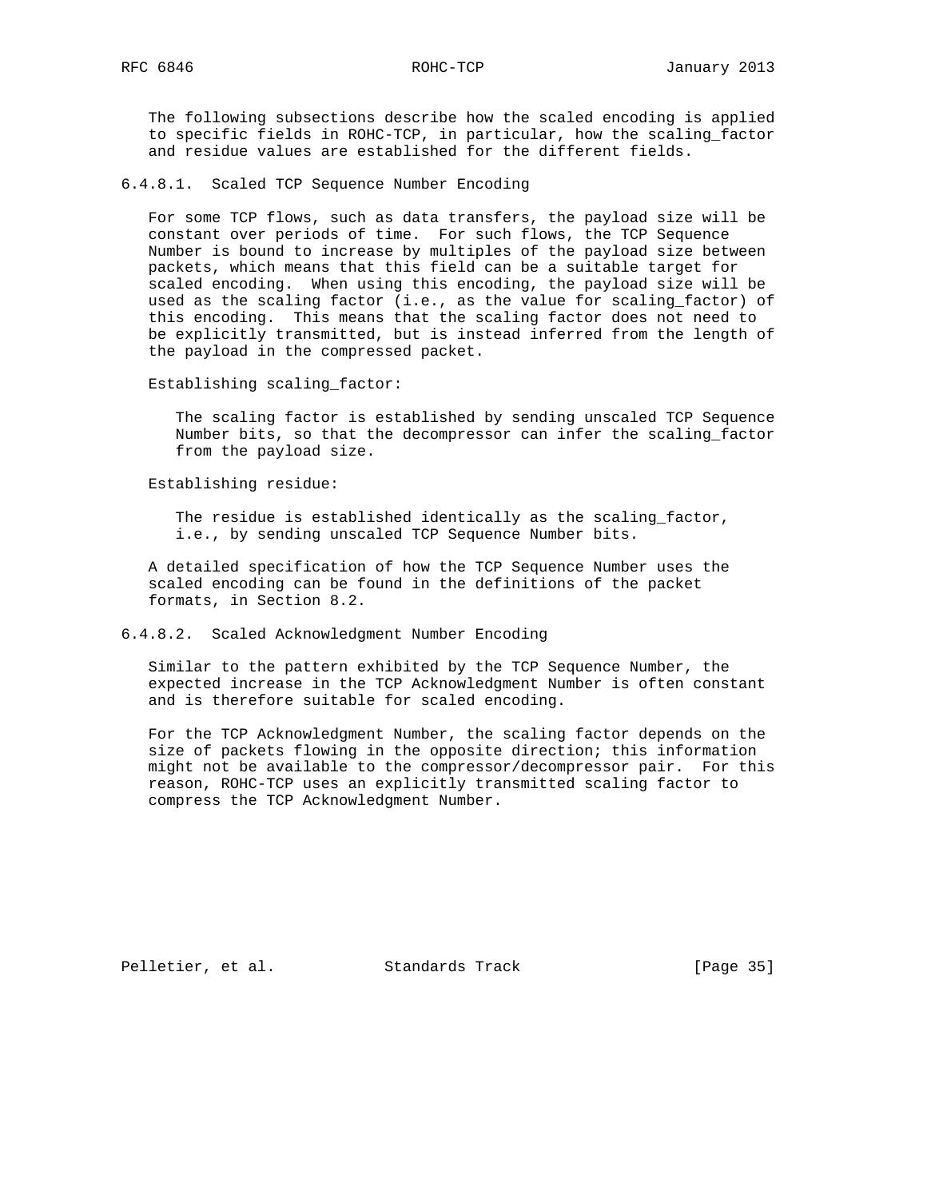The following subsections describe how the scaled encoding is applied to specific fields in ROHC-TCP, in particular, how the scaling_factor and residue values are established for the different fields.

#### 6.4.8.1. Scaled TCP Sequence Number Encoding

For some TCP flows, such as data transfers, the payload size will be constant over periods of time. For such flows, the TCP Sequence Number is bound to increase by multiples of the payload size between packets, which means that this field can be a suitable target for scaled encoding. When using this encoding, the payload size will be used as the scaling factor (i.e., as the value for scaling_factor) of this encoding. This means that the scaling factor does not need to be explicitly transmitted, but is instead inferred from the length of the payload in the compressed packet.

Establishing scaling_factor:

> The scaling factor is established by sending unscaled TCP Sequence Number bits, so that the decompressor can infer the scaling_factor from the payload size.

Establishing residue:

> The residue is established identically as the scaling_factor, i.e., by sending unscaled TCP Sequence Number bits.

A detailed specification of how the TCP Sequence Number uses the scaled encoding can be found in the definitions of the packet formats, in Section 8.2.

#### 6.4.8.2. Scaled Acknowledgment Number Encoding

Similar to the pattern exhibited by the TCP Sequence Number, the expected increase in the TCP Acknowledgment Number is often constant and is therefore suitable for scaled encoding.

For the TCP Acknowledgment Number, the scaling factor depends on the size of packets flowing in the opposite direction; this information might not be available to the compressor/decompressor pair. For this reason, ROHC-TCP uses an explicitly transmitted scaling factor to compress the TCP Acknowledgment Number.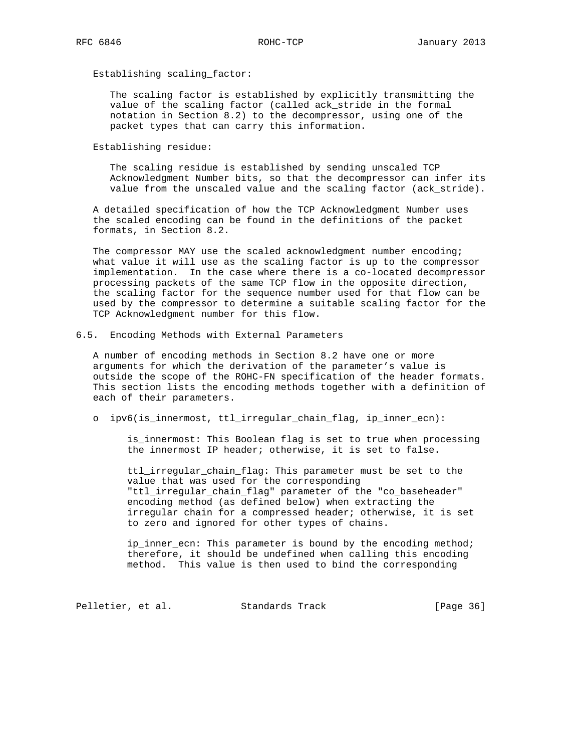Establishing scaling_factor:

The scaling factor is established by explicitly transmitting the value of the scaling factor (called ack_stride in the formal notation in Section 8.2) to the decompressor, using one of the packet types that can carry this information.

Establishing residue:

The scaling residue is established by sending unscaled TCP Acknowledgment Number bits, so that the decompressor can infer its value from the unscaled value and the scaling factor (ack_stride).

A detailed specification of how the TCP Acknowledgment Number uses the scaled encoding can be found in the definitions of the packet formats, in Section 8.2.

The compressor MAY use the scaled acknowledgment number encoding; what value it will use as the scaling factor is up to the compressor implementation. In the case where there is a co-located decompressor processing packets of the same TCP flow in the opposite direction, the scaling factor for the sequence number used for that flow can be used by the compressor to determine a suitable scaling factor for the TCP Acknowledgment number for this flow.

## 6.5. Encoding Methods with External Parameters

A number of encoding methods in Section 8.2 have one or more arguments for which the derivation of the parameter's value is outside the scope of the ROHC-FN specification of the header formats. This section lists the encoding methods together with a definition of each of their parameters.

- ipv6(is_innermost, ttl_irregular_chain_flag, ip_inner_ecn):

  is_innermost: This Boolean flag is set to true when processing the innermost IP header; otherwise, it is set to false.

  ttl_irregular_chain_flag: This parameter must be set to the value that was used for the corresponding "ttl_irregular_chain_flag" parameter of the "co_baseheader" encoding method (as defined below) when extracting the irregular chain for a compressed header; otherwise, it is set to zero and ignored for other types of chains.

  ip_inner_ecn: This parameter is bound by the encoding method; therefore, it should be undefined when calling this encoding method. This value is then used to bind the corresponding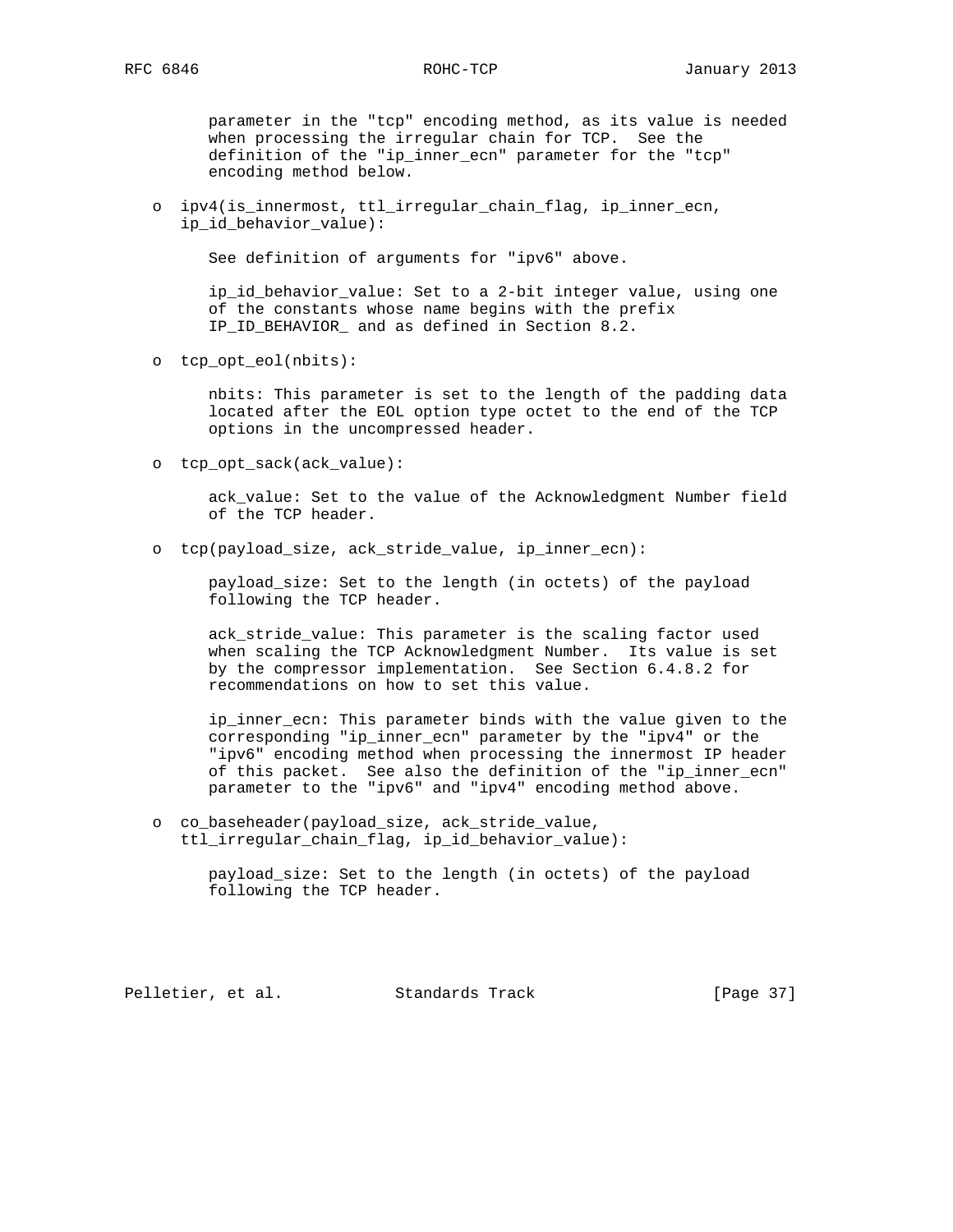parameter in the "tcp" encoding method, as its value is needed when processing the irregular chain for TCP. See the definition of the "ip_inner_ecn" parameter for the "tcp" encoding method below.

- ipv4(is_innermost, ttl_irregular_chain_flag, ip_inner_ecn, ip_id_behavior_value):

  See definition of arguments for "ipv6" above.

  ip_id_behavior_value: Set to a 2-bit integer value, using one of the constants whose name begins with the prefix IP_ID_BEHAVIOR_ and as defined in Section 8.2.

- tcp_opt_eol(nbits):

  nbits: This parameter is set to the length of the padding data located after the EOL option type octet to the end of the TCP options in the uncompressed header.

- tcp_opt_sack(ack_value):

  ack_value: Set to the value of the Acknowledgment Number field of the TCP header.

- tcp(payload_size, ack_stride_value, ip_inner_ecn):

  payload_size: Set to the length (in octets) of the payload following the TCP header.

  ack_stride_value: This parameter is the scaling factor used when scaling the TCP Acknowledgment Number. Its value is set by the compressor implementation. See Section 6.4.8.2 for recommendations on how to set this value.

  ip_inner_ecn: This parameter binds with the value given to the corresponding "ip_inner_ecn" parameter by the "ipv4" or the "ipv6" encoding method when processing the innermost IP header of this packet. See also the definition of the "ip_inner_ecn" parameter to the "ipv6" and "ipv4" encoding method above.

- co_baseheader(payload_size, ack_stride_value, ttl_irregular_chain_flag, ip_id_behavior_value):

  payload_size: Set to the length (in octets) of the payload following the TCP header.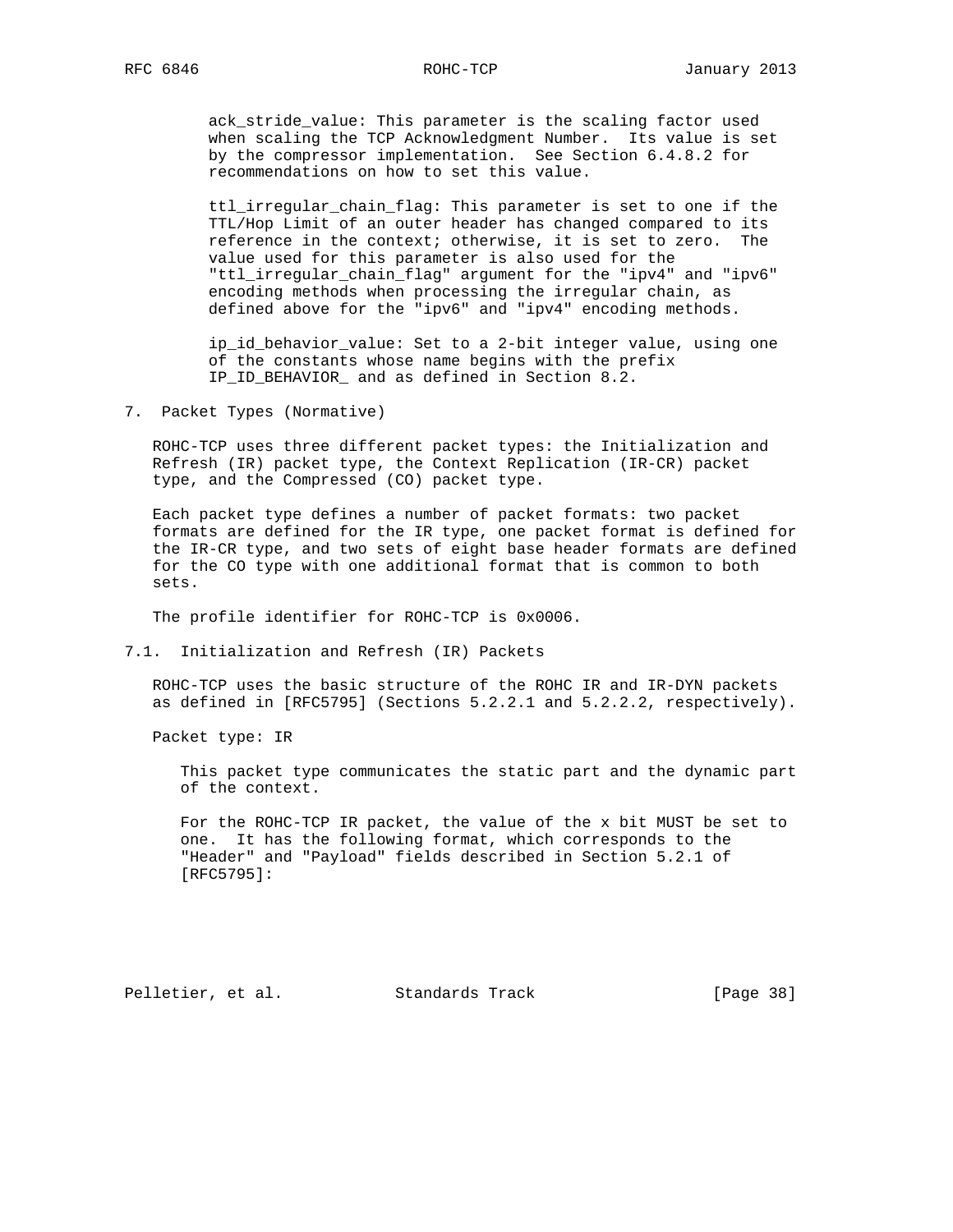ack_stride_value: This parameter is the scaling factor used when scaling the TCP Acknowledgment Number. Its value is set by the compressor implementation. See Section 6.4.8.2 for recommendations on how to set this value.

ttl_irregular_chain_flag: This parameter is set to one if the TTL/Hop Limit of an outer header has changed compared to its reference in the context; otherwise, it is set to zero. The value used for this parameter is also used for the "ttl_irregular_chain_flag" argument for the "ipv4" and "ipv6" encoding methods when processing the irregular chain, as defined above for the "ipv6" and "ipv4" encoding methods.

ip_id_behavior_value: Set to a 2-bit integer value, using one of the constants whose name begins with the prefix IP_ID_BEHAVIOR_ and as defined in Section 8.2.

# 7. Packet Types (Normative)

ROHC-TCP uses three different packet types: the Initialization and Refresh (IR) packet type, the Context Replication (IR-CR) packet type, and the Compressed (CO) packet type.

Each packet type defines a number of packet formats: two packet formats are defined for the IR type, one packet format is defined for the IR-CR type, and two sets of eight base header formats are defined for the CO type with one additional format that is common to both sets.

The profile identifier for ROHC-TCP is 0x0006.

## 7.1. Initialization and Refresh (IR) Packets

ROHC-TCP uses the basic structure of the ROHC IR and IR-DYN packets as defined in [RFC5795] (Sections 5.2.2.1 and 5.2.2.2, respectively).

Packet type: IR

This packet type communicates the static part and the dynamic part of the context.

For the ROHC-TCP IR packet, the value of the x bit MUST be set to one. It has the following format, which corresponds to the "Header" and "Payload" fields described in Section 5.2.1 of [RFC5795]: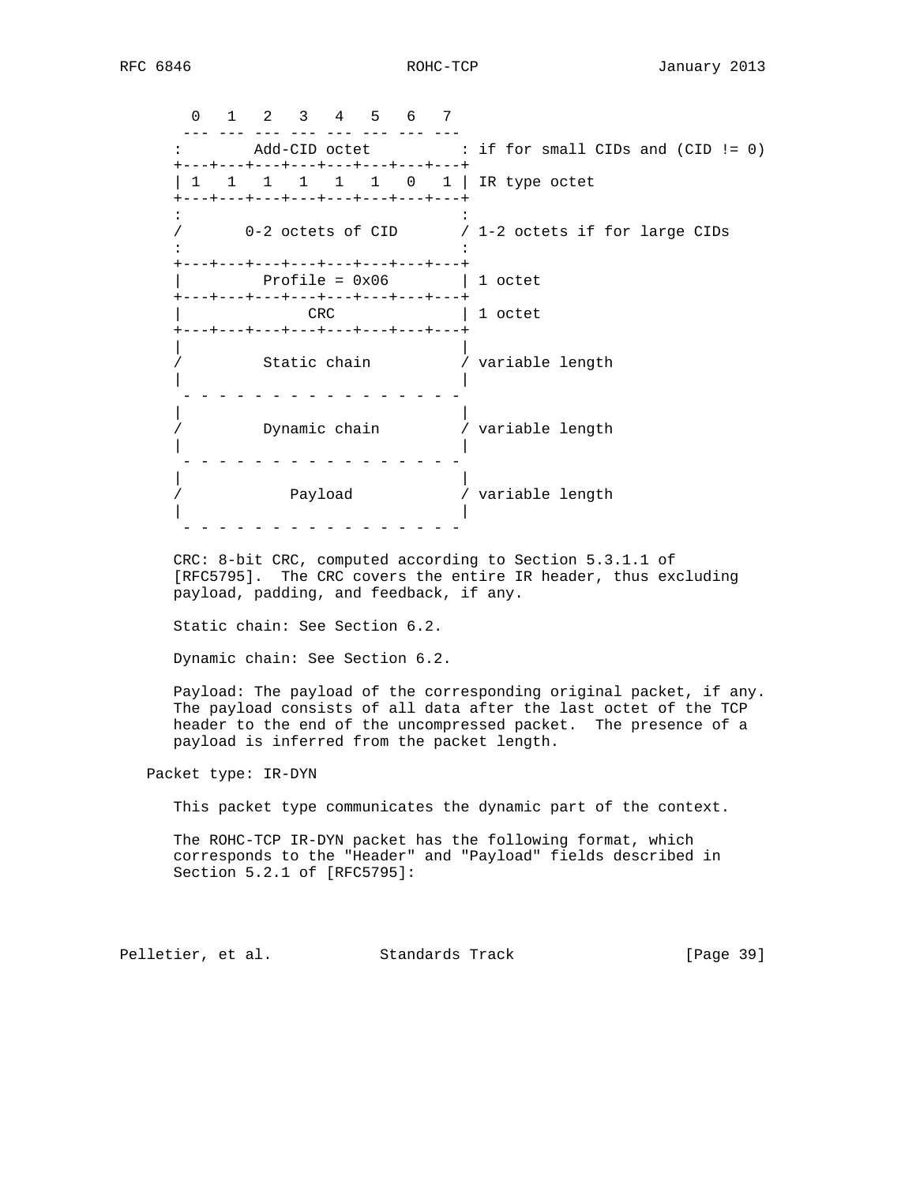```
  0   1   2   3   4   5   6   7
 --- --- --- --- --- --- --- ---
:        Add-CID octet          : if for small CIDs and (CID != 0)
+---+---+---+---+---+---+---+---+
| 1   1   1   1   1   1   0   1 | IR type octet
+---+---+---+---+---+---+---+---+
:                               :
/       0-2 octets of CID       / 1-2 octets if for large CIDs
:                               :
+---+---+---+---+---+---+---+---+
|         Profile = 0x06        | 1 octet
+---+---+---+---+---+---+---+---+
|              CRC              | 1 octet
+---+---+---+---+---+---+---+---+
|                               |
/         Static chain          / variable length
|                               |
 - - - - - - - - - - - - - - - -
|                               |
/         Dynamic chain         / variable length
|                               |
 - - - - - - - - - - - - - - - -
|                               |
/            Payload            / variable length
|                               |
 - - - - - - - - - - - - - - - -
```

CRC: 8-bit CRC, computed according to Section 5.3.1.1 of [RFC5795]. The CRC covers the entire IR header, thus excluding payload, padding, and feedback, if any.

Static chain: See Section 6.2.

Dynamic chain: See Section 6.2.

Payload: The payload of the corresponding original packet, if any. The payload consists of all data after the last octet of the TCP header to the end of the uncompressed packet. The presence of a payload is inferred from the packet length.

Packet type: IR-DYN

This packet type communicates the dynamic part of the context.

The ROHC-TCP IR-DYN packet has the following format, which corresponds to the "Header" and "Payload" fields described in Section 5.2.1 of [RFC5795]: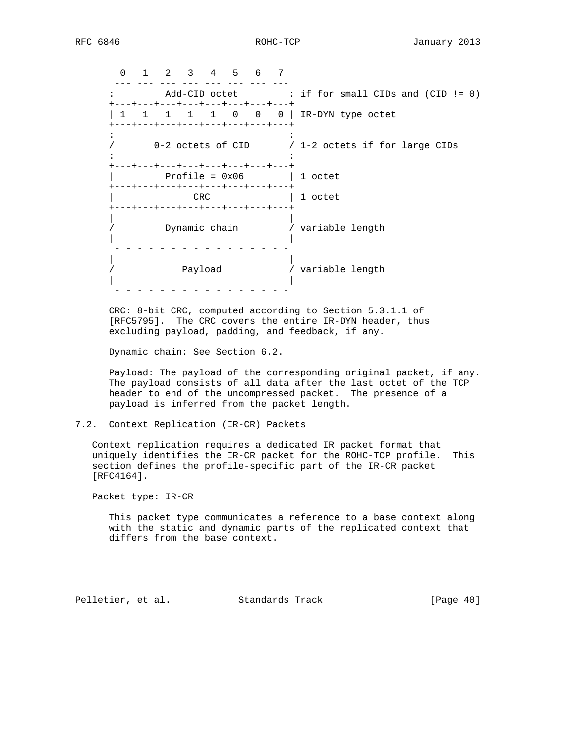```
  0   1   2   3   4   5   6   7
 --- --- --- --- --- --- --- ---
:         Add-CID octet         : if for small CIDs and (CID != 0)
+---+---+---+---+---+---+---+---+
| 1   1   1   1   1   0   0   0 | IR-DYN type octet
+---+---+---+---+---+---+---+---+
:                               :
/       0-2 octets of CID       / 1-2 octets if for large CIDs
:                               :
+---+---+---+---+---+---+---+---+
|         Profile = 0x06        | 1 octet
+---+---+---+---+---+---+---+---+
|              CRC              | 1 octet
+---+---+---+---+---+---+---+---+
|                               |
/         Dynamic chain         / variable length
|                               |
 - - - - - - - - - - - - - - - -
|                               |
/            Payload            / variable length
|                               |
 - - - - - - - - - - - - - - - -
```

CRC: 8-bit CRC, computed according to Section 5.3.1.1 of [RFC5795]. The CRC covers the entire IR-DYN header, thus excluding payload, padding, and feedback, if any.

Dynamic chain: See Section 6.2.

Payload: The payload of the corresponding original packet, if any. The payload consists of all data after the last octet of the TCP header to end of the uncompressed packet. The presence of a payload is inferred from the packet length.

## 7.2. Context Replication (IR-CR) Packets

Context replication requires a dedicated IR packet format that uniquely identifies the IR-CR packet for the ROHC-TCP profile. This section defines the profile-specific part of the IR-CR packet [RFC4164].

Packet type: IR-CR

This packet type communicates a reference to a base context along with the static and dynamic parts of the replicated context that differs from the base context.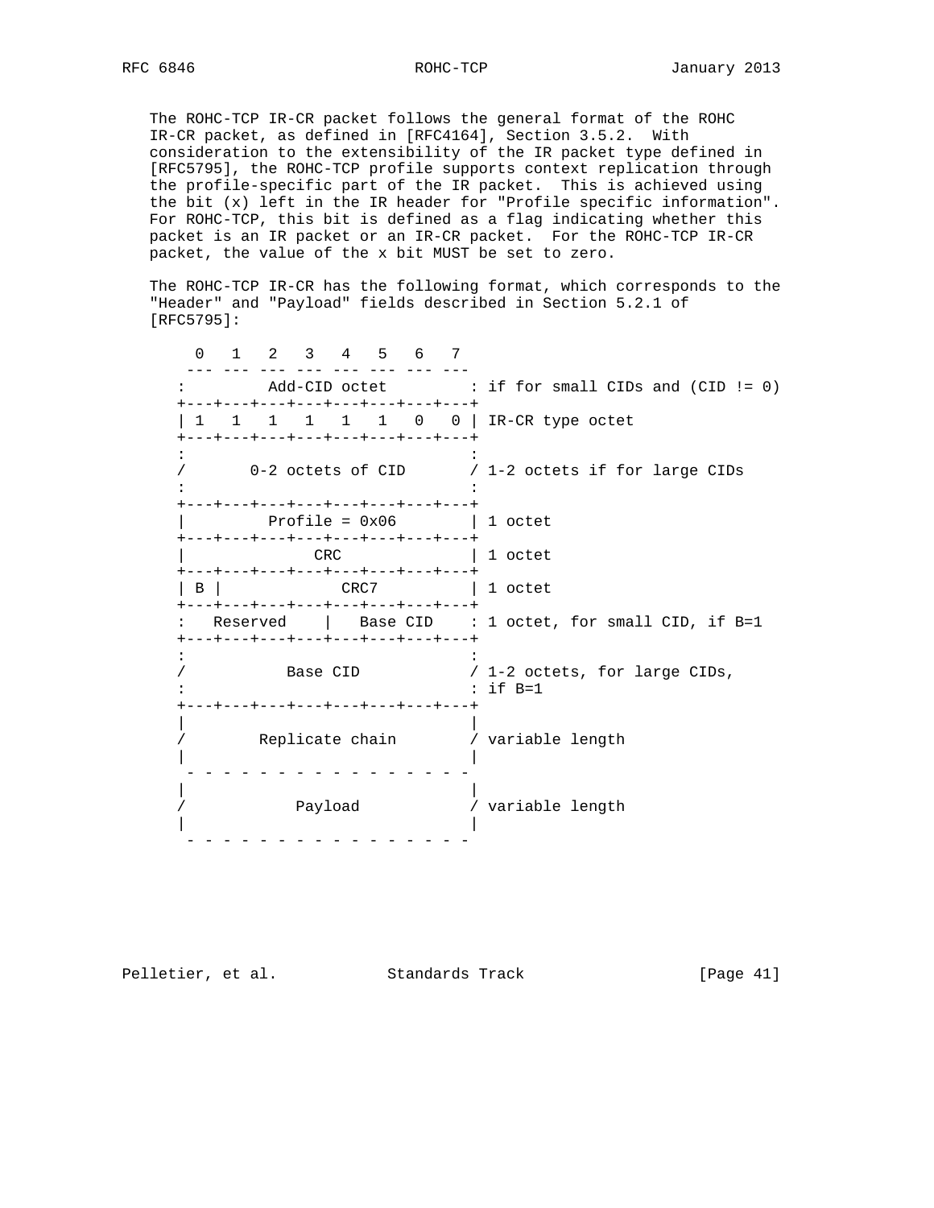The ROHC-TCP IR-CR packet follows the general format of the ROHC IR-CR packet, as defined in [RFC4164], Section 3.5.2. With consideration to the extensibility of the IR packet type defined in [RFC5795], the ROHC-TCP profile supports context replication through the profile-specific part of the IR packet. This is achieved using the bit (x) left in the IR header for "Profile specific information". For ROHC-TCP, this bit is defined as a flag indicating whether this packet is an IR packet or an IR-CR packet. For the ROHC-TCP IR-CR packet, the value of the x bit MUST be set to zero.

The ROHC-TCP IR-CR has the following format, which corresponds to the "Header" and "Payload" fields described in Section 5.2.1 of [RFC5795]:

```
  0   1   2   3   4   5   6   7
 --- --- --- --- --- --- --- ---
:         Add-CID octet         : if for small CIDs and (CID != 0)
+---+---+---+---+---+---+---+---+
| 1   1   1   1   1   1   0   0 | IR-CR type octet
+---+---+---+---+---+---+---+---+
:                               :
/       0-2 octets of CID       / 1-2 octets if for large CIDs
:                               :
+---+---+---+---+---+---+---+---+
|         Profile = 0x06        | 1 octet
+---+---+---+---+---+---+---+---+
|              CRC              | 1 octet
+---+---+---+---+---+---+---+---+
| B |            CRC7           | 1 octet
+---+---+---+---+---+---+---+---+
:   Reserved    |   Base CID    : 1 octet, for small CID, if B=1
+---+---+---+---+---+---+---+---+
:                               :
/           Base CID            / 1-2 octets, for large CIDs,
:                               : if B=1
+---+---+---+---+---+---+---+---+
|                               |
/        Replicate chain        / variable length
|                               |
 - - - - - - - - - - - - - - - -
|                               |
/            Payload            / variable length
|                               |
 - - - - - - - - - - - - - - - -
```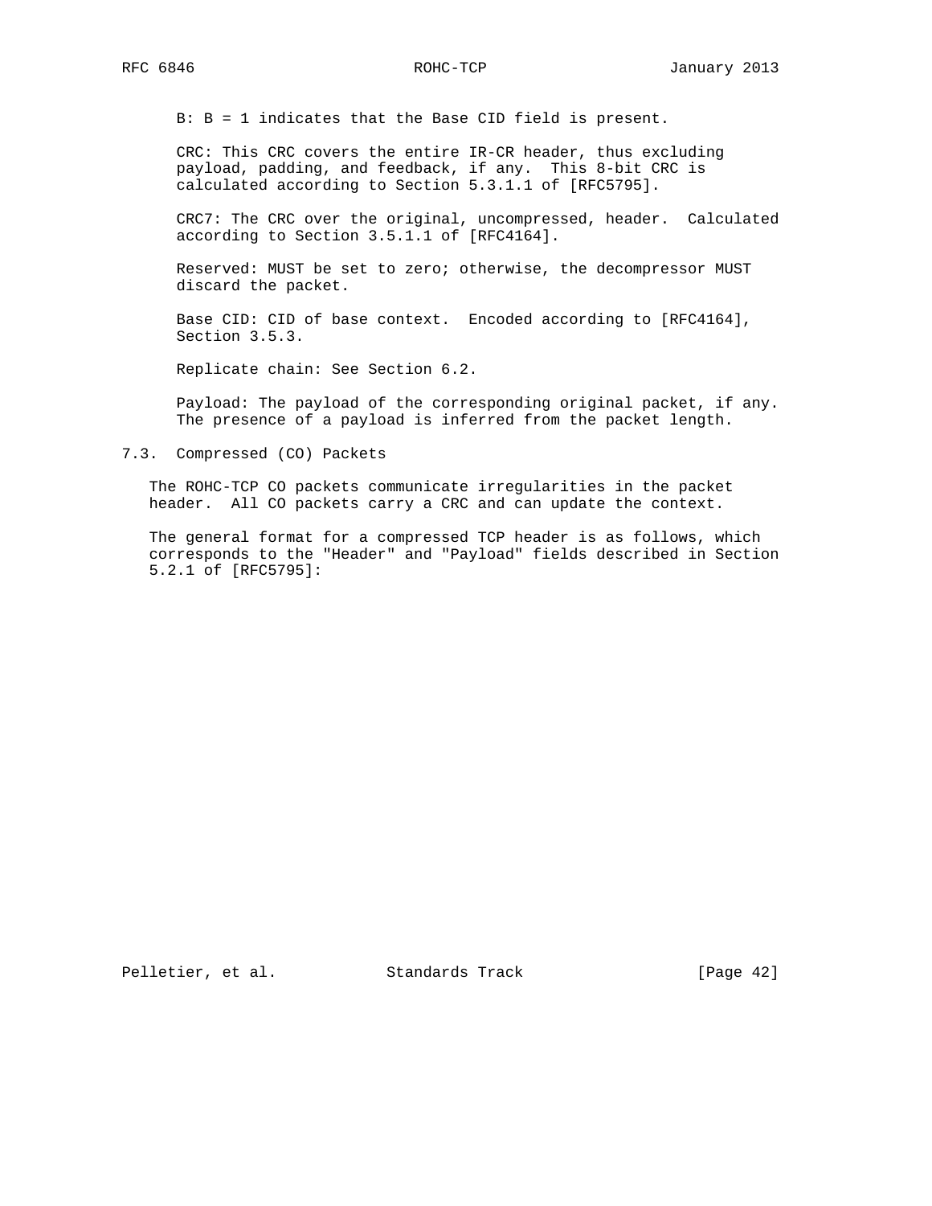B: B = 1 indicates that the Base CID field is present.

CRC: This CRC covers the entire IR-CR header, thus excluding payload, padding, and feedback, if any. This 8-bit CRC is calculated according to Section 5.3.1.1 of [RFC5795].

CRC7: The CRC over the original, uncompressed, header. Calculated according to Section 3.5.1.1 of [RFC4164].

Reserved: MUST be set to zero; otherwise, the decompressor MUST discard the packet.

Base CID: CID of base context. Encoded according to [RFC4164], Section 3.5.3.

Replicate chain: See Section 6.2.

Payload: The payload of the corresponding original packet, if any. The presence of a payload is inferred from the packet length.

## 7.3. Compressed (CO) Packets

The ROHC-TCP CO packets communicate irregularities in the packet header. All CO packets carry a CRC and can update the context.

The general format for a compressed TCP header is as follows, which corresponds to the "Header" and "Payload" fields described in Section 5.2.1 of [RFC5795]: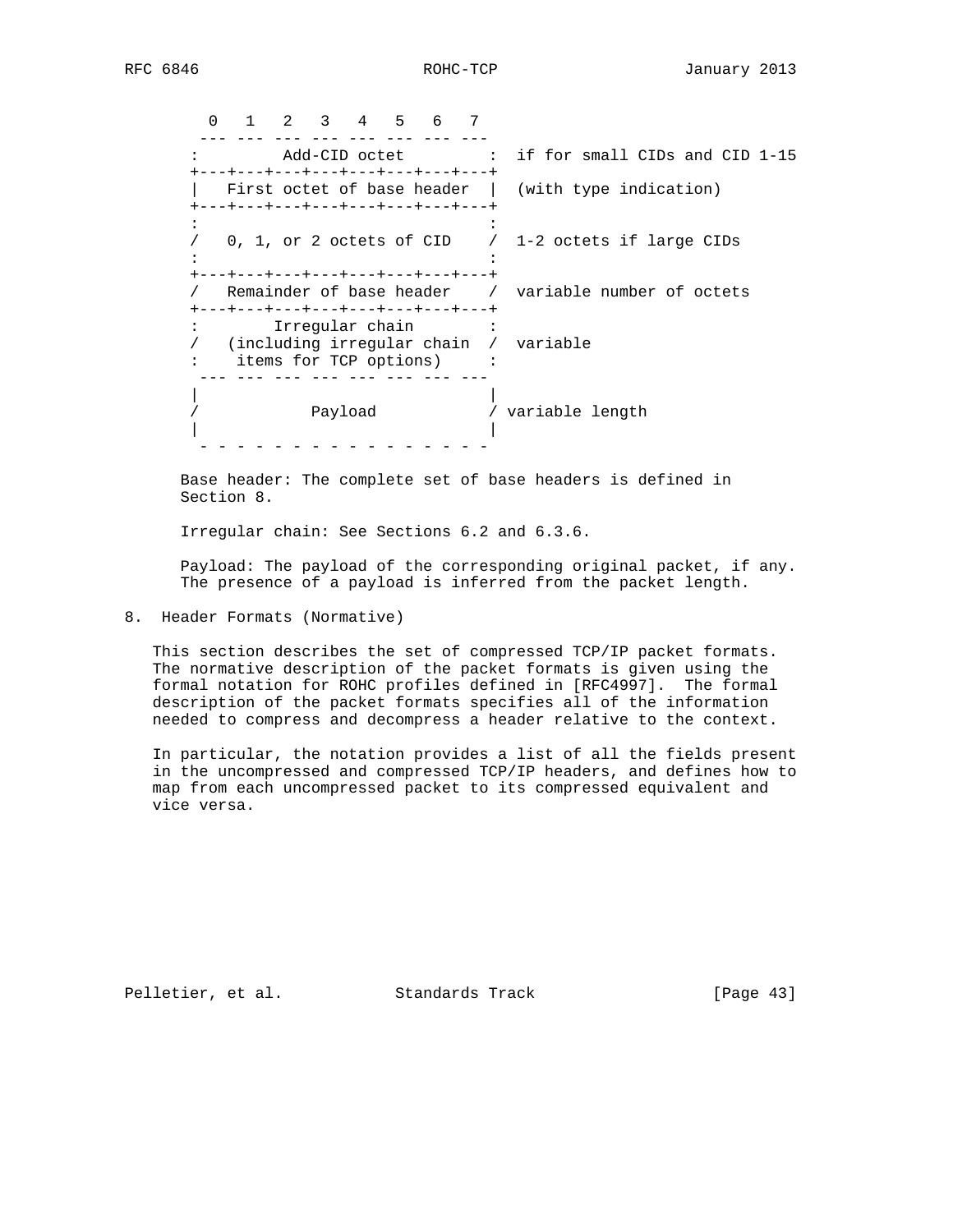```
  0   1   2   3   4   5   6   7
 --- --- --- --- --- --- --- ---
:         Add-CID octet         :  if for small CIDs and CID 1-15
+---+---+---+---+---+---+---+---+
|   First octet of base header  |  (with type indication)
+---+---+---+---+---+---+---+---+
:                               :
/   0, 1, or 2 octets of CID    /  1-2 octets if large CIDs
:                               :
+---+---+---+---+---+---+---+---+
/   Remainder of base header    /  variable number of octets
+---+---+---+---+---+---+---+---+
:        Irregular chain        :
/   (including irregular chain  /  variable
:    items for TCP options)     :
 --- --- --- --- --- --- --- ---
|                               |
/            Payload            / variable length
|                               |
 - - - - - - - - - - - - - - - -
```

Base header: The complete set of base headers is defined in Section 8.

Irregular chain: See Sections 6.2 and 6.3.6.

Payload: The payload of the corresponding original packet, if any. The presence of a payload is inferred from the packet length.

## 8. Header Formats (Normative)

This section describes the set of compressed TCP/IP packet formats. The normative description of the packet formats is given using the formal notation for ROHC profiles defined in [RFC4997]. The formal description of the packet formats specifies all of the information needed to compress and decompress a header relative to the context.

In particular, the notation provides a list of all the fields present in the uncompressed and compressed TCP/IP headers, and defines how to map from each uncompressed packet to its compressed equivalent and vice versa.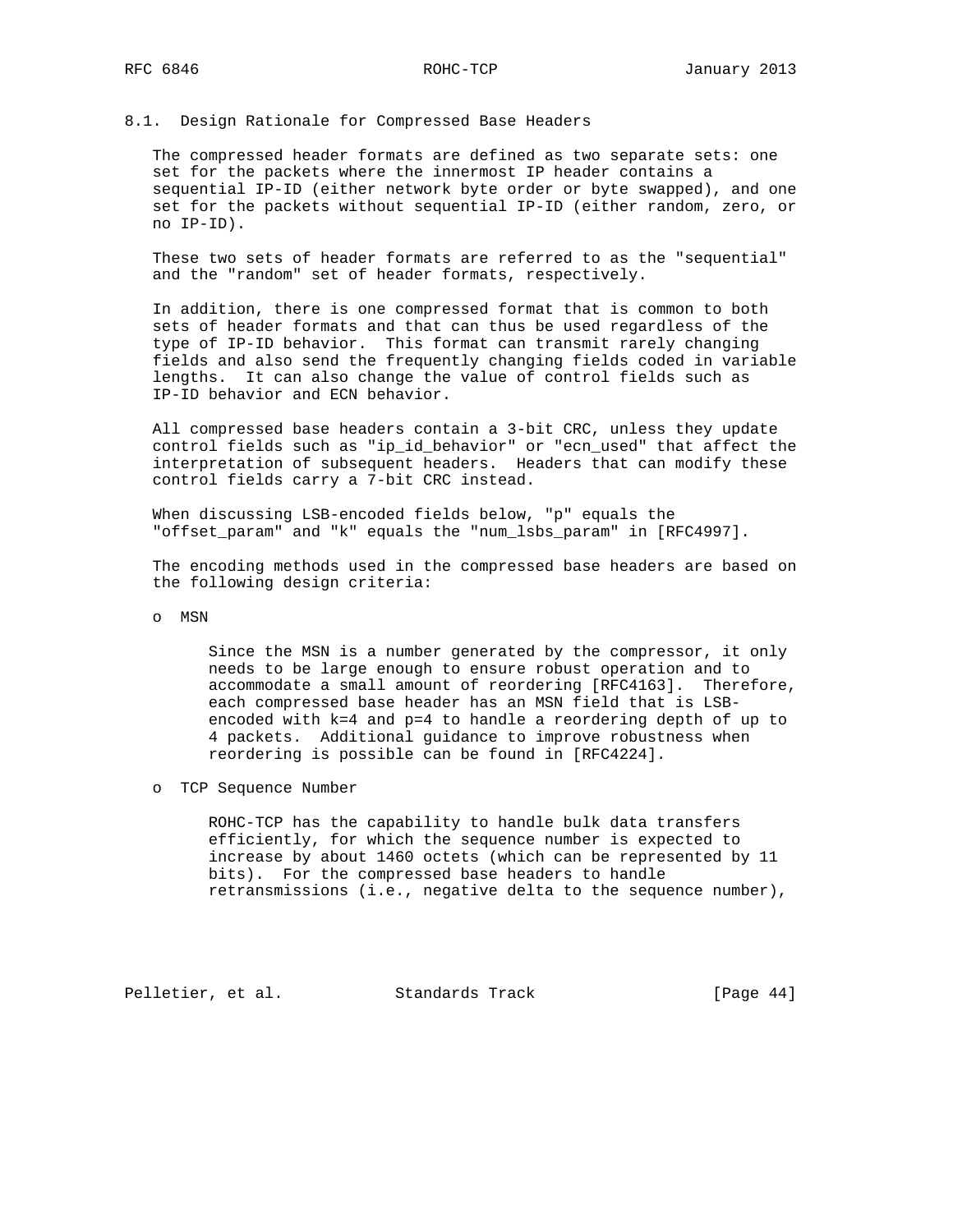### 8.1. Design Rationale for Compressed Base Headers

The compressed header formats are defined as two separate sets: one set for the packets where the innermost IP header contains a sequential IP-ID (either network byte order or byte swapped), and one set for the packets without sequential IP-ID (either random, zero, or no IP-ID).

These two sets of header formats are referred to as the "sequential" and the "random" set of header formats, respectively.

In addition, there is one compressed format that is common to both sets of header formats and that can thus be used regardless of the type of IP-ID behavior. This format can transmit rarely changing fields and also send the frequently changing fields coded in variable lengths. It can also change the value of control fields such as IP-ID behavior and ECN behavior.

All compressed base headers contain a 3-bit CRC, unless they update control fields such as "ip_id_behavior" or "ecn_used" that affect the interpretation of subsequent headers. Headers that can modify these control fields carry a 7-bit CRC instead.

When discussing LSB-encoded fields below, "p" equals the "offset_param" and "k" equals the "num_lsbs_param" in [RFC4997].

The encoding methods used in the compressed base headers are based on the following design criteria:

- MSN

  Since the MSN is a number generated by the compressor, it only needs to be large enough to ensure robust operation and to accommodate a small amount of reordering [RFC4163]. Therefore, each compressed base header has an MSN field that is LSB-encoded with k=4 and p=4 to handle a reordering depth of up to 4 packets. Additional guidance to improve robustness when reordering is possible can be found in [RFC4224].

- TCP Sequence Number

  ROHC-TCP has the capability to handle bulk data transfers efficiently, for which the sequence number is expected to increase by about 1460 octets (which can be represented by 11 bits). For the compressed base headers to handle retransmissions (i.e., negative delta to the sequence number),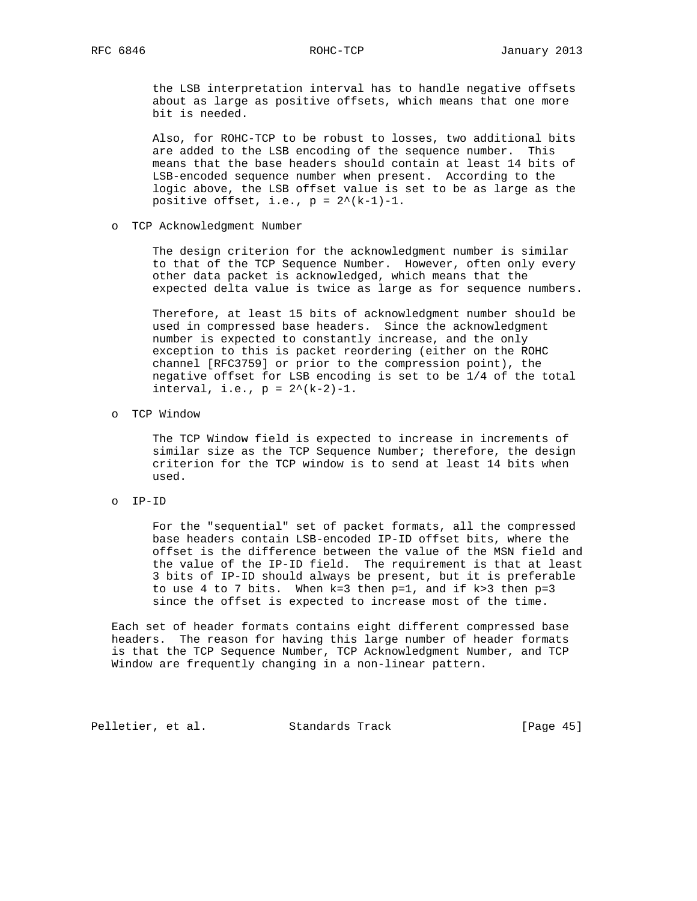the LSB interpretation interval has to handle negative offsets about as large as positive offsets, which means that one more bit is needed.

Also, for ROHC-TCP to be robust to losses, two additional bits are added to the LSB encoding of the sequence number. This means that the base headers should contain at least 14 bits of LSB-encoded sequence number when present. According to the logic above, the LSB offset value is set to be as large as the positive offset, i.e., $p = 2^{(k-1)}-1$.

- TCP Acknowledgment Number

  The design criterion for the acknowledgment number is similar to that of the TCP Sequence Number. However, often only every other data packet is acknowledged, which means that the expected delta value is twice as large as for sequence numbers.

  Therefore, at least 15 bits of acknowledgment number should be used in compressed base headers. Since the acknowledgment number is expected to constantly increase, and the only exception to this is packet reordering (either on the ROHC channel [RFC3759] or prior to the compression point), the negative offset for LSB encoding is set to be 1/4 of the total interval, i.e., $p = 2^{(k-2)}-1$.

- TCP Window

  The TCP Window field is expected to increase in increments of similar size as the TCP Sequence Number; therefore, the design criterion for the TCP window is to send at least 14 bits when used.

- IP-ID

  For the "sequential" set of packet formats, all the compressed base headers contain LSB-encoded IP-ID offset bits, where the offset is the difference between the value of the MSN field and the value of the IP-ID field. The requirement is that at least 3 bits of IP-ID should always be present, but it is preferable to use 4 to 7 bits. When $k=3$ then $p=1$, and if $k>3$ then $p=3$ since the offset is expected to increase most of the time.

Each set of header formats contains eight different compressed base headers. The reason for having this large number of header formats is that the TCP Sequence Number, TCP Acknowledgment Number, and TCP Window are frequently changing in a non-linear pattern.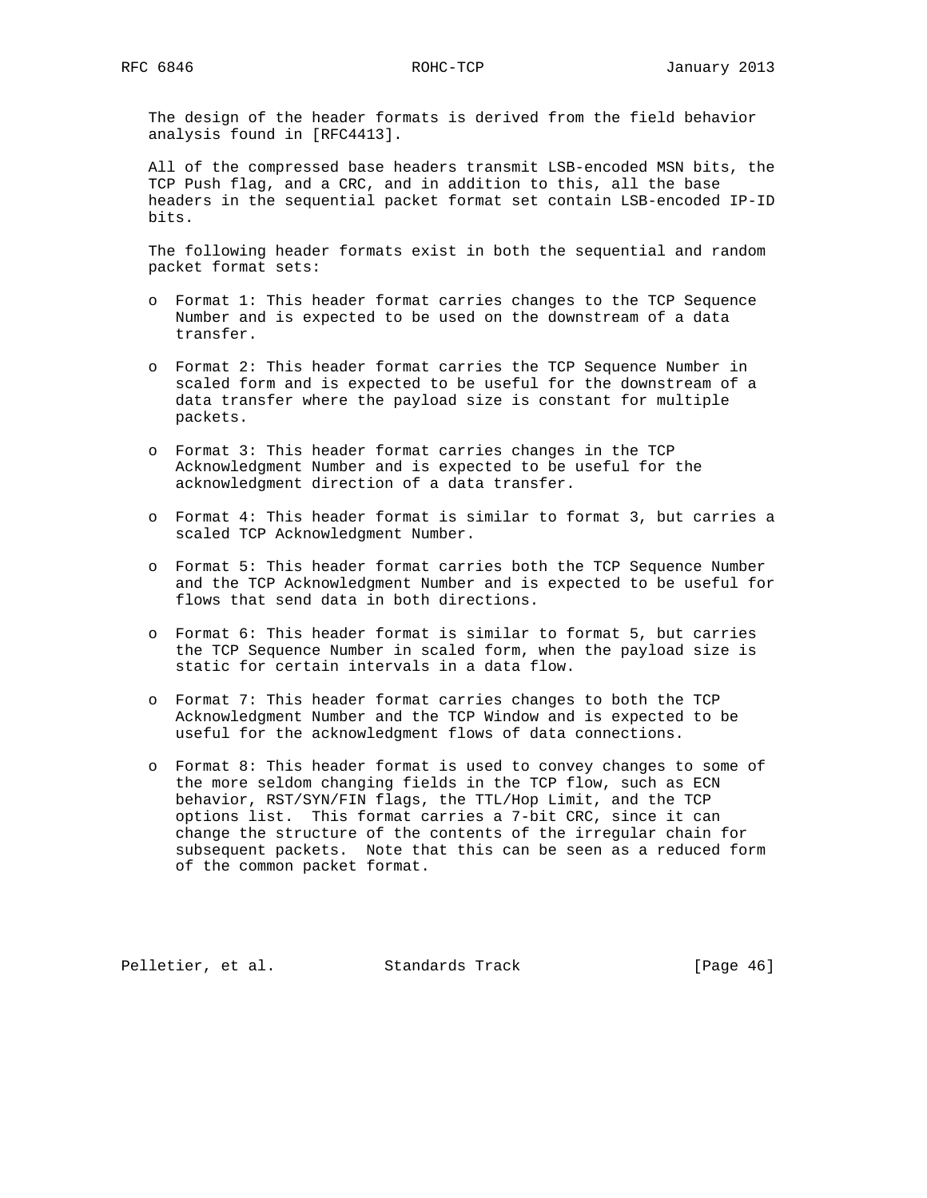The design of the header formats is derived from the field behavior analysis found in [RFC4413].

All of the compressed base headers transmit LSB-encoded MSN bits, the TCP Push flag, and a CRC, and in addition to this, all the base headers in the sequential packet format set contain LSB-encoded IP-ID bits.

The following header formats exist in both the sequential and random packet format sets:

- Format 1: This header format carries changes to the TCP Sequence Number and is expected to be used on the downstream of a data transfer.
- Format 2: This header format carries the TCP Sequence Number in scaled form and is expected to be useful for the downstream of a data transfer where the payload size is constant for multiple packets.
- Format 3: This header format carries changes in the TCP Acknowledgment Number and is expected to be useful for the acknowledgment direction of a data transfer.
- Format 4: This header format is similar to format 3, but carries a scaled TCP Acknowledgment Number.
- Format 5: This header format carries both the TCP Sequence Number and the TCP Acknowledgment Number and is expected to be useful for flows that send data in both directions.
- Format 6: This header format is similar to format 5, but carries the TCP Sequence Number in scaled form, when the payload size is static for certain intervals in a data flow.
- Format 7: This header format carries changes to both the TCP Acknowledgment Number and the TCP Window and is expected to be useful for the acknowledgment flows of data connections.
- Format 8: This header format is used to convey changes to some of the more seldom changing fields in the TCP flow, such as ECN behavior, RST/SYN/FIN flags, the TTL/Hop Limit, and the TCP options list. This format carries a 7-bit CRC, since it can change the structure of the contents of the irregular chain for subsequent packets. Note that this can be seen as a reduced form of the common packet format.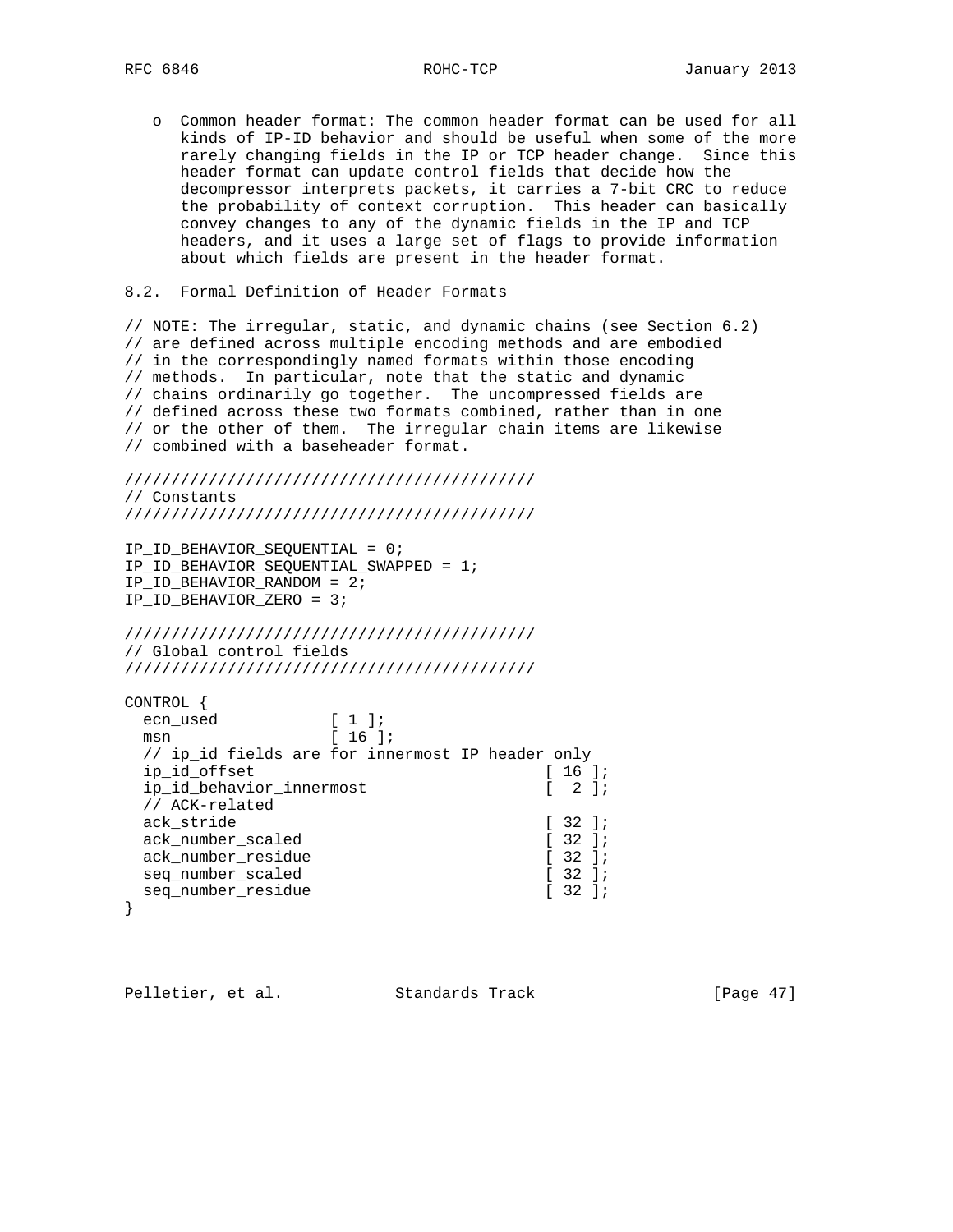o Common header format: The common header format can be used for all kinds of IP-ID behavior and should be useful when some of the more rarely changing fields in the IP or TCP header change. Since this header format can update control fields that decide how the decompressor interprets packets, it carries a 7-bit CRC to reduce the probability of context corruption. This header can basically convey changes to any of the dynamic fields in the IP and TCP headers, and it uses a large set of flags to provide information about which fields are present in the header format.

## 8.2. Formal Definition of Header Formats

```
// NOTE: The irregular, static, and dynamic chains (see Section 6.2)
// are defined across multiple encoding methods and are embodied
// in the correspondingly named formats within those encoding
// methods.  In particular, note that the static and dynamic
// chains ordinarily go together.  The uncompressed fields are
// defined across these two formats combined, rather than in one
// or the other of them.  The irregular chain items are likewise
// combined with a baseheader format.

////////////////////////////////////////////
// Constants
////////////////////////////////////////////

IP_ID_BEHAVIOR_SEQUENTIAL = 0;
IP_ID_BEHAVIOR_SEQUENTIAL_SWAPPED = 1;
IP_ID_BEHAVIOR_RANDOM = 2;
IP_ID_BEHAVIOR_ZERO = 3;

////////////////////////////////////////////
// Global control fields
////////////////////////////////////////////

CONTROL {
  ecn_used            [ 1 ];
  msn                 [ 16 ];
  // ip_id fields are for innermost IP header only
  ip_id_offset                             [ 16 ];
  ip_id_behavior_innermost                 [  2 ];
  // ACK-related
  ack_stride                               [ 32 ];
  ack_number_scaled                        [ 32 ];
  ack_number_residue                       [ 32 ];
  seq_number_scaled                        [ 32 ];
  seq_number_residue                       [ 32 ];
}
```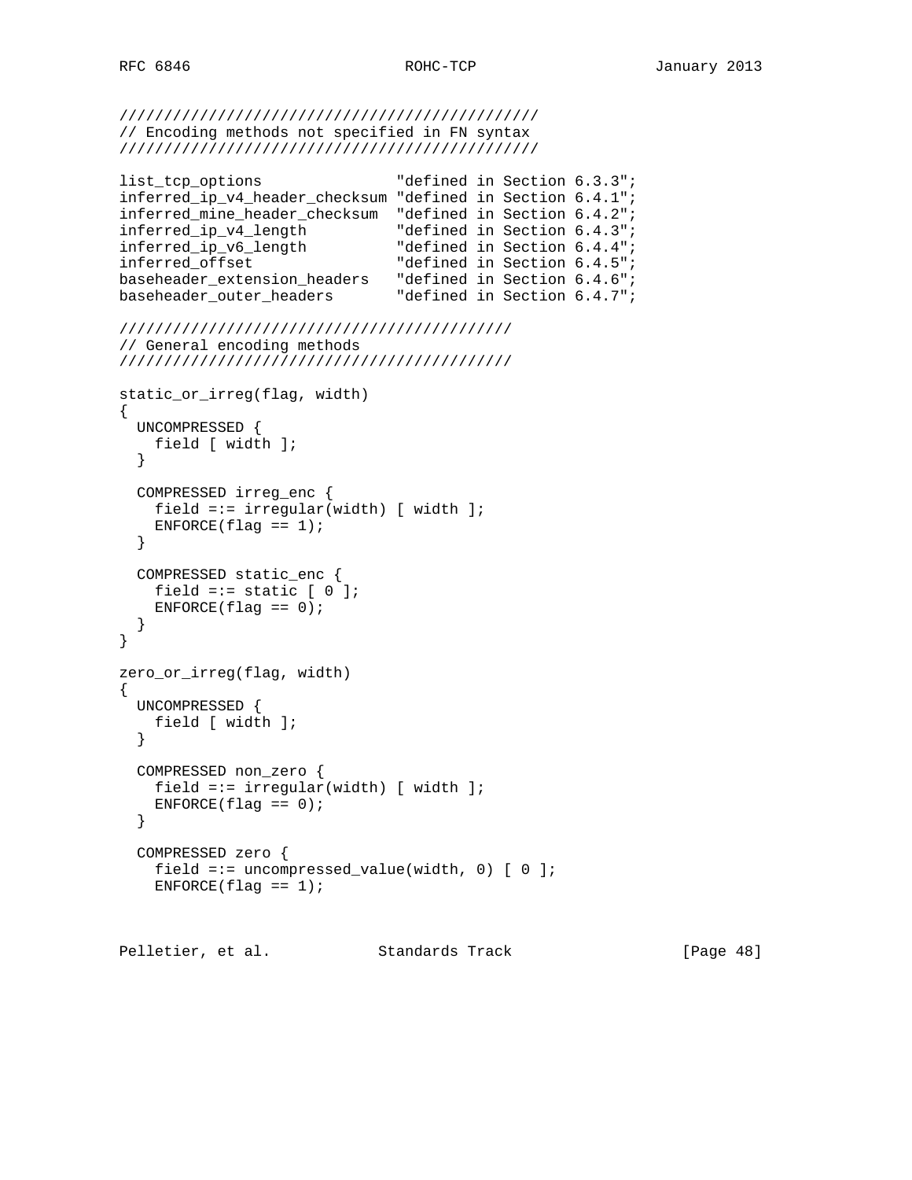```
////////////////////////////////////////////////
// Encoding methods not specified in FN syntax
////////////////////////////////////////////////

list_tcp_options               "defined in Section 6.3.3";
inferred_ip_v4_header_checksum "defined in Section 6.4.1";
inferred_mine_header_checksum  "defined in Section 6.4.2";
inferred_ip_v4_length          "defined in Section 6.4.3";
inferred_ip_v6_length          "defined in Section 6.4.4";
inferred_offset                "defined in Section 6.4.5";
baseheader_extension_headers   "defined in Section 6.4.6";
baseheader_outer_headers       "defined in Section 6.4.7";

////////////////////////////////////////////
// General encoding methods
////////////////////////////////////////////

static_or_irreg(flag, width)
{
  UNCOMPRESSED {
    field [ width ];
  }

  COMPRESSED irreg_enc {
    field =:= irregular(width) [ width ];
    ENFORCE(flag == 1);
  }

  COMPRESSED static_enc {
    field =:= static [ 0 ];
    ENFORCE(flag == 0);
  }
}

zero_or_irreg(flag, width)
{
  UNCOMPRESSED {
    field [ width ];
  }

  COMPRESSED non_zero {
    field =:= irregular(width) [ width ];
    ENFORCE(flag == 0);
  }

  COMPRESSED zero {
    field =:= uncompressed_value(width, 0) [ 0 ];
    ENFORCE(flag == 1);
```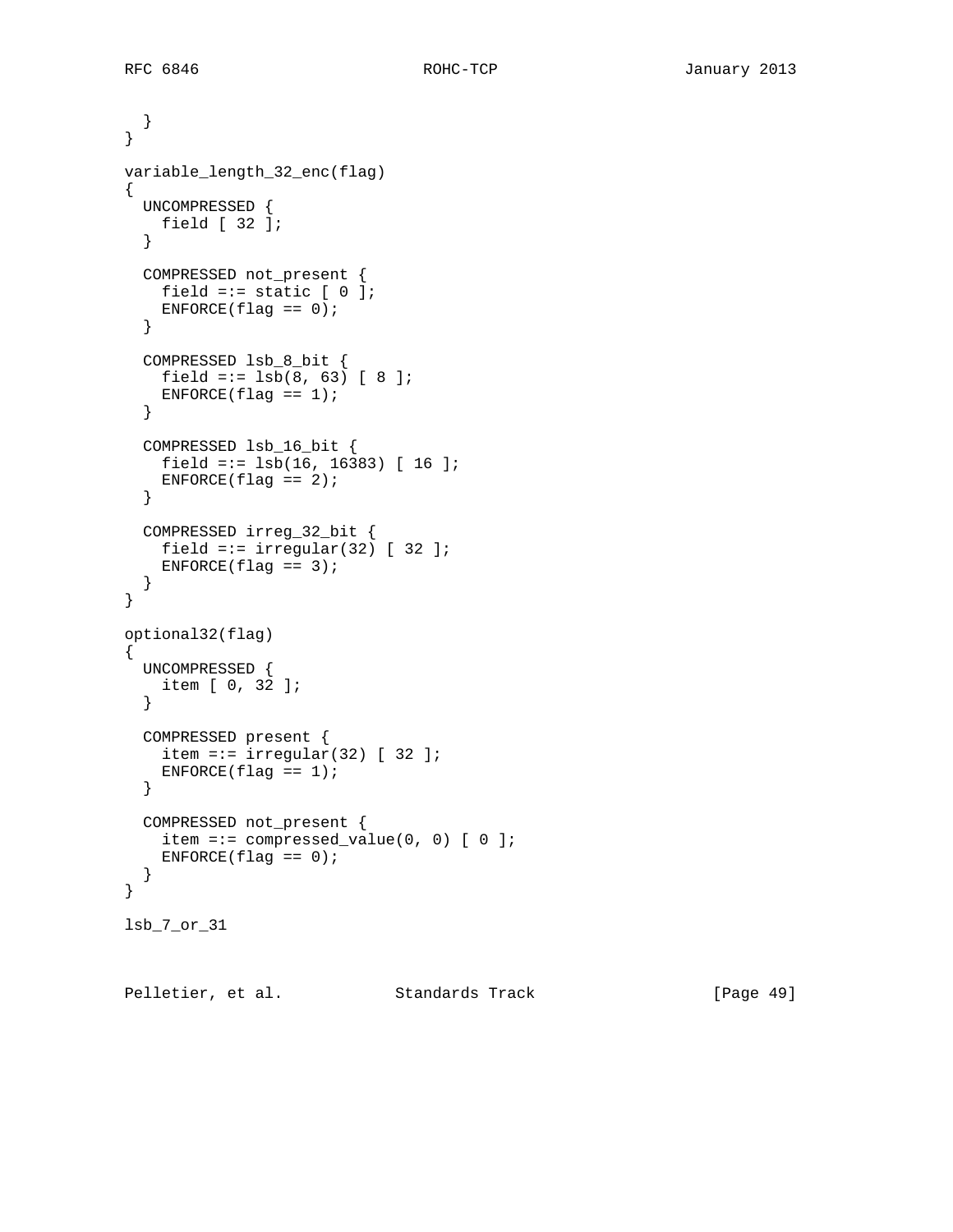```
  }
}

variable_length_32_enc(flag)
{
  UNCOMPRESSED {
    field [ 32 ];
  }

  COMPRESSED not_present {
    field =:= static [ 0 ];
    ENFORCE(flag == 0);
  }

  COMPRESSED lsb_8_bit {
    field =:= lsb(8, 63) [ 8 ];
    ENFORCE(flag == 1);
  }

  COMPRESSED lsb_16_bit {
    field =:= lsb(16, 16383) [ 16 ];
    ENFORCE(flag == 2);
  }

  COMPRESSED irreg_32_bit {
    field =:= irregular(32) [ 32 ];
    ENFORCE(flag == 3);
  }
}

optional32(flag)
{
  UNCOMPRESSED {
    item [ 0, 32 ];
  }

  COMPRESSED present {
    item =:= irregular(32) [ 32 ];
    ENFORCE(flag == 1);
  }

  COMPRESSED not_present {
    item =:= compressed_value(0, 0) [ 0 ];
    ENFORCE(flag == 0);
  }
}

lsb_7_or_31
```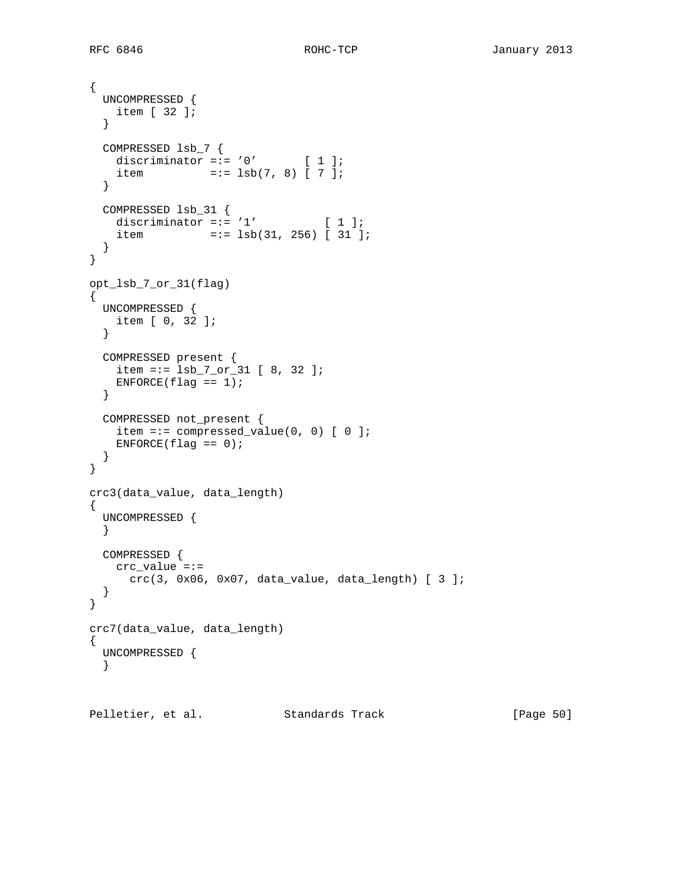```
{
  UNCOMPRESSED {
    item [ 32 ];
  }

  COMPRESSED lsb_7 {
    discriminator =:= '0'       [ 1 ];
    item          =:= lsb(7, 8) [ 7 ];
  }

  COMPRESSED lsb_31 {
    discriminator =:= '1'          [ 1 ];
    item          =:= lsb(31, 256) [ 31 ];
  }
}

opt_lsb_7_or_31(flag)
{
  UNCOMPRESSED {
    item [ 0, 32 ];
  }

  COMPRESSED present {
    item =:= lsb_7_or_31 [ 8, 32 ];
    ENFORCE(flag == 1);
  }

  COMPRESSED not_present {
    item =:= compressed_value(0, 0) [ 0 ];
    ENFORCE(flag == 0);
  }
}

crc3(data_value, data_length)
{
  UNCOMPRESSED {
  }

  COMPRESSED {
    crc_value =:=
      crc(3, 0x06, 0x07, data_value, data_length) [ 3 ];
  }
}

crc7(data_value, data_length)
{
  UNCOMPRESSED {
  }
```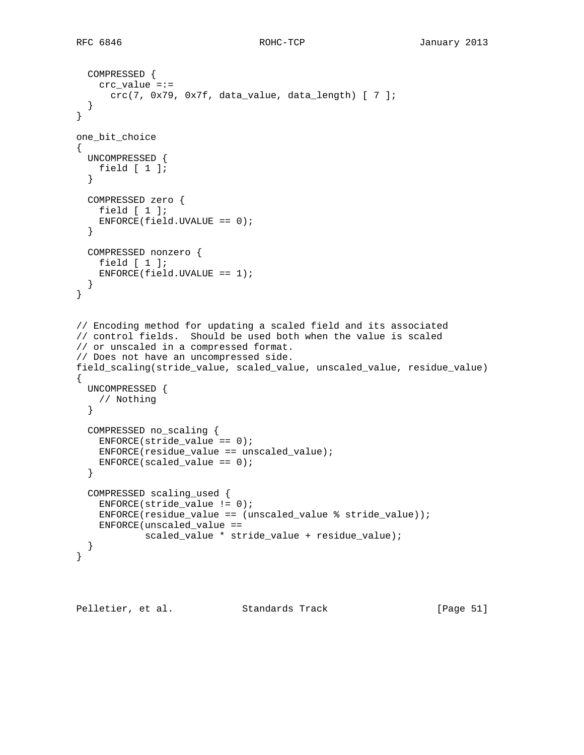```
  COMPRESSED {
    crc_value =:=
      crc(7, 0x79, 0x7f, data_value, data_length) [ 7 ];
  }
}

one_bit_choice
{
  UNCOMPRESSED {
    field [ 1 ];
  }

  COMPRESSED zero {
    field [ 1 ];
    ENFORCE(field.UVALUE == 0);
  }

  COMPRESSED nonzero {
    field [ 1 ];
    ENFORCE(field.UVALUE == 1);
  }
}


// Encoding method for updating a scaled field and its associated
// control fields.  Should be used both when the value is scaled
// or unscaled in a compressed format.
// Does not have an uncompressed side.
field_scaling(stride_value, scaled_value, unscaled_value, residue_value)
{
  UNCOMPRESSED {
    // Nothing
  }

  COMPRESSED no_scaling {
    ENFORCE(stride_value == 0);
    ENFORCE(residue_value == unscaled_value);
    ENFORCE(scaled_value == 0);
  }

  COMPRESSED scaling_used {
    ENFORCE(stride_value != 0);
    ENFORCE(residue_value == (unscaled_value % stride_value));
    ENFORCE(unscaled_value ==
            scaled_value * stride_value + residue_value);
  }
}
```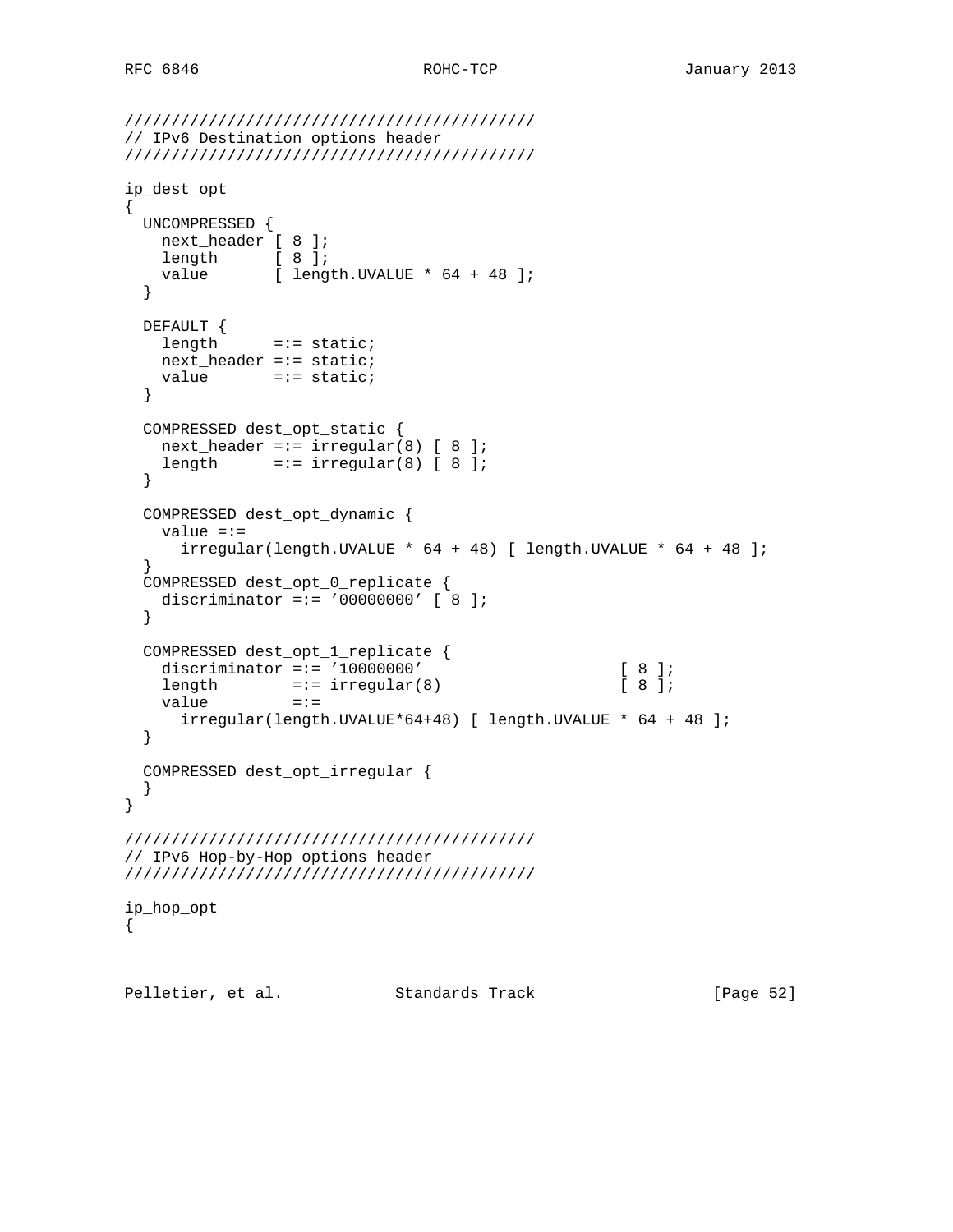```
///////////////////////////////////////////
// IPv6 Destination options header
///////////////////////////////////////////

ip_dest_opt
{
  UNCOMPRESSED {
    next_header [ 8 ];
    length      [ 8 ];
    value       [ length.UVALUE * 64 + 48 ];
  }

  DEFAULT {
    length      =:= static;
    next_header =:= static;
    value       =:= static;
  }

  COMPRESSED dest_opt_static {
    next_header =:= irregular(8) [ 8 ];
    length      =:= irregular(8) [ 8 ];
  }

  COMPRESSED dest_opt_dynamic {
    value =:=
      irregular(length.UVALUE * 64 + 48) [ length.UVALUE * 64 + 48 ];
  }
  COMPRESSED dest_opt_0_replicate {
    discriminator =:= '00000000' [ 8 ];
  }

  COMPRESSED dest_opt_1_replicate {
    discriminator =:= '10000000'                    [ 8 ];
    length        =:= irregular(8)                  [ 8 ];
    value         =:=
      irregular(length.UVALUE*64+48) [ length.UVALUE * 64 + 48 ];
  }

  COMPRESSED dest_opt_irregular {
  }
}

///////////////////////////////////////////
// IPv6 Hop-by-Hop options header
///////////////////////////////////////////

ip_hop_opt
{
```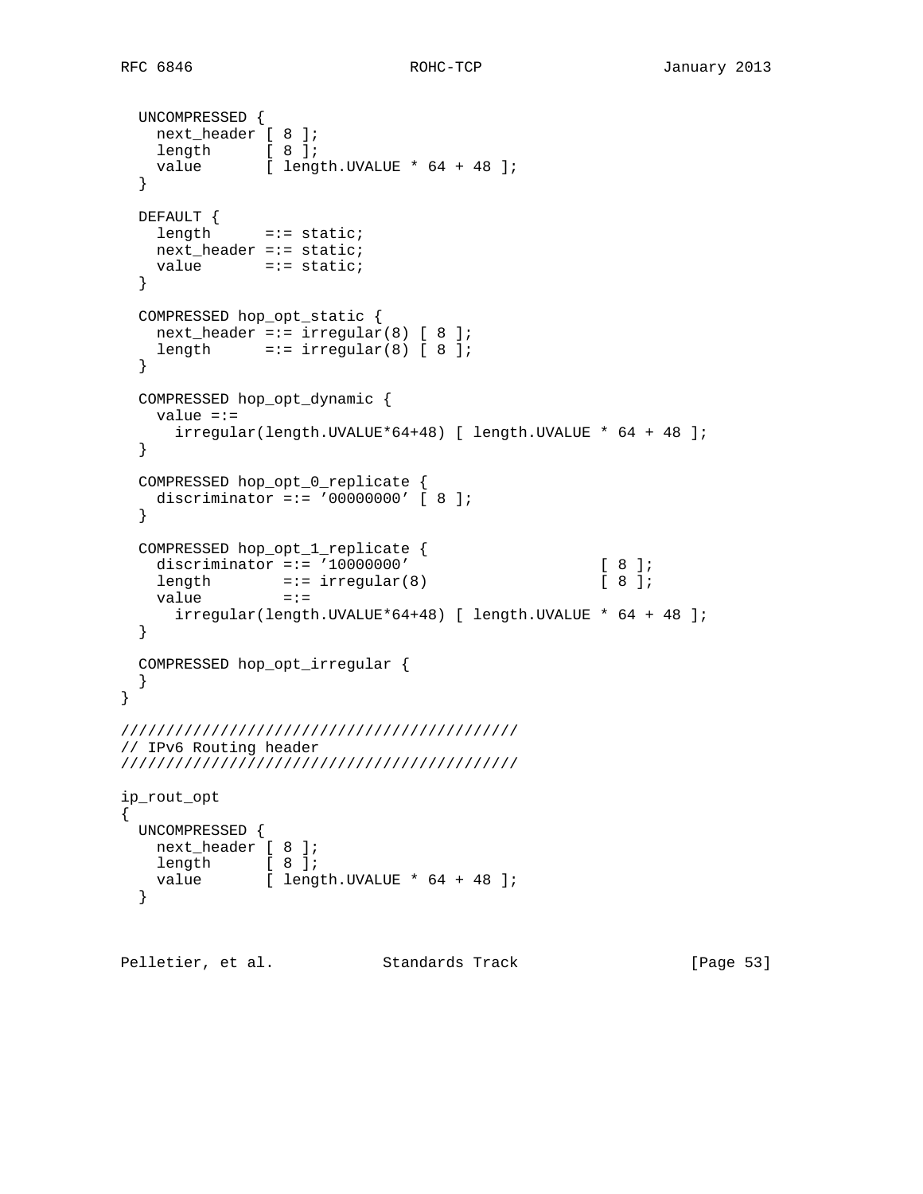```
  UNCOMPRESSED {
    next_header [ 8 ];
    length      [ 8 ];
    value       [ length.UVALUE * 64 + 48 ];
  }

  DEFAULT {
    length      =:= static;
    next_header =:= static;
    value       =:= static;
  }

  COMPRESSED hop_opt_static {
    next_header =:= irregular(8) [ 8 ];
    length      =:= irregular(8) [ 8 ];
  }

  COMPRESSED hop_opt_dynamic {
    value =:=
      irregular(length.UVALUE*64+48) [ length.UVALUE * 64 + 48 ];
  }

  COMPRESSED hop_opt_0_replicate {
    discriminator =:= '00000000' [ 8 ];
  }

  COMPRESSED hop_opt_1_replicate {
    discriminator =:= '10000000'                    [ 8 ];
    length        =:= irregular(8)                  [ 8 ];
    value         =:=
      irregular(length.UVALUE*64+48) [ length.UVALUE * 64 + 48 ];
  }

  COMPRESSED hop_opt_irregular {
  }
}

////////////////////////////////////////////
// IPv6 Routing header
////////////////////////////////////////////

ip_rout_opt
{
  UNCOMPRESSED {
    next_header [ 8 ];
    length      [ 8 ];
    value       [ length.UVALUE * 64 + 48 ];
  }
```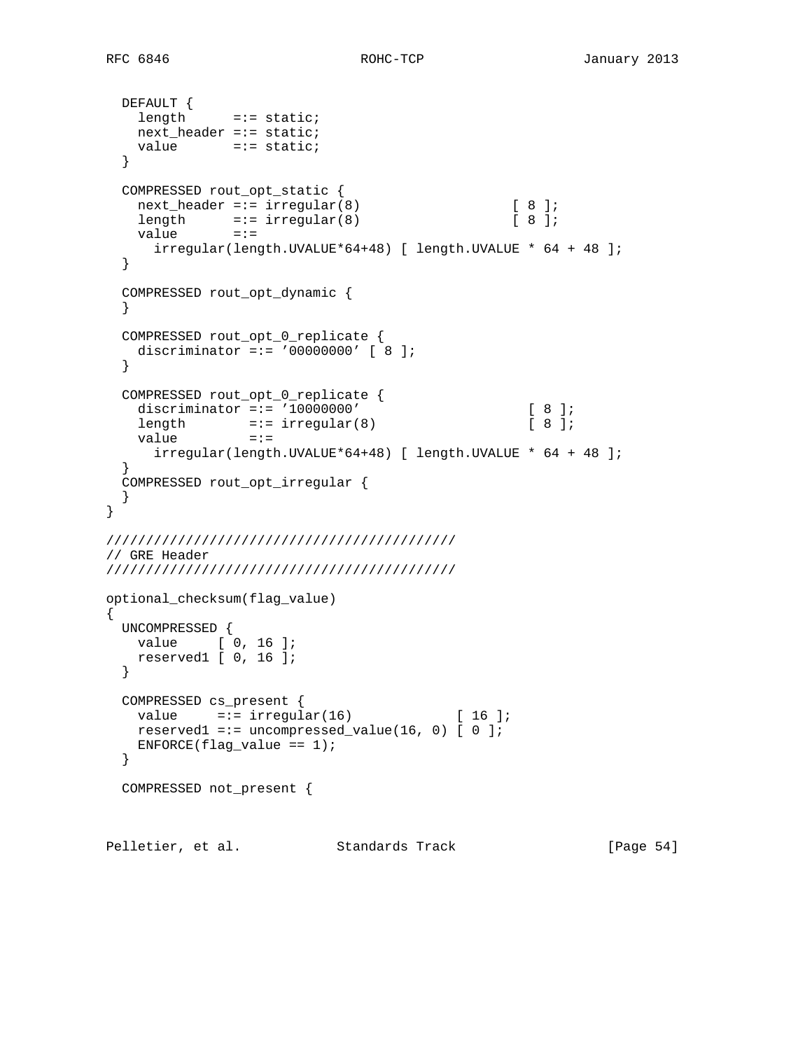```
  DEFAULT {
    length      =:= static;
    next_header =:= static;
    value       =:= static;
  }

  COMPRESSED rout_opt_static {
    next_header =:= irregular(8)                   [ 8 ];
    length      =:= irregular(8)                   [ 8 ];
    value       =:=
      irregular(length.UVALUE*64+48) [ length.UVALUE * 64 + 48 ];
  }

  COMPRESSED rout_opt_dynamic {
  }

  COMPRESSED rout_opt_0_replicate {
    discriminator =:= '00000000' [ 8 ];
  }

  COMPRESSED rout_opt_0_replicate {
    discriminator =:= '10000000'                     [ 8 ];
    length        =:= irregular(8)                   [ 8 ];
    value         =:=
      irregular(length.UVALUE*64+48) [ length.UVALUE * 64 + 48 ];
  }
  COMPRESSED rout_opt_irregular {
  }
}

////////////////////////////////////////////
// GRE Header
////////////////////////////////////////////

optional_checksum(flag_value)
{
  UNCOMPRESSED {
    value     [ 0, 16 ];
    reserved1 [ 0, 16 ];
  }

  COMPRESSED cs_present {
    value     =:= irregular(16)             [ 16 ];
    reserved1 =:= uncompressed_value(16, 0) [ 0 ];
    ENFORCE(flag_value == 1);
  }

  COMPRESSED not_present {
```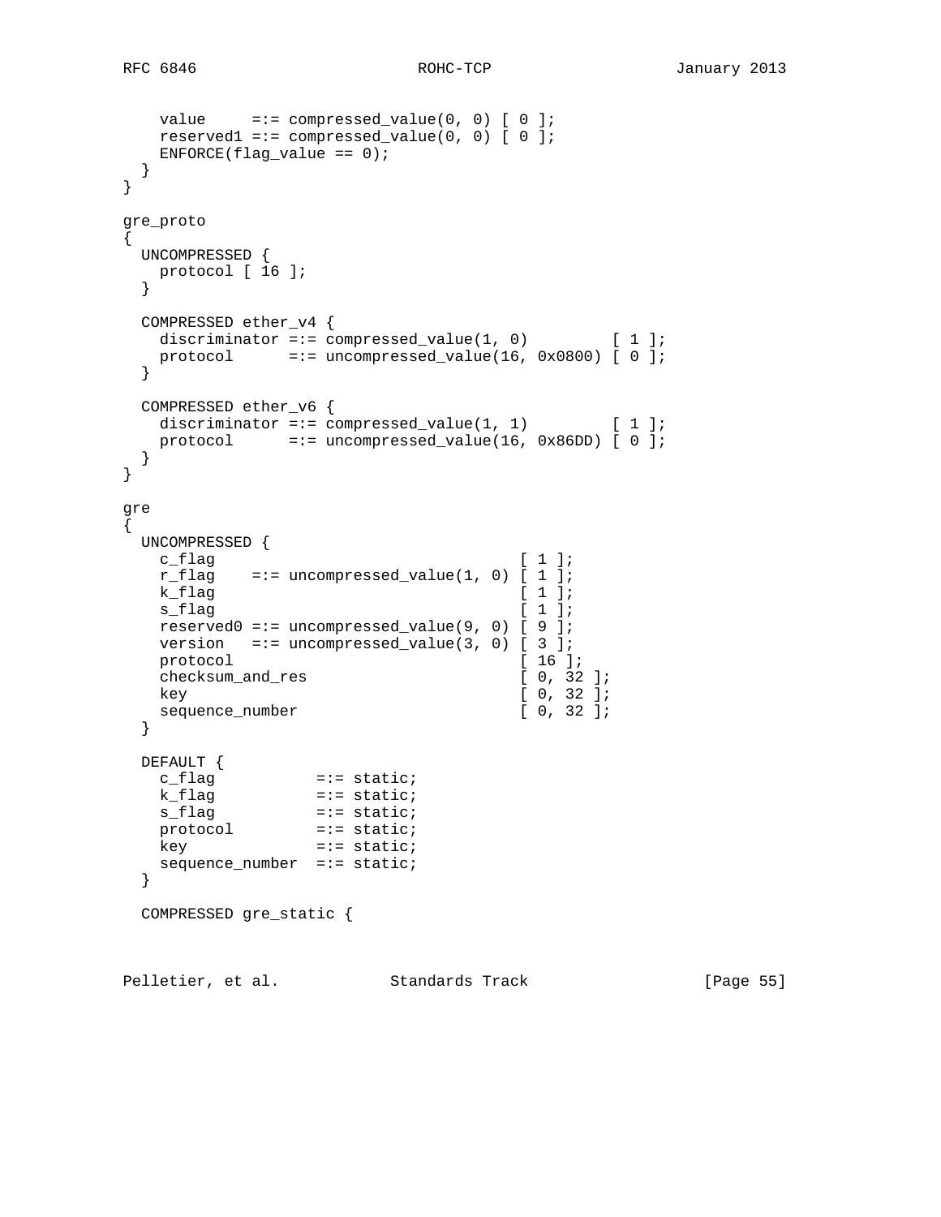```
    value     =:= compressed_value(0, 0) [ 0 ];
    reserved1 =:= compressed_value(0, 0) [ 0 ];
    ENFORCE(flag_value == 0);
  }
}

gre_proto
{
  UNCOMPRESSED {
    protocol [ 16 ];
  }

  COMPRESSED ether_v4 {
    discriminator =:= compressed_value(1, 0)         [ 1 ];
    protocol      =:= uncompressed_value(16, 0x0800) [ 0 ];
  }

  COMPRESSED ether_v6 {
    discriminator =:= compressed_value(1, 1)         [ 1 ];
    protocol      =:= uncompressed_value(16, 0x86DD) [ 0 ];
  }
}

gre
{
  UNCOMPRESSED {
    c_flag                                 [ 1 ];
    r_flag    =:= uncompressed_value(1, 0) [ 1 ];
    k_flag                                 [ 1 ];
    s_flag                                 [ 1 ];
    reserved0 =:= uncompressed_value(9, 0) [ 9 ];
    version   =:= uncompressed_value(3, 0) [ 3 ];
    protocol                               [ 16 ];
    checksum_and_res                       [ 0, 32 ];
    key                                    [ 0, 32 ];
    sequence_number                        [ 0, 32 ];
  }

  DEFAULT {
    c_flag           =:= static;
    k_flag           =:= static;
    s_flag           =:= static;
    protocol         =:= static;
    key              =:= static;
    sequence_number  =:= static;
  }

  COMPRESSED gre_static {
```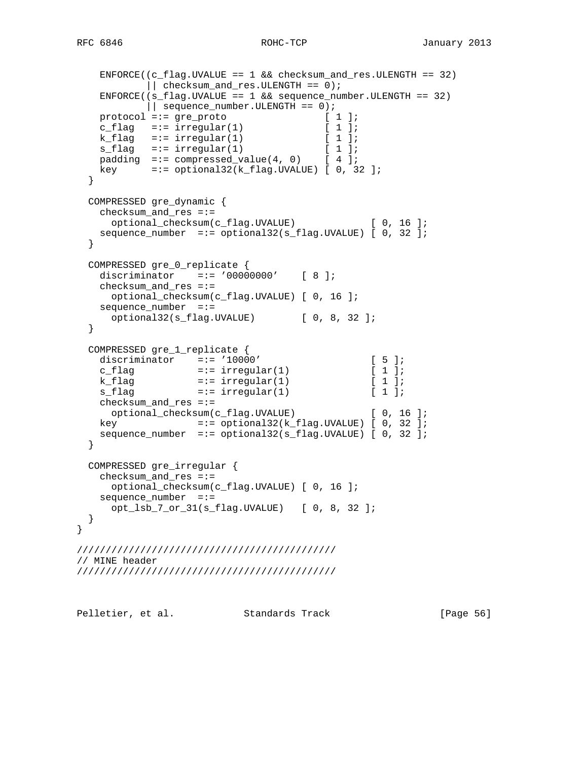```
    ENFORCE((c_flag.UVALUE == 1 && checksum_and_res.ULENGTH == 32)
            || checksum_and_res.ULENGTH == 0);
    ENFORCE((s_flag.UVALUE == 1 && sequence_number.ULENGTH == 32)
            || sequence_number.ULENGTH == 0);
    protocol =:= gre_proto                [ 1 ];
    c_flag   =:= irregular(1)             [ 1 ];
    k_flag   =:= irregular(1)             [ 1 ];
    s_flag   =:= irregular(1)             [ 1 ];
    padding  =:= compressed_value(4, 0)    [ 4 ];
    key      =:= optional32(k_flag.UVALUE) [ 0, 32 ];
  }

  COMPRESSED gre_dynamic {
    checksum_and_res =:=
      optional_checksum(c_flag.UVALUE)             [ 0, 16 ];
    sequence_number  =:= optional32(s_flag.UVALUE) [ 0, 32 ];
  }

  COMPRESSED gre_0_replicate {
    discriminator    =:= '00000000'    [ 8 ];
    checksum_and_res =:=
      optional_checksum(c_flag.UVALUE) [ 0, 16 ];
    sequence_number  =:=
      optional32(s_flag.UVALUE)        [ 0, 8, 32 ];
  }

  COMPRESSED gre_1_replicate {
    discriminator    =:= '10000'                    [ 5 ];
    c_flag           =:= irregular(1)               [ 1 ];
    k_flag           =:= irregular(1)               [ 1 ];
    s_flag           =:= irregular(1)               [ 1 ];
    checksum_and_res =:=
      optional_checksum(c_flag.UVALUE)             [ 0, 16 ];
    key              =:= optional32(k_flag.UVALUE) [ 0, 32 ];
    sequence_number  =:= optional32(s_flag.UVALUE) [ 0, 32 ];
  }

  COMPRESSED gre_irregular {
    checksum_and_res =:=
      optional_checksum(c_flag.UVALUE) [ 0, 16 ];
    sequence_number  =:=
      opt_lsb_7_or_31(s_flag.UVALUE)   [ 0, 8, 32 ];
  }
}

////////////////////////////////////////////
// MINE header
////////////////////////////////////////////
```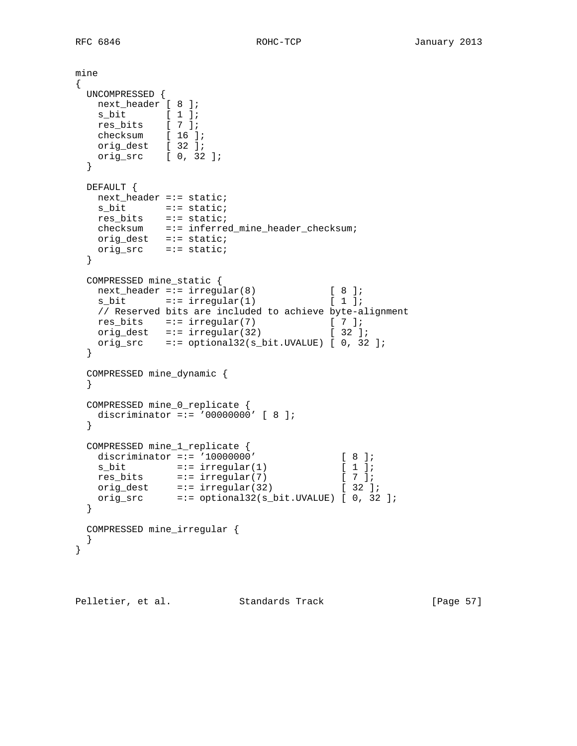```
mine
{
  UNCOMPRESSED {
    next_header [ 8 ];
    s_bit       [ 1 ];
    res_bits    [ 7 ];
    checksum    [ 16 ];
    orig_dest   [ 32 ];
    orig_src    [ 0, 32 ];
  }

  DEFAULT {
    next_header =:= static;
    s_bit       =:= static;
    res_bits    =:= static;
    checksum    =:= inferred_mine_header_checksum;
    orig_dest   =:= static;
    orig_src    =:= static;
  }

  COMPRESSED mine_static {
    next_header =:= irregular(8)             [ 8 ];
    s_bit       =:= irregular(1)             [ 1 ];
    // Reserved bits are included to achieve byte-alignment
    res_bits    =:= irregular(7)             [ 7 ];
    orig_dest   =:= irregular(32)            [ 32 ];
    orig_src    =:= optional32(s_bit.UVALUE) [ 0, 32 ];
  }

  COMPRESSED mine_dynamic {
  }

  COMPRESSED mine_0_replicate {
    discriminator =:= '00000000' [ 8 ];
  }

  COMPRESSED mine_1_replicate {
    discriminator =:= '10000000'               [ 8 ];
    s_bit         =:= irregular(1)             [ 1 ];
    res_bits      =:= irregular(7)             [ 7 ];
    orig_dest     =:= irregular(32)            [ 32 ];
    orig_src      =:= optional32(s_bit.UVALUE) [ 0, 32 ];
  }

  COMPRESSED mine_irregular {
  }
}
```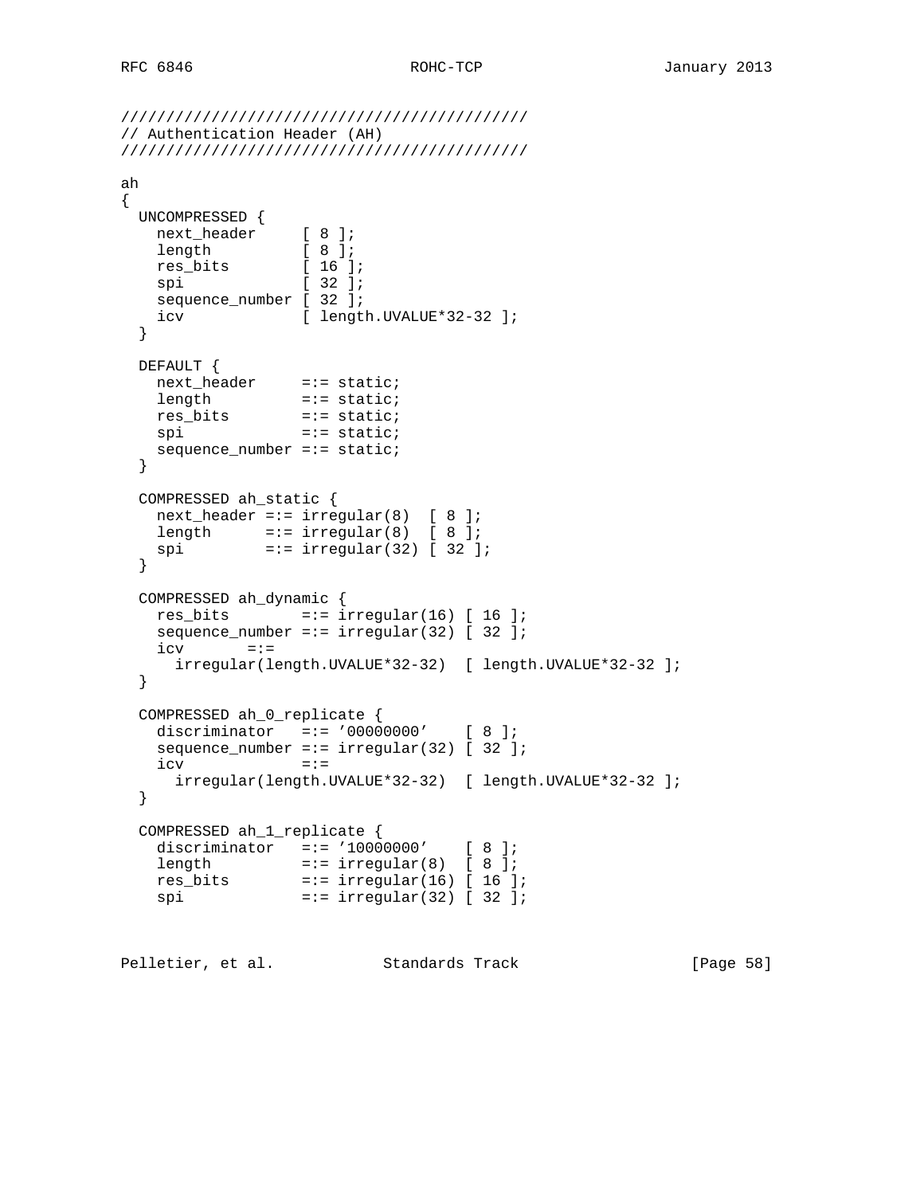```
/////////////////////////////////////////////
// Authentication Header (AH)
/////////////////////////////////////////////

ah
{
  UNCOMPRESSED {
    next_header     [ 8 ];
    length          [ 8 ];
    res_bits        [ 16 ];
    spi             [ 32 ];
    sequence_number [ 32 ];
    icv             [ length.UVALUE*32-32 ];
  }

  DEFAULT {
    next_header     =:= static;
    length          =:= static;
    res_bits        =:= static;
    spi             =:= static;
    sequence_number =:= static;
  }

  COMPRESSED ah_static {
    next_header =:= irregular(8)  [ 8 ];
    length      =:= irregular(8)  [ 8 ];
    spi         =:= irregular(32) [ 32 ];
  }

  COMPRESSED ah_dynamic {
    res_bits        =:= irregular(16) [ 16 ];
    sequence_number =:= irregular(32) [ 32 ];
    icv       =:=
      irregular(length.UVALUE*32-32)  [ length.UVALUE*32-32 ];
  }

  COMPRESSED ah_0_replicate {
    discriminator   =:= '00000000'    [ 8 ];
    sequence_number =:= irregular(32) [ 32 ];
    icv             =:=
      irregular(length.UVALUE*32-32)  [ length.UVALUE*32-32 ];
  }

  COMPRESSED ah_1_replicate {
    discriminator   =:= '10000000'    [ 8 ];
    length          =:= irregular(8)  [ 8 ];
    res_bits        =:= irregular(16) [ 16 ];
    spi             =:= irregular(32) [ 32 ];
```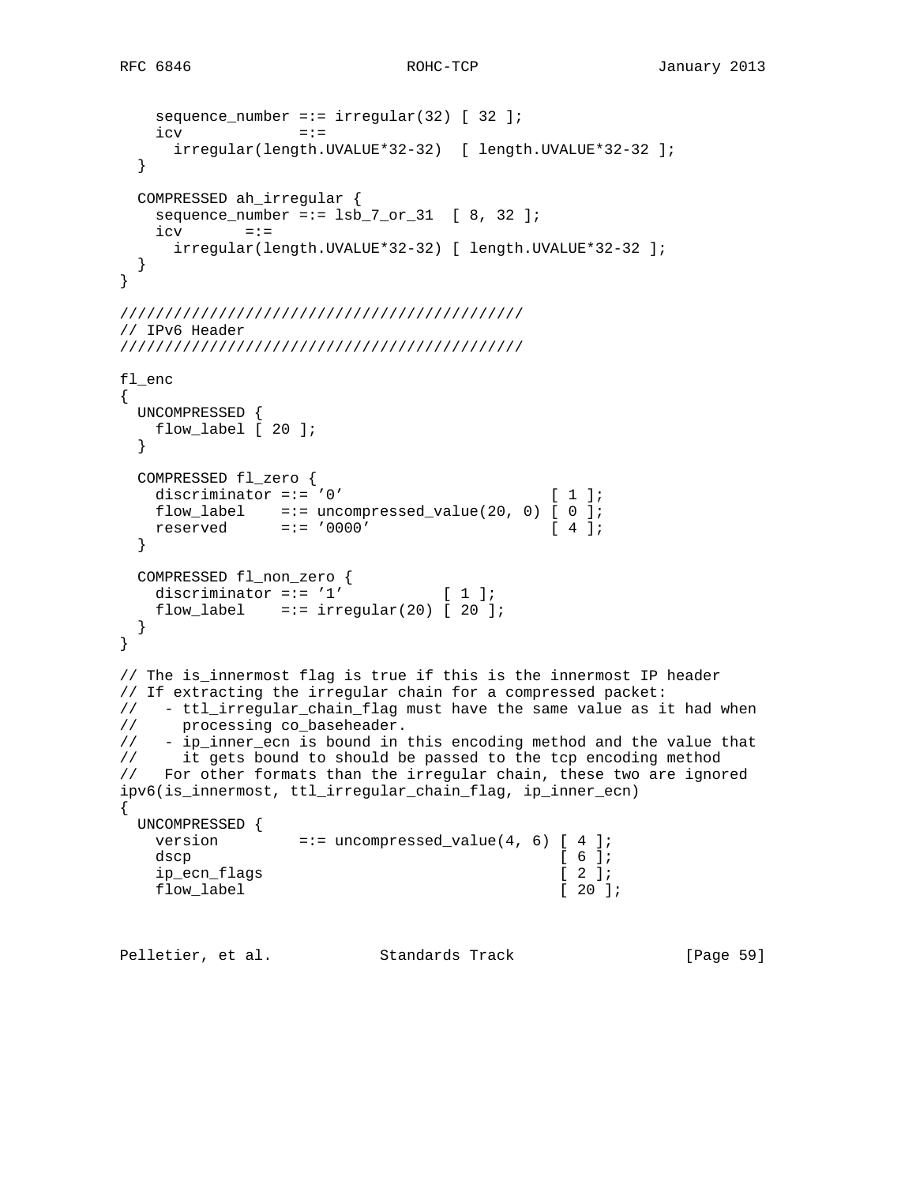```
    sequence_number =:= irregular(32) [ 32 ];
    icv             =:=
      irregular(length.UVALUE*32-32)  [ length.UVALUE*32-32 ];
  }

  COMPRESSED ah_irregular {
    sequence_number =:= lsb_7_or_31  [ 8, 32 ];
    icv       =:=
      irregular(length.UVALUE*32-32) [ length.UVALUE*32-32 ];
  }
}

///////////////////////////////////////////
// IPv6 Header
///////////////////////////////////////////

fl_enc
{
  UNCOMPRESSED {
    flow_label [ 20 ];
  }

  COMPRESSED fl_zero {
    discriminator =:= '0'                        [ 1 ];
    flow_label    =:= uncompressed_value(20, 0) [ 0 ];
    reserved      =:= '0000'                     [ 4 ];
  }

  COMPRESSED fl_non_zero {
    discriminator =:= '1'           [ 1 ];
    flow_label    =:= irregular(20) [ 20 ];
  }
}

// The is_innermost flag is true if this is the innermost IP header
// If extracting the irregular chain for a compressed packet:
//   - ttl_irregular_chain_flag must have the same value as it had when
//     processing co_baseheader.
//   - ip_inner_ecn is bound in this encoding method and the value that
//     it gets bound to should be passed to the tcp encoding method
//   For other formats than the irregular chain, these two are ignored
ipv6(is_innermost, ttl_irregular_chain_flag, ip_inner_ecn)
{
  UNCOMPRESSED {
    version         =:= uncompressed_value(4, 6) [ 4 ];
    dscp                                          [ 6 ];
    ip_ecn_flags                                  [ 2 ];
    flow_label                                    [ 20 ];
```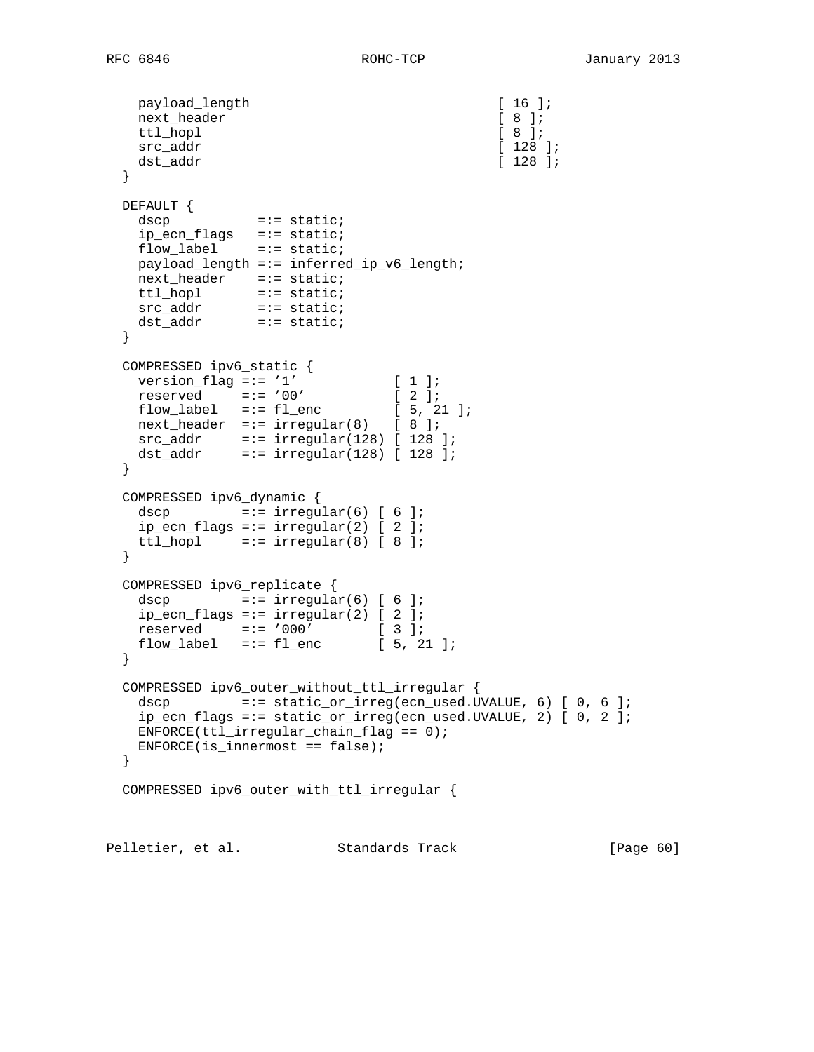```
    payload_length                              [ 16 ];
    next_header                                 [ 8 ];
    ttl_hopl                                    [ 8 ];
    src_addr                                    [ 128 ];
    dst_addr                                    [ 128 ];
  }

  DEFAULT {
    dscp           =:= static;
    ip_ecn_flags   =:= static;
    flow_label     =:= static;
    payload_length =:= inferred_ip_v6_length;
    next_header    =:= static;
    ttl_hopl       =:= static;
    src_addr       =:= static;
    dst_addr       =:= static;
  }

  COMPRESSED ipv6_static {
    version_flag =:= '1'            [ 1 ];
    reserved     =:= '00'           [ 2 ];
    flow_label   =:= fl_enc         [ 5, 21 ];
    next_header  =:= irregular(8)   [ 8 ];
    src_addr     =:= irregular(128) [ 128 ];
    dst_addr     =:= irregular(128) [ 128 ];
  }

  COMPRESSED ipv6_dynamic {
    dscp         =:= irregular(6) [ 6 ];
    ip_ecn_flags =:= irregular(2) [ 2 ];
    ttl_hopl     =:= irregular(8) [ 8 ];
  }

  COMPRESSED ipv6_replicate {
    dscp         =:= irregular(6) [ 6 ];
    ip_ecn_flags =:= irregular(2) [ 2 ];
    reserved     =:= '000'        [ 3 ];
    flow_label   =:= fl_enc       [ 5, 21 ];
  }

  COMPRESSED ipv6_outer_without_ttl_irregular {
    dscp         =:= static_or_irreg(ecn_used.UVALUE, 6) [ 0, 6 ];
    ip_ecn_flags =:= static_or_irreg(ecn_used.UVALUE, 2) [ 0, 2 ];
    ENFORCE(ttl_irregular_chain_flag == 0);
    ENFORCE(is_innermost == false);
  }

  COMPRESSED ipv6_outer_with_ttl_irregular {
```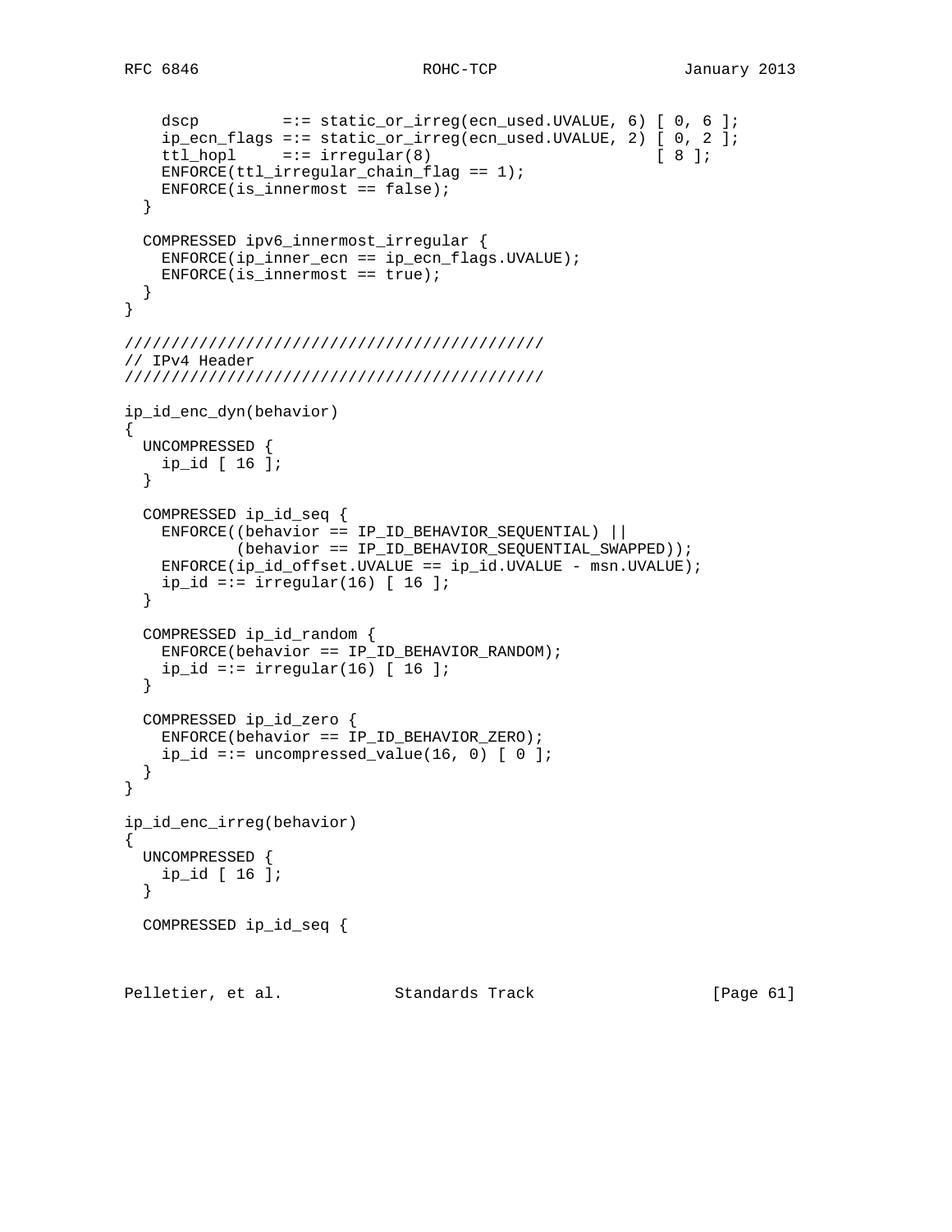```
    dscp         =:= static_or_irreg(ecn_used.UVALUE, 6) [ 0, 6 ];
    ip_ecn_flags =:= static_or_irreg(ecn_used.UVALUE, 2) [ 0, 2 ];
    ttl_hopl     =:= irregular(8)                        [ 8 ];
    ENFORCE(ttl_irregular_chain_flag == 1);
    ENFORCE(is_innermost == false);
  }

  COMPRESSED ipv6_innermost_irregular {
    ENFORCE(ip_inner_ecn == ip_ecn_flags.UVALUE);
    ENFORCE(is_innermost == true);
  }
}

////////////////////////////////////////////
// IPv4 Header
////////////////////////////////////////////

ip_id_enc_dyn(behavior)
{
  UNCOMPRESSED {
    ip_id [ 16 ];
  }

  COMPRESSED ip_id_seq {
    ENFORCE((behavior == IP_ID_BEHAVIOR_SEQUENTIAL) ||
            (behavior == IP_ID_BEHAVIOR_SEQUENTIAL_SWAPPED));
    ENFORCE(ip_id_offset.UVALUE == ip_id.UVALUE - msn.UVALUE);
    ip_id =:= irregular(16) [ 16 ];
  }

  COMPRESSED ip_id_random {
    ENFORCE(behavior == IP_ID_BEHAVIOR_RANDOM);
    ip_id =:= irregular(16) [ 16 ];
  }

  COMPRESSED ip_id_zero {
    ENFORCE(behavior == IP_ID_BEHAVIOR_ZERO);
    ip_id =:= uncompressed_value(16, 0) [ 0 ];
  }
}

ip_id_enc_irreg(behavior)
{
  UNCOMPRESSED {
    ip_id [ 16 ];
  }

  COMPRESSED ip_id_seq {
```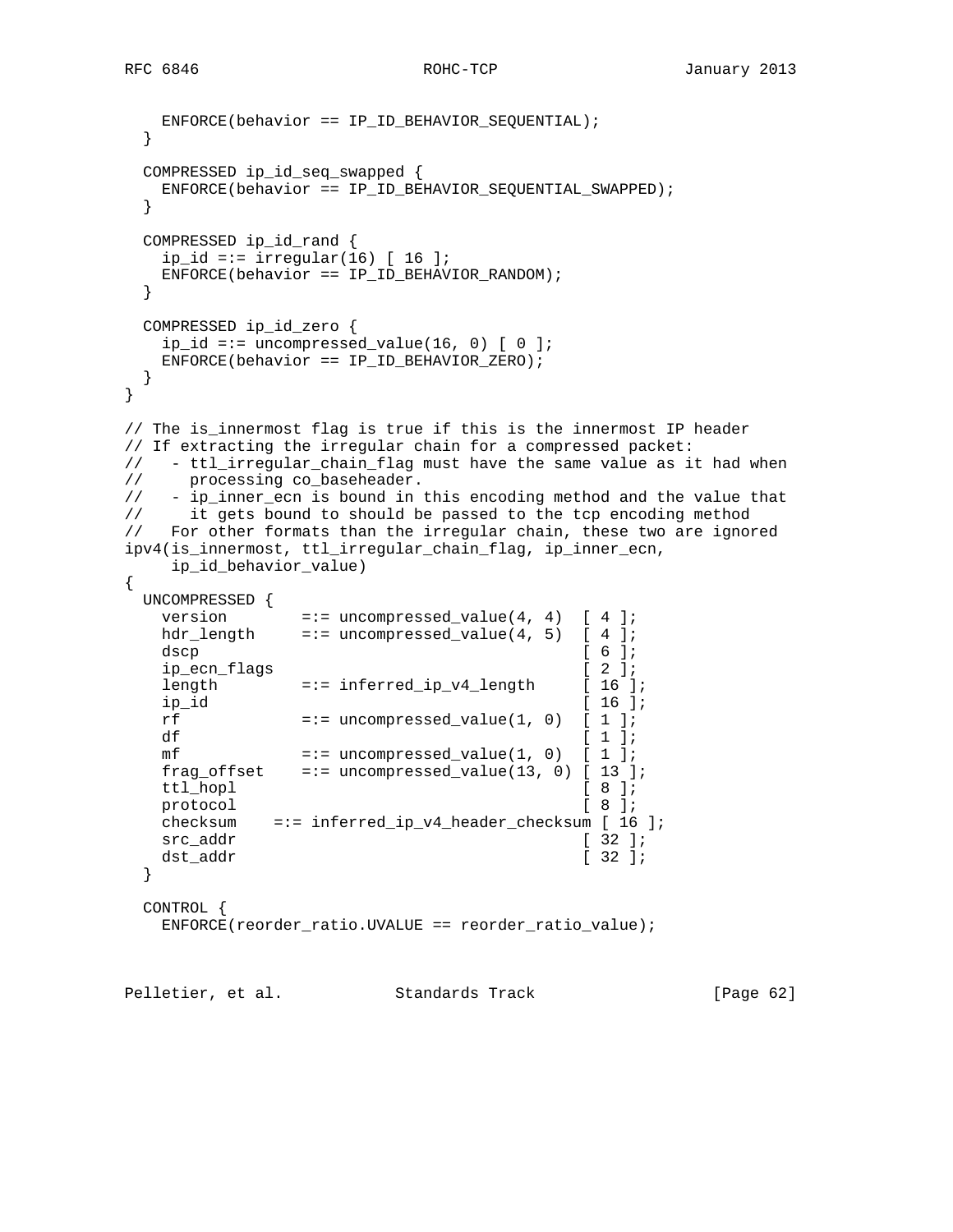```
    ENFORCE(behavior == IP_ID_BEHAVIOR_SEQUENTIAL);
  }

  COMPRESSED ip_id_seq_swapped {
    ENFORCE(behavior == IP_ID_BEHAVIOR_SEQUENTIAL_SWAPPED);
  }

  COMPRESSED ip_id_rand {
    ip_id =:= irregular(16) [ 16 ];
    ENFORCE(behavior == IP_ID_BEHAVIOR_RANDOM);
  }

  COMPRESSED ip_id_zero {
    ip_id =:= uncompressed_value(16, 0) [ 0 ];
    ENFORCE(behavior == IP_ID_BEHAVIOR_ZERO);
  }
}

// The is_innermost flag is true if this is the innermost IP header
// If extracting the irregular chain for a compressed packet:
//   - ttl_irregular_chain_flag must have the same value as it had when
//     processing co_baseheader.
//   - ip_inner_ecn is bound in this encoding method and the value that
//     it gets bound to should be passed to the tcp encoding method
//   For other formats than the irregular chain, these two are ignored
ipv4(is_innermost, ttl_irregular_chain_flag, ip_inner_ecn,
     ip_id_behavior_value)
{
  UNCOMPRESSED {
    version        =:= uncompressed_value(4, 4)  [ 4 ];
    hdr_length     =:= uncompressed_value(4, 5)  [ 4 ];
    dscp                                         [ 6 ];
    ip_ecn_flags                                 [ 2 ];
    length         =:= inferred_ip_v4_length     [ 16 ];
    ip_id                                        [ 16 ];
    rf             =:= uncompressed_value(1, 0)  [ 1 ];
    df                                           [ 1 ];
    mf             =:= uncompressed_value(1, 0)  [ 1 ];
    frag_offset    =:= uncompressed_value(13, 0) [ 13 ];
    ttl_hopl                                     [ 8 ];
    protocol                                     [ 8 ];
    checksum    =:= inferred_ip_v4_header_checksum [ 16 ];
    src_addr                                     [ 32 ];
    dst_addr                                     [ 32 ];
  }

  CONTROL {
    ENFORCE(reorder_ratio.UVALUE == reorder_ratio_value);
```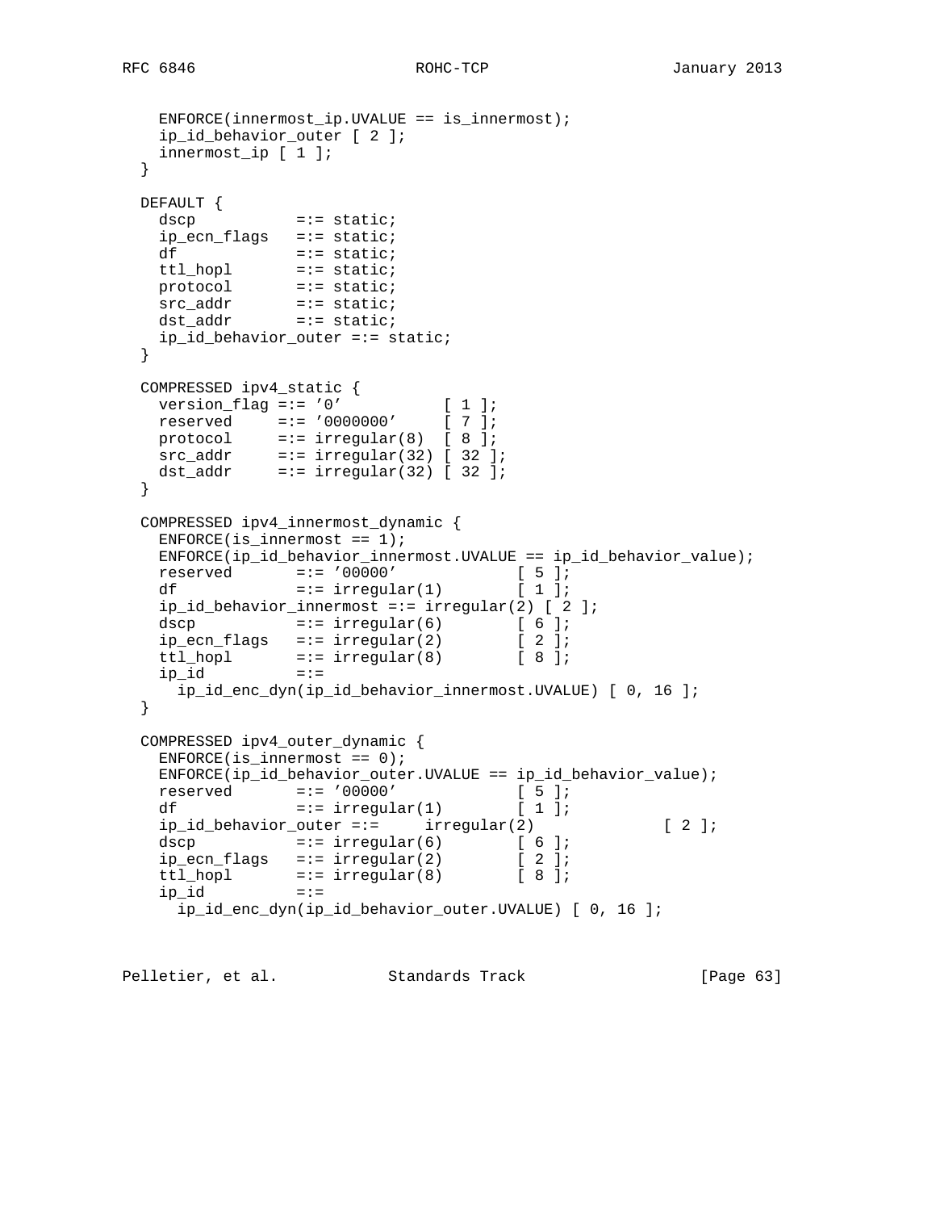```
    ENFORCE(innermost_ip.UVALUE == is_innermost);
    ip_id_behavior_outer [ 2 ];
    innermost_ip [ 1 ];
  }

  DEFAULT {
    dscp           =:= static;
    ip_ecn_flags   =:= static;
    df             =:= static;
    ttl_hopl       =:= static;
    protocol       =:= static;
    src_addr       =:= static;
    dst_addr       =:= static;
    ip_id_behavior_outer =:= static;
  }

  COMPRESSED ipv4_static {
    version_flag =:= '0'           [ 1 ];
    reserved     =:= '0000000'     [ 7 ];
    protocol     =:= irregular(8)  [ 8 ];
    src_addr     =:= irregular(32) [ 32 ];
    dst_addr     =:= irregular(32) [ 32 ];
  }

  COMPRESSED ipv4_innermost_dynamic {
    ENFORCE(is_innermost == 1);
    ENFORCE(ip_id_behavior_innermost.UVALUE == ip_id_behavior_value);
    reserved       =:= '00000'            [ 5 ];
    df             =:= irregular(1)       [ 1 ];
    ip_id_behavior_innermost =:= irregular(2) [ 2 ];
    dscp           =:= irregular(6)       [ 6 ];
    ip_ecn_flags   =:= irregular(2)       [ 2 ];
    ttl_hopl       =:= irregular(8)       [ 8 ];
    ip_id          =:=
      ip_id_enc_dyn(ip_id_behavior_innermost.UVALUE) [ 0, 16 ];
  }

  COMPRESSED ipv4_outer_dynamic {
    ENFORCE(is_innermost == 0);
    ENFORCE(ip_id_behavior_outer.UVALUE == ip_id_behavior_value);
    reserved       =:= '00000'            [ 5 ];
    df             =:= irregular(1)       [ 1 ];
    ip_id_behavior_outer =:=     irregular(2)             [ 2 ];
    dscp           =:= irregular(6)       [ 6 ];
    ip_ecn_flags   =:= irregular(2)       [ 2 ];
    ttl_hopl       =:= irregular(8)       [ 8 ];
    ip_id          =:=
      ip_id_enc_dyn(ip_id_behavior_outer.UVALUE) [ 0, 16 ];
```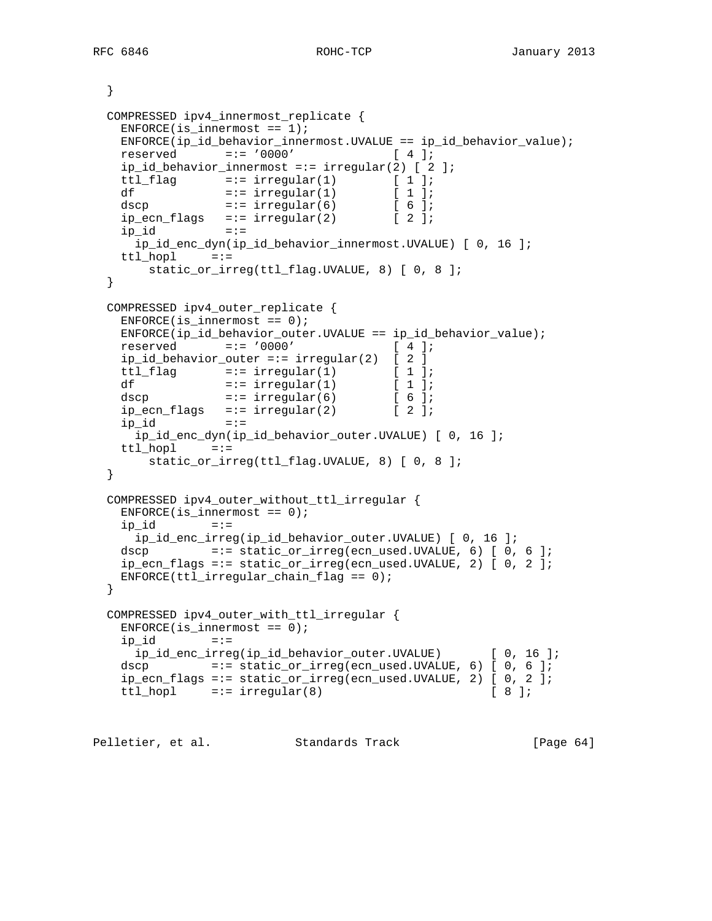```
  }

  COMPRESSED ipv4_innermost_replicate {
    ENFORCE(is_innermost == 1);
    ENFORCE(ip_id_behavior_innermost.UVALUE == ip_id_behavior_value);
    reserved       =:= '0000'             [ 4 ];
    ip_id_behavior_innermost =:= irregular(2) [ 2 ];
    ttl_flag       =:= irregular(1)       [ 1 ];
    df             =:= irregular(1)       [ 1 ];
    dscp           =:= irregular(6)       [ 6 ];
    ip_ecn_flags   =:= irregular(2)       [ 2 ];
    ip_id          =:=
      ip_id_enc_dyn(ip_id_behavior_innermost.UVALUE) [ 0, 16 ];
    ttl_hopl     =:=
       static_or_irreg(ttl_flag.UVALUE, 8) [ 0, 8 ];
  }

  COMPRESSED ipv4_outer_replicate {
    ENFORCE(is_innermost == 0);
    ENFORCE(ip_id_behavior_outer.UVALUE == ip_id_behavior_value);
    reserved       =:= '0000'             [ 4 ];
    ip_id_behavior_outer =:= irregular(2)  [ 2 ]
    ttl_flag       =:= irregular(1)       [ 1 ];
    df             =:= irregular(1)       [ 1 ];
    dscp           =:= irregular(6)       [ 6 ];
    ip_ecn_flags   =:= irregular(2)       [ 2 ];
    ip_id          =:=
      ip_id_enc_dyn(ip_id_behavior_outer.UVALUE) [ 0, 16 ];
    ttl_hopl     =:=
       static_or_irreg(ttl_flag.UVALUE, 8) [ 0, 8 ];
  }

  COMPRESSED ipv4_outer_without_ttl_irregular {
    ENFORCE(is_innermost == 0);
    ip_id        =:=
      ip_id_enc_irreg(ip_id_behavior_outer.UVALUE) [ 0, 16 ];
    dscp         =:= static_or_irreg(ecn_used.UVALUE, 6) [ 0, 6 ];
    ip_ecn_flags =:= static_or_irreg(ecn_used.UVALUE, 2) [ 0, 2 ];
    ENFORCE(ttl_irregular_chain_flag == 0);
  }

  COMPRESSED ipv4_outer_with_ttl_irregular {
    ENFORCE(is_innermost == 0);
    ip_id        =:=
      ip_id_enc_irreg(ip_id_behavior_outer.UVALUE)       [ 0, 16 ];
    dscp         =:= static_or_irreg(ecn_used.UVALUE, 6) [ 0, 6 ];
    ip_ecn_flags =:= static_or_irreg(ecn_used.UVALUE, 2) [ 0, 2 ];
    ttl_hopl     =:= irregular(8)                        [ 8 ];
```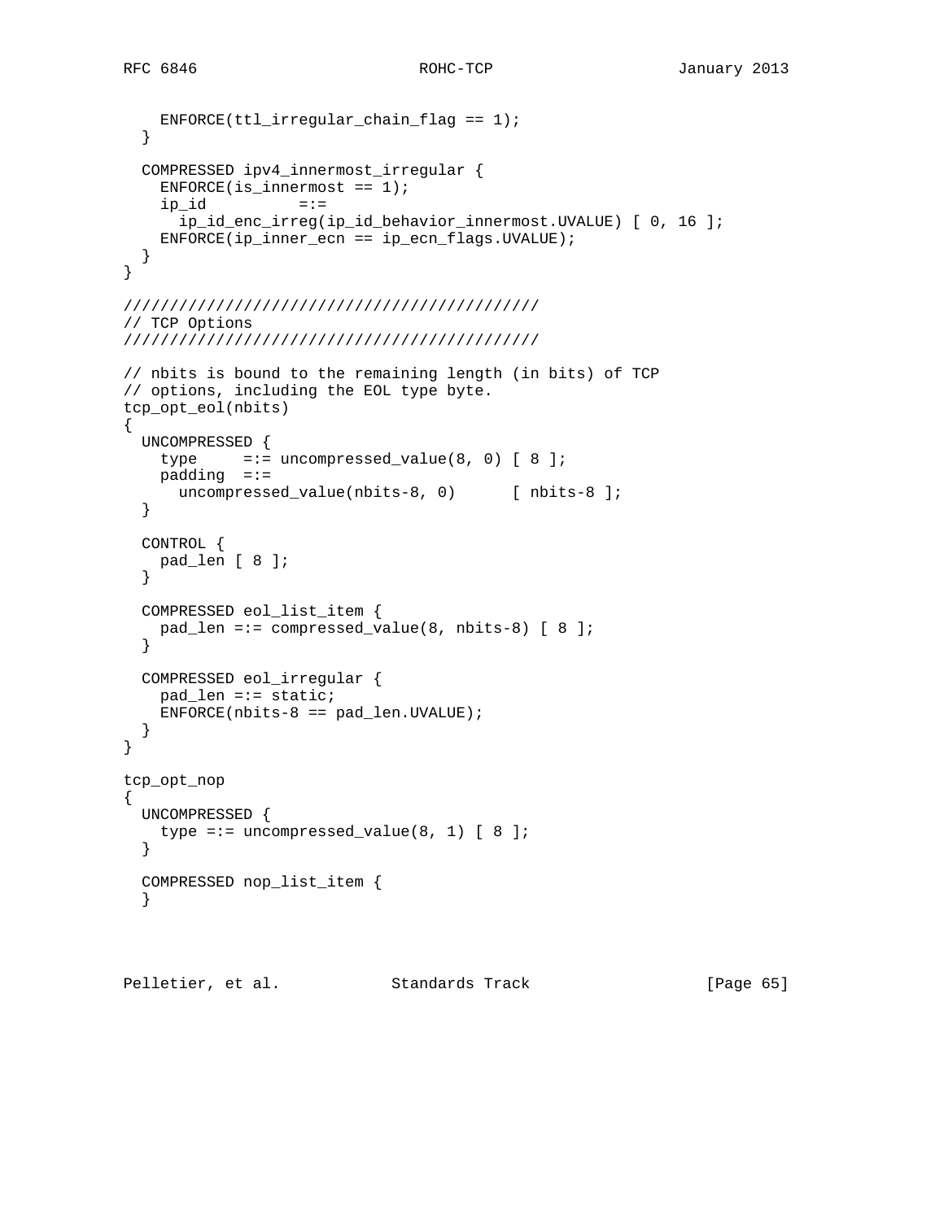```
    ENFORCE(ttl_irregular_chain_flag == 1);
  }

  COMPRESSED ipv4_innermost_irregular {
    ENFORCE(is_innermost == 1);
    ip_id         =:=
      ip_id_enc_irreg(ip_id_behavior_innermost.UVALUE) [ 0, 16 ];
    ENFORCE(ip_inner_ecn == ip_ecn_flags.UVALUE);
  }
}

////////////////////////////////////////////
// TCP Options
////////////////////////////////////////////

// nbits is bound to the remaining length (in bits) of TCP
// options, including the EOL type byte.
tcp_opt_eol(nbits)
{
  UNCOMPRESSED {
    type     =:= uncompressed_value(8, 0) [ 8 ];
    padding  =:=
      uncompressed_value(nbits-8, 0)      [ nbits-8 ];
  }

  CONTROL {
    pad_len [ 8 ];
  }

  COMPRESSED eol_list_item {
    pad_len =:= compressed_value(8, nbits-8) [ 8 ];
  }

  COMPRESSED eol_irregular {
    pad_len =:= static;
    ENFORCE(nbits-8 == pad_len.UVALUE);
  }
}

tcp_opt_nop
{
  UNCOMPRESSED {
    type =:= uncompressed_value(8, 1) [ 8 ];
  }

  COMPRESSED nop_list_item {
  }
```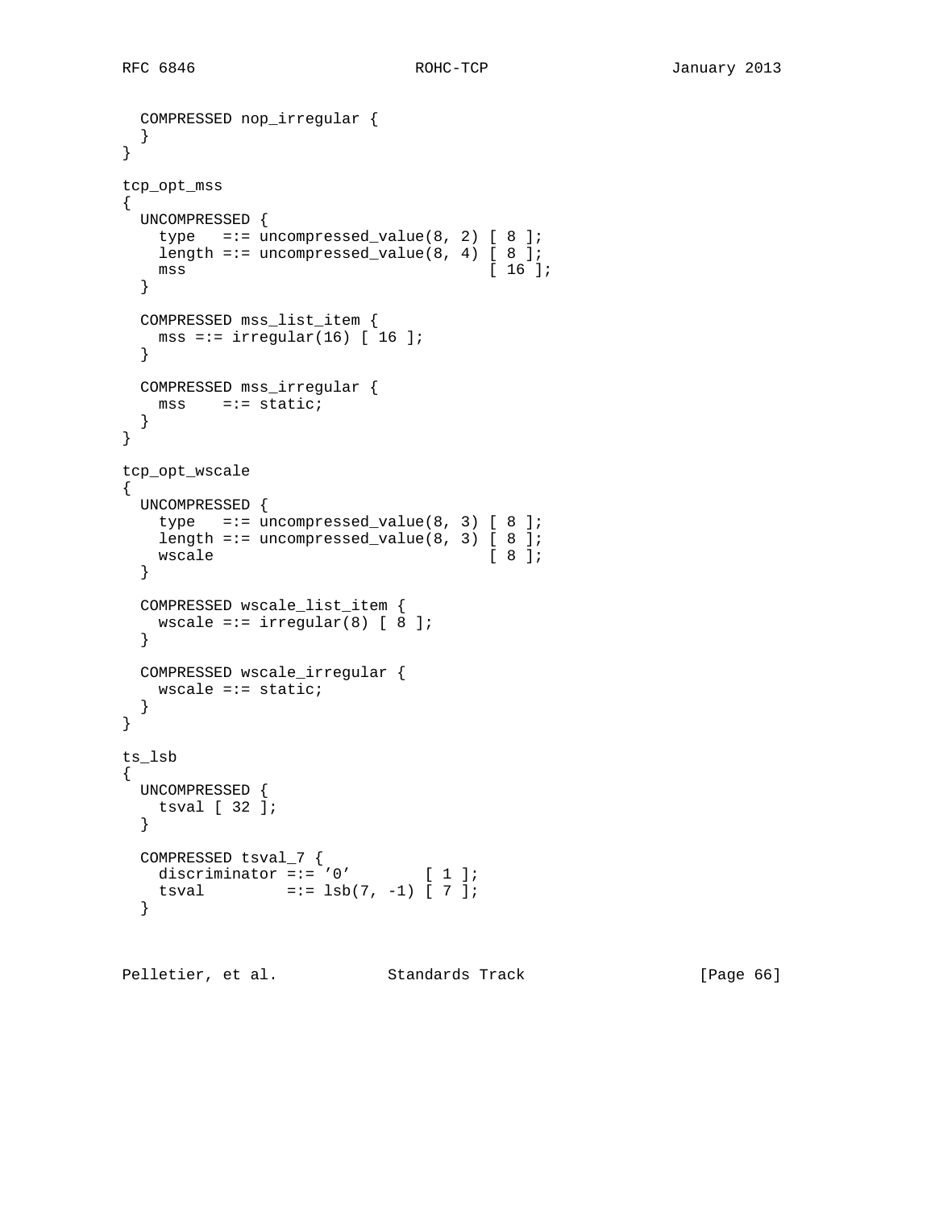```
  COMPRESSED nop_irregular {
  }
}

tcp_opt_mss
{
  UNCOMPRESSED {
    type   =:= uncompressed_value(8, 2) [ 8 ];
    length =:= uncompressed_value(8, 4) [ 8 ];
    mss                                [ 16 ];
  }

  COMPRESSED mss_list_item {
    mss =:= irregular(16) [ 16 ];
  }

  COMPRESSED mss_irregular {
    mss    =:= static;
  }
}

tcp_opt_wscale
{
  UNCOMPRESSED {
    type   =:= uncompressed_value(8, 3) [ 8 ];
    length =:= uncompressed_value(8, 3) [ 8 ];
    wscale                              [ 8 ];
  }

  COMPRESSED wscale_list_item {
    wscale =:= irregular(8) [ 8 ];
  }

  COMPRESSED wscale_irregular {
    wscale =:= static;
  }
}

ts_lsb
{
  UNCOMPRESSED {
    tsval [ 32 ];
  }

  COMPRESSED tsval_7 {
    discriminator =:= '0'        [ 1 ];
    tsval         =:= lsb(7, -1) [ 7 ];
  }
```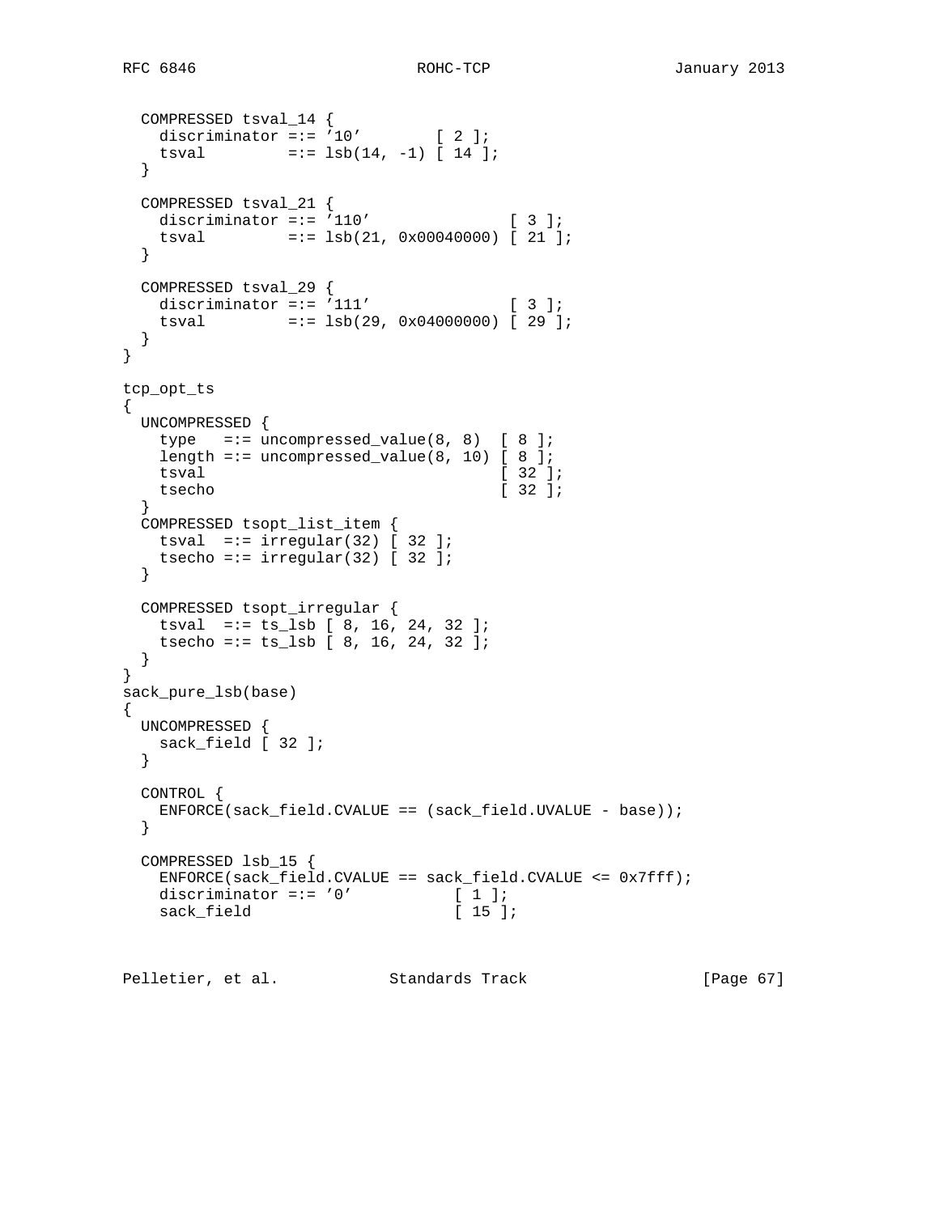```
  COMPRESSED tsval_14 {
    discriminator =:= '10'        [ 2 ];
    tsval         =:= lsb(14, -1) [ 14 ];
  }

  COMPRESSED tsval_21 {
    discriminator =:= '110'                [ 3 ];
    tsval         =:= lsb(21, 0x00040000) [ 21 ];
  }

  COMPRESSED tsval_29 {
    discriminator =:= '111'                [ 3 ];
    tsval         =:= lsb(29, 0x04000000) [ 29 ];
  }
}

tcp_opt_ts
{
  UNCOMPRESSED {
    type   =:= uncompressed_value(8, 8)  [ 8 ];
    length =:= uncompressed_value(8, 10) [ 8 ];
    tsval                                [ 32 ];
    tsecho                               [ 32 ];
  }
  COMPRESSED tsopt_list_item {
    tsval  =:= irregular(32) [ 32 ];
    tsecho =:= irregular(32) [ 32 ];
  }

  COMPRESSED tsopt_irregular {
    tsval  =:= ts_lsb [ 8, 16, 24, 32 ];
    tsecho =:= ts_lsb [ 8, 16, 24, 32 ];
  }
}
sack_pure_lsb(base)
{
  UNCOMPRESSED {
    sack_field [ 32 ];
  }

  CONTROL {
    ENFORCE(sack_field.CVALUE == (sack_field.UVALUE - base));
  }

  COMPRESSED lsb_15 {
    ENFORCE(sack_field.CVALUE == sack_field.CVALUE <= 0x7fff);
    discriminator =:= '0'           [ 1 ];
    sack_field                      [ 15 ];
```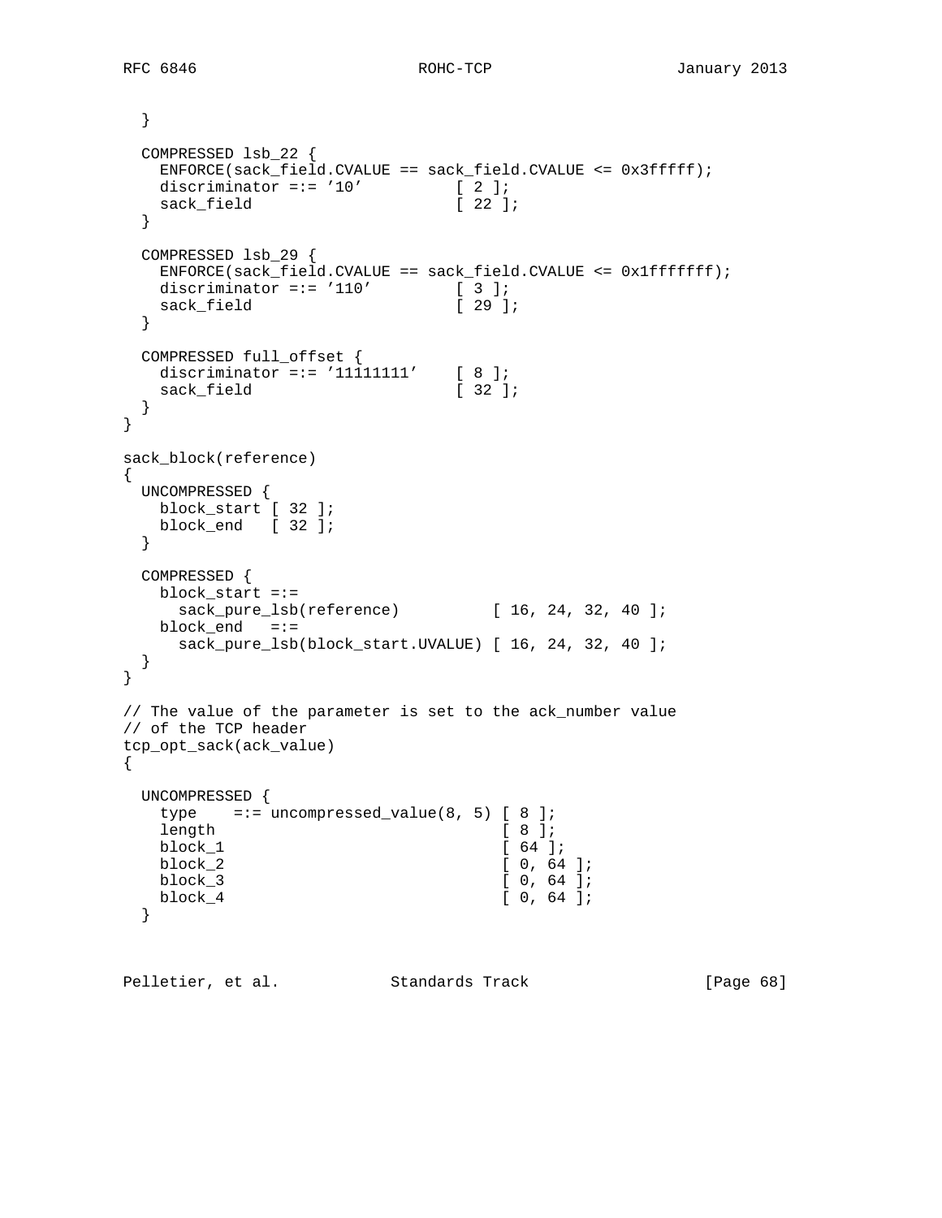```
  }

  COMPRESSED lsb_22 {
    ENFORCE(sack_field.CVALUE == sack_field.CVALUE <= 0x3fffff);
    discriminator =:= '10'          [ 2 ];
    sack_field                      [ 22 ];
  }

  COMPRESSED lsb_29 {
    ENFORCE(sack_field.CVALUE == sack_field.CVALUE <= 0x1fffffff);
    discriminator =:= '110'         [ 3 ];
    sack_field                      [ 29 ];
  }

  COMPRESSED full_offset {
    discriminator =:= '11111111'    [ 8 ];
    sack_field                      [ 32 ];
  }
}

sack_block(reference)
{
  UNCOMPRESSED {
    block_start [ 32 ];
    block_end   [ 32 ];
  }

  COMPRESSED {
    block_start =:=
      sack_pure_lsb(reference)          [ 16, 24, 32, 40 ];
    block_end   =:=
      sack_pure_lsb(block_start.UVALUE) [ 16, 24, 32, 40 ];
  }
}

// The value of the parameter is set to the ack_number value
// of the TCP header
tcp_opt_sack(ack_value)
{

  UNCOMPRESSED {
    type    =:= uncompressed_value(8, 5) [ 8 ];
    length                               [ 8 ];
    block_1                              [ 64 ];
    block_2                              [ 0, 64 ];
    block_3                              [ 0, 64 ];
    block_4                              [ 0, 64 ];
  }
```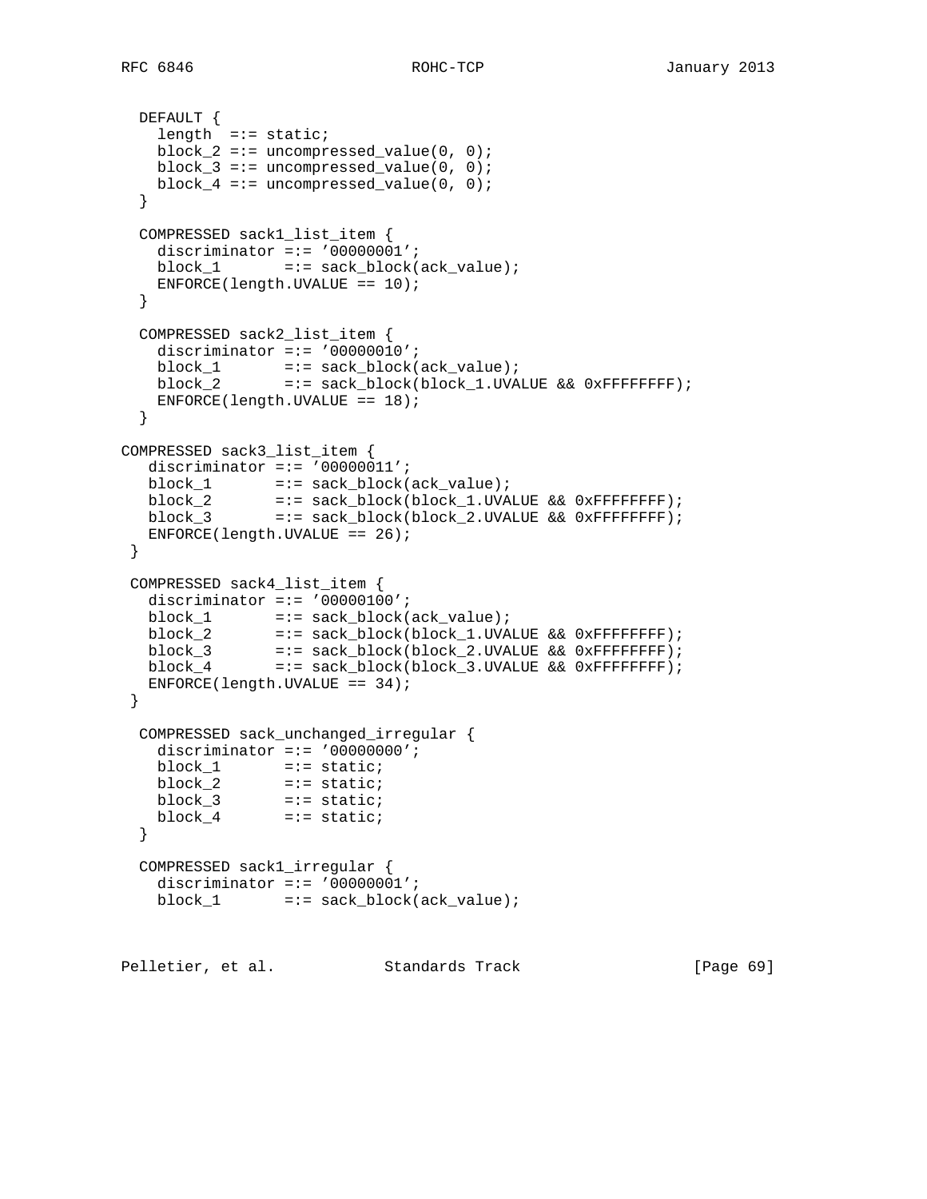```
   DEFAULT {
     length  =:= static;
     block_2 =:= uncompressed_value(0, 0);
     block_3 =:= uncompressed_value(0, 0);
     block_4 =:= uncompressed_value(0, 0);
   }

   COMPRESSED sack1_list_item {
     discriminator =:= '00000001';
     block_1       =:= sack_block(ack_value);
     ENFORCE(length.UVALUE == 10);
   }

   COMPRESSED sack2_list_item {
     discriminator =:= '00000010';
     block_1       =:= sack_block(ack_value);
     block_2       =:= sack_block(block_1.UVALUE && 0xFFFFFFFF);
     ENFORCE(length.UVALUE == 18);
   }

 COMPRESSED sack3_list_item {
    discriminator =:= '00000011';
    block_1       =:= sack_block(ack_value);
    block_2       =:= sack_block(block_1.UVALUE && 0xFFFFFFFF);
    block_3       =:= sack_block(block_2.UVALUE && 0xFFFFFFFF);
    ENFORCE(length.UVALUE == 26);
  }

  COMPRESSED sack4_list_item {
    discriminator =:= '00000100';
    block_1       =:= sack_block(ack_value);
    block_2       =:= sack_block(block_1.UVALUE && 0xFFFFFFFF);
    block_3       =:= sack_block(block_2.UVALUE && 0xFFFFFFFF);
    block_4       =:= sack_block(block_3.UVALUE && 0xFFFFFFFF);
    ENFORCE(length.UVALUE == 34);
  }

   COMPRESSED sack_unchanged_irregular {
     discriminator =:= '00000000';
     block_1       =:= static;
     block_2       =:= static;
     block_3       =:= static;
     block_4       =:= static;
   }

   COMPRESSED sack1_irregular {
     discriminator =:= '00000001';
     block_1       =:= sack_block(ack_value);
```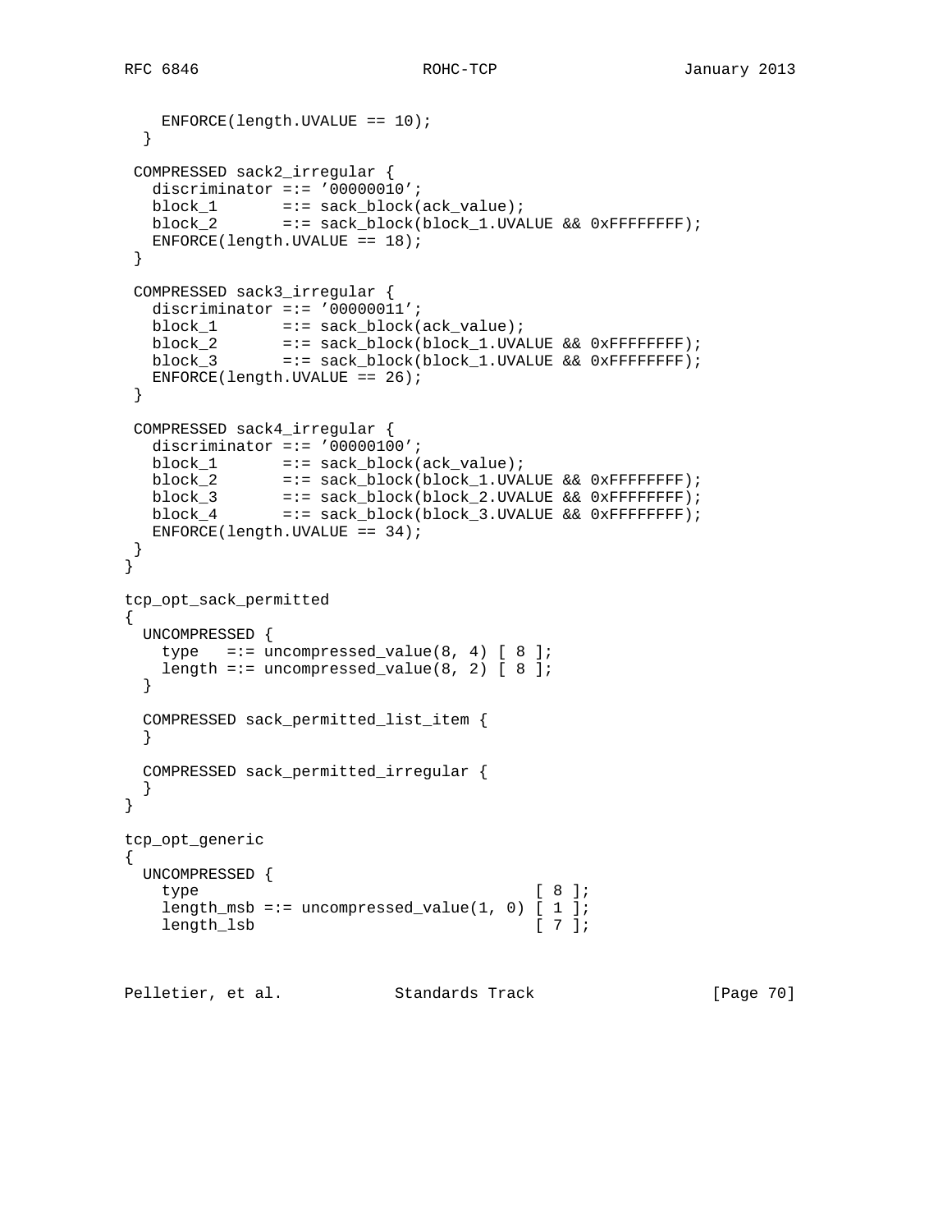```
    ENFORCE(length.UVALUE == 10);
  }

 COMPRESSED sack2_irregular {
   discriminator =:= '00000010';
   block_1       =:= sack_block(ack_value);
   block_2       =:= sack_block(block_1.UVALUE && 0xFFFFFFFF);
   ENFORCE(length.UVALUE == 18);
 }

 COMPRESSED sack3_irregular {
   discriminator =:= '00000011';
   block_1       =:= sack_block(ack_value);
   block_2       =:= sack_block(block_1.UVALUE && 0xFFFFFFFF);
   block_3       =:= sack_block(block_1.UVALUE && 0xFFFFFFFF);
   ENFORCE(length.UVALUE == 26);
 }

 COMPRESSED sack4_irregular {
   discriminator =:= '00000100';
   block_1       =:= sack_block(ack_value);
   block_2       =:= sack_block(block_1.UVALUE && 0xFFFFFFFF);
   block_3       =:= sack_block(block_2.UVALUE && 0xFFFFFFFF);
   block_4       =:= sack_block(block_3.UVALUE && 0xFFFFFFFF);
   ENFORCE(length.UVALUE == 34);
 }
}

tcp_opt_sack_permitted
{
  UNCOMPRESSED {
    type   =:= uncompressed_value(8, 4) [ 8 ];
    length =:= uncompressed_value(8, 2) [ 8 ];
  }

  COMPRESSED sack_permitted_list_item {
  }

  COMPRESSED sack_permitted_irregular {
  }
}

tcp_opt_generic
{
  UNCOMPRESSED {
    type                                    [ 8 ];
    length_msb =:= uncompressed_value(1, 0) [ 1 ];
    length_lsb                              [ 7 ];
```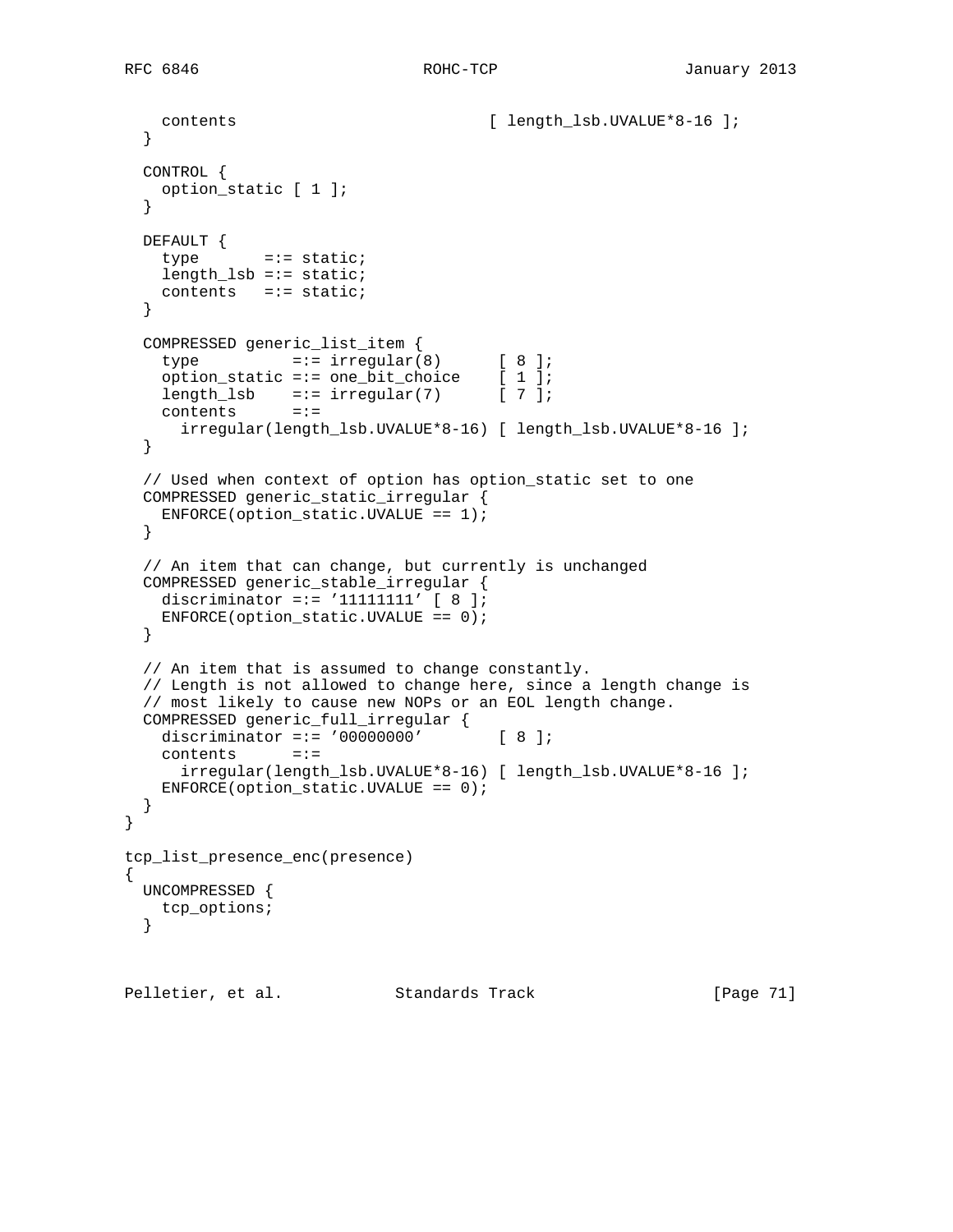```
    contents                          [ length_lsb.UVALUE*8-16 ];
  }

  CONTROL {
    option_static [ 1 ];
  }

  DEFAULT {
    type       =:= static;
    length_lsb =:= static;
    contents   =:= static;
  }

  COMPRESSED generic_list_item {
    type          =:= irregular(8)      [ 8 ];
    option_static =:= one_bit_choice    [ 1 ];
    length_lsb    =:= irregular(7)      [ 7 ];
    contents      =:=
      irregular(length_lsb.UVALUE*8-16) [ length_lsb.UVALUE*8-16 ];
  }

  // Used when context of option has option_static set to one
  COMPRESSED generic_static_irregular {
    ENFORCE(option_static.UVALUE == 1);
  }

  // An item that can change, but currently is unchanged
  COMPRESSED generic_stable_irregular {
    discriminator =:= '11111111' [ 8 ];
    ENFORCE(option_static.UVALUE == 0);
  }

  // An item that is assumed to change constantly.
  // Length is not allowed to change here, since a length change is
  // most likely to cause new NOPs or an EOL length change.
  COMPRESSED generic_full_irregular {
    discriminator =:= '00000000'        [ 8 ];
    contents      =:=
      irregular(length_lsb.UVALUE*8-16) [ length_lsb.UVALUE*8-16 ];
    ENFORCE(option_static.UVALUE == 0);
  }
}

tcp_list_presence_enc(presence)
{
  UNCOMPRESSED {
    tcp_options;
  }
```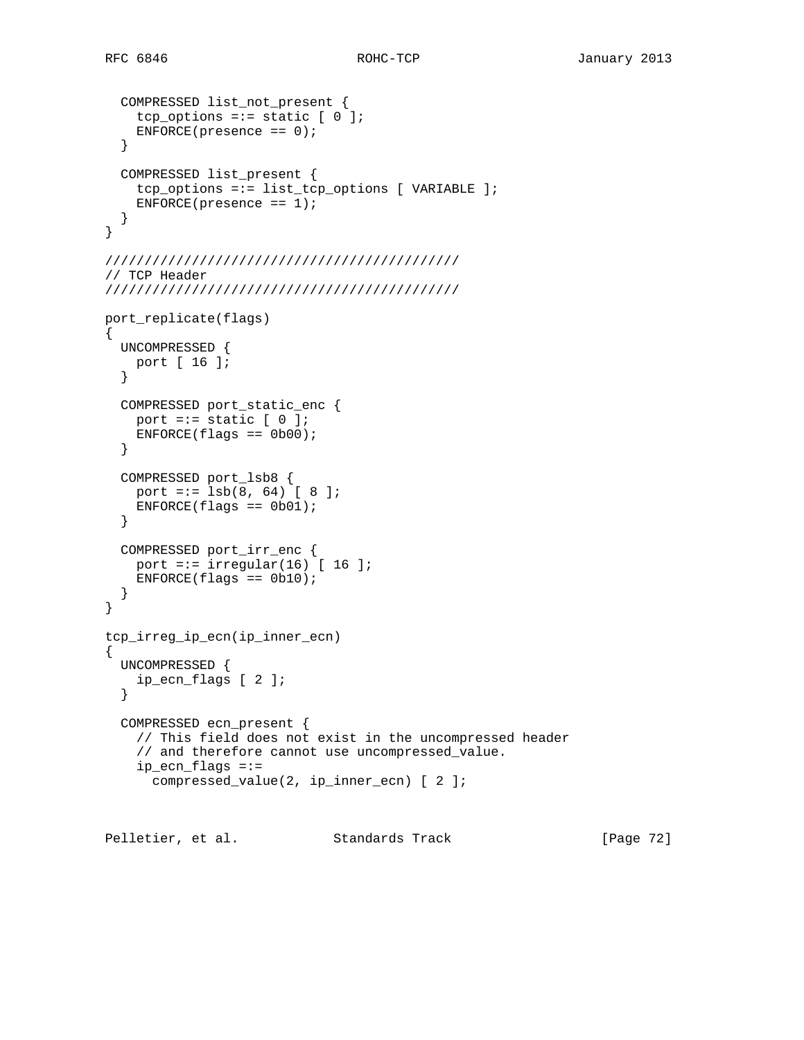```
  COMPRESSED list_not_present {
    tcp_options =:= static [ 0 ];
    ENFORCE(presence == 0);
  }

  COMPRESSED list_present {
    tcp_options =:= list_tcp_options [ VARIABLE ];
    ENFORCE(presence == 1);
  }
}

////////////////////////////////////////////
// TCP Header
////////////////////////////////////////////

port_replicate(flags)
{
  UNCOMPRESSED {
    port [ 16 ];
  }

  COMPRESSED port_static_enc {
    port =:= static [ 0 ];
    ENFORCE(flags == 0b00);
  }

  COMPRESSED port_lsb8 {
    port =:= lsb(8, 64) [ 8 ];
    ENFORCE(flags == 0b01);
  }

  COMPRESSED port_irr_enc {
    port =:= irregular(16) [ 16 ];
    ENFORCE(flags == 0b10);
  }
}

tcp_irreg_ip_ecn(ip_inner_ecn)
{
  UNCOMPRESSED {
    ip_ecn_flags [ 2 ];
  }

  COMPRESSED ecn_present {
    // This field does not exist in the uncompressed header
    // and therefore cannot use uncompressed_value.
    ip_ecn_flags =:=
      compressed_value(2, ip_inner_ecn) [ 2 ];
```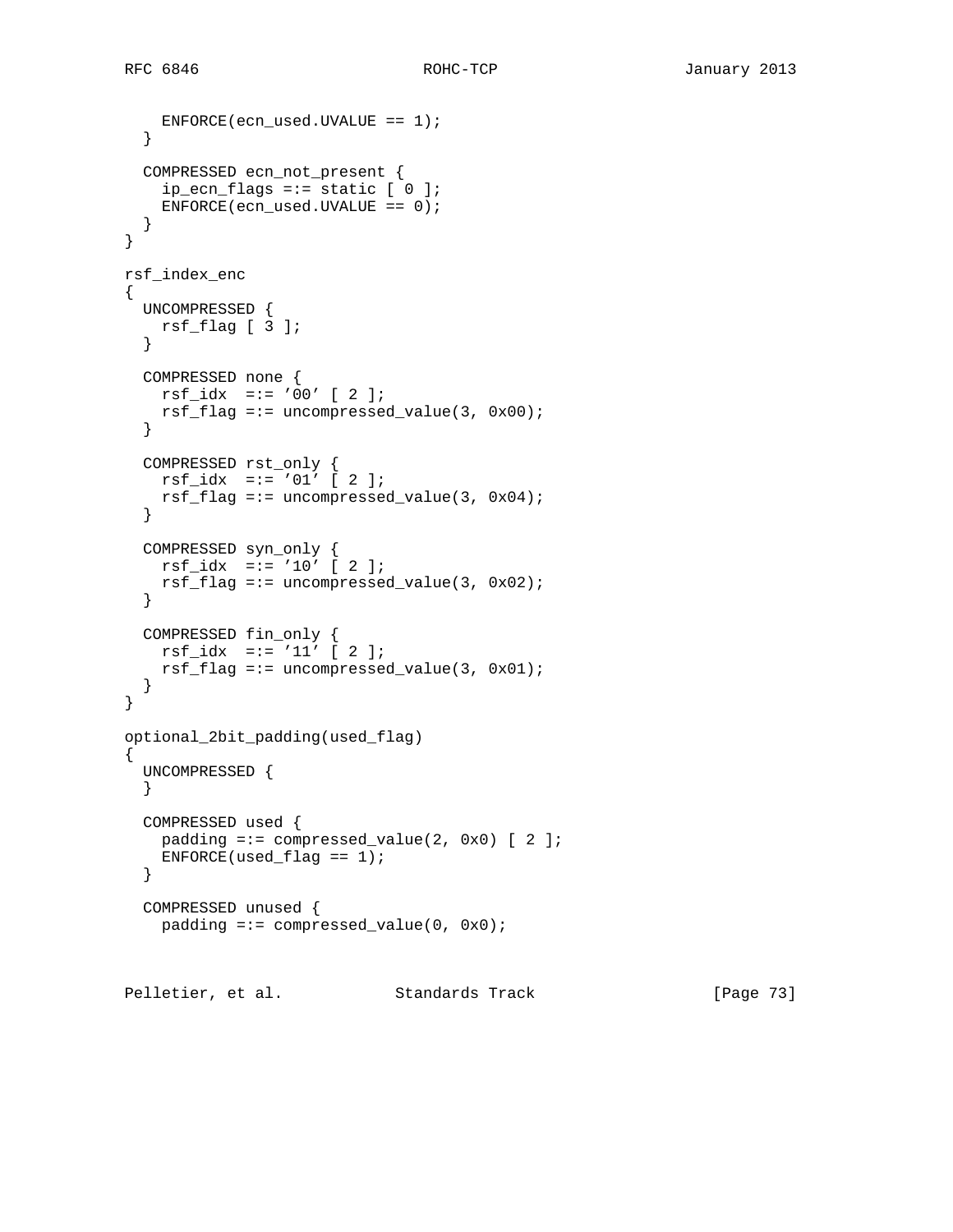```
    ENFORCE(ecn_used.UVALUE == 1);
  }

  COMPRESSED ecn_not_present {
    ip_ecn_flags =:= static [ 0 ];
    ENFORCE(ecn_used.UVALUE == 0);
  }
}

rsf_index_enc
{
  UNCOMPRESSED {
    rsf_flag [ 3 ];
  }

  COMPRESSED none {
    rsf_idx  =:= '00' [ 2 ];
    rsf_flag =:= uncompressed_value(3, 0x00);
  }

  COMPRESSED rst_only {
    rsf_idx  =:= '01' [ 2 ];
    rsf_flag =:= uncompressed_value(3, 0x04);
  }

  COMPRESSED syn_only {
    rsf_idx  =:= '10' [ 2 ];
    rsf_flag =:= uncompressed_value(3, 0x02);
  }

  COMPRESSED fin_only {
    rsf_idx  =:= '11' [ 2 ];
    rsf_flag =:= uncompressed_value(3, 0x01);
  }
}

optional_2bit_padding(used_flag)
{
  UNCOMPRESSED {
  }

  COMPRESSED used {
    padding =:= compressed_value(2, 0x0) [ 2 ];
    ENFORCE(used_flag == 1);
  }

  COMPRESSED unused {
    padding =:= compressed_value(0, 0x0);
```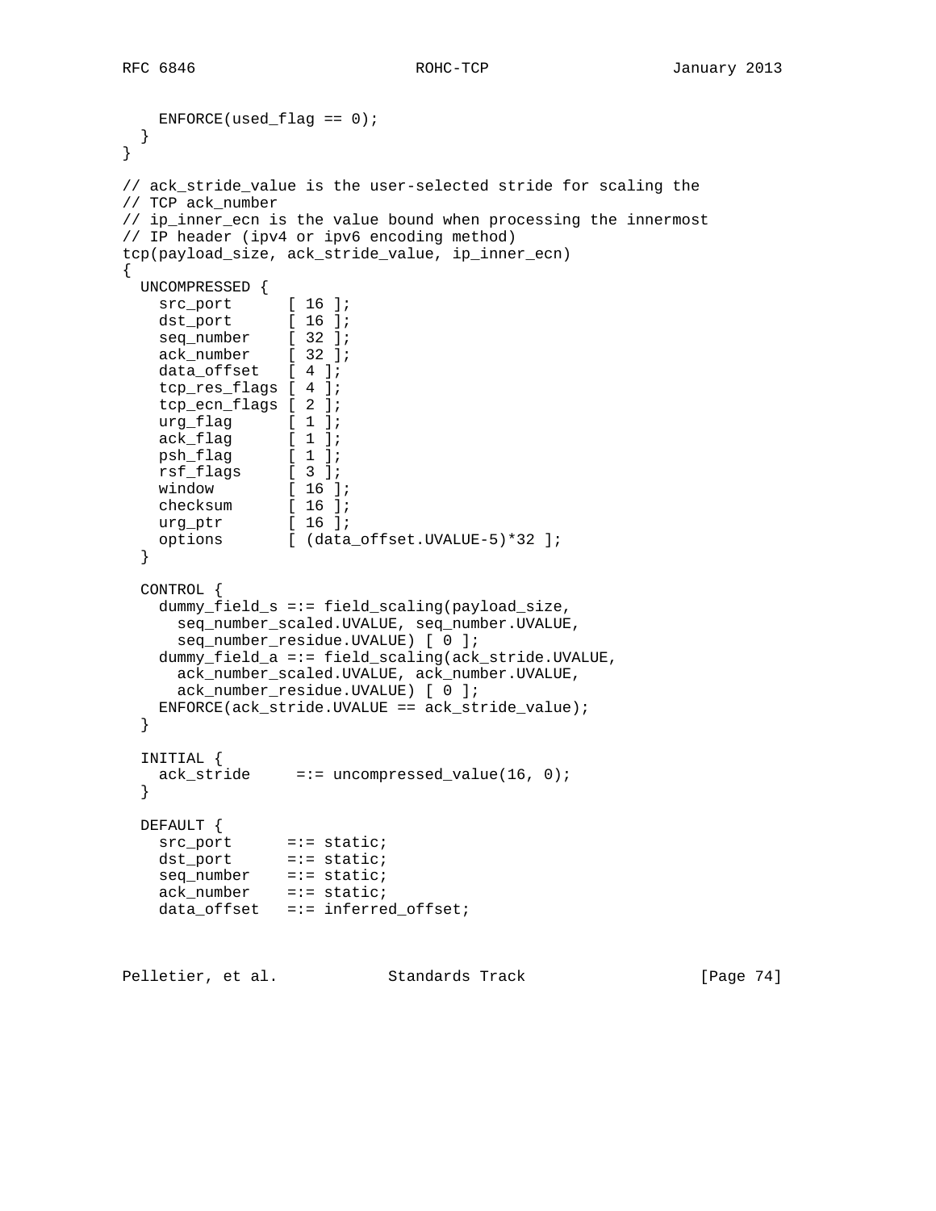```
    ENFORCE(used_flag == 0);
  }
}

// ack_stride_value is the user-selected stride for scaling the
// TCP ack_number
// ip_inner_ecn is the value bound when processing the innermost
// IP header (ipv4 or ipv6 encoding method)
tcp(payload_size, ack_stride_value, ip_inner_ecn)
{
  UNCOMPRESSED {
    src_port      [ 16 ];
    dst_port      [ 16 ];
    seq_number    [ 32 ];
    ack_number    [ 32 ];
    data_offset   [ 4 ];
    tcp_res_flags [ 4 ];
    tcp_ecn_flags [ 2 ];
    urg_flag      [ 1 ];
    ack_flag      [ 1 ];
    psh_flag      [ 1 ];
    rsf_flags     [ 3 ];
    window        [ 16 ];
    checksum      [ 16 ];
    urg_ptr       [ 16 ];
    options       [ (data_offset.UVALUE-5)*32 ];
  }

  CONTROL {
    dummy_field_s =:= field_scaling(payload_size,
      seq_number_scaled.UVALUE, seq_number.UVALUE,
      seq_number_residue.UVALUE) [ 0 ];
    dummy_field_a =:= field_scaling(ack_stride.UVALUE,
      ack_number_scaled.UVALUE, ack_number.UVALUE,
      ack_number_residue.UVALUE) [ 0 ];
    ENFORCE(ack_stride.UVALUE == ack_stride_value);
  }

  INITIAL {
    ack_stride     =:= uncompressed_value(16, 0);
  }

  DEFAULT {
    src_port      =:= static;
    dst_port      =:= static;
    seq_number    =:= static;
    ack_number    =:= static;
    data_offset   =:= inferred_offset;
```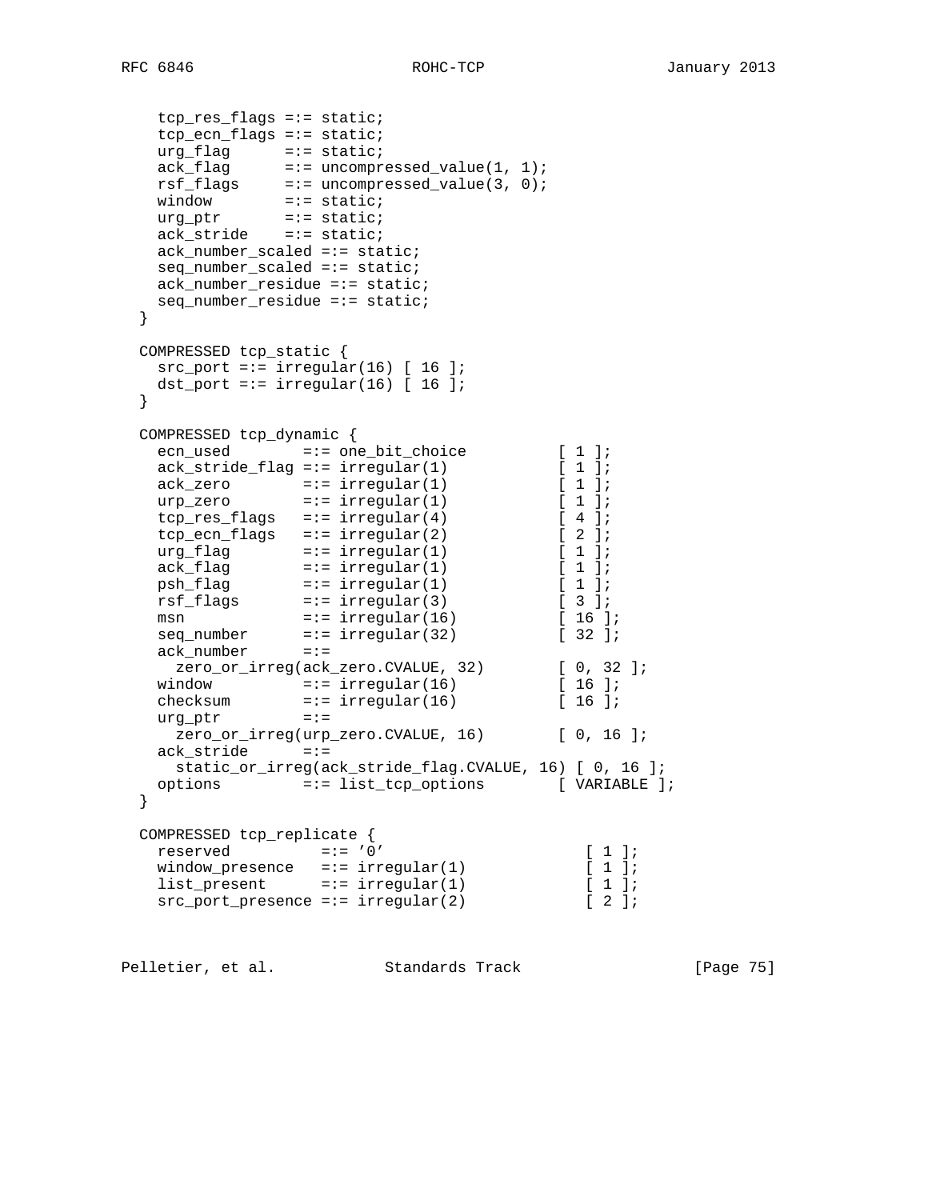```
    tcp_res_flags =:= static;
    tcp_ecn_flags =:= static;
    urg_flag      =:= static;
    ack_flag      =:= uncompressed_value(1, 1);
    rsf_flags     =:= uncompressed_value(3, 0);
    window        =:= static;
    urg_ptr       =:= static;
    ack_stride    =:= static;
    ack_number_scaled =:= static;
    seq_number_scaled =:= static;
    ack_number_residue =:= static;
    seq_number_residue =:= static;
  }

  COMPRESSED tcp_static {
    src_port =:= irregular(16) [ 16 ];
    dst_port =:= irregular(16) [ 16 ];
  }

  COMPRESSED tcp_dynamic {
    ecn_used        =:= one_bit_choice          [ 1 ];
    ack_stride_flag =:= irregular(1)            [ 1 ];
    ack_zero        =:= irregular(1)            [ 1 ];
    urp_zero        =:= irregular(1)            [ 1 ];
    tcp_res_flags   =:= irregular(4)            [ 4 ];
    tcp_ecn_flags   =:= irregular(2)            [ 2 ];
    urg_flag        =:= irregular(1)            [ 1 ];
    ack_flag        =:= irregular(1)            [ 1 ];
    psh_flag        =:= irregular(1)            [ 1 ];
    rsf_flags       =:= irregular(3)            [ 3 ];
    msn             =:= irregular(16)           [ 16 ];
    seq_number      =:= irregular(32)           [ 32 ];
    ack_number      =:=
      zero_or_irreg(ack_zero.CVALUE, 32)        [ 0, 32 ];
    window          =:= irregular(16)           [ 16 ];
    checksum        =:= irregular(16)           [ 16 ];
    urg_ptr         =:=
      zero_or_irreg(urp_zero.CVALUE, 16)        [ 0, 16 ];
    ack_stride      =:=
      static_or_irreg(ack_stride_flag.CVALUE, 16) [ 0, 16 ];
    options         =:= list_tcp_options        [ VARIABLE ];
  }

  COMPRESSED tcp_replicate {
    reserved          =:= '0'                      [ 1 ];
    window_presence   =:= irregular(1)             [ 1 ];
    list_present      =:= irregular(1)             [ 1 ];
    src_port_presence =:= irregular(2)             [ 2 ];
```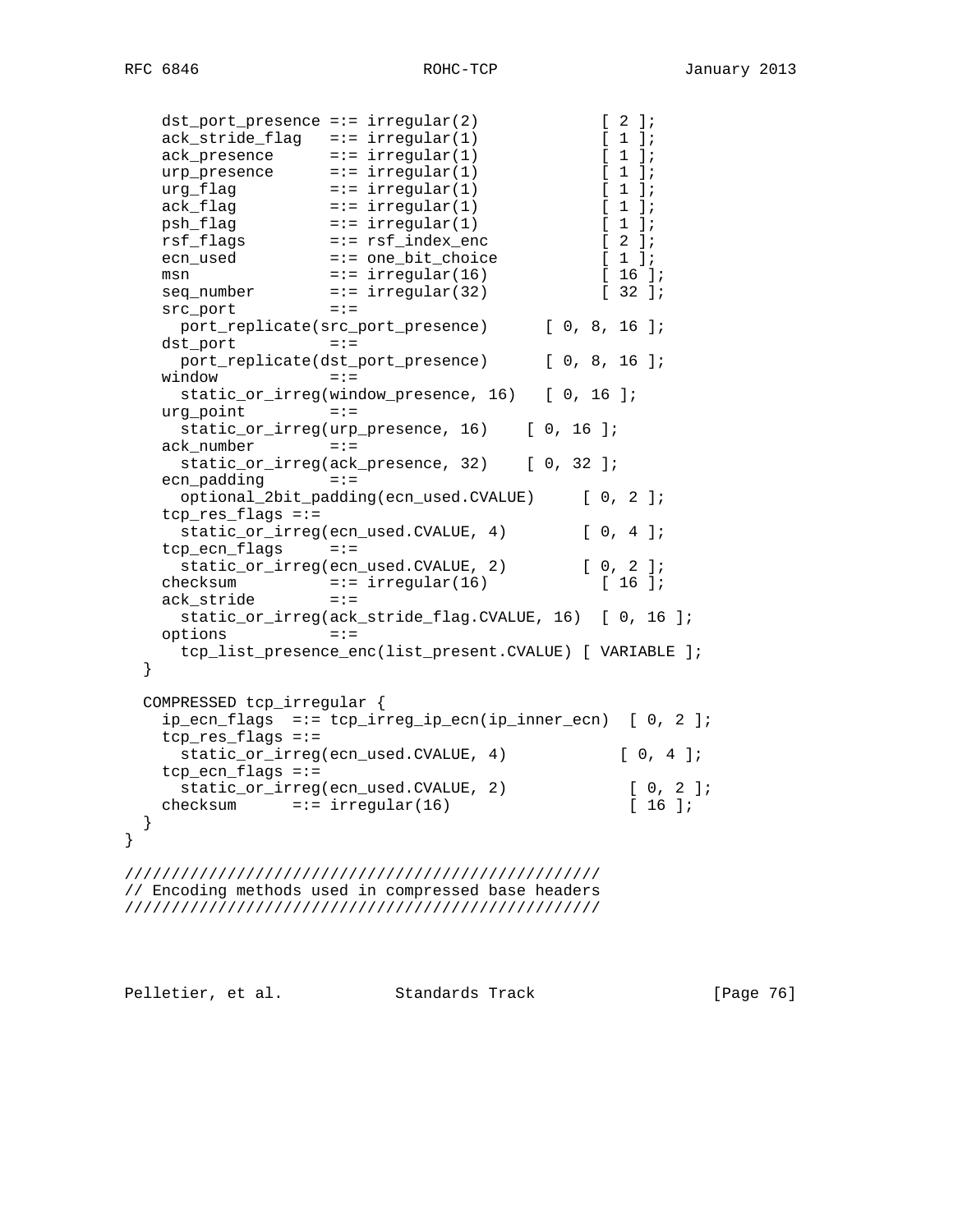```
    dst_port_presence =:= irregular(2)             [ 2 ];
    ack_stride_flag   =:= irregular(1)             [ 1 ];
    ack_presence      =:= irregular(1)             [ 1 ];
    urp_presence      =:= irregular(1)             [ 1 ];
    urg_flag          =:= irregular(1)             [ 1 ];
    ack_flag          =:= irregular(1)             [ 1 ];
    psh_flag          =:= irregular(1)             [ 1 ];
    rsf_flags         =:= rsf_index_enc            [ 2 ];
    ecn_used          =:= one_bit_choice           [ 1 ];
    msn               =:= irregular(16)            [ 16 ];
    seq_number        =:= irregular(32)            [ 32 ];
    src_port          =:=
      port_replicate(src_port_presence)      [ 0, 8, 16 ];
    dst_port          =:=
      port_replicate(dst_port_presence)      [ 0, 8, 16 ];
    window            =:=
      static_or_irreg(window_presence, 16)   [ 0, 16 ];
    urg_point         =:=
      static_or_irreg(urp_presence, 16)    [ 0, 16 ];
    ack_number        =:=
      static_or_irreg(ack_presence, 32)    [ 0, 32 ];
    ecn_padding       =:=
      optional_2bit_padding(ecn_used.CVALUE)     [ 0, 2 ];
    tcp_res_flags =:=
      static_or_irreg(ecn_used.CVALUE, 4)        [ 0, 4 ];
    tcp_ecn_flags     =:=
      static_or_irreg(ecn_used.CVALUE, 2)        [ 0, 2 ];
    checksum          =:= irregular(16)            [ 16 ];
    ack_stride        =:=
      static_or_irreg(ack_stride_flag.CVALUE, 16)  [ 0, 16 ];
    options           =:=
      tcp_list_presence_enc(list_present.CVALUE) [ VARIABLE ];
  }

  COMPRESSED tcp_irregular {
    ip_ecn_flags  =:= tcp_irreg_ip_ecn(ip_inner_ecn)  [ 0, 2 ];
    tcp_res_flags =:=
      static_or_irreg(ecn_used.CVALUE, 4)            [ 0, 4 ];
    tcp_ecn_flags =:=
      static_or_irreg(ecn_used.CVALUE, 2)             [ 0, 2 ];
    checksum      =:= irregular(16)                   [ 16 ];
  }
}

//////////////////////////////////////////////////
// Encoding methods used in compressed base headers
//////////////////////////////////////////////////
```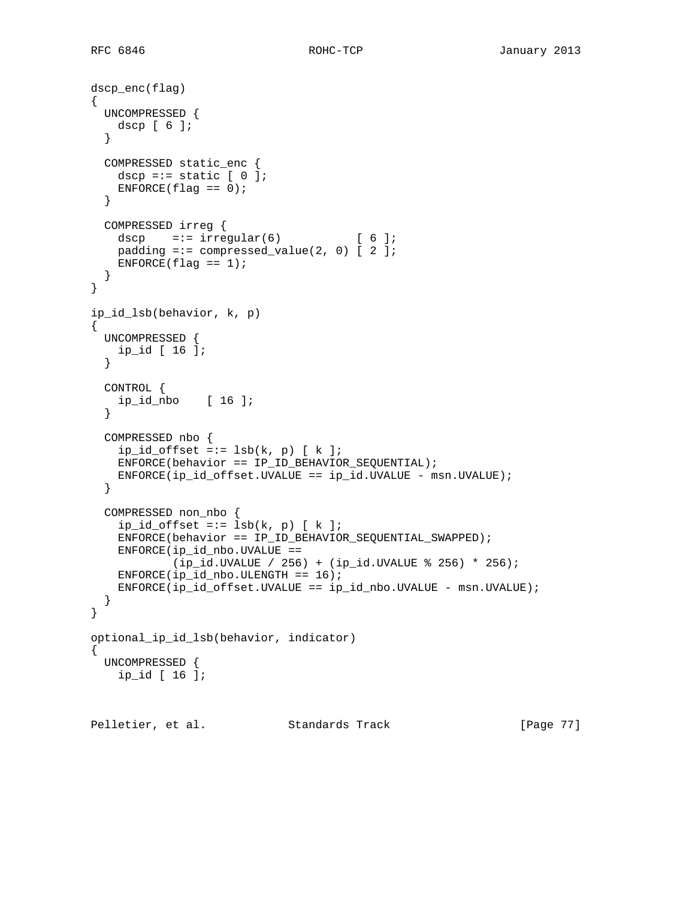```
dscp_enc(flag)
{
  UNCOMPRESSED {
    dscp [ 6 ];
  }

  COMPRESSED static_enc {
    dscp =:= static [ 0 ];
    ENFORCE(flag == 0);
  }

  COMPRESSED irreg {
    dscp    =:= irregular(6)           [ 6 ];
    padding =:= compressed_value(2, 0) [ 2 ];
    ENFORCE(flag == 1);
  }
}

ip_id_lsb(behavior, k, p)
{
  UNCOMPRESSED {
    ip_id [ 16 ];
  }

  CONTROL {
    ip_id_nbo    [ 16 ];
  }

  COMPRESSED nbo {
    ip_id_offset =:= lsb(k, p) [ k ];
    ENFORCE(behavior == IP_ID_BEHAVIOR_SEQUENTIAL);
    ENFORCE(ip_id_offset.UVALUE == ip_id.UVALUE - msn.UVALUE);
  }

  COMPRESSED non_nbo {
    ip_id_offset =:= lsb(k, p) [ k ];
    ENFORCE(behavior == IP_ID_BEHAVIOR_SEQUENTIAL_SWAPPED);
    ENFORCE(ip_id_nbo.UVALUE ==
            (ip_id.UVALUE / 256) + (ip_id.UVALUE % 256) * 256);
    ENFORCE(ip_id_nbo.ULENGTH == 16);
    ENFORCE(ip_id_offset.UVALUE == ip_id_nbo.UVALUE - msn.UVALUE);
  }
}

optional_ip_id_lsb(behavior, indicator)
{
  UNCOMPRESSED {
    ip_id [ 16 ];
```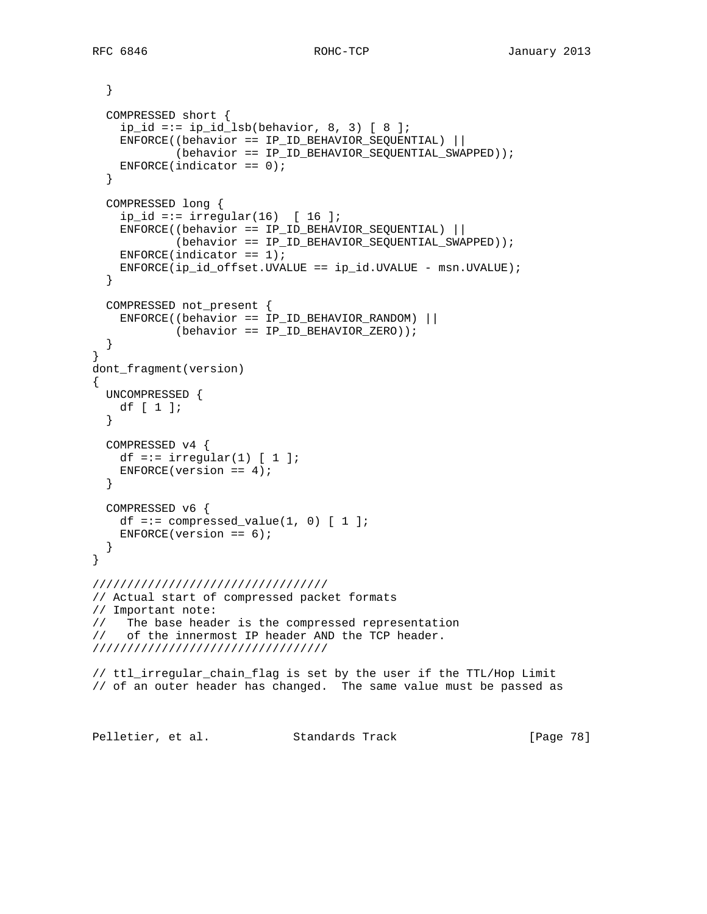```
  }

  COMPRESSED short {
    ip_id =:= ip_id_lsb(behavior, 8, 3) [ 8 ];
    ENFORCE((behavior == IP_ID_BEHAVIOR_SEQUENTIAL) ||
            (behavior == IP_ID_BEHAVIOR_SEQUENTIAL_SWAPPED));
    ENFORCE(indicator == 0);
  }

  COMPRESSED long {
    ip_id =:= irregular(16)  [ 16 ];
    ENFORCE((behavior == IP_ID_BEHAVIOR_SEQUENTIAL) ||
            (behavior == IP_ID_BEHAVIOR_SEQUENTIAL_SWAPPED));
    ENFORCE(indicator == 1);
    ENFORCE(ip_id_offset.UVALUE == ip_id.UVALUE - msn.UVALUE);
  }

  COMPRESSED not_present {
    ENFORCE((behavior == IP_ID_BEHAVIOR_RANDOM) ||
            (behavior == IP_ID_BEHAVIOR_ZERO));
  }
}
dont_fragment(version)
{
  UNCOMPRESSED {
    df [ 1 ];
  }

  COMPRESSED v4 {
    df =:= irregular(1) [ 1 ];
    ENFORCE(version == 4);
  }

  COMPRESSED v6 {
    df =:= compressed_value(1, 0) [ 1 ];
    ENFORCE(version == 6);
  }
}

//////////////////////////////////
// Actual start of compressed packet formats
// Important note:
//   The base header is the compressed representation
//   of the innermost IP header AND the TCP header.
//////////////////////////////////

// ttl_irregular_chain_flag is set by the user if the TTL/Hop Limit
// of an outer header has changed.  The same value must be passed as
```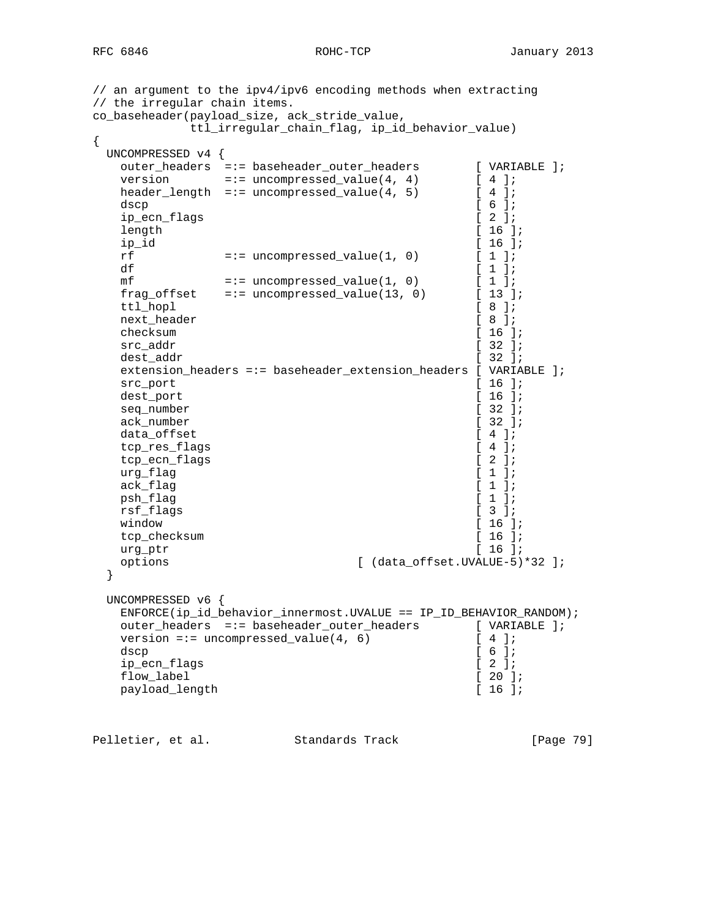```
// an argument to the ipv4/ipv6 encoding methods when extracting
// the irregular chain items.
co_baseheader(payload_size, ack_stride_value,
              ttl_irregular_chain_flag, ip_id_behavior_value)
{
  UNCOMPRESSED v4 {
    outer_headers  =:= baseheader_outer_headers        [ VARIABLE ];
    version        =:= uncompressed_value(4, 4)        [ 4 ];
    header_length  =:= uncompressed_value(4, 5)        [ 4 ];
    dscp                                               [ 6 ];
    ip_ecn_flags                                       [ 2 ];
    length                                             [ 16 ];
    ip_id                                              [ 16 ];
    rf             =:= uncompressed_value(1, 0)        [ 1 ];
    df                                                 [ 1 ];
    mf             =:= uncompressed_value(1, 0)        [ 1 ];
    frag_offset    =:= uncompressed_value(13, 0)       [ 13 ];
    ttl_hopl                                           [ 8 ];
    next_header                                        [ 8 ];
    checksum                                           [ 16 ];
    src_addr                                           [ 32 ];
    dest_addr                                          [ 32 ];
    extension_headers =:= baseheader_extension_headers [ VARIABLE ];
    src_port                                           [ 16 ];
    dest_port                                          [ 16 ];
    seq_number                                         [ 32 ];
    ack_number                                         [ 32 ];
    data_offset                                        [ 4 ];
    tcp_res_flags                                      [ 4 ];
    tcp_ecn_flags                                      [ 2 ];
    urg_flag                                           [ 1 ];
    ack_flag                                           [ 1 ];
    psh_flag                                           [ 1 ];
    rsf_flags                                          [ 3 ];
    window                                             [ 16 ];
    tcp_checksum                                       [ 16 ];
    urg_ptr                                            [ 16 ];
    options                          [ (data_offset.UVALUE-5)*32 ];
  }

  UNCOMPRESSED v6 {
    ENFORCE(ip_id_behavior_innermost.UVALUE == IP_ID_BEHAVIOR_RANDOM);
    outer_headers  =:= baseheader_outer_headers        [ VARIABLE ];
    version =:= uncompressed_value(4, 6)               [ 4 ];
    dscp                                               [ 6 ];
    ip_ecn_flags                                       [ 2 ];
    flow_label                                         [ 20 ];
    payload_length                                     [ 16 ];
```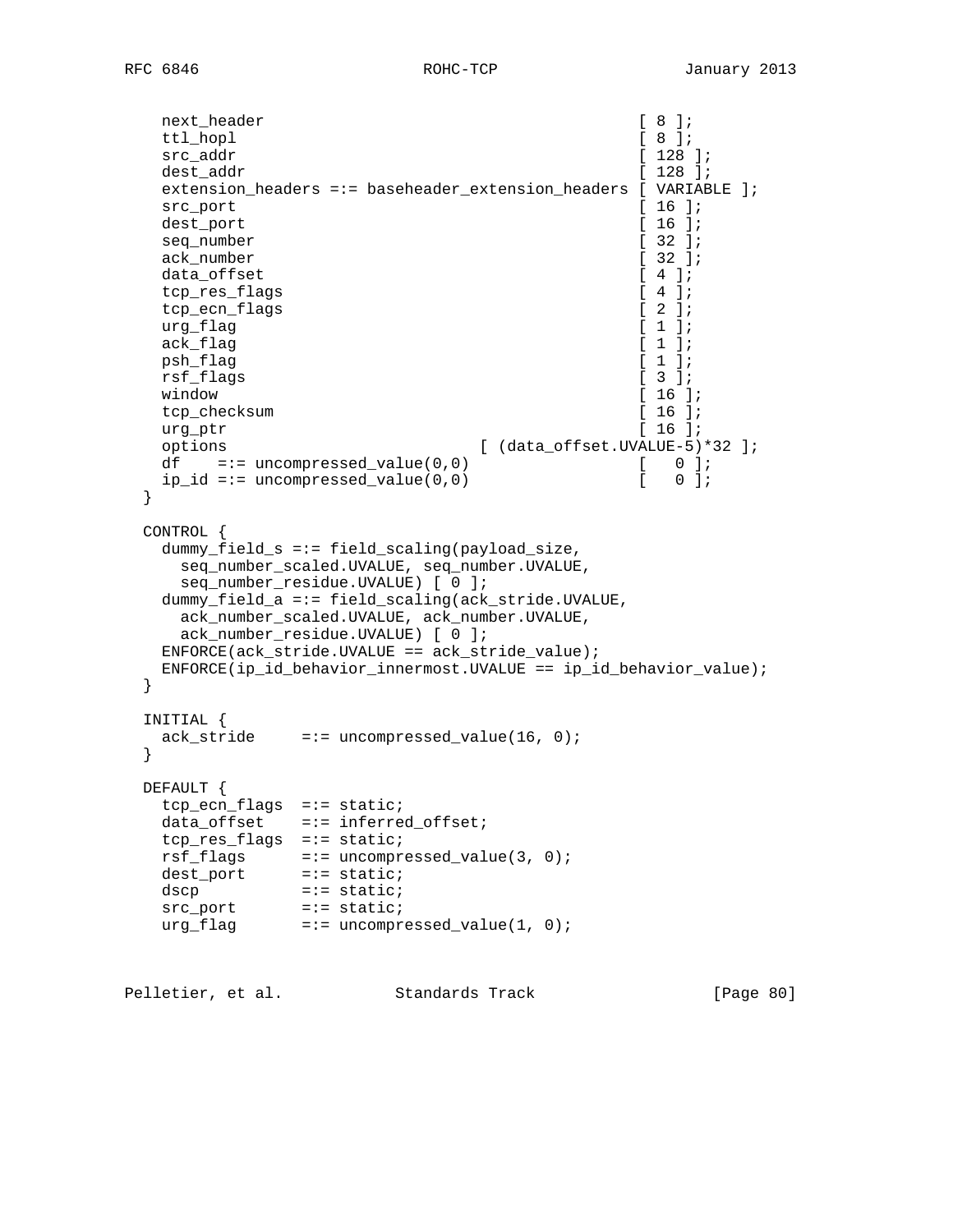```
    next_header                                       [ 8 ];
    ttl_hopl                                          [ 8 ];
    src_addr                                          [ 128 ];
    dest_addr                                         [ 128 ];
    extension_headers =:= baseheader_extension_headers [ VARIABLE ];
    src_port                                          [ 16 ];
    dest_port                                         [ 16 ];
    seq_number                                        [ 32 ];
    ack_number                                        [ 32 ];
    data_offset                                       [ 4 ];
    tcp_res_flags                                     [ 4 ];
    tcp_ecn_flags                                     [ 2 ];
    urg_flag                                          [ 1 ];
    ack_flag                                          [ 1 ];
    psh_flag                                          [ 1 ];
    rsf_flags                                         [ 3 ];
    window                                            [ 16 ];
    tcp_checksum                                      [ 16 ];
    urg_ptr                                           [ 16 ];
    options                          [ (data_offset.UVALUE-5)*32 ];
    df    =:= uncompressed_value(0,0)                 [   0 ];
    ip_id =:= uncompressed_value(0,0)                 [   0 ];
  }

  CONTROL {
    dummy_field_s =:= field_scaling(payload_size,
      seq_number_scaled.UVALUE, seq_number.UVALUE,
      seq_number_residue.UVALUE) [ 0 ];
    dummy_field_a =:= field_scaling(ack_stride.UVALUE,
      ack_number_scaled.UVALUE, ack_number.UVALUE,
      ack_number_residue.UVALUE) [ 0 ];
    ENFORCE(ack_stride.UVALUE == ack_stride_value);
    ENFORCE(ip_id_behavior_innermost.UVALUE == ip_id_behavior_value);
  }

  INITIAL {
    ack_stride     =:= uncompressed_value(16, 0);
  }

  DEFAULT {
    tcp_ecn_flags  =:= static;
    data_offset    =:= inferred_offset;
    tcp_res_flags  =:= static;
    rsf_flags      =:= uncompressed_value(3, 0);
    dest_port      =:= static;
    dscp           =:= static;
    src_port       =:= static;
    urg_flag       =:= uncompressed_value(1, 0);
```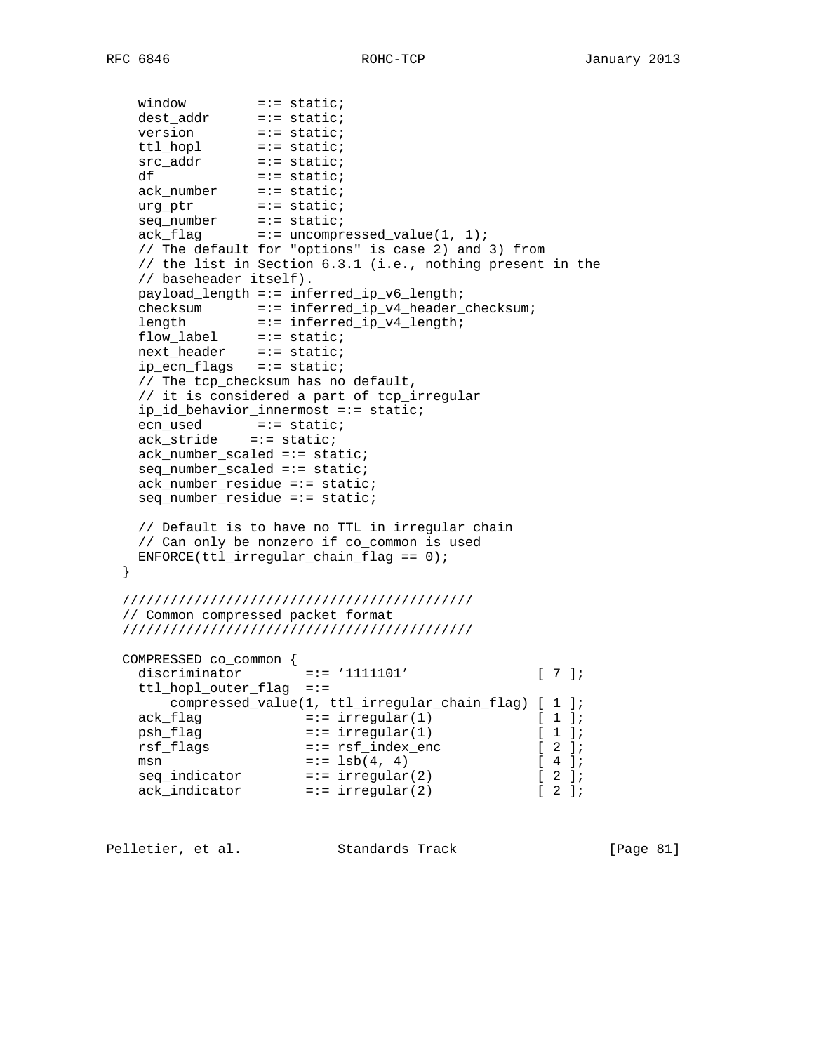```
    window         =:= static;
    dest_addr      =:= static;
    version        =:= static;
    ttl_hopl       =:= static;
    src_addr       =:= static;
    df             =:= static;
    ack_number     =:= static;
    urg_ptr        =:= static;
    seq_number     =:= static;
    ack_flag       =:= uncompressed_value(1, 1);
    // The default for "options" is case 2) and 3) from
    // the list in Section 6.3.1 (i.e., nothing present in the
    // baseheader itself).
    payload_length =:= inferred_ip_v6_length;
    checksum       =:= inferred_ip_v4_header_checksum;
    length         =:= inferred_ip_v4_length;
    flow_label     =:= static;
    next_header    =:= static;
    ip_ecn_flags   =:= static;
    // The tcp_checksum has no default,
    // it is considered a part of tcp_irregular
    ip_id_behavior_innermost =:= static;
    ecn_used       =:= static;
    ack_stride    =:= static;
    ack_number_scaled =:= static;
    seq_number_scaled =:= static;
    ack_number_residue =:= static;
    seq_number_residue =:= static;

    // Default is to have no TTL in irregular chain
    // Can only be nonzero if co_common is used
    ENFORCE(ttl_irregular_chain_flag == 0);
  }

  ////////////////////////////////////////////
  // Common compressed packet format
  ////////////////////////////////////////////

  COMPRESSED co_common {
    discriminator        =:= '1111101'               [ 7 ];
    ttl_hopl_outer_flag  =:=
        compressed_value(1, ttl_irregular_chain_flag) [ 1 ];
    ack_flag             =:= irregular(1)            [ 1 ];
    psh_flag             =:= irregular(1)            [ 1 ];
    rsf_flags            =:= rsf_index_enc           [ 2 ];
    msn                  =:= lsb(4, 4)               [ 4 ];
    seq_indicator        =:= irregular(2)            [ 2 ];
    ack_indicator        =:= irregular(2)            [ 2 ];
```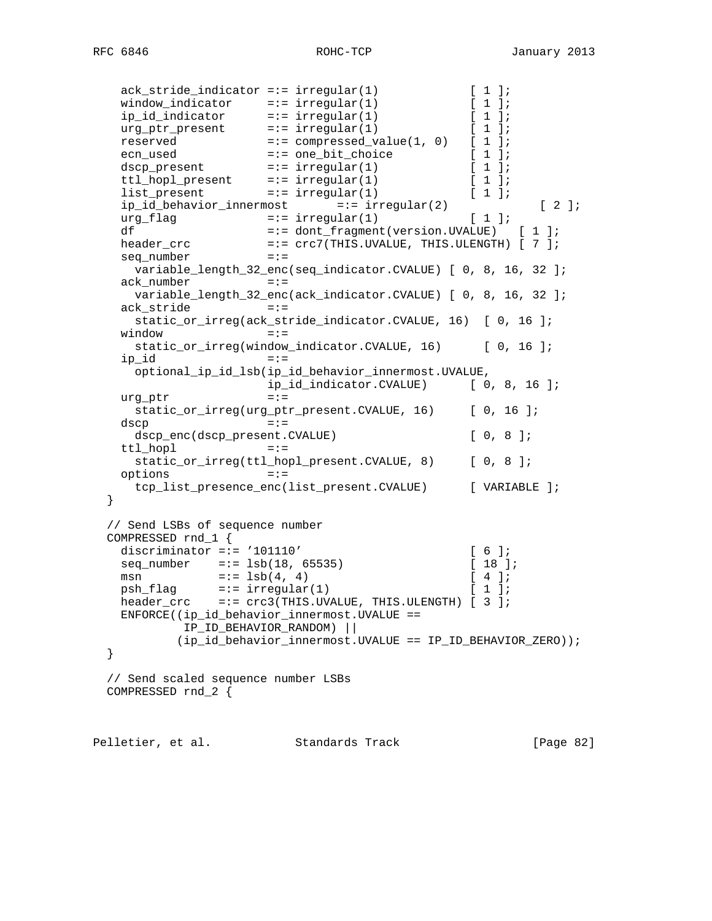```
    ack_stride_indicator =:= irregular(1)            [ 1 ];
    window_indicator     =:= irregular(1)            [ 1 ];
    ip_id_indicator      =:= irregular(1)            [ 1 ];
    urg_ptr_present      =:= irregular(1)            [ 1 ];
    reserved             =:= compressed_value(1, 0)  [ 1 ];
    ecn_used             =:= one_bit_choice          [ 1 ];
    dscp_present         =:= irregular(1)            [ 1 ];
    ttl_hopl_present     =:= irregular(1)            [ 1 ];
    list_present         =:= irregular(1)            [ 1 ];
    ip_id_behavior_innermost       =:= irregular(2)            [ 2 ];
    urg_flag             =:= irregular(1)            [ 1 ];
    df                   =:= dont_fragment(version.UVALUE)   [ 1 ];
    header_crc           =:= crc7(THIS.UVALUE, THIS.ULENGTH) [ 7 ];
    seq_number           =:=
      variable_length_32_enc(seq_indicator.CVALUE) [ 0, 8, 16, 32 ];
    ack_number           =:=
      variable_length_32_enc(ack_indicator.CVALUE) [ 0, 8, 16, 32 ];
    ack_stride           =:=
      static_or_irreg(ack_stride_indicator.CVALUE, 16)  [ 0, 16 ];
    window               =:=
      static_or_irreg(window_indicator.CVALUE, 16)      [ 0, 16 ];
    ip_id                =:=
      optional_ip_id_lsb(ip_id_behavior_innermost.UVALUE,
                         ip_id_indicator.CVALUE)      [ 0, 8, 16 ];
    urg_ptr              =:=
      static_or_irreg(urg_ptr_present.CVALUE, 16)     [ 0, 16 ];
    dscp                 =:=
      dscp_enc(dscp_present.CVALUE)                   [ 0, 8 ];
    ttl_hopl             =:=
      static_or_irreg(ttl_hopl_present.CVALUE, 8)     [ 0, 8 ];
    options              =:=
      tcp_list_presence_enc(list_present.CVALUE)      [ VARIABLE ];
  }

  // Send LSBs of sequence number
  COMPRESSED rnd_1 {
    discriminator =:= '101110'                       [ 6 ];
    seq_number    =:= lsb(18, 65535)                 [ 18 ];
    msn           =:= lsb(4, 4)                      [ 4 ];
    psh_flag      =:= irregular(1)                   [ 1 ];
    header_crc    =:= crc3(THIS.UVALUE, THIS.ULENGTH) [ 3 ];
    ENFORCE((ip_id_behavior_innermost.UVALUE ==
             IP_ID_BEHAVIOR_RANDOM) ||
            (ip_id_behavior_innermost.UVALUE == IP_ID_BEHAVIOR_ZERO));
  }

  // Send scaled sequence number LSBs
  COMPRESSED rnd_2 {
```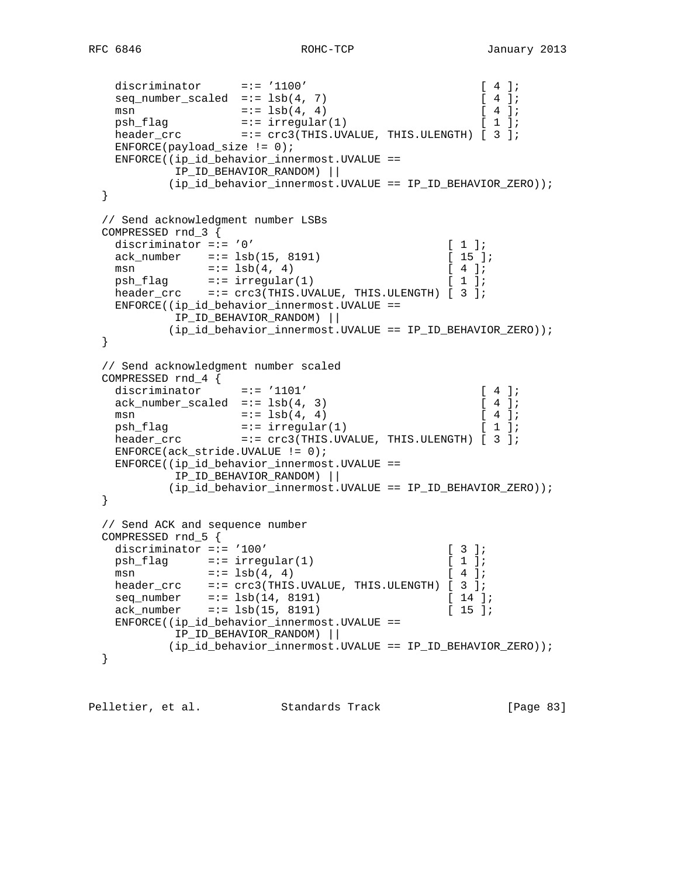```
    discriminator      =:= '1100'                        [ 4 ];
    seq_number_scaled  =:= lsb(4, 7)                     [ 4 ];
    msn                =:= lsb(4, 4)                     [ 4 ];
    psh_flag           =:= irregular(1)                  [ 1 ];
    header_crc         =:= crc3(THIS.UVALUE, THIS.ULENGTH) [ 3 ];
    ENFORCE(payload_size != 0);
    ENFORCE((ip_id_behavior_innermost.UVALUE ==
             IP_ID_BEHAVIOR_RANDOM) ||
            (ip_id_behavior_innermost.UVALUE == IP_ID_BEHAVIOR_ZERO));
  }

  // Send acknowledgment number LSBs
  COMPRESSED rnd_3 {
    discriminator =:= '0'                           [ 1 ];
    ack_number    =:= lsb(15, 8191)                 [ 15 ];
    msn           =:= lsb(4, 4)                     [ 4 ];
    psh_flag      =:= irregular(1)                  [ 1 ];
    header_crc    =:= crc3(THIS.UVALUE, THIS.ULENGTH) [ 3 ];
    ENFORCE((ip_id_behavior_innermost.UVALUE ==
             IP_ID_BEHAVIOR_RANDOM) ||
            (ip_id_behavior_innermost.UVALUE == IP_ID_BEHAVIOR_ZERO));
  }

  // Send acknowledgment number scaled
  COMPRESSED rnd_4 {
    discriminator      =:= '1101'                        [ 4 ];
    ack_number_scaled  =:= lsb(4, 3)                     [ 4 ];
    msn                =:= lsb(4, 4)                     [ 4 ];
    psh_flag           =:= irregular(1)                  [ 1 ];
    header_crc         =:= crc3(THIS.UVALUE, THIS.ULENGTH) [ 3 ];
    ENFORCE(ack_stride.UVALUE != 0);
    ENFORCE((ip_id_behavior_innermost.UVALUE ==
             IP_ID_BEHAVIOR_RANDOM) ||
            (ip_id_behavior_innermost.UVALUE == IP_ID_BEHAVIOR_ZERO));
  }

  // Send ACK and sequence number
  COMPRESSED rnd_5 {
    discriminator =:= '100'                         [ 3 ];
    psh_flag      =:= irregular(1)                  [ 1 ];
    msn           =:= lsb(4, 4)                     [ 4 ];
    header_crc    =:= crc3(THIS.UVALUE, THIS.ULENGTH) [ 3 ];
    seq_number    =:= lsb(14, 8191)                 [ 14 ];
    ack_number    =:= lsb(15, 8191)                 [ 15 ];
    ENFORCE((ip_id_behavior_innermost.UVALUE ==
             IP_ID_BEHAVIOR_RANDOM) ||
            (ip_id_behavior_innermost.UVALUE == IP_ID_BEHAVIOR_ZERO));
  }
```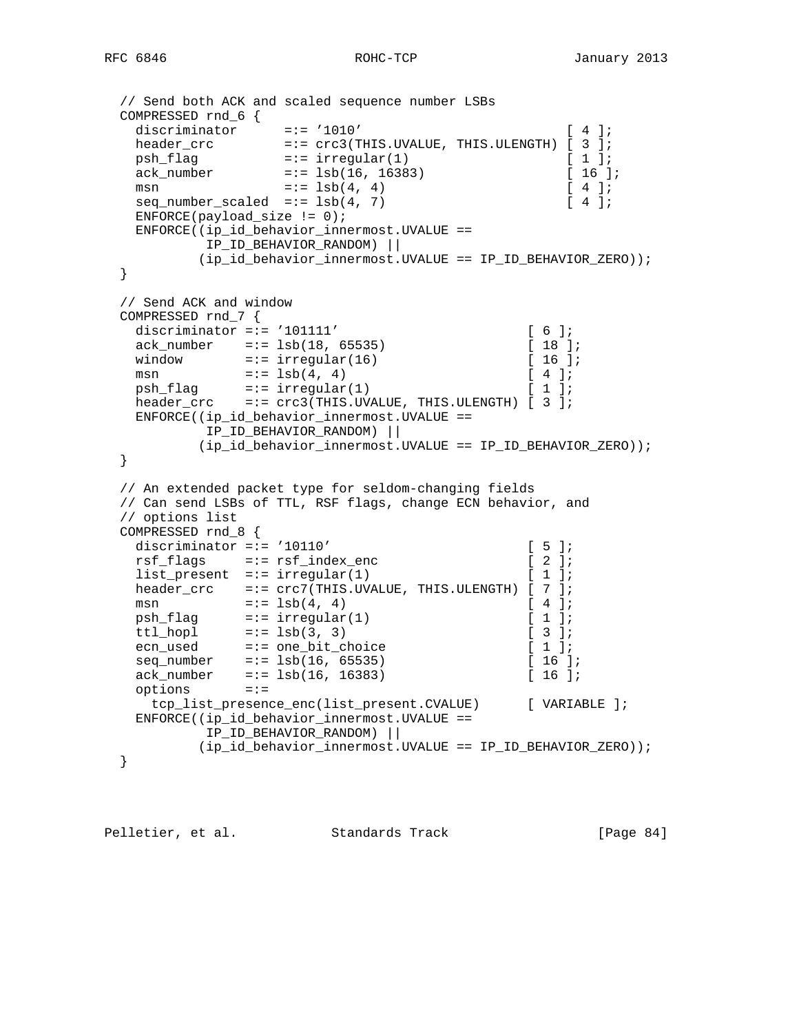```
   // Send both ACK and scaled sequence number LSBs
   COMPRESSED rnd_6 {
     discriminator      =:= '1010'                          [ 4 ];
     header_crc         =:= crc3(THIS.UVALUE, THIS.ULENGTH) [ 3 ];
     psh_flag           =:= irregular(1)                    [ 1 ];
     ack_number         =:= lsb(16, 16383)                  [ 16 ];
     msn                =:= lsb(4, 4)                       [ 4 ];
     seq_number_scaled  =:= lsb(4, 7)                       [ 4 ];
     ENFORCE(payload_size != 0);
     ENFORCE((ip_id_behavior_innermost.UVALUE ==
              IP_ID_BEHAVIOR_RANDOM) ||
             (ip_id_behavior_innermost.UVALUE == IP_ID_BEHAVIOR_ZERO));
   }

   // Send ACK and window
   COMPRESSED rnd_7 {
     discriminator =:= '101111'                        [ 6 ];
     ack_number    =:= lsb(18, 65535)                  [ 18 ];
     window        =:= irregular(16)                   [ 16 ];
     msn           =:= lsb(4, 4)                       [ 4 ];
     psh_flag      =:= irregular(1)                    [ 1 ];
     header_crc    =:= crc3(THIS.UVALUE, THIS.ULENGTH) [ 3 ];
     ENFORCE((ip_id_behavior_innermost.UVALUE ==
              IP_ID_BEHAVIOR_RANDOM) ||
             (ip_id_behavior_innermost.UVALUE == IP_ID_BEHAVIOR_ZERO));
   }

   // An extended packet type for seldom-changing fields
   // Can send LSBs of TTL, RSF flags, change ECN behavior, and
   // options list
   COMPRESSED rnd_8 {
     discriminator =:= '10110'                         [ 5 ];
     rsf_flags     =:= rsf_index_enc                   [ 2 ];
     list_present  =:= irregular(1)                    [ 1 ];
     header_crc    =:= crc7(THIS.UVALUE, THIS.ULENGTH) [ 7 ];
     msn           =:= lsb(4, 4)                       [ 4 ];
     psh_flag      =:= irregular(1)                    [ 1 ];
     ttl_hopl      =:= lsb(3, 3)                       [ 3 ];
     ecn_used      =:= one_bit_choice                  [ 1 ];
     seq_number    =:= lsb(16, 65535)                  [ 16 ];
     ack_number    =:= lsb(16, 16383)                  [ 16 ];
     options       =:=
       tcp_list_presence_enc(list_present.CVALUE)      [ VARIABLE ];
     ENFORCE((ip_id_behavior_innermost.UVALUE ==
              IP_ID_BEHAVIOR_RANDOM) ||
             (ip_id_behavior_innermost.UVALUE == IP_ID_BEHAVIOR_ZERO));
   }
```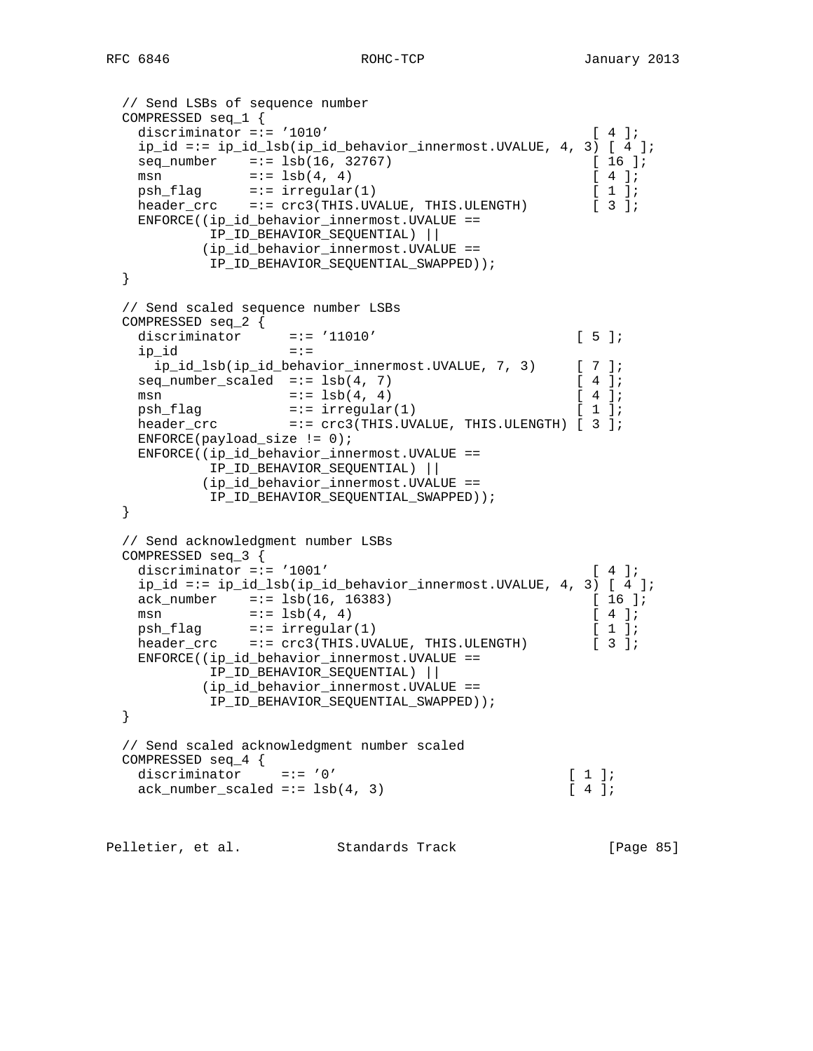```
// Send LSBs of sequence number
COMPRESSED seq_1 {
  discriminator =:= '1010'                                 [ 4 ];
  ip_id =:= ip_id_lsb(ip_id_behavior_innermost.UVALUE, 4, 3) [ 4 ];
  seq_number    =:= lsb(16, 32767)                         [ 16 ];
  msn           =:= lsb(4, 4)                              [ 4 ];
  psh_flag      =:= irregular(1)                           [ 1 ];
  header_crc    =:= crc3(THIS.UVALUE, THIS.ULENGTH)        [ 3 ];
  ENFORCE((ip_id_behavior_innermost.UVALUE ==
           IP_ID_BEHAVIOR_SEQUENTIAL) ||
          (ip_id_behavior_innermost.UVALUE ==
           IP_ID_BEHAVIOR_SEQUENTIAL_SWAPPED));
}

// Send scaled sequence number LSBs
COMPRESSED seq_2 {
  discriminator      =:= '11010'                          [ 5 ];
  ip_id              =:=
    ip_id_lsb(ip_id_behavior_innermost.UVALUE, 7, 3)      [ 7 ];
  seq_number_scaled  =:= lsb(4, 7)                        [ 4 ];
  msn                =:= lsb(4, 4)                        [ 4 ];
  psh_flag           =:= irregular(1)                     [ 1 ];
  header_crc         =:= crc3(THIS.UVALUE, THIS.ULENGTH) [ 3 ];
  ENFORCE(payload_size != 0);
  ENFORCE((ip_id_behavior_innermost.UVALUE ==
           IP_ID_BEHAVIOR_SEQUENTIAL) ||
          (ip_id_behavior_innermost.UVALUE ==
           IP_ID_BEHAVIOR_SEQUENTIAL_SWAPPED));
}

// Send acknowledgment number LSBs
COMPRESSED seq_3 {
  discriminator =:= '1001'                                 [ 4 ];
  ip_id =:= ip_id_lsb(ip_id_behavior_innermost.UVALUE, 4, 3) [ 4 ];
  ack_number    =:= lsb(16, 16383)                         [ 16 ];
  msn           =:= lsb(4, 4)                              [ 4 ];
  psh_flag      =:= irregular(1)                           [ 1 ];
  header_crc    =:= crc3(THIS.UVALUE, THIS.ULENGTH)        [ 3 ];
  ENFORCE((ip_id_behavior_innermost.UVALUE ==
           IP_ID_BEHAVIOR_SEQUENTIAL) ||
          (ip_id_behavior_innermost.UVALUE ==
           IP_ID_BEHAVIOR_SEQUENTIAL_SWAPPED));
}

// Send scaled acknowledgment number scaled
COMPRESSED seq_4 {
  discriminator     =:= '0'                               [ 1 ];
  ack_number_scaled =:= lsb(4, 3)                         [ 4 ];
```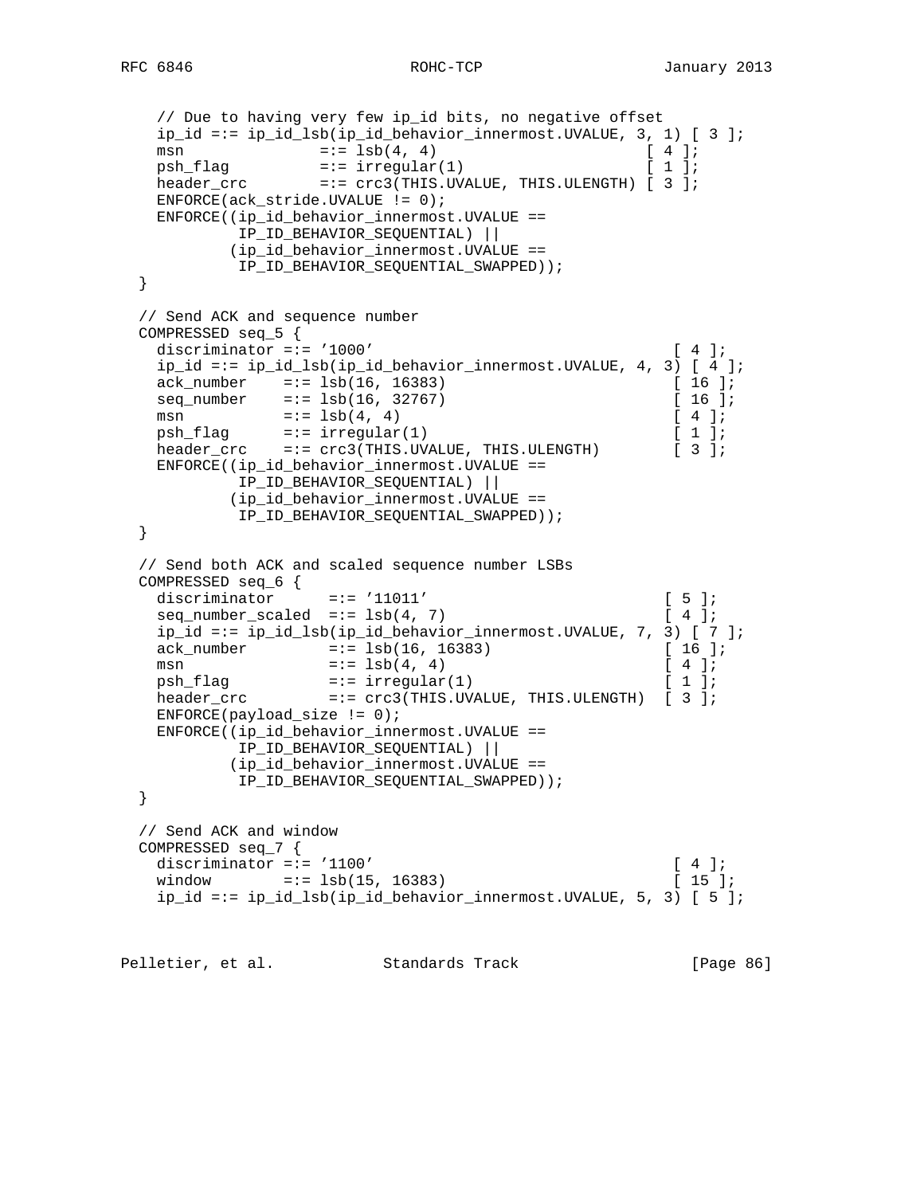```
    // Due to having very few ip_id bits, no negative offset
    ip_id =:= ip_id_lsb(ip_id_behavior_innermost.UVALUE, 3, 1) [ 3 ];
    msn              =:= lsb(4, 4)                          [ 4 ];
    psh_flag         =:= irregular(1)                       [ 1 ];
    header_crc       =:= crc3(THIS.UVALUE, THIS.ULENGTH) [ 3 ];
    ENFORCE(ack_stride.UVALUE != 0);
    ENFORCE((ip_id_behavior_innermost.UVALUE ==
             IP_ID_BEHAVIOR_SEQUENTIAL) ||
            (ip_id_behavior_innermost.UVALUE ==
             IP_ID_BEHAVIOR_SEQUENTIAL_SWAPPED));
  }

  // Send ACK and sequence number
  COMPRESSED seq_5 {
    discriminator =:= '1000'                                 [ 4 ];
    ip_id =:= ip_id_lsb(ip_id_behavior_innermost.UVALUE, 4, 3) [ 4 ];
    ack_number    =:= lsb(16, 16383)                         [ 16 ];
    seq_number    =:= lsb(16, 32767)                         [ 16 ];
    msn           =:= lsb(4, 4)                              [ 4 ];
    psh_flag      =:= irregular(1)                           [ 1 ];
    header_crc    =:= crc3(THIS.UVALUE, THIS.ULENGTH)        [ 3 ];
    ENFORCE((ip_id_behavior_innermost.UVALUE ==
             IP_ID_BEHAVIOR_SEQUENTIAL) ||
            (ip_id_behavior_innermost.UVALUE ==
             IP_ID_BEHAVIOR_SEQUENTIAL_SWAPPED));
  }

  // Send both ACK and scaled sequence number LSBs
  COMPRESSED seq_6 {
    discriminator      =:= '11011'                          [ 5 ];
    seq_number_scaled  =:= lsb(4, 7)                        [ 4 ];
    ip_id =:= ip_id_lsb(ip_id_behavior_innermost.UVALUE, 7, 3) [ 7 ];
    ack_number         =:= lsb(16, 16383)                   [ 16 ];
    msn                =:= lsb(4, 4)                        [ 4 ];
    psh_flag           =:= irregular(1)                     [ 1 ];
    header_crc         =:= crc3(THIS.UVALUE, THIS.ULENGTH)  [ 3 ];
    ENFORCE(payload_size != 0);
    ENFORCE((ip_id_behavior_innermost.UVALUE ==
             IP_ID_BEHAVIOR_SEQUENTIAL) ||
            (ip_id_behavior_innermost.UVALUE ==
             IP_ID_BEHAVIOR_SEQUENTIAL_SWAPPED));
  }

  // Send ACK and window
  COMPRESSED seq_7 {
    discriminator =:= '1100'                                 [ 4 ];
    window        =:= lsb(15, 16383)                         [ 15 ];
    ip_id =:= ip_id_lsb(ip_id_behavior_innermost.UVALUE, 5, 3) [ 5 ];
```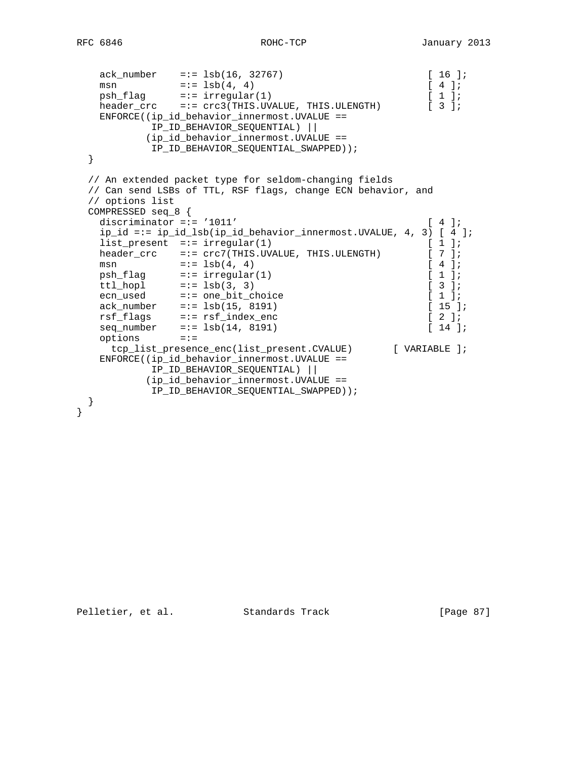```
    ack_number    =:= lsb(16, 32767)                         [ 16 ];
    msn           =:= lsb(4, 4)                              [ 4 ];
    psh_flag      =:= irregular(1)                           [ 1 ];
    header_crc    =:= crc3(THIS.UVALUE, THIS.ULENGTH)        [ 3 ];
    ENFORCE((ip_id_behavior_innermost.UVALUE ==
             IP_ID_BEHAVIOR_SEQUENTIAL) ||
            (ip_id_behavior_innermost.UVALUE ==
             IP_ID_BEHAVIOR_SEQUENTIAL_SWAPPED));
  }

  // An extended packet type for seldom-changing fields
  // Can send LSBs of TTL, RSF flags, change ECN behavior, and
  // options list
  COMPRESSED seq_8 {
    discriminator =:= '1011'                                 [ 4 ];
    ip_id =:= ip_id_lsb(ip_id_behavior_innermost.UVALUE, 4, 3) [ 4 ];
    list_present  =:= irregular(1)                           [ 1 ];
    header_crc    =:= crc7(THIS.UVALUE, THIS.ULENGTH)        [ 7 ];
    msn           =:= lsb(4, 4)                              [ 4 ];
    psh_flag      =:= irregular(1)                           [ 1 ];
    ttl_hopl      =:= lsb(3, 3)                              [ 3 ];
    ecn_used      =:= one_bit_choice                         [ 1 ];
    ack_number    =:= lsb(15, 8191)                          [ 15 ];
    rsf_flags     =:= rsf_index_enc                          [ 2 ];
    seq_number    =:= lsb(14, 8191)                          [ 14 ];
    options       =:=
      tcp_list_presence_enc(list_present.CVALUE)       [ VARIABLE ];
    ENFORCE((ip_id_behavior_innermost.UVALUE ==
             IP_ID_BEHAVIOR_SEQUENTIAL) ||
            (ip_id_behavior_innermost.UVALUE ==
             IP_ID_BEHAVIOR_SEQUENTIAL_SWAPPED));
  }
}
```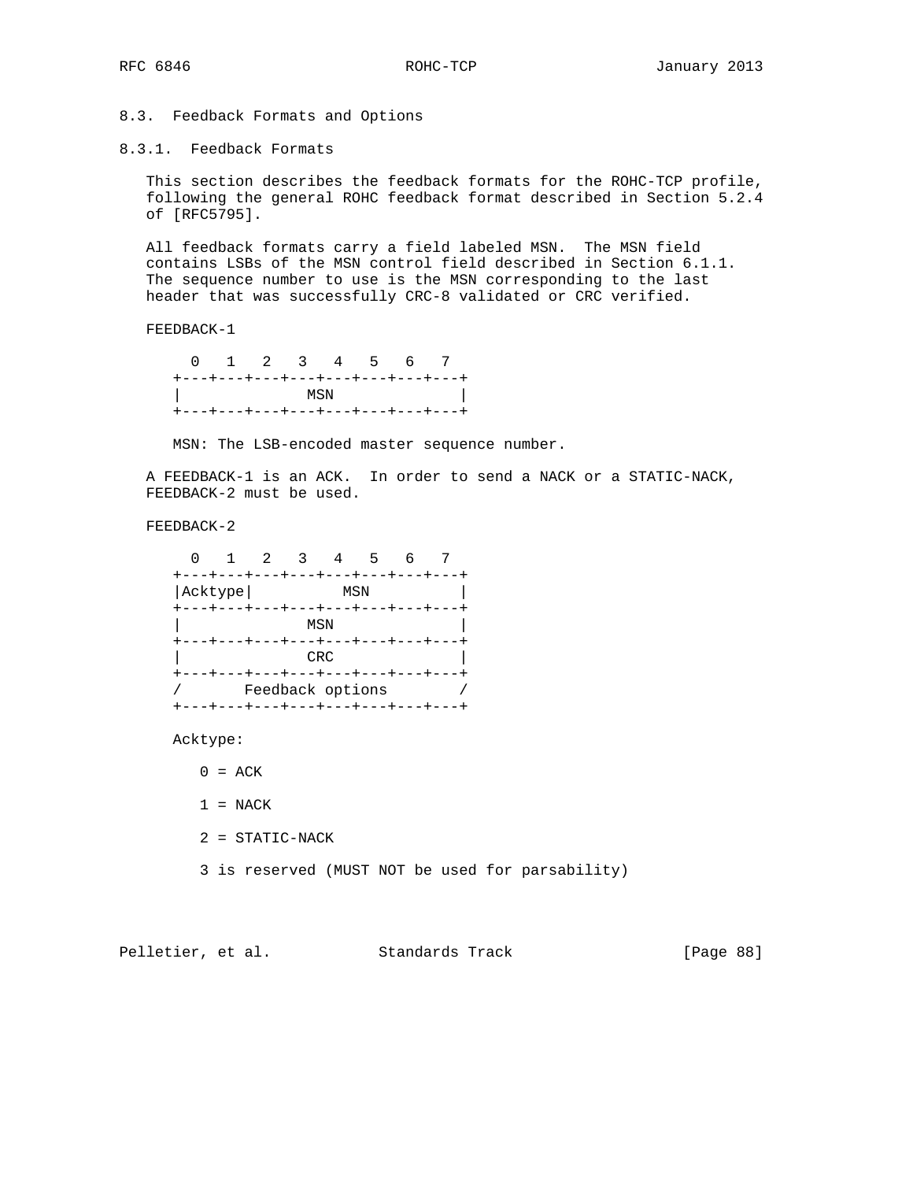## 8.3. Feedback Formats and Options

### 8.3.1. Feedback Formats

This section describes the feedback formats for the ROHC-TCP profile, following the general ROHC feedback format described in Section 5.2.4 of [RFC5795].

All feedback formats carry a field labeled MSN. The MSN field contains LSBs of the MSN control field described in Section 6.1.1. The sequence number to use is the MSN corresponding to the last header that was successfully CRC-8 validated or CRC verified.

FEEDBACK-1

```
  0   1   2   3   4   5   6   7
+---+---+---+---+---+---+---+---+
|              MSN              |
+---+---+---+---+---+---+---+---+
```

MSN: The LSB-encoded master sequence number.

A FEEDBACK-1 is an ACK. In order to send a NACK or a STATIC-NACK, FEEDBACK-2 must be used.

FEEDBACK-2

```
  0   1   2   3   4   5   6   7
+---+---+---+---+---+---+---+---+
|Acktype|          MSN          |
+---+---+---+---+---+---+---+---+
|              MSN              |
+---+---+---+---+---+---+---+---+
|              CRC              |
+---+---+---+---+---+---+---+---+
/       Feedback options        /
+---+---+---+---+---+---+---+---+
```

Acktype:

0 = ACK

1 = NACK

2 = STATIC-NACK

3 is reserved (MUST NOT be used for parsability)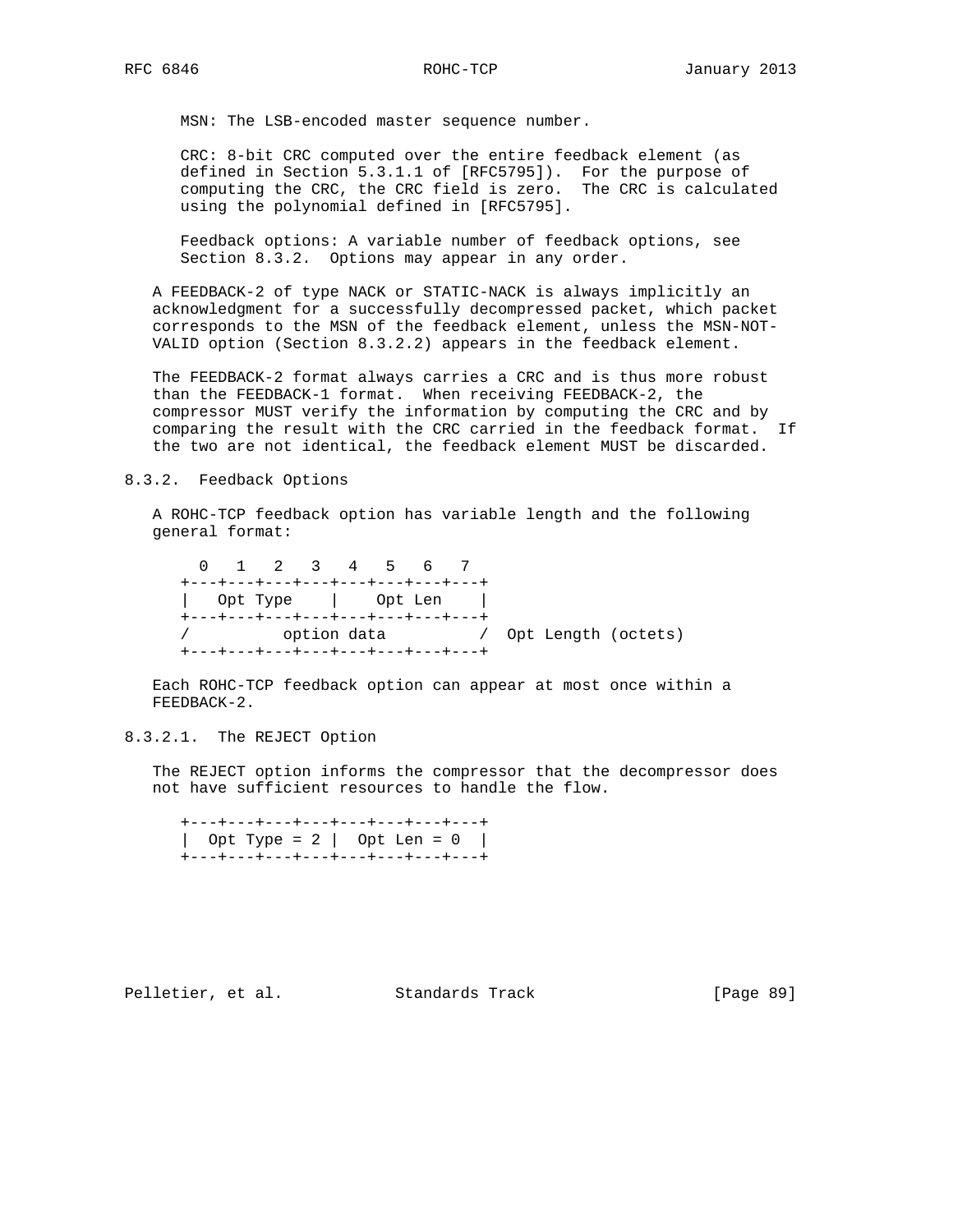MSN: The LSB-encoded master sequence number.

CRC: 8-bit CRC computed over the entire feedback element (as defined in Section 5.3.1.1 of [RFC5795]). For the purpose of computing the CRC, the CRC field is zero. The CRC is calculated using the polynomial defined in [RFC5795].

Feedback options: A variable number of feedback options, see Section 8.3.2. Options may appear in any order.

A FEEDBACK-2 of type NACK or STATIC-NACK is always implicitly an acknowledgment for a successfully decompressed packet, which packet corresponds to the MSN of the feedback element, unless the MSN-NOT-VALID option (Section 8.3.2.2) appears in the feedback element.

The FEEDBACK-2 format always carries a CRC and is thus more robust than the FEEDBACK-1 format. When receiving FEEDBACK-2, the compressor MUST verify the information by computing the CRC and by comparing the result with the CRC carried in the feedback format. If the two are not identical, the feedback element MUST be discarded.

### 8.3.2. Feedback Options

A ROHC-TCP feedback option has variable length and the following general format:

```
  0   1   2   3   4   5   6   7
+---+---+---+---+---+---+---+---+
|   Opt Type    |    Opt Len    |
+---+---+---+---+---+---+---+---+
/         option data          /  Opt Length (octets)
+---+---+---+---+---+---+---+---+
```

Each ROHC-TCP feedback option can appear at most once within a FEEDBACK-2.

#### 8.3.2.1. The REJECT Option

The REJECT option informs the compressor that the decompressor does not have sufficient resources to handle the flow.

```
+---+---+---+---+---+---+---+---+
|  Opt Type = 2 |  Opt Len = 0  |
+---+---+---+---+---+---+---+---+
```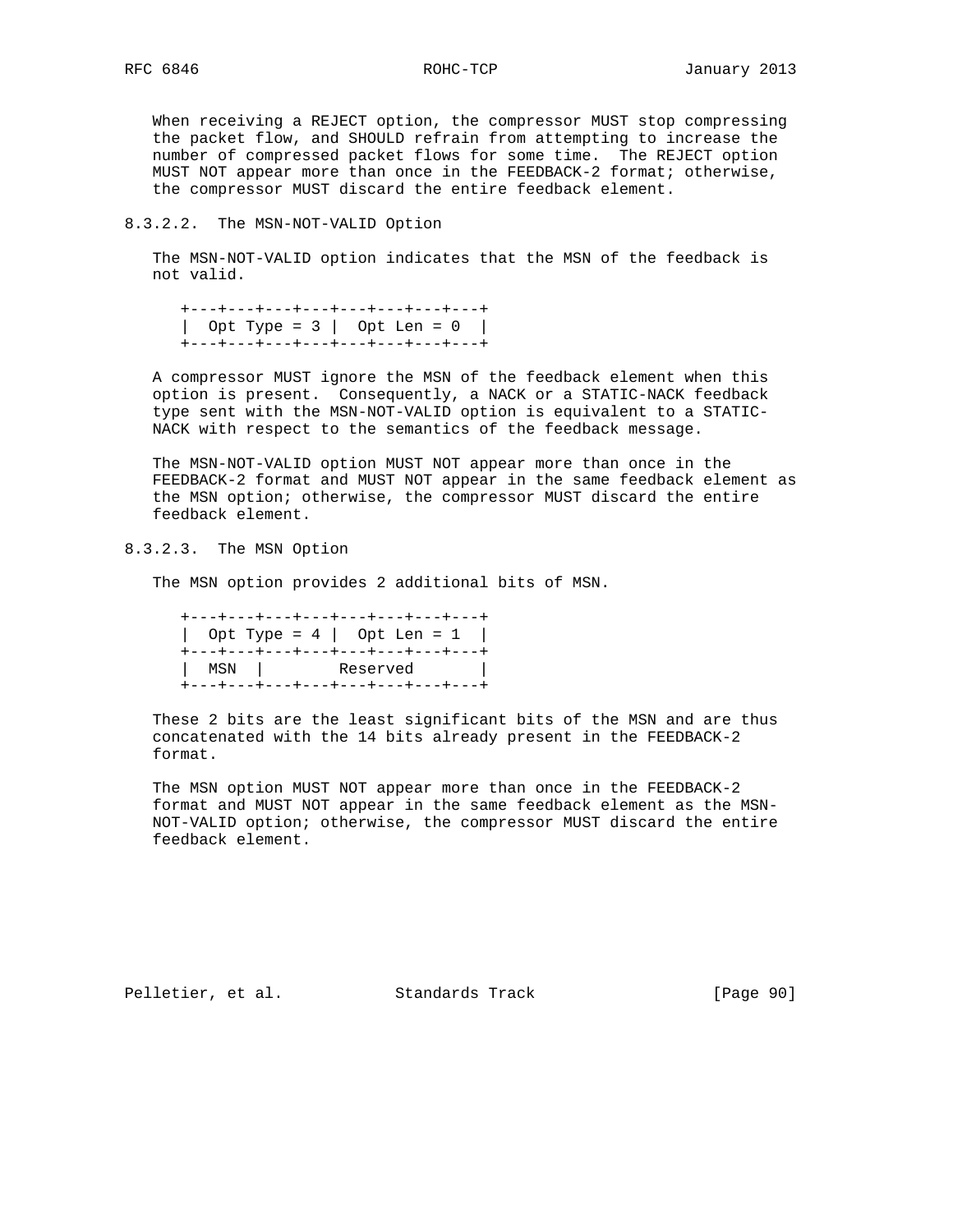When receiving a REJECT option, the compressor MUST stop compressing the packet flow, and SHOULD refrain from attempting to increase the number of compressed packet flows for some time. The REJECT option MUST NOT appear more than once in the FEEDBACK-2 format; otherwise, the compressor MUST discard the entire feedback element.

#### 8.3.2.2. The MSN-NOT-VALID Option

The MSN-NOT-VALID option indicates that the MSN of the feedback is not valid.

```
+---+---+---+---+---+---+---+---+
|  Opt Type = 3 |  Opt Len = 0  |
+---+---+---+---+---+---+---+---+
```

A compressor MUST ignore the MSN of the feedback element when this option is present. Consequently, a NACK or a STATIC-NACK feedback type sent with the MSN-NOT-VALID option is equivalent to a STATIC-NACK with respect to the semantics of the feedback message.

The MSN-NOT-VALID option MUST NOT appear more than once in the FEEDBACK-2 format and MUST NOT appear in the same feedback element as the MSN option; otherwise, the compressor MUST discard the entire feedback element.

#### 8.3.2.3. The MSN Option

The MSN option provides 2 additional bits of MSN.

```
+---+---+---+---+---+---+---+---+
|  Opt Type = 4 |  Opt Len = 1  |
+---+---+---+---+---+---+---+---+
|  MSN  |        Reserved       |
+---+---+---+---+---+---+---+---+
```

These 2 bits are the least significant bits of the MSN and are thus concatenated with the 14 bits already present in the FEEDBACK-2 format.

The MSN option MUST NOT appear more than once in the FEEDBACK-2 format and MUST NOT appear in the same feedback element as the MSN-NOT-VALID option; otherwise, the compressor MUST discard the entire feedback element.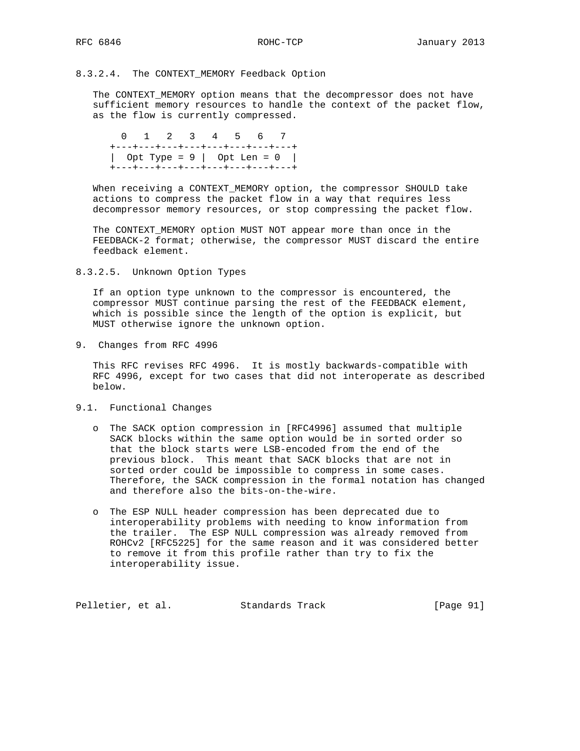#### 8.3.2.4. The CONTEXT_MEMORY Feedback Option

The CONTEXT_MEMORY option means that the decompressor does not have sufficient memory resources to handle the context of the packet flow, as the flow is currently compressed.

```
  0   1   2   3   4   5   6   7
+---+---+---+---+---+---+---+---+
|  Opt Type = 9 |  Opt Len = 0  |
+---+---+---+---+---+---+---+---+
```

When receiving a CONTEXT_MEMORY option, the compressor SHOULD take actions to compress the packet flow in a way that requires less decompressor memory resources, or stop compressing the packet flow.

The CONTEXT_MEMORY option MUST NOT appear more than once in the FEEDBACK-2 format; otherwise, the compressor MUST discard the entire feedback element.

#### 8.3.2.5. Unknown Option Types

If an option type unknown to the compressor is encountered, the compressor MUST continue parsing the rest of the FEEDBACK element, which is possible since the length of the option is explicit, but MUST otherwise ignore the unknown option.

## 9. Changes from RFC 4996

This RFC revises RFC 4996. It is mostly backwards-compatible with RFC 4996, except for two cases that did not interoperate as described below.

### 9.1. Functional Changes

- The SACK option compression in [RFC4996] assumed that multiple SACK blocks within the same option would be in sorted order so that the block starts were LSB-encoded from the end of the previous block. This meant that SACK blocks that are not in sorted order could be impossible to compress in some cases. Therefore, the SACK compression in the formal notation has changed and therefore also the bits-on-the-wire.

- The ESP NULL header compression has been deprecated due to interoperability problems with needing to know information from the trailer. The ESP NULL compression was already removed from ROHCv2 [RFC5225] for the same reason and it was considered better to remove it from this profile rather than try to fix the interoperability issue.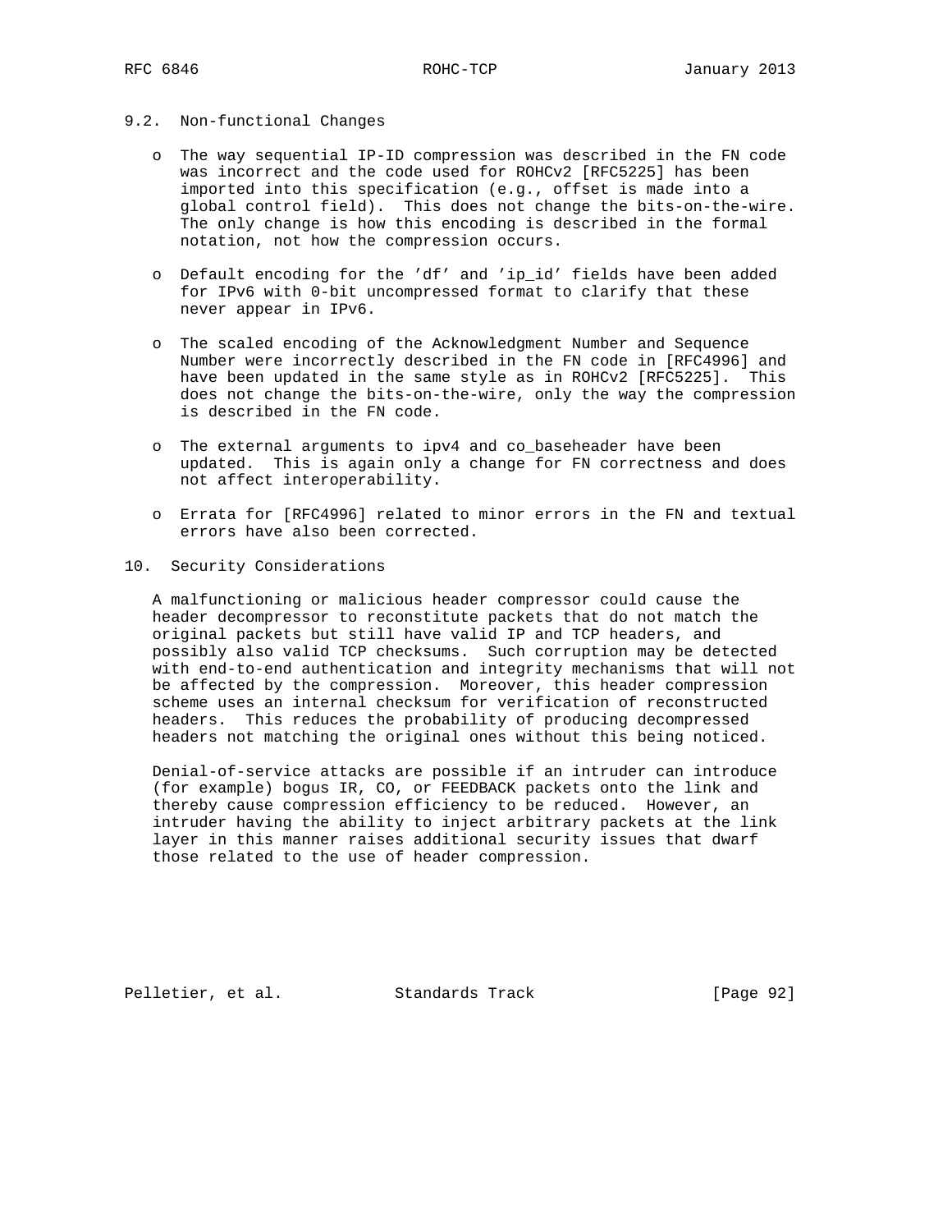### 9.2. Non-functional Changes

- The way sequential IP-ID compression was described in the FN code was incorrect and the code used for ROHCv2 [RFC5225] has been imported into this specification (e.g., offset is made into a global control field). This does not change the bits-on-the-wire. The only change is how this encoding is described in the formal notation, not how the compression occurs.

- Default encoding for the 'df' and 'ip_id' fields have been added for IPv6 with 0-bit uncompressed format to clarify that these never appear in IPv6.

- The scaled encoding of the Acknowledgment Number and Sequence Number were incorrectly described in the FN code in [RFC4996] and have been updated in the same style as in ROHCv2 [RFC5225]. This does not change the bits-on-the-wire, only the way the compression is described in the FN code.

- The external arguments to ipv4 and co_baseheader have been updated. This is again only a change for FN correctness and does not affect interoperability.

- Errata for [RFC4996] related to minor errors in the FN and textual errors have also been corrected.

## 10. Security Considerations

A malfunctioning or malicious header compressor could cause the header decompressor to reconstitute packets that do not match the original packets but still have valid IP and TCP headers, and possibly also valid TCP checksums. Such corruption may be detected with end-to-end authentication and integrity mechanisms that will not be affected by the compression. Moreover, this header compression scheme uses an internal checksum for verification of reconstructed headers. This reduces the probability of producing decompressed headers not matching the original ones without this being noticed.

Denial-of-service attacks are possible if an intruder can introduce (for example) bogus IR, CO, or FEEDBACK packets onto the link and thereby cause compression efficiency to be reduced. However, an intruder having the ability to inject arbitrary packets at the link layer in this manner raises additional security issues that dwarf those related to the use of header compression.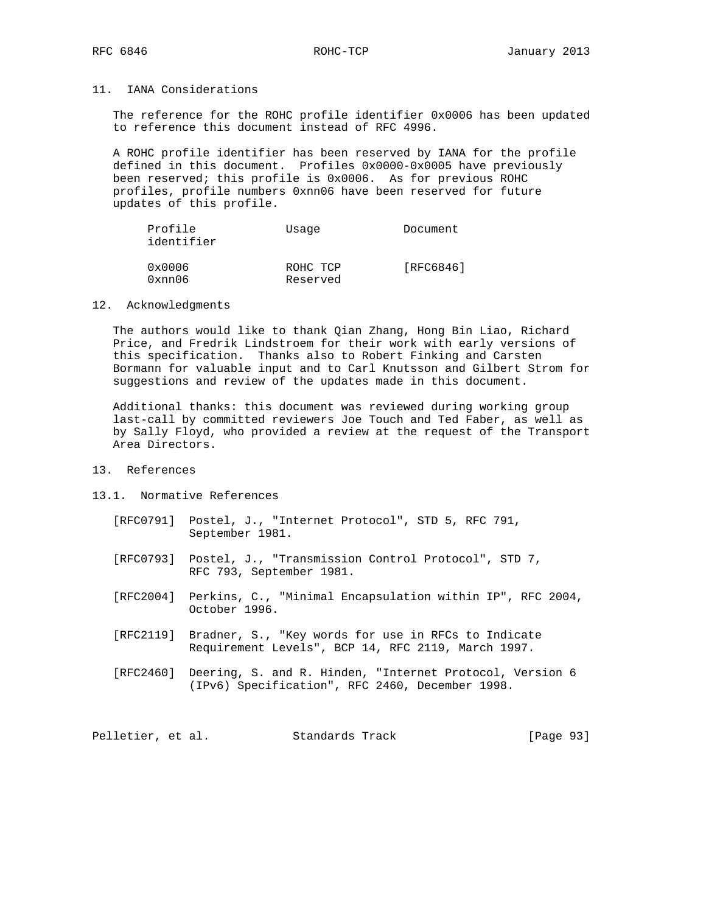## 11. IANA Considerations

The reference for the ROHC profile identifier 0x0006 has been updated to reference this document instead of RFC 4996.

A ROHC profile identifier has been reserved by IANA for the profile defined in this document. Profiles 0x0000-0x0005 have previously been reserved; this profile is 0x0006. As for previous ROHC profiles, profile numbers 0xnn06 have been reserved for future updates of this profile.

| Profile identifier | Usage | Document |
|---|---|---|
| 0x0006 | ROHC TCP | [RFC6846] |
| 0xnn06 | Reserved | |

## 12. Acknowledgments

The authors would like to thank Qian Zhang, Hong Bin Liao, Richard Price, and Fredrik Lindstroem for their work with early versions of this specification. Thanks also to Robert Finking and Carsten Bormann for valuable input and to Carl Knutsson and Gilbert Strom for suggestions and review of the updates made in this document.

Additional thanks: this document was reviewed during working group last-call by committed reviewers Joe Touch and Ted Faber, as well as by Sally Floyd, who provided a review at the request of the Transport Area Directors.

## 13. References

### 13.1. Normative References

[RFC0791] Postel, J., "Internet Protocol", STD 5, RFC 791, September 1981.

[RFC0793] Postel, J., "Transmission Control Protocol", STD 7, RFC 793, September 1981.

[RFC2004] Perkins, C., "Minimal Encapsulation within IP", RFC 2004, October 1996.

[RFC2119] Bradner, S., "Key words for use in RFCs to Indicate Requirement Levels", BCP 14, RFC 2119, March 1997.

[RFC2460] Deering, S. and R. Hinden, "Internet Protocol, Version 6 (IPv6) Specification", RFC 2460, December 1998.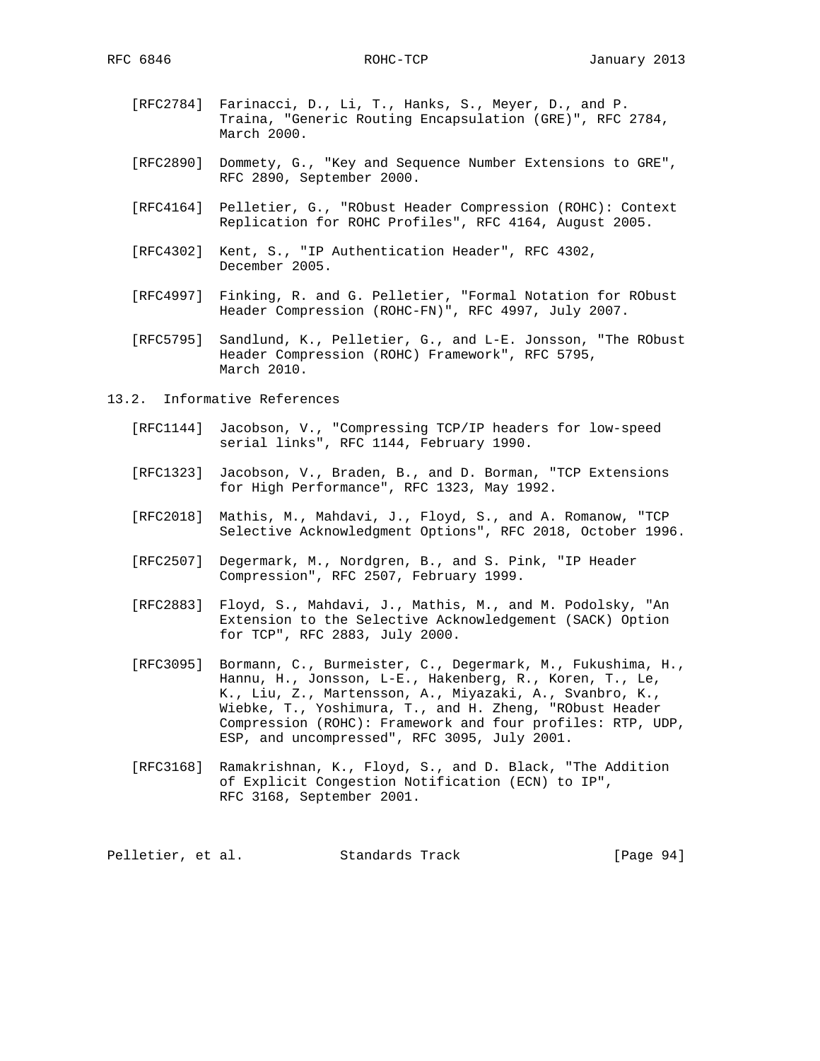[RFC2784] Farinacci, D., Li, T., Hanks, S., Meyer, D., and P. Traina, "Generic Routing Encapsulation (GRE)", RFC 2784, March 2000.

[RFC2890] Dommety, G., "Key and Sequence Number Extensions to GRE", RFC 2890, September 2000.

[RFC4164] Pelletier, G., "RObust Header Compression (ROHC): Context Replication for ROHC Profiles", RFC 4164, August 2005.

[RFC4302] Kent, S., "IP Authentication Header", RFC 4302, December 2005.

[RFC4997] Finking, R. and G. Pelletier, "Formal Notation for RObust Header Compression (ROHC-FN)", RFC 4997, July 2007.

[RFC5795] Sandlund, K., Pelletier, G., and L-E. Jonsson, "The RObust Header Compression (ROHC) Framework", RFC 5795, March 2010.

## 13.2. Informative References

[RFC1144] Jacobson, V., "Compressing TCP/IP headers for low-speed serial links", RFC 1144, February 1990.

[RFC1323] Jacobson, V., Braden, B., and D. Borman, "TCP Extensions for High Performance", RFC 1323, May 1992.

[RFC2018] Mathis, M., Mahdavi, J., Floyd, S., and A. Romanow, "TCP Selective Acknowledgment Options", RFC 2018, October 1996.

[RFC2507] Degermark, M., Nordgren, B., and S. Pink, "IP Header Compression", RFC 2507, February 1999.

[RFC2883] Floyd, S., Mahdavi, J., Mathis, M., and M. Podolsky, "An Extension to the Selective Acknowledgement (SACK) Option for TCP", RFC 2883, July 2000.

[RFC3095] Bormann, C., Burmeister, C., Degermark, M., Fukushima, H., Hannu, H., Jonsson, L-E., Hakenberg, R., Koren, T., Le, K., Liu, Z., Martensson, A., Miyazaki, A., Svanbro, K., Wiebke, T., Yoshimura, T., and H. Zheng, "RObust Header Compression (ROHC): Framework and four profiles: RTP, UDP, ESP, and uncompressed", RFC 3095, July 2001.

[RFC3168] Ramakrishnan, K., Floyd, S., and D. Black, "The Addition of Explicit Congestion Notification (ECN) to IP", RFC 3168, September 2001.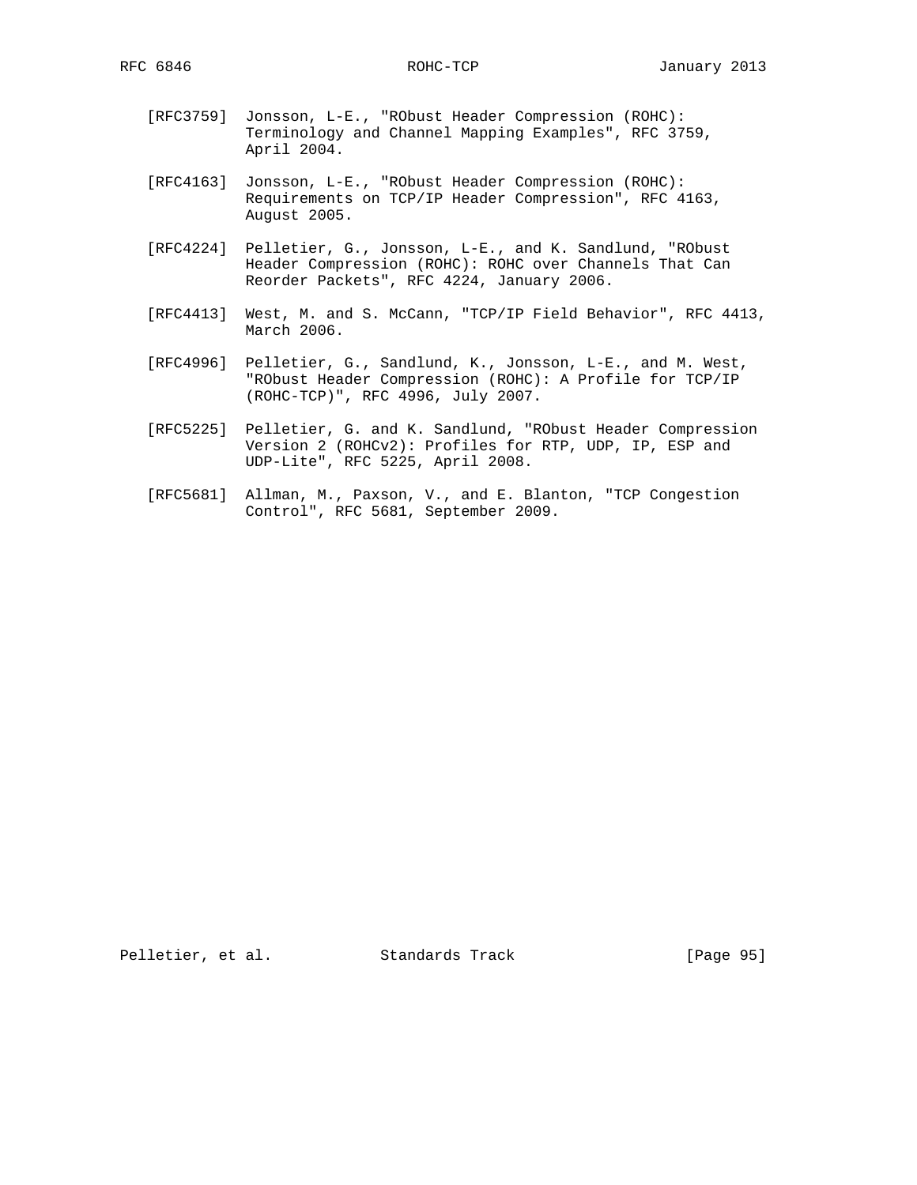[RFC3759] Jonsson, L-E., "RObust Header Compression (ROHC): Terminology and Channel Mapping Examples", RFC 3759, April 2004.

[RFC4163] Jonsson, L-E., "RObust Header Compression (ROHC): Requirements on TCP/IP Header Compression", RFC 4163, August 2005.

[RFC4224] Pelletier, G., Jonsson, L-E., and K. Sandlund, "RObust Header Compression (ROHC): ROHC over Channels That Can Reorder Packets", RFC 4224, January 2006.

[RFC4413] West, M. and S. McCann, "TCP/IP Field Behavior", RFC 4413, March 2006.

[RFC4996] Pelletier, G., Sandlund, K., Jonsson, L-E., and M. West, "RObust Header Compression (ROHC): A Profile for TCP/IP (ROHC-TCP)", RFC 4996, July 2007.

[RFC5225] Pelletier, G. and K. Sandlund, "RObust Header Compression Version 2 (ROHCv2): Profiles for RTP, UDP, IP, ESP and UDP-Lite", RFC 5225, April 2008.

[RFC5681] Allman, M., Paxson, V., and E. Blanton, "TCP Congestion Control", RFC 5681, September 2009.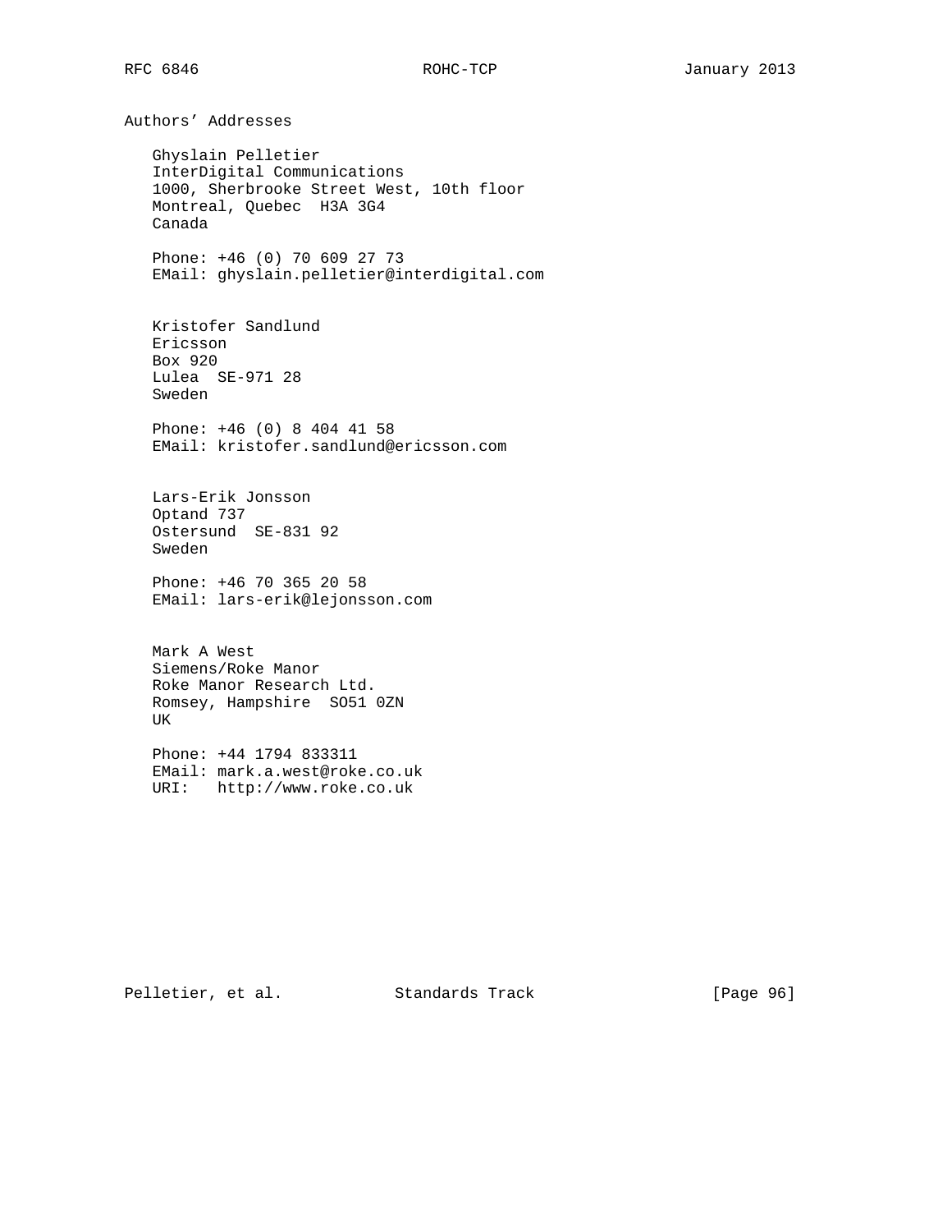## Authors' Addresses

Ghyslain Pelletier
InterDigital Communications
1000, Sherbrooke Street West, 10th floor
Montreal, Quebec  H3A 3G4
Canada

Phone: +46 (0) 70 609 27 73
EMail: ghyslain.pelletier@interdigital.com

Kristofer Sandlund
Ericsson
Box 920
Lulea  SE-971 28
Sweden

Phone: +46 (0) 8 404 41 58
EMail: kristofer.sandlund@ericsson.com

Lars-Erik Jonsson
Optand 737
Ostersund  SE-831 92
Sweden

Phone: +46 70 365 20 58
EMail: lars-erik@lejonsson.com

Mark A West
Siemens/Roke Manor
Roke Manor Research Ltd.
Romsey, Hampshire  SO51 0ZN
UK

Phone: +44 1794 833311
EMail: mark.a.west@roke.co.uk
URI:   http://www.roke.co.uk